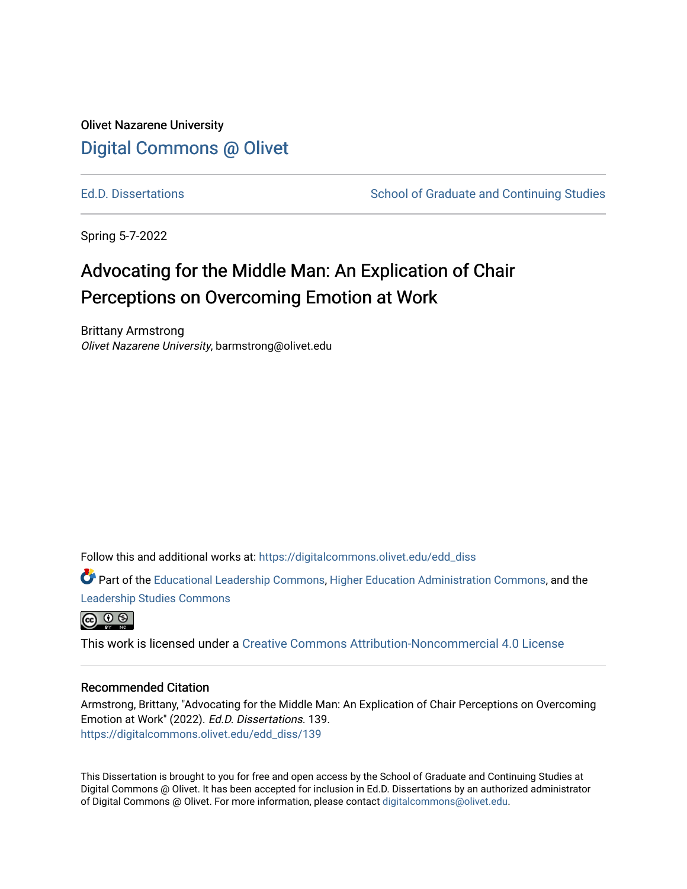Olivet Nazarene University

# Digital Commons @ Olivet

Ed.D. Dissertations | School of Graduate and Continuing Studies

Spring 5-7-2022

# Advocating for the Middle Man: An Explication of Chair Perceptions on Overcoming Emotion at Work

Brittany Armstrong
*Olivet Nazarene University*, barmstrong@olivet.edu

Follow this and additional works at: https://digitalcommons.olivet.edu/edd_diss

Part of the Educational Leadership Commons, Higher Education Administration Commons, and the Leadership Studies Commons

This work is licensed under a Creative Commons Attribution-Noncommercial 4.0 License

## Recommended Citation

Armstrong, Brittany, "Advocating for the Middle Man: An Explication of Chair Perceptions on Overcoming Emotion at Work" (2022). *Ed.D. Dissertations*. 139.
https://digitalcommons.olivet.edu/edd_diss/139

This Dissertation is brought to you for free and open access by the School of Graduate and Continuing Studies at Digital Commons @ Olivet. It has been accepted for inclusion in Ed.D. Dissertations by an authorized administrator of Digital Commons @ Olivet. For more information, please contact digitalcommons@olivet.edu.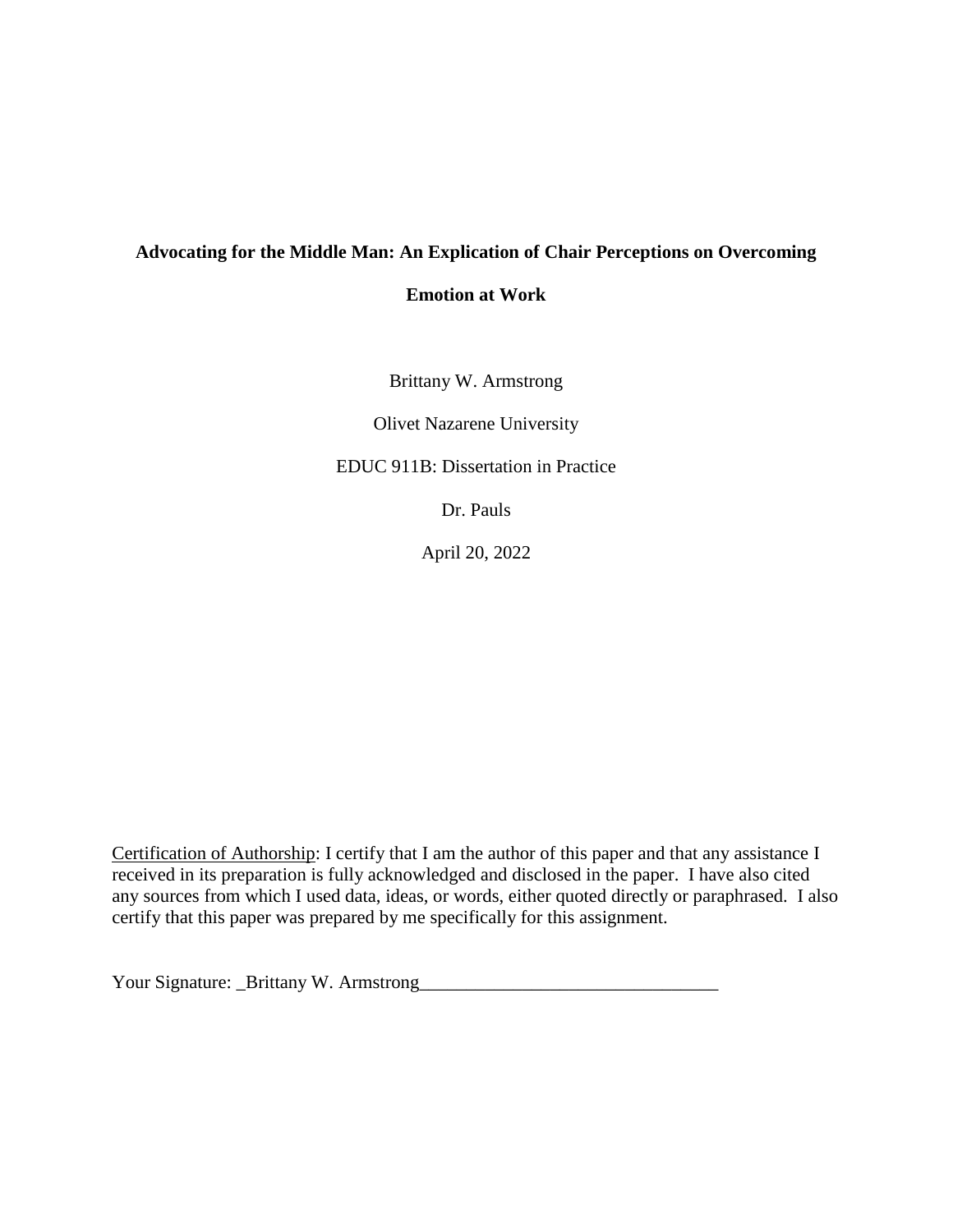**Advocating for the Middle Man: An Explication of Chair Perceptions on Overcoming Emotion at Work**

Brittany W. Armstrong

Olivet Nazarene University

EDUC 911B: Dissertation in Practice

Dr. Pauls

April 20, 2022

Certification of Authorship: I certify that I am the author of this paper and that any assistance I received in its preparation is fully acknowledged and disclosed in the paper. I have also cited any sources from which I used data, ideas, or words, either quoted directly or paraphrased. I also certify that this paper was prepared by me specifically for this assignment.

Your Signature: _Brittany W. Armstrong________________________________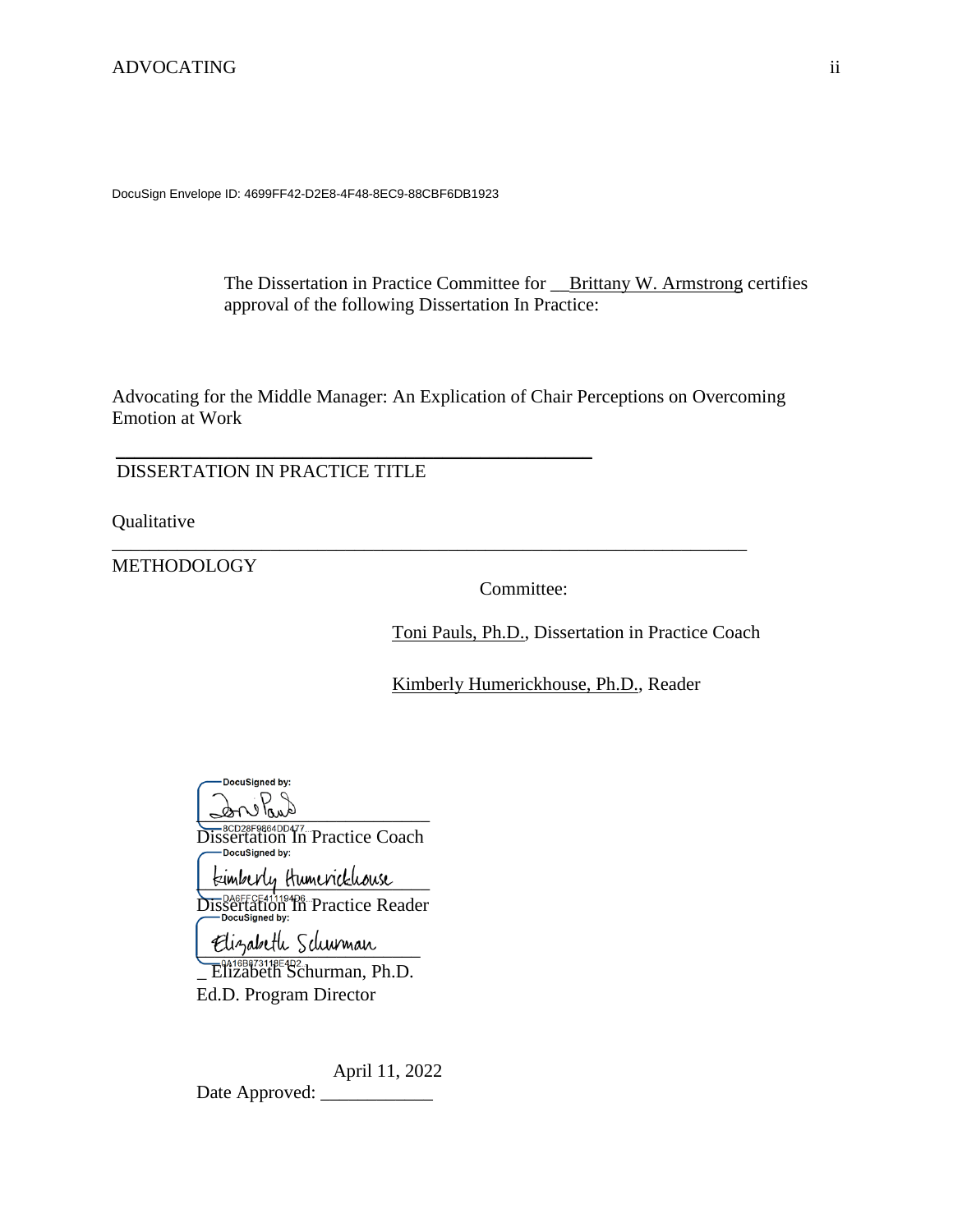DocuSign Envelope ID: 4699FF42-D2E8-4F48-8EC9-88CBF6DB1923

The Dissertation in Practice Committee for __Brittany W. Armstrong certifies approval of the following Dissertation In Practice:

Advocating for the Middle Manager: An Explication of Chair Perceptions on Overcoming Emotion at Work

DISSERTATION IN PRACTICE TITLE

Qualitative

METHODOLOGY

Committee:

Toni Pauls, Ph.D., Dissertation in Practice Coach

Kimberly Humerickhouse, Ph.D., Reader

DocuSigned by:
8CD28F9864DD477...
Dissertation In Practice Coach

DocuSigned by:
Kimberly Humerickhouse
DA6FFCE411194D6...
Dissertation In Practice Reader

DocuSigned by:
Elizabeth Schurman
0A16B67311BE4D2...
_ Elizabeth Schurman, Ph.D.
Ed.D. Program Director

Date Approved: April 11, 2022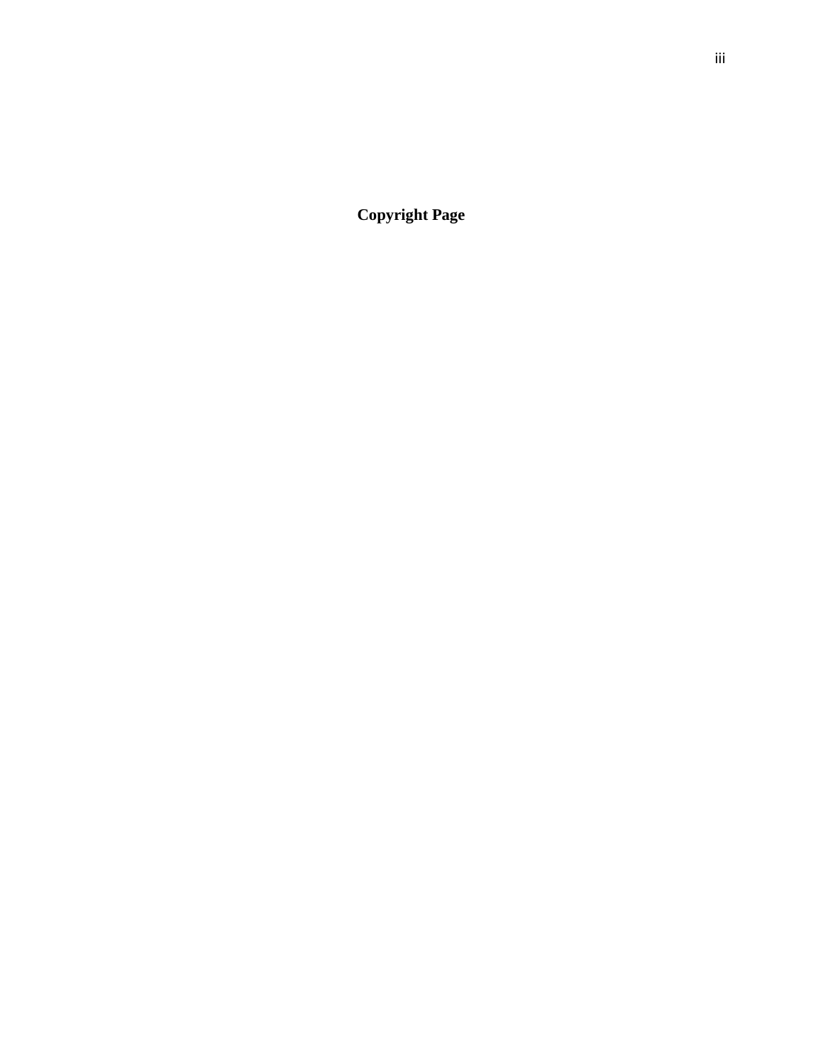# Copyright Page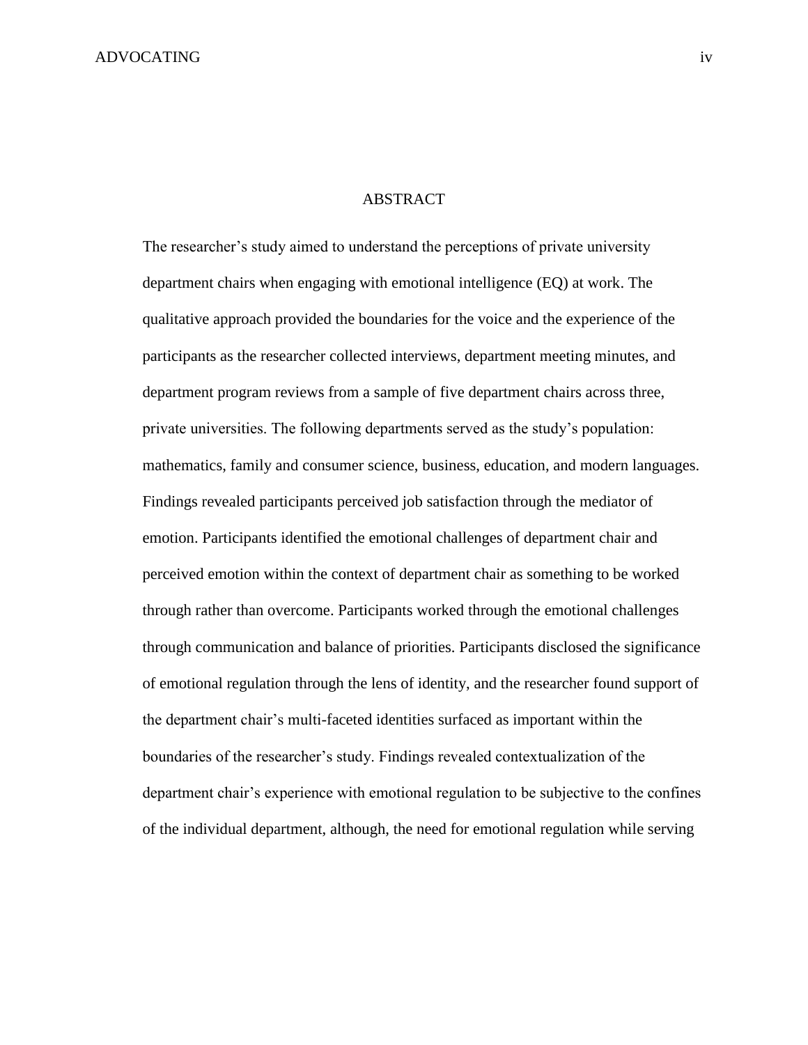# ABSTRACT

The researcher's study aimed to understand the perceptions of private university department chairs when engaging with emotional intelligence (EQ) at work. The qualitative approach provided the boundaries for the voice and the experience of the participants as the researcher collected interviews, department meeting minutes, and department program reviews from a sample of five department chairs across three, private universities. The following departments served as the study's population: mathematics, family and consumer science, business, education, and modern languages. Findings revealed participants perceived job satisfaction through the mediator of emotion. Participants identified the emotional challenges of department chair and perceived emotion within the context of department chair as something to be worked through rather than overcome. Participants worked through the emotional challenges through communication and balance of priorities. Participants disclosed the significance of emotional regulation through the lens of identity, and the researcher found support of the department chair's multi-faceted identities surfaced as important within the boundaries of the researcher's study. Findings revealed contextualization of the department chair's experience with emotional regulation to be subjective to the confines of the individual department, although, the need for emotional regulation while serving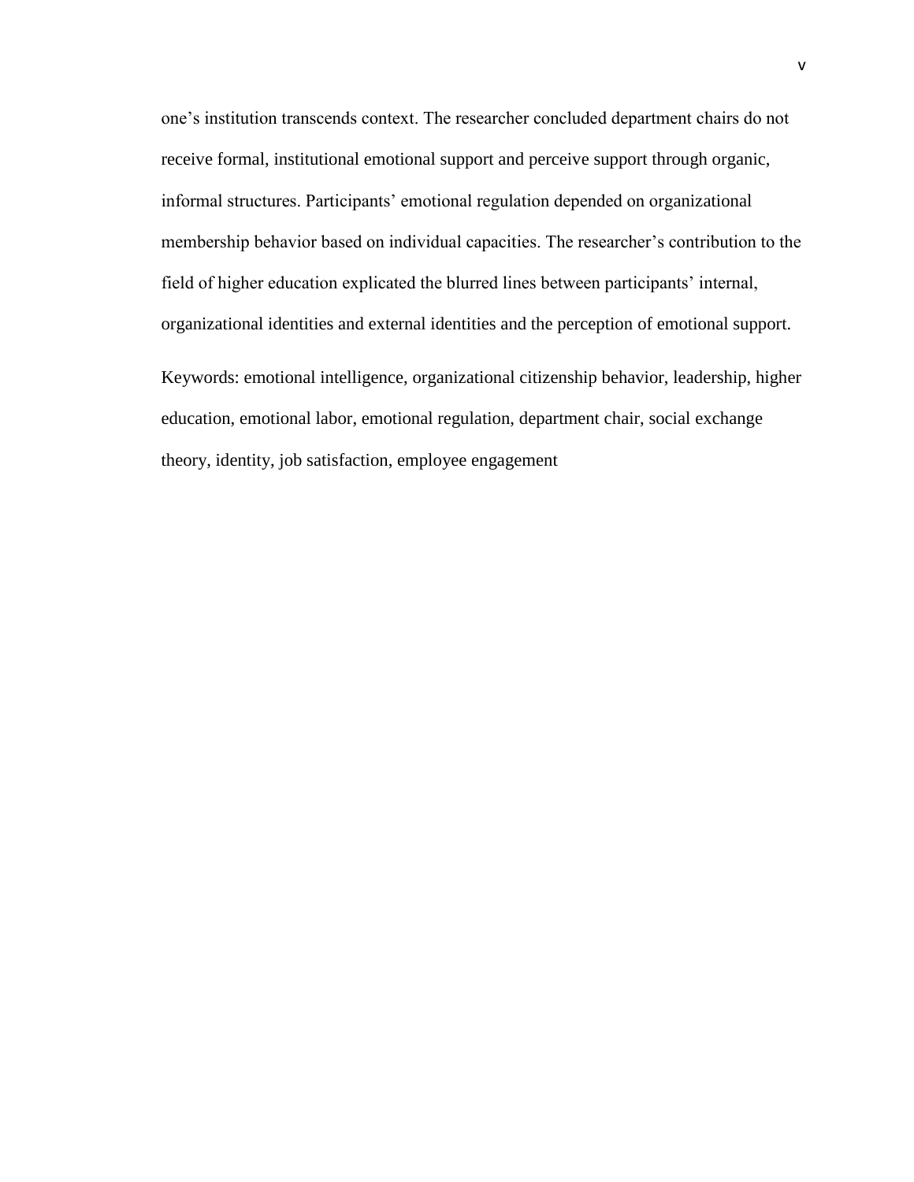one's institution transcends context. The researcher concluded department chairs do not receive formal, institutional emotional support and perceive support through organic, informal structures. Participants' emotional regulation depended on organizational membership behavior based on individual capacities. The researcher's contribution to the field of higher education explicated the blurred lines between participants' internal, organizational identities and external identities and the perception of emotional support.

Keywords: emotional intelligence, organizational citizenship behavior, leadership, higher education, emotional labor, emotional regulation, department chair, social exchange theory, identity, job satisfaction, employee engagement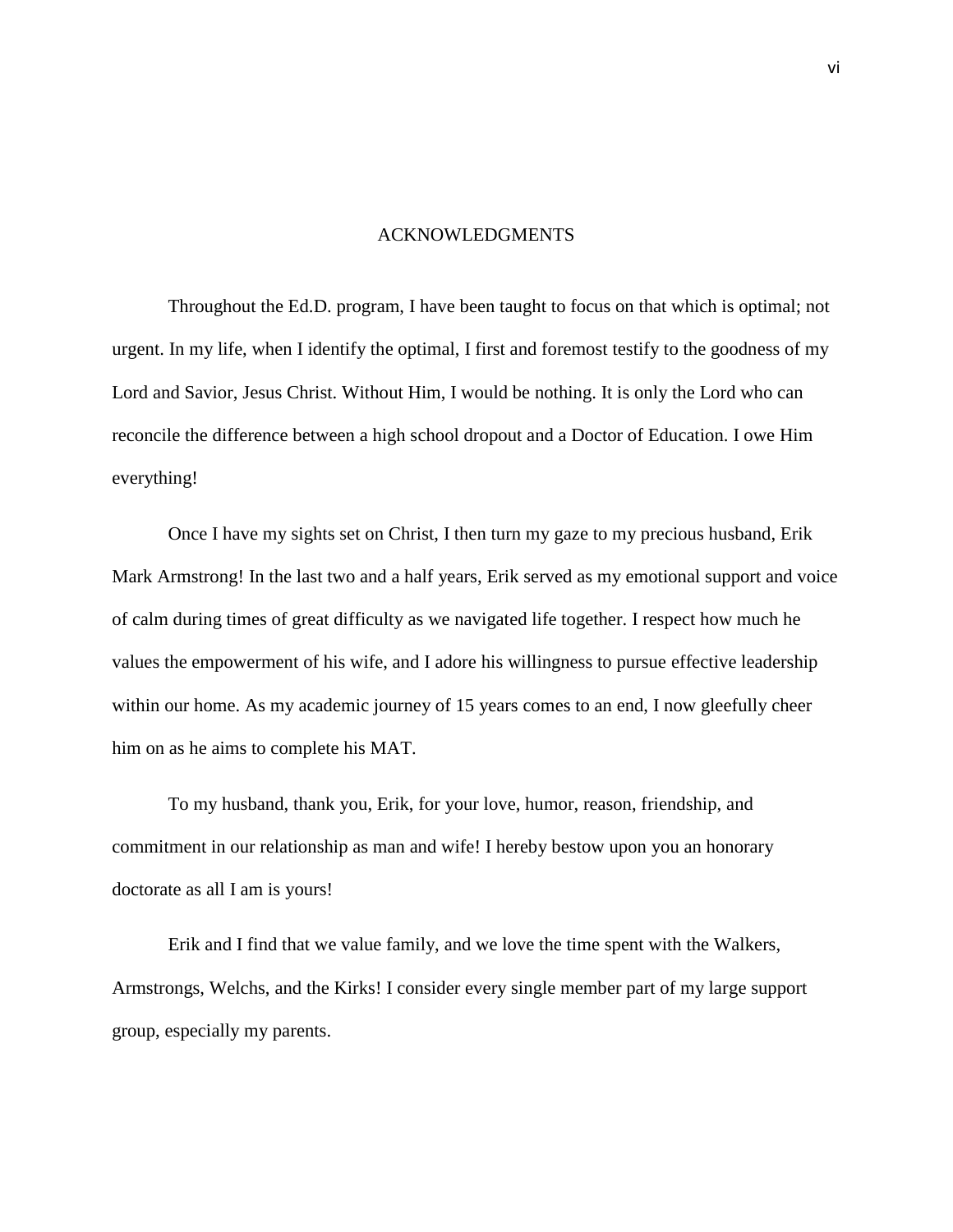# ACKNOWLEDGMENTS

Throughout the Ed.D. program, I have been taught to focus on that which is optimal; not urgent. In my life, when I identify the optimal, I first and foremost testify to the goodness of my Lord and Savior, Jesus Christ. Without Him, I would be nothing. It is only the Lord who can reconcile the difference between a high school dropout and a Doctor of Education. I owe Him everything!

Once I have my sights set on Christ, I then turn my gaze to my precious husband, Erik Mark Armstrong! In the last two and a half years, Erik served as my emotional support and voice of calm during times of great difficulty as we navigated life together. I respect how much he values the empowerment of his wife, and I adore his willingness to pursue effective leadership within our home. As my academic journey of 15 years comes to an end, I now gleefully cheer him on as he aims to complete his MAT.

To my husband, thank you, Erik, for your love, humor, reason, friendship, and commitment in our relationship as man and wife! I hereby bestow upon you an honorary doctorate as all I am is yours!

Erik and I find that we value family, and we love the time spent with the Walkers, Armstrongs, Welchs, and the Kirks! I consider every single member part of my large support group, especially my parents.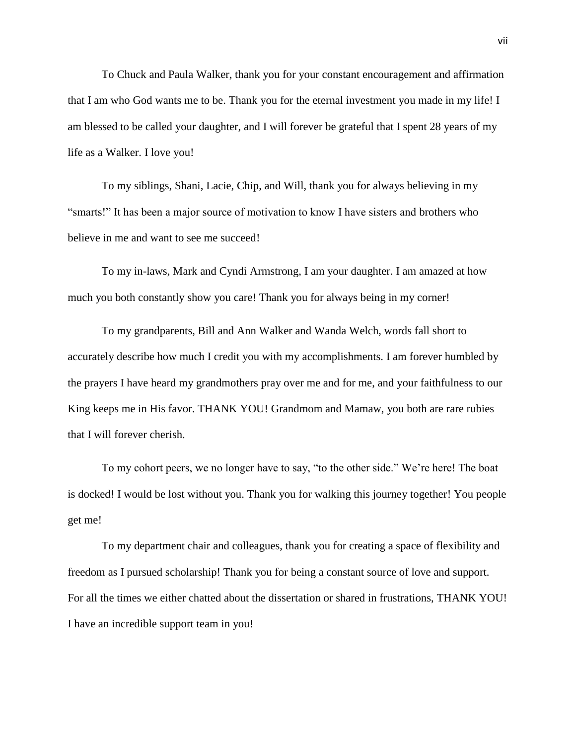To Chuck and Paula Walker, thank you for your constant encouragement and affirmation that I am who God wants me to be. Thank you for the eternal investment you made in my life! I am blessed to be called your daughter, and I will forever be grateful that I spent 28 years of my life as a Walker. I love you!

To my siblings, Shani, Lacie, Chip, and Will, thank you for always believing in my "smarts!" It has been a major source of motivation to know I have sisters and brothers who believe in me and want to see me succeed!

To my in-laws, Mark and Cyndi Armstrong, I am your daughter. I am amazed at how much you both constantly show you care! Thank you for always being in my corner!

To my grandparents, Bill and Ann Walker and Wanda Welch, words fall short to accurately describe how much I credit you with my accomplishments. I am forever humbled by the prayers I have heard my grandmothers pray over me and for me, and your faithfulness to our King keeps me in His favor. THANK YOU! Grandmom and Mamaw, you both are rare rubies that I will forever cherish.

To my cohort peers, we no longer have to say, "to the other side." We're here! The boat is docked! I would be lost without you. Thank you for walking this journey together! You people get me!

To my department chair and colleagues, thank you for creating a space of flexibility and freedom as I pursued scholarship! Thank you for being a constant source of love and support. For all the times we either chatted about the dissertation or shared in frustrations, THANK YOU! I have an incredible support team in you!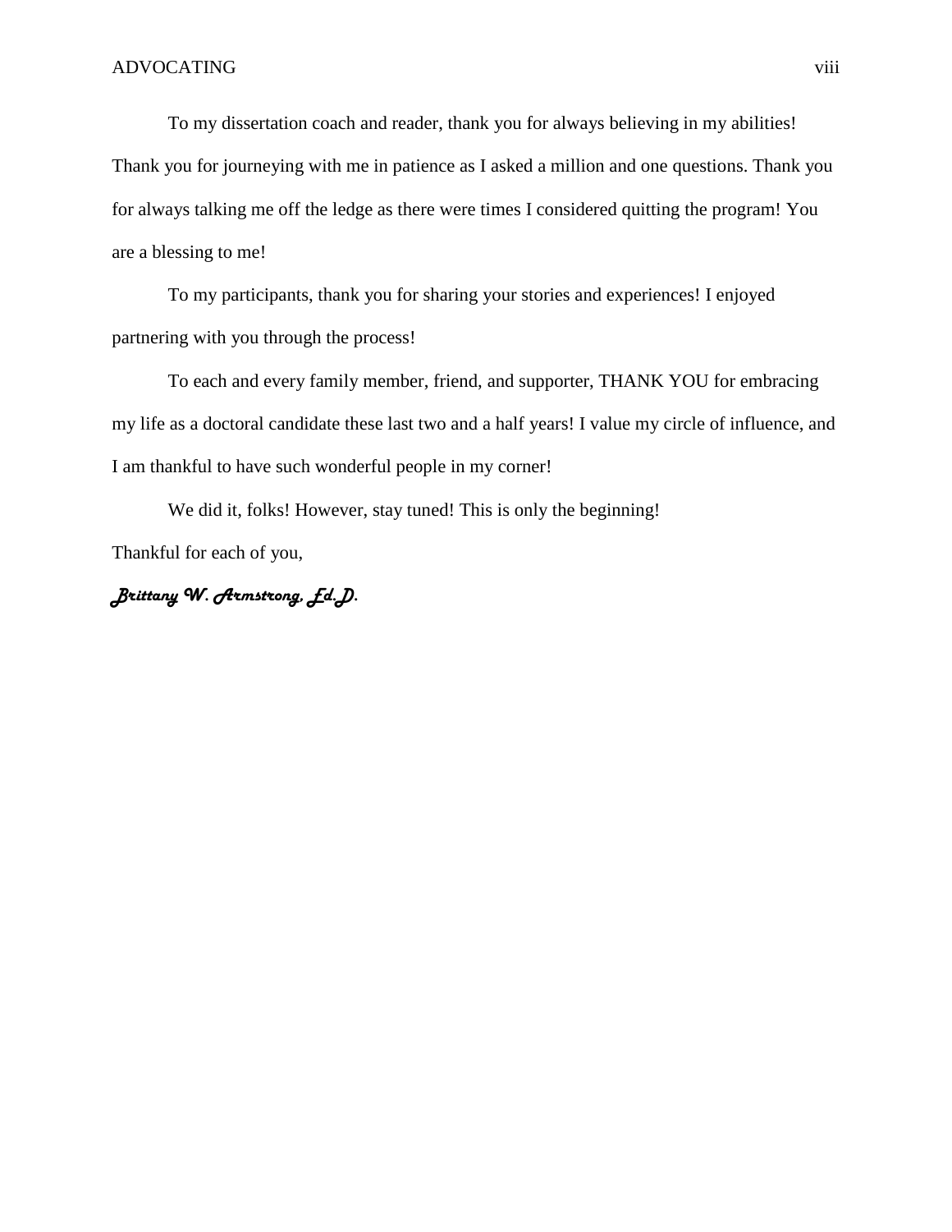To my dissertation coach and reader, thank you for always believing in my abilities! Thank you for journeying with me in patience as I asked a million and one questions. Thank you for always talking me off the ledge as there were times I considered quitting the program! You are a blessing to me!

To my participants, thank you for sharing your stories and experiences! I enjoyed partnering with you through the process!

To each and every family member, friend, and supporter, THANK YOU for embracing my life as a doctoral candidate these last two and a half years! I value my circle of influence, and I am thankful to have such wonderful people in my corner!

We did it, folks! However, stay tuned! This is only the beginning!

Thankful for each of you,

***Brittany W. Armstrong, Ed.D.***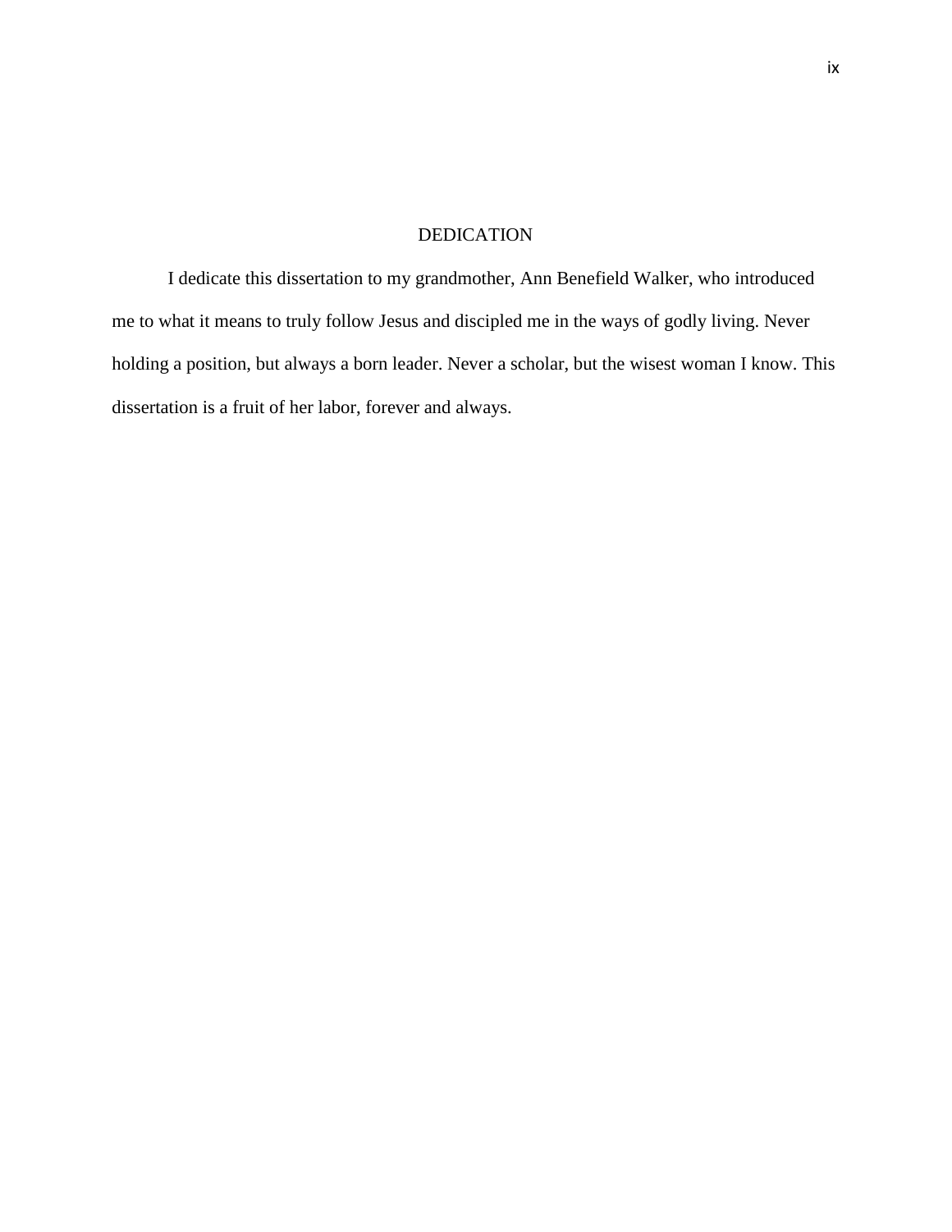# DEDICATION

I dedicate this dissertation to my grandmother, Ann Benefield Walker, who introduced me to what it means to truly follow Jesus and discipled me in the ways of godly living. Never holding a position, but always a born leader. Never a scholar, but the wisest woman I know. This dissertation is a fruit of her labor, forever and always.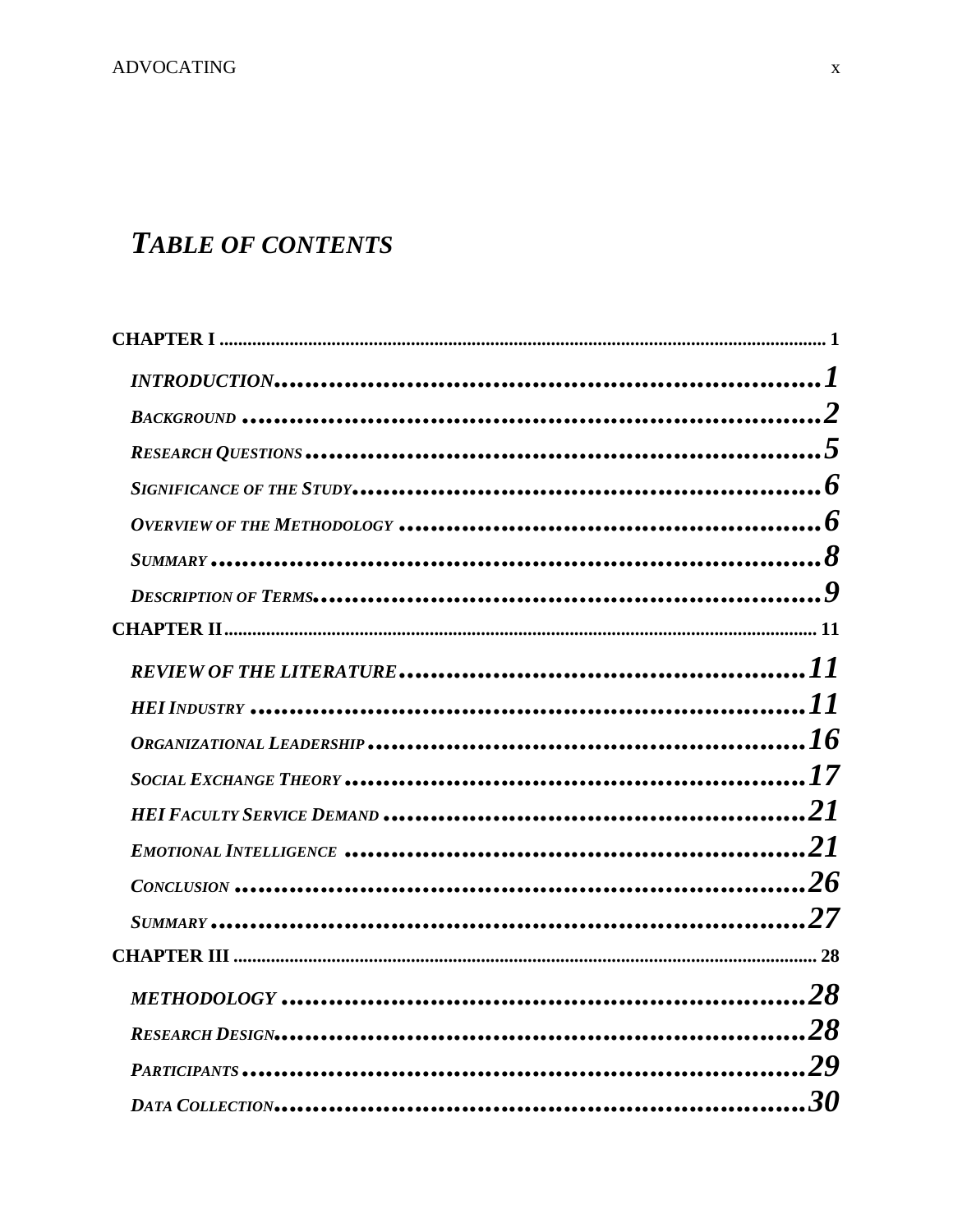# *TABLE OF CONTENTS*

**CHAPTER I** .......... 1

- ***INTRODUCTION*** .......... 1
- ***BACKGROUND*** .......... 2
- ***RESEARCH QUESTIONS*** .......... 5
- ***SIGNIFICANCE OF THE STUDY*** .......... 6
- ***OVERVIEW OF THE METHODOLOGY*** .......... 6
- ***SUMMARY*** .......... 8
- ***DESCRIPTION OF TERMS*** .......... 9

**CHAPTER II** .......... 11

- ***REVIEW OF THE LITERATURE*** .......... 11
- ***HEI INDUSTRY*** .......... 11
- ***ORGANIZATIONAL LEADERSHIP*** .......... 16
- ***SOCIAL EXCHANGE THEORY*** .......... 17
- ***HEI FACULTY SERVICE DEMAND*** .......... 21
- ***EMOTIONAL INTELLIGENCE*** .......... 21
- ***CONCLUSION*** .......... 26
- ***SUMMARY*** .......... 27

**CHAPTER III** .......... 28

- ***METHODOLOGY*** .......... 28
- ***RESEARCH DESIGN*** .......... 28
- ***PARTICIPANTS*** .......... 29
- ***DATA COLLECTION*** .......... 30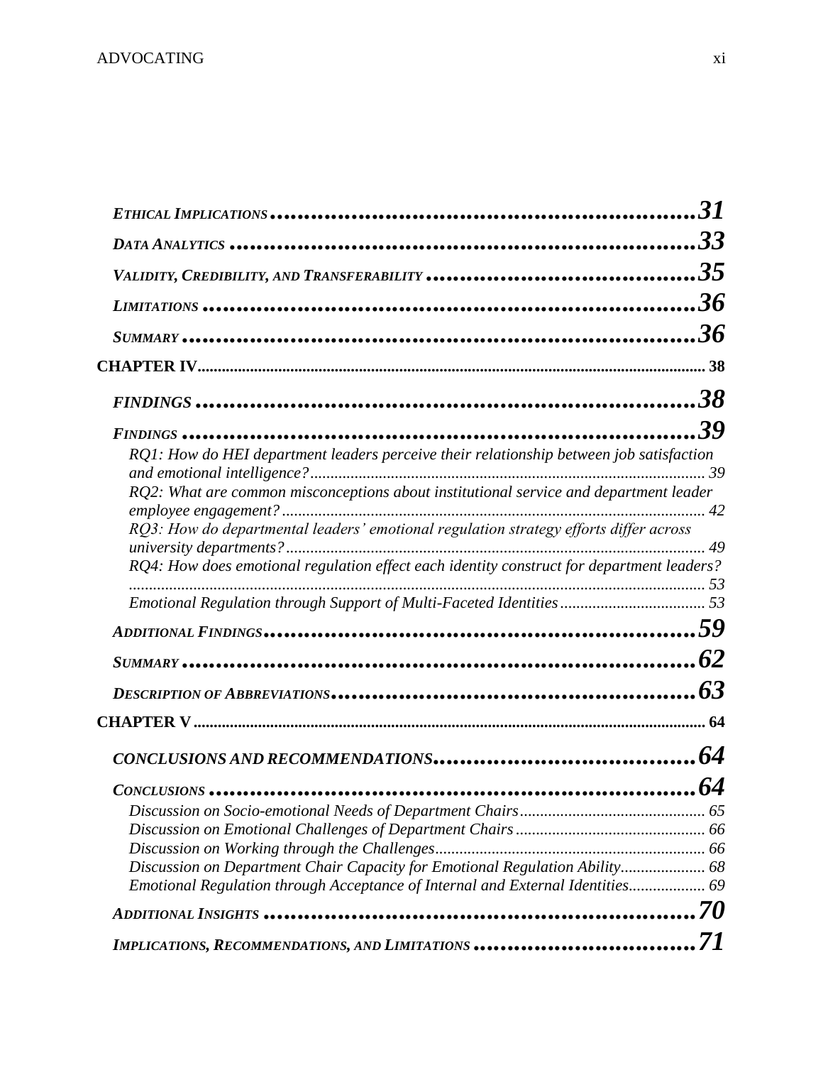*Ethical Implications* ........................................................................ 31

*Data Analytics* ................................................................................ 33

*Validity, Credibility, and Transferability* .................................... 35

*Limitations* ..................................................................................... 36

*Summary* ........................................................................................ 36

**CHAPTER IV** ................................................................................ 38

*FINDINGS* ....................................................................................... 38

*Findings* .......................................................................................... 39

*RQ1: How do HEI department leaders perceive their relationship between job satisfaction and emotional intelligence?* ..................................................... 39

*RQ2: What are common misconceptions about institutional service and department leader employee engagement?* ..................................................... 42

*RQ3: How do departmental leaders' emotional regulation strategy efforts differ across university departments?* ..................................................... 49

*RQ4: How does emotional regulation effect each identity construct for department leaders?* ..................................................... 53

*Emotional Regulation through Support of Multi-Faceted Identities* .................................................... 53

*Additional Findings* ........................................................................ 59

*Summary* ........................................................................................ 62

*Description of Abbreviations* ........................................................ 63

**CHAPTER V** .................................................................................. 64

*CONCLUSIONS AND RECOMMENDATIONS* ............................. 64

*Conclusions* .................................................................................... 64

*Discussion on Socio-emotional Needs of Department Chairs* .................................................... 65

*Discussion on Emotional Challenges of Department Chairs* .................................................... 66

*Discussion on Working through the Challenges* .................................................... 66

*Discussion on Department Chair Capacity for Emotional Regulation Ability* .................................................... 68

*Emotional Regulation through Acceptance of Internal and External Identities* .................................................... 69

*Additional Insights* ......................................................................... 70

*Implications, Recommendations, and Limitations* ....................... 71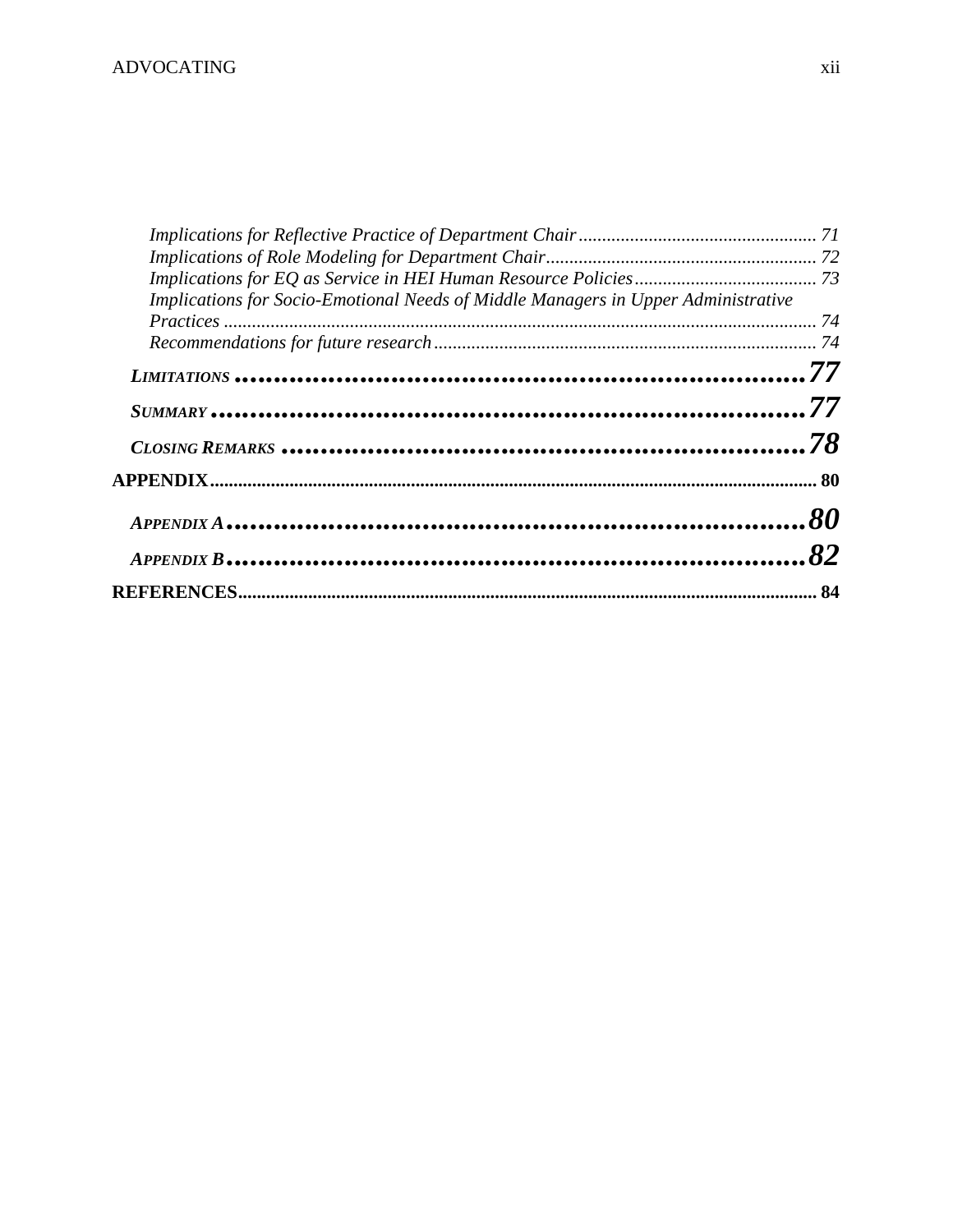*Implications for Reflective Practice of Department Chair* .................................................. 71
*Implications of Role Modeling for Department Chair*......................................................... 72
*Implications for EQ as Service in HEI Human Resource Policies*...................................... 73
*Implications for Socio-Emotional Needs of Middle Managers in Upper Administrative Practices* ............................................................................................................................. 74
*Recommendations for future research* ................................................................................ 74

***LIMITATIONS*** **............................................................................77**

***SUMMARY*** **..............................................................................77**

***CLOSING REMARKS*** **....................................................................78**

**APPENDIX............................................................................................................................ 80**

***APPENDIX A*** **..........................................................................80**

***APPENDIX B*** **..........................................................................82**

**REFERENCES..................................................................................................................... 84**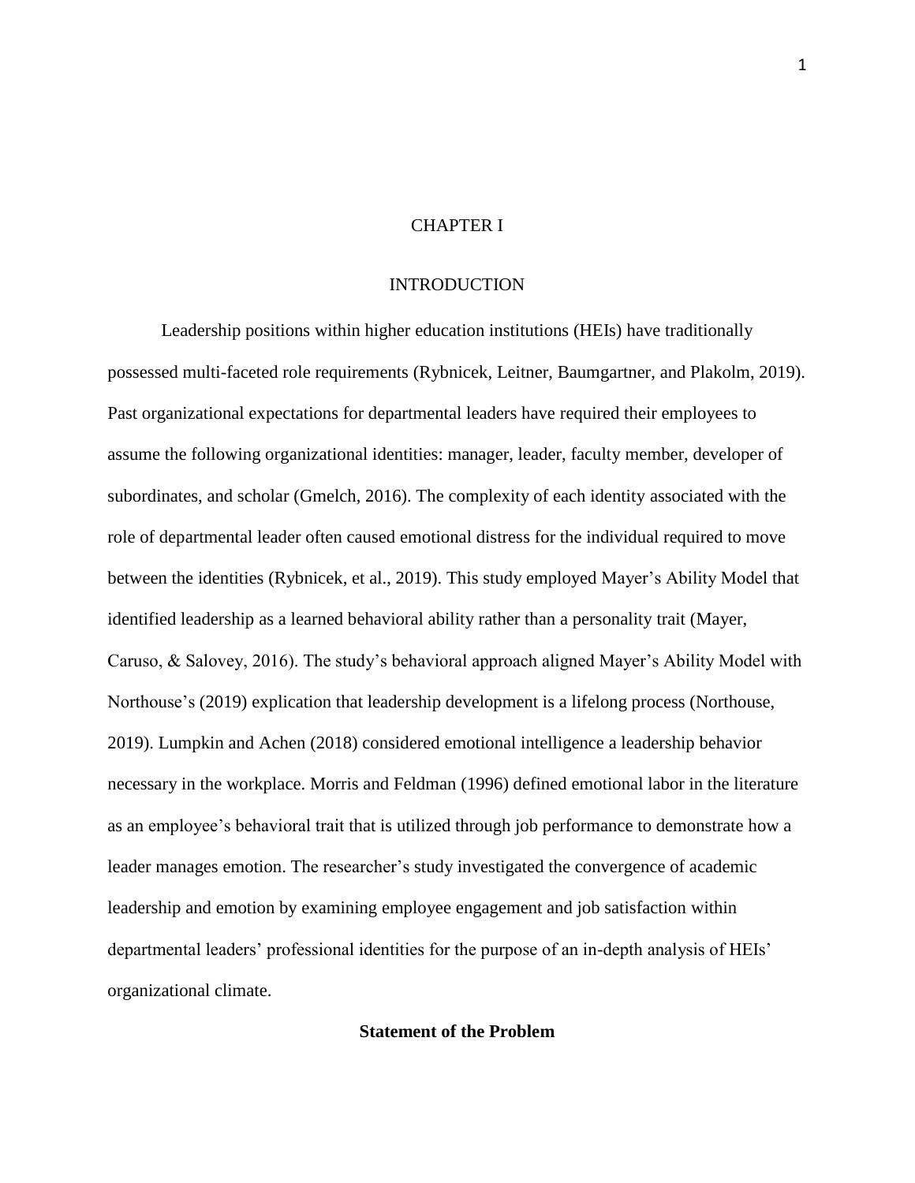# CHAPTER I

# INTRODUCTION

Leadership positions within higher education institutions (HEIs) have traditionally possessed multi-faceted role requirements (Rybnicek, Leitner, Baumgartner, and Plakolm, 2019). Past organizational expectations for departmental leaders have required their employees to assume the following organizational identities: manager, leader, faculty member, developer of subordinates, and scholar (Gmelch, 2016). The complexity of each identity associated with the role of departmental leader often caused emotional distress for the individual required to move between the identities (Rybnicek, et al., 2019). This study employed Mayer's Ability Model that identified leadership as a learned behavioral ability rather than a personality trait (Mayer, Caruso, & Salovey, 2016). The study's behavioral approach aligned Mayer's Ability Model with Northouse's (2019) explication that leadership development is a lifelong process (Northouse, 2019). Lumpkin and Achen (2018) considered emotional intelligence a leadership behavior necessary in the workplace. Morris and Feldman (1996) defined emotional labor in the literature as an employee's behavioral trait that is utilized through job performance to demonstrate how a leader manages emotion. The researcher's study investigated the convergence of academic leadership and emotion by examining employee engagement and job satisfaction within departmental leaders' professional identities for the purpose of an in-depth analysis of HEIs' organizational climate.

## Statement of the Problem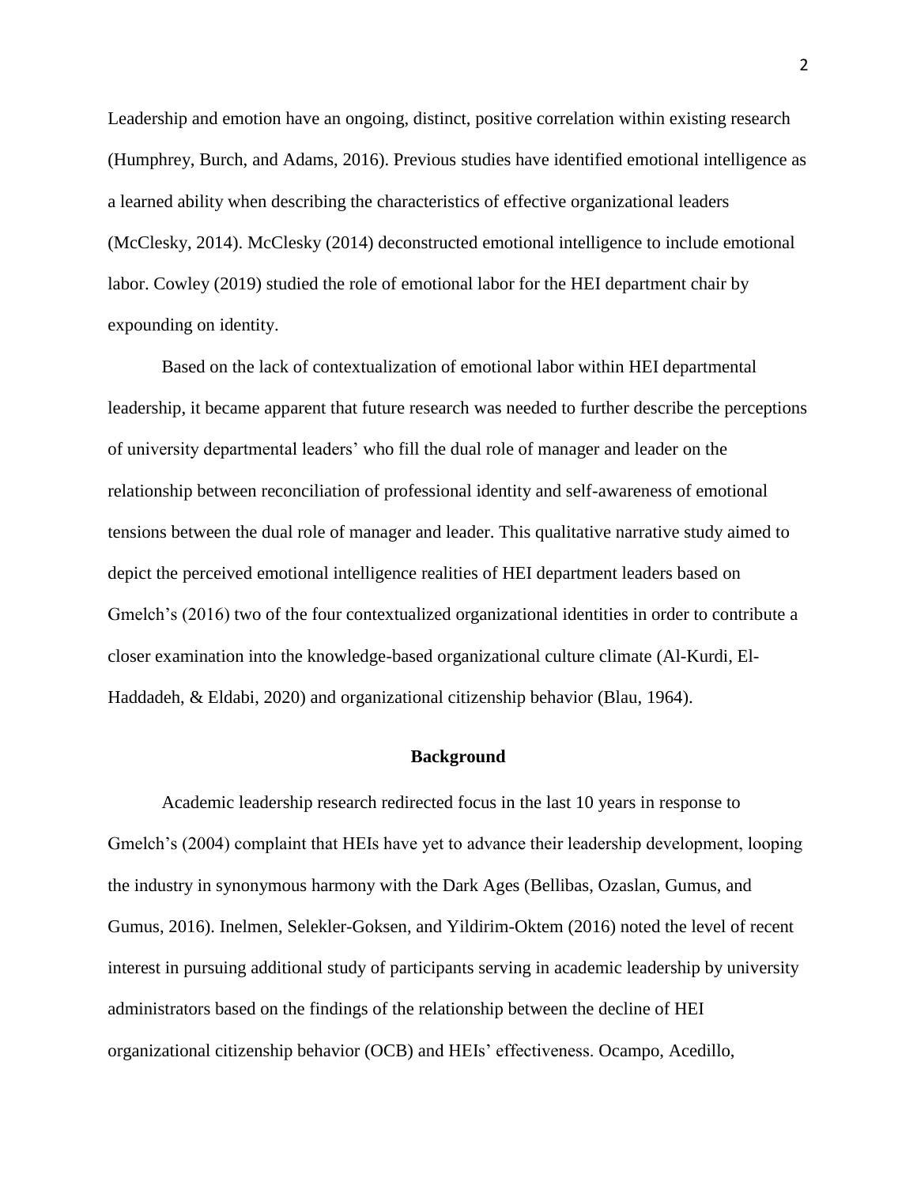Leadership and emotion have an ongoing, distinct, positive correlation within existing research (Humphrey, Burch, and Adams, 2016). Previous studies have identified emotional intelligence as a learned ability when describing the characteristics of effective organizational leaders (McClesky, 2014). McClesky (2014) deconstructed emotional intelligence to include emotional labor. Cowley (2019) studied the role of emotional labor for the HEI department chair by expounding on identity.

Based on the lack of contextualization of emotional labor within HEI departmental leadership, it became apparent that future research was needed to further describe the perceptions of university departmental leaders' who fill the dual role of manager and leader on the relationship between reconciliation of professional identity and self-awareness of emotional tensions between the dual role of manager and leader. This qualitative narrative study aimed to depict the perceived emotional intelligence realities of HEI department leaders based on Gmelch's (2016) two of the four contextualized organizational identities in order to contribute a closer examination into the knowledge-based organizational culture climate (Al-Kurdi, El-Haddadeh, & Eldabi, 2020) and organizational citizenship behavior (Blau, 1964).

## Background

Academic leadership research redirected focus in the last 10 years in response to Gmelch's (2004) complaint that HEIs have yet to advance their leadership development, looping the industry in synonymous harmony with the Dark Ages (Bellibas, Ozaslan, Gumus, and Gumus, 2016). Inelmen, Selekler-Goksen, and Yildirim-Oktem (2016) noted the level of recent interest in pursuing additional study of participants serving in academic leadership by university administrators based on the findings of the relationship between the decline of HEI organizational citizenship behavior (OCB) and HEIs' effectiveness. Ocampo, Acedillo,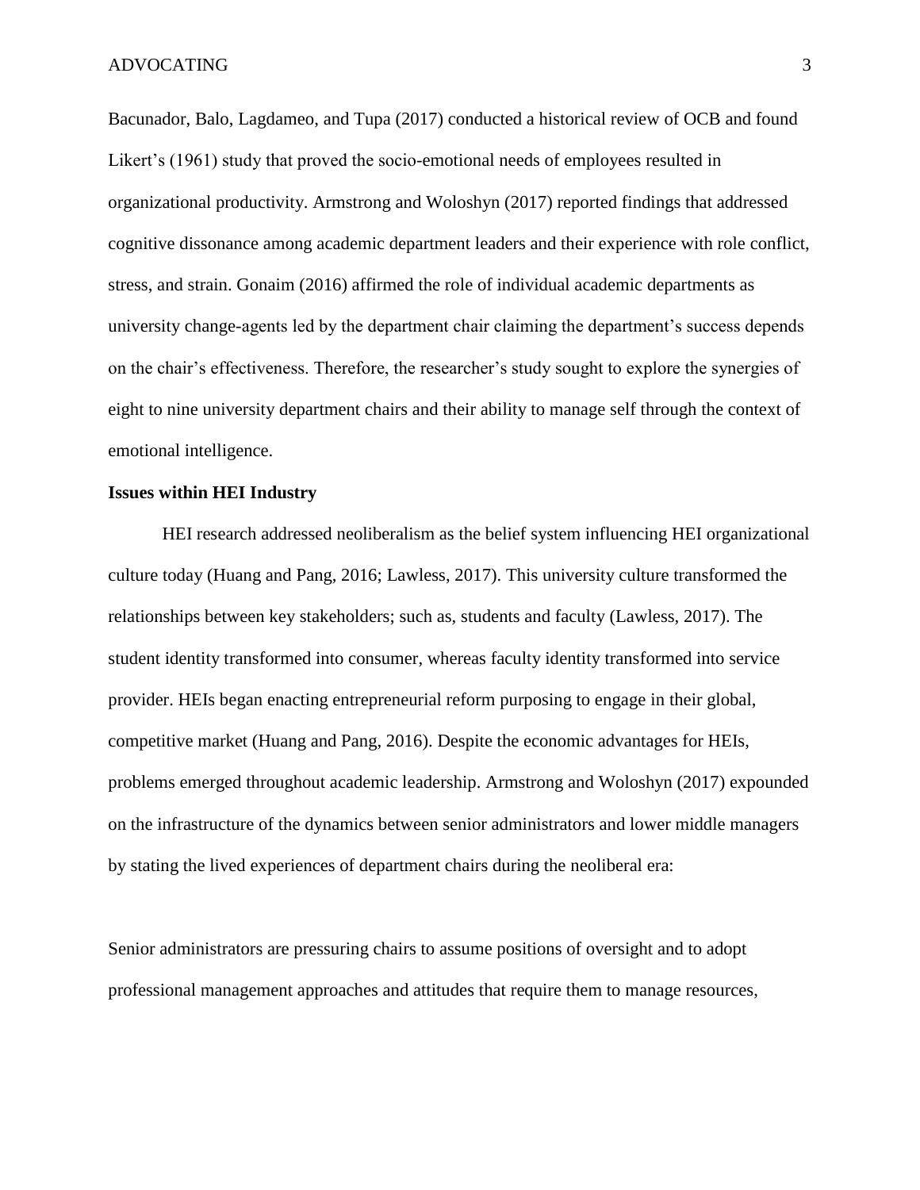Bacunador, Balo, Lagdameo, and Tupa (2017) conducted a historical review of OCB and found Likert's (1961) study that proved the socio-emotional needs of employees resulted in organizational productivity. Armstrong and Woloshyn (2017) reported findings that addressed cognitive dissonance among academic department leaders and their experience with role conflict, stress, and strain. Gonaim (2016) affirmed the role of individual academic departments as university change-agents led by the department chair claiming the department's success depends on the chair's effectiveness. Therefore, the researcher's study sought to explore the synergies of eight to nine university department chairs and their ability to manage self through the context of emotional intelligence.

**Issues within HEI Industry**

HEI research addressed neoliberalism as the belief system influencing HEI organizational culture today (Huang and Pang, 2016; Lawless, 2017). This university culture transformed the relationships between key stakeholders; such as, students and faculty (Lawless, 2017). The student identity transformed into consumer, whereas faculty identity transformed into service provider. HEIs began enacting entrepreneurial reform purposing to engage in their global, competitive market (Huang and Pang, 2016). Despite the economic advantages for HEIs, problems emerged throughout academic leadership. Armstrong and Woloshyn (2017) expounded on the infrastructure of the dynamics between senior administrators and lower middle managers by stating the lived experiences of department chairs during the neoliberal era:

Senior administrators are pressuring chairs to assume positions of oversight and to adopt professional management approaches and attitudes that require them to manage resources,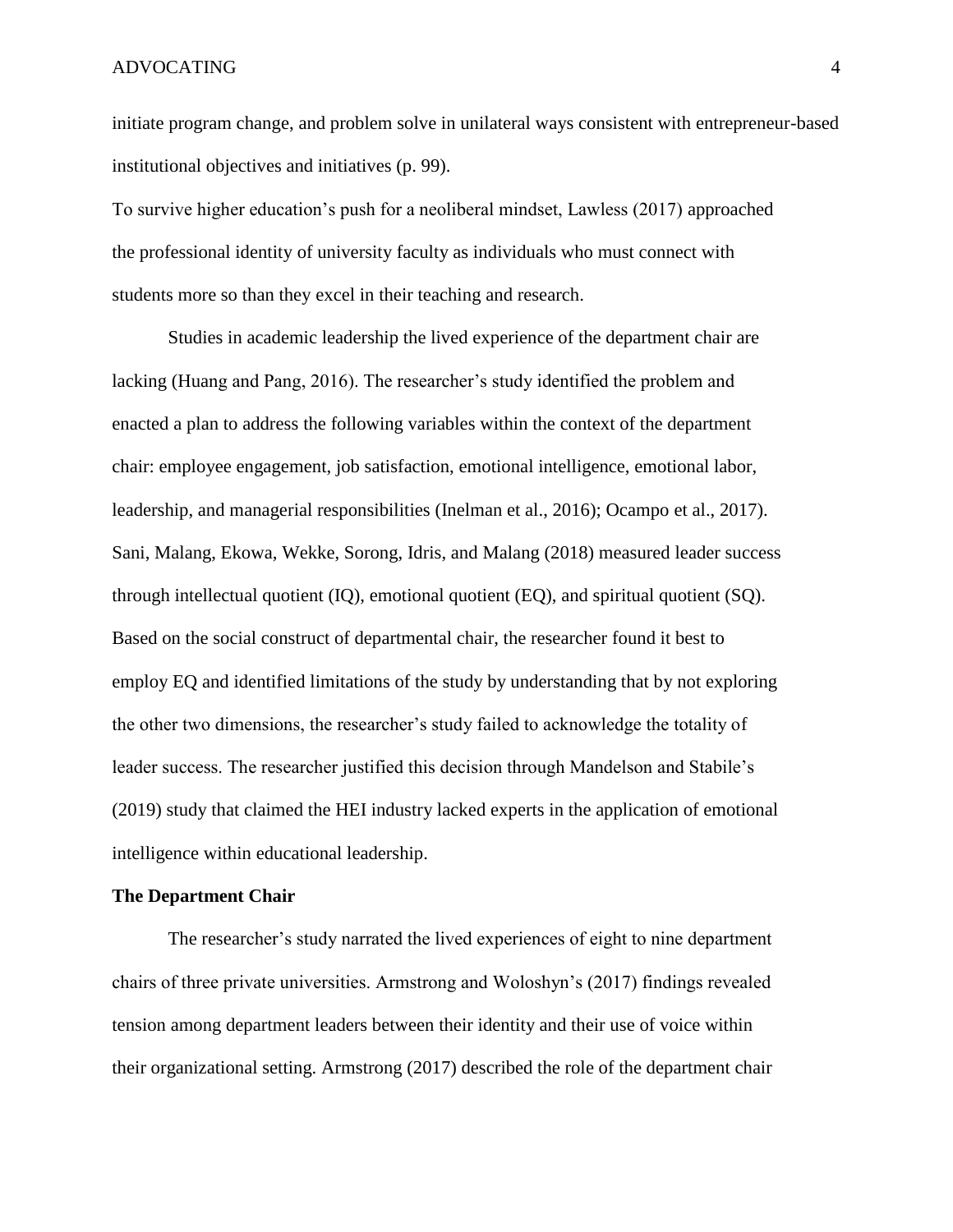initiate program change, and problem solve in unilateral ways consistent with entrepreneur-based institutional objectives and initiatives (p. 99).

To survive higher education's push for a neoliberal mindset, Lawless (2017) approached the professional identity of university faculty as individuals who must connect with students more so than they excel in their teaching and research.

Studies in academic leadership the lived experience of the department chair are lacking (Huang and Pang, 2016). The researcher's study identified the problem and enacted a plan to address the following variables within the context of the department chair: employee engagement, job satisfaction, emotional intelligence, emotional labor, leadership, and managerial responsibilities (Inelman et al., 2016); Ocampo et al., 2017). Sani, Malang, Ekowa, Wekke, Sorong, Idris, and Malang (2018) measured leader success through intellectual quotient (IQ), emotional quotient (EQ), and spiritual quotient (SQ). Based on the social construct of departmental chair, the researcher found it best to employ EQ and identified limitations of the study by understanding that by not exploring the other two dimensions, the researcher's study failed to acknowledge the totality of leader success. The researcher justified this decision through Mandelson and Stabile's (2019) study that claimed the HEI industry lacked experts in the application of emotional intelligence within educational leadership.

**The Department Chair**

The researcher's study narrated the lived experiences of eight to nine department chairs of three private universities. Armstrong and Woloshyn's (2017) findings revealed tension among department leaders between their identity and their use of voice within their organizational setting. Armstrong (2017) described the role of the department chair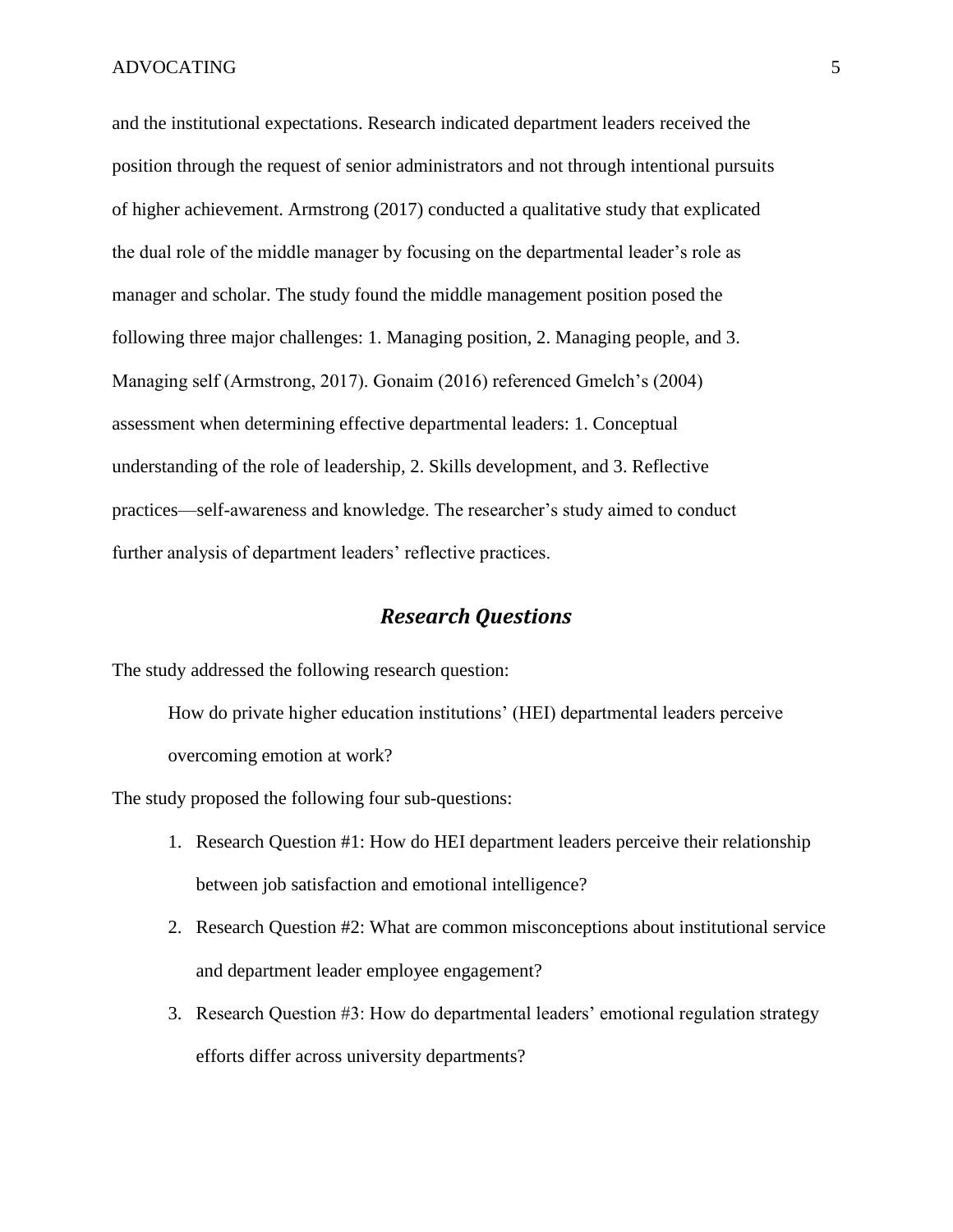and the institutional expectations. Research indicated department leaders received the position through the request of senior administrators and not through intentional pursuits of higher achievement. Armstrong (2017) conducted a qualitative study that explicated the dual role of the middle manager by focusing on the departmental leader's role as manager and scholar. The study found the middle management position posed the following three major challenges: 1. Managing position, 2. Managing people, and 3. Managing self (Armstrong, 2017). Gonaim (2016) referenced Gmelch's (2004) assessment when determining effective departmental leaders: 1. Conceptual understanding of the role of leadership, 2. Skills development, and 3. Reflective practices—self-awareness and knowledge. The researcher's study aimed to conduct further analysis of department leaders' reflective practices.

## *Research Questions*

The study addressed the following research question:

> How do private higher education institutions' (HEI) departmental leaders perceive overcoming emotion at work?

The study proposed the following four sub-questions:

1. Research Question #1: How do HEI department leaders perceive their relationship between job satisfaction and emotional intelligence?
2. Research Question #2: What are common misconceptions about institutional service and department leader employee engagement?
3. Research Question #3: How do departmental leaders' emotional regulation strategy efforts differ across university departments?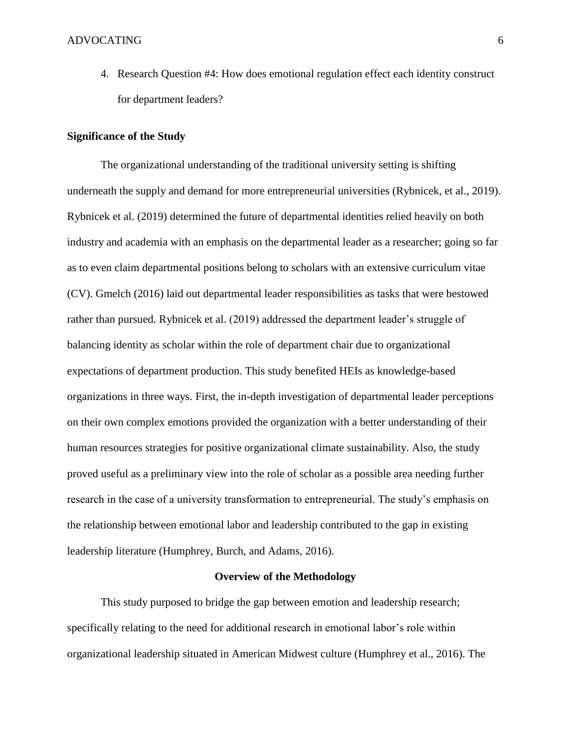4. Research Question #4: How does emotional regulation effect each identity construct for department leaders?

**Significance of the Study**

The organizational understanding of the traditional university setting is shifting underneath the supply and demand for more entrepreneurial universities (Rybnicek, et al., 2019). Rybnicek et al. (2019) determined the future of departmental identities relied heavily on both industry and academia with an emphasis on the departmental leader as a researcher; going so far as to even claim departmental positions belong to scholars with an extensive curriculum vitae (CV). Gmelch (2016) laid out departmental leader responsibilities as tasks that were bestowed rather than pursued. Rybnicek et al. (2019) addressed the department leader's struggle of balancing identity as scholar within the role of department chair due to organizational expectations of department production. This study benefited HEIs as knowledge-based organizations in three ways. First, the in-depth investigation of departmental leader perceptions on their own complex emotions provided the organization with a better understanding of their human resources strategies for positive organizational climate sustainability. Also, the study proved useful as a preliminary view into the role of scholar as a possible area needing further research in the case of a university transformation to entrepreneurial. The study's emphasis on the relationship between emotional labor and leadership contributed to the gap in existing leadership literature (Humphrey, Burch, and Adams, 2016).

## Overview of the Methodology

This study purposed to bridge the gap between emotion and leadership research; specifically relating to the need for additional research in emotional labor's role within organizational leadership situated in American Midwest culture (Humphrey et al., 2016). The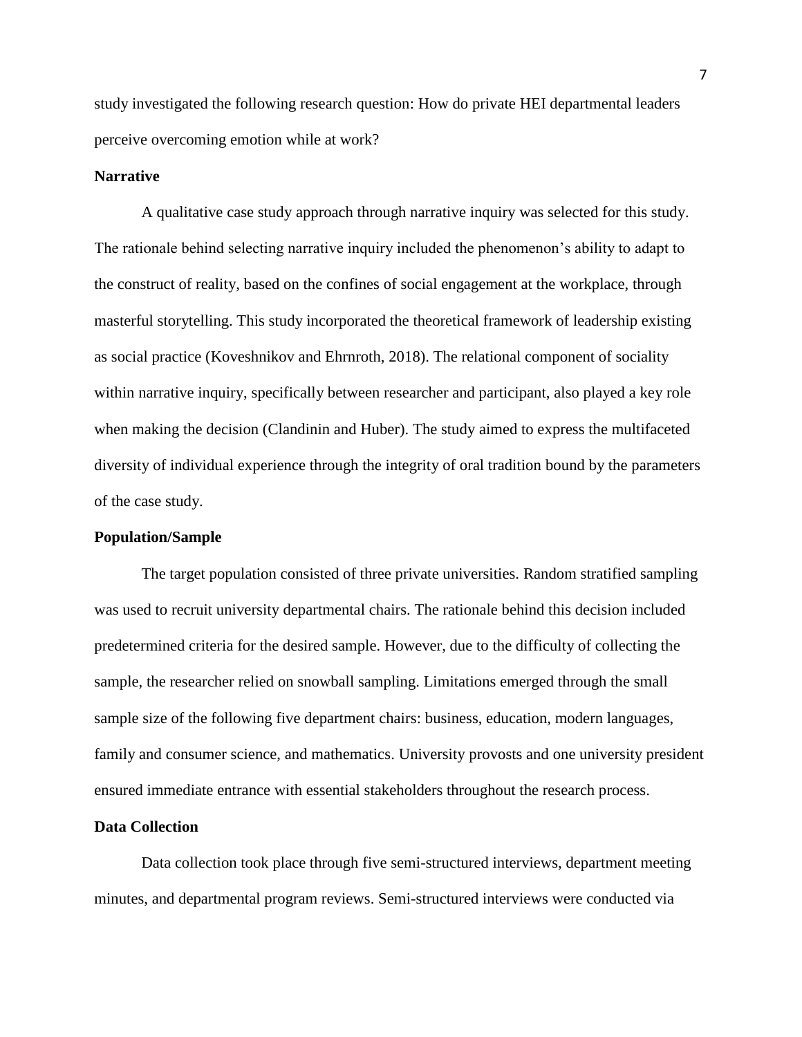study investigated the following research question: How do private HEI departmental leaders perceive overcoming emotion while at work?

**Narrative**

A qualitative case study approach through narrative inquiry was selected for this study. The rationale behind selecting narrative inquiry included the phenomenon's ability to adapt to the construct of reality, based on the confines of social engagement at the workplace, through masterful storytelling. This study incorporated the theoretical framework of leadership existing as social practice (Koveshnikov and Ehrnroth, 2018). The relational component of sociality within narrative inquiry, specifically between researcher and participant, also played a key role when making the decision (Clandinin and Huber). The study aimed to express the multifaceted diversity of individual experience through the integrity of oral tradition bound by the parameters of the case study.

**Population/Sample**

The target population consisted of three private universities. Random stratified sampling was used to recruit university departmental chairs. The rationale behind this decision included predetermined criteria for the desired sample. However, due to the difficulty of collecting the sample, the researcher relied on snowball sampling. Limitations emerged through the small sample size of the following five department chairs: business, education, modern languages, family and consumer science, and mathematics. University provosts and one university president ensured immediate entrance with essential stakeholders throughout the research process.

**Data Collection**

Data collection took place through five semi-structured interviews, department meeting minutes, and departmental program reviews. Semi-structured interviews were conducted via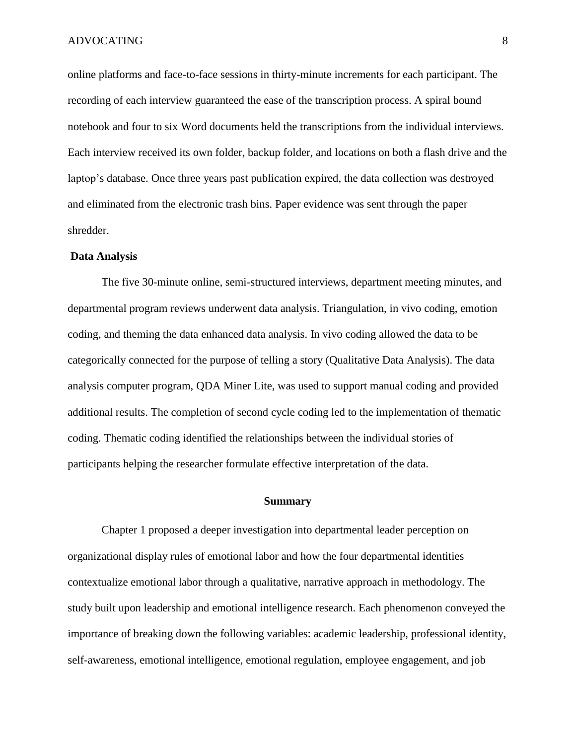online platforms and face-to-face sessions in thirty-minute increments for each participant. The recording of each interview guaranteed the ease of the transcription process. A spiral bound notebook and four to six Word documents held the transcriptions from the individual interviews. Each interview received its own folder, backup folder, and locations on both a flash drive and the laptop's database. Once three years past publication expired, the data collection was destroyed and eliminated from the electronic trash bins. Paper evidence was sent through the paper shredder.

### Data Analysis

The five 30-minute online, semi-structured interviews, department meeting minutes, and departmental program reviews underwent data analysis. Triangulation, in vivo coding, emotion coding, and theming the data enhanced data analysis. In vivo coding allowed the data to be categorically connected for the purpose of telling a story (Qualitative Data Analysis). The data analysis computer program, QDA Miner Lite, was used to support manual coding and provided additional results. The completion of second cycle coding led to the implementation of thematic coding. Thematic coding identified the relationships between the individual stories of participants helping the researcher formulate effective interpretation of the data.

## Summary

Chapter 1 proposed a deeper investigation into departmental leader perception on organizational display rules of emotional labor and how the four departmental identities contextualize emotional labor through a qualitative, narrative approach in methodology. The study built upon leadership and emotional intelligence research. Each phenomenon conveyed the importance of breaking down the following variables: academic leadership, professional identity, self-awareness, emotional intelligence, emotional regulation, employee engagement, and job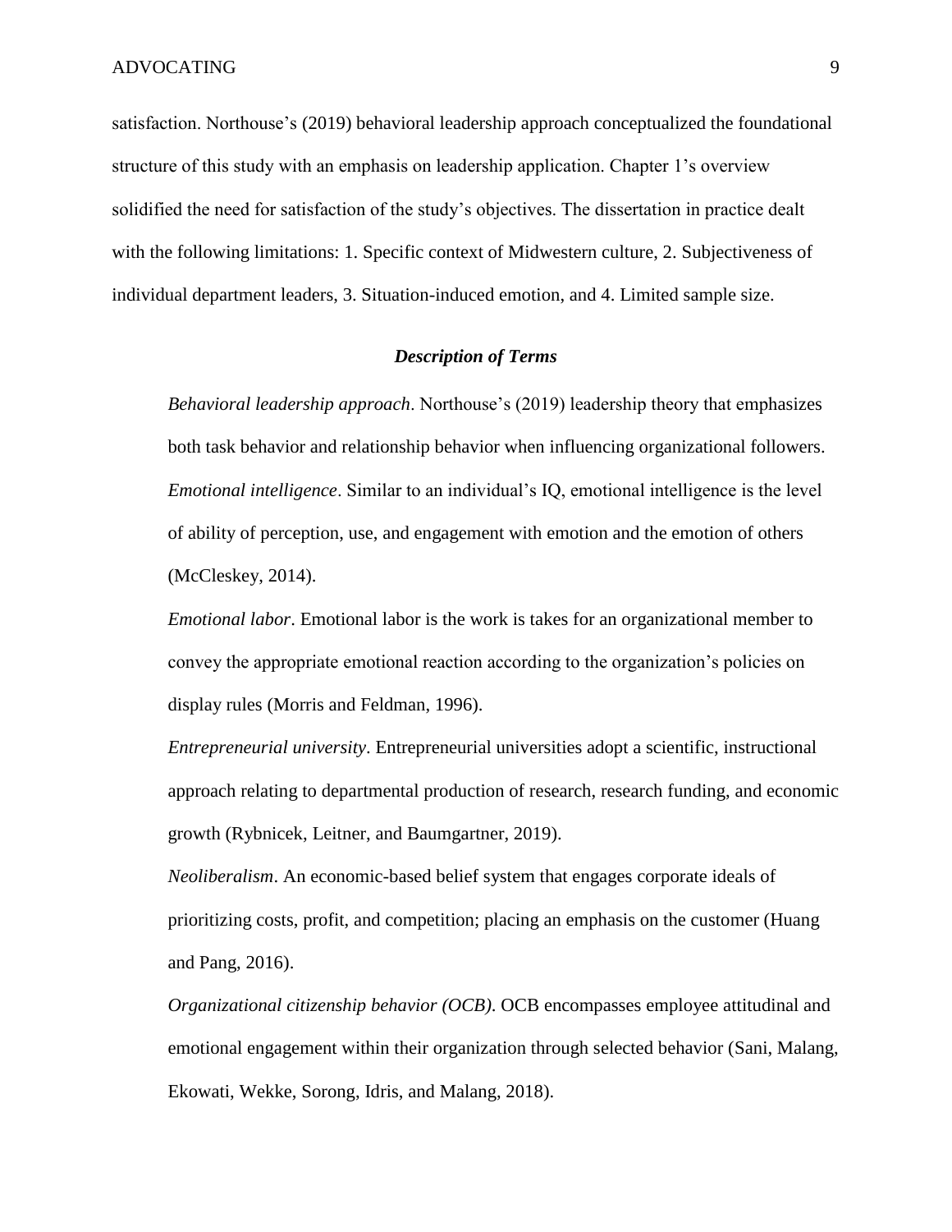satisfaction. Northouse's (2019) behavioral leadership approach conceptualized the foundational structure of this study with an emphasis on leadership application. Chapter 1's overview solidified the need for satisfaction of the study's objectives. The dissertation in practice dealt with the following limitations: 1. Specific context of Midwestern culture, 2. Subjectiveness of individual department leaders, 3. Situation-induced emotion, and 4. Limited sample size.

### *Description of Terms*

*Behavioral leadership approach*. Northouse's (2019) leadership theory that emphasizes both task behavior and relationship behavior when influencing organizational followers.

*Emotional intelligence*. Similar to an individual's IQ, emotional intelligence is the level of ability of perception, use, and engagement with emotion and the emotion of others (McCleskey, 2014).

*Emotional labor*. Emotional labor is the work is takes for an organizational member to convey the appropriate emotional reaction according to the organization's policies on display rules (Morris and Feldman, 1996).

*Entrepreneurial university*. Entrepreneurial universities adopt a scientific, instructional approach relating to departmental production of research, research funding, and economic growth (Rybnicek, Leitner, and Baumgartner, 2019).

*Neoliberalism*. An economic-based belief system that engages corporate ideals of prioritizing costs, profit, and competition; placing an emphasis on the customer (Huang and Pang, 2016).

*Organizational citizenship behavior (OCB)*. OCB encompasses employee attitudinal and emotional engagement within their organization through selected behavior (Sani, Malang, Ekowati, Wekke, Sorong, Idris, and Malang, 2018).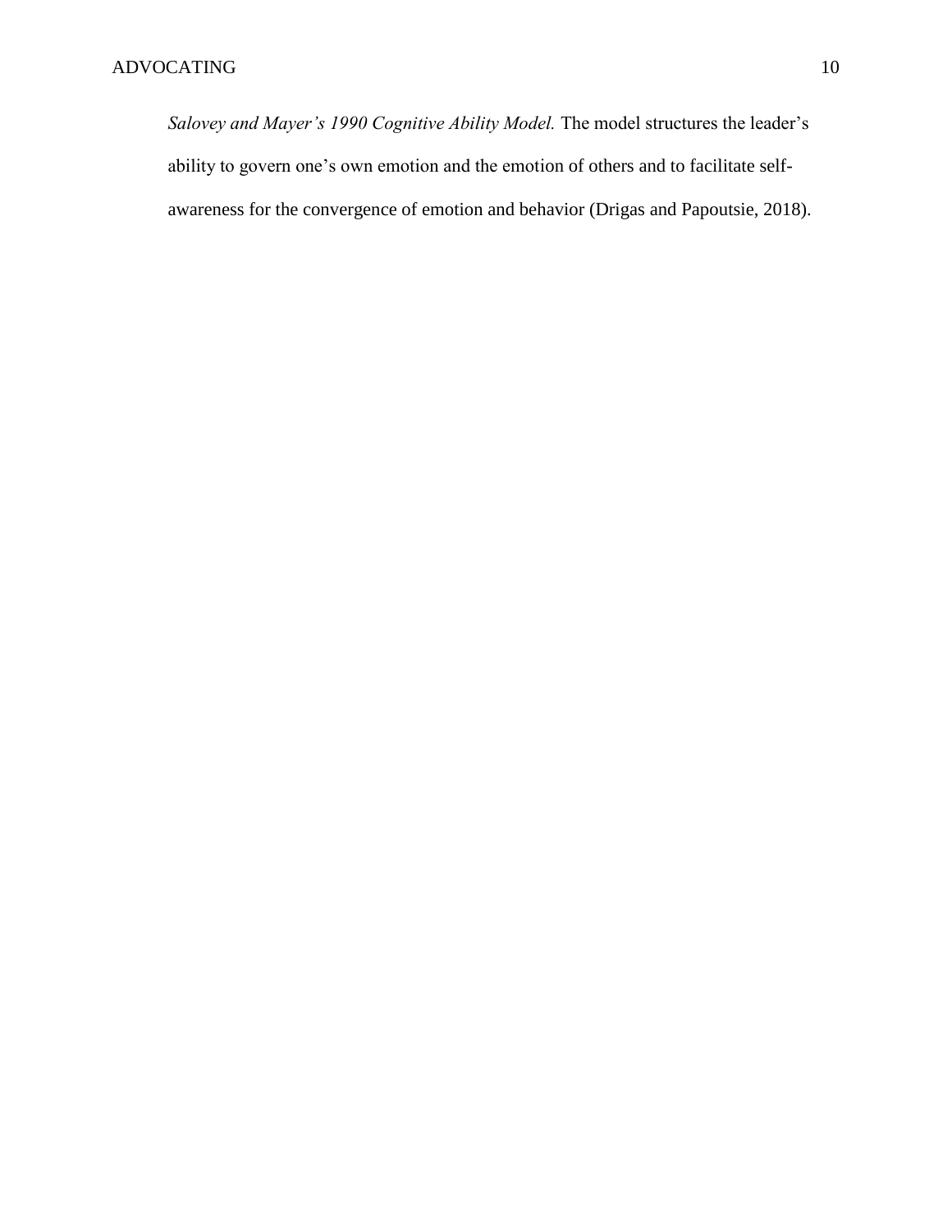*Salovey and Mayer's 1990 Cognitive Ability Model.* The model structures the leader's ability to govern one's own emotion and the emotion of others and to facilitate self-awareness for the convergence of emotion and behavior (Drigas and Papoutsie, 2018).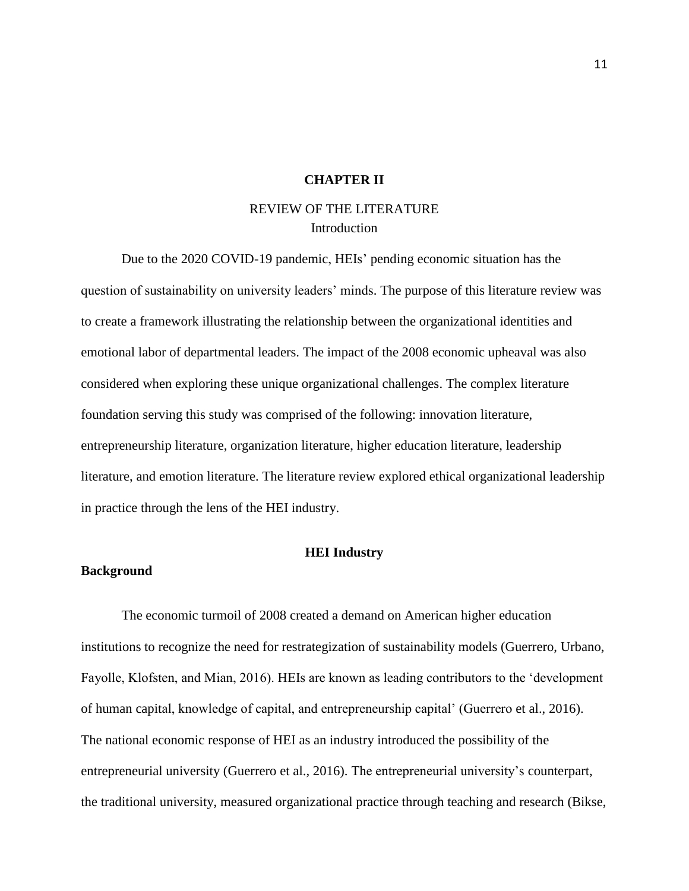# CHAPTER II

## REVIEW OF THE LITERATURE

### Introduction

Due to the 2020 COVID-19 pandemic, HEIs' pending economic situation has the question of sustainability on university leaders' minds. The purpose of this literature review was to create a framework illustrating the relationship between the organizational identities and emotional labor of departmental leaders. The impact of the 2008 economic upheaval was also considered when exploring these unique organizational challenges. The complex literature foundation serving this study was comprised of the following: innovation literature, entrepreneurship literature, organization literature, higher education literature, leadership literature, and emotion literature. The literature review explored ethical organizational leadership in practice through the lens of the HEI industry.

## HEI Industry

### Background

The economic turmoil of 2008 created a demand on American higher education institutions to recognize the need for restrategization of sustainability models (Guerrero, Urbano, Fayolle, Klofsten, and Mian, 2016). HEIs are known as leading contributors to the 'development of human capital, knowledge of capital, and entrepreneurship capital' (Guerrero et al., 2016). The national economic response of HEI as an industry introduced the possibility of the entrepreneurial university (Guerrero et al., 2016). The entrepreneurial university's counterpart, the traditional university, measured organizational practice through teaching and research (Bikse,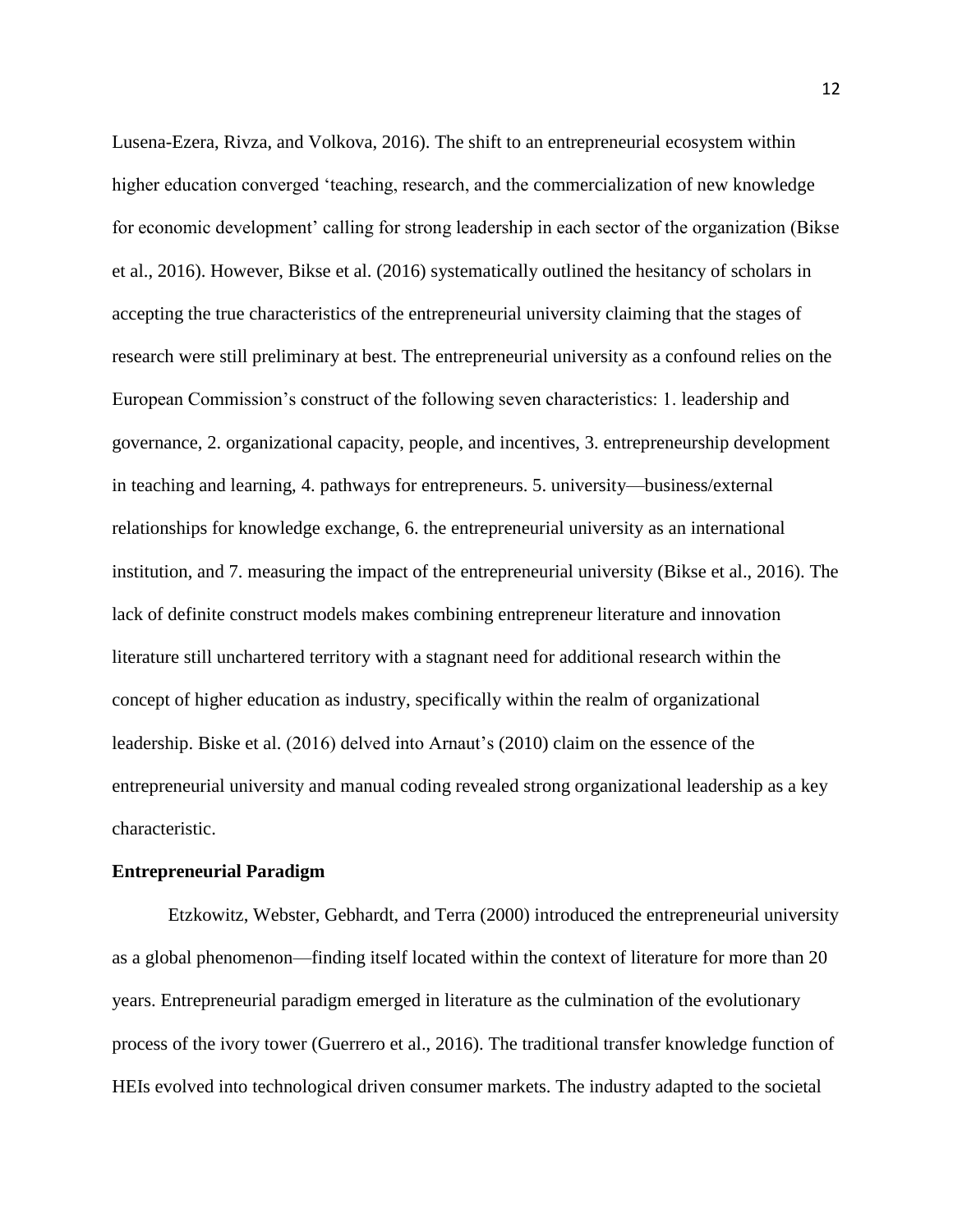Lusena-Ezera, Rivza, and Volkova, 2016). The shift to an entrepreneurial ecosystem within higher education converged 'teaching, research, and the commercialization of new knowledge for economic development' calling for strong leadership in each sector of the organization (Bikse et al., 2016). However, Bikse et al. (2016) systematically outlined the hesitancy of scholars in accepting the true characteristics of the entrepreneurial university claiming that the stages of research were still preliminary at best. The entrepreneurial university as a confound relies on the European Commission's construct of the following seven characteristics: 1. leadership and governance, 2. organizational capacity, people, and incentives, 3. entrepreneurship development in teaching and learning, 4. pathways for entrepreneurs. 5. university—business/external relationships for knowledge exchange, 6. the entrepreneurial university as an international institution, and 7. measuring the impact of the entrepreneurial university (Bikse et al., 2016). The lack of definite construct models makes combining entrepreneur literature and innovation literature still unchartered territory with a stagnant need for additional research within the concept of higher education as industry, specifically within the realm of organizational leadership. Biske et al. (2016) delved into Arnaut's (2010) claim on the essence of the entrepreneurial university and manual coding revealed strong organizational leadership as a key characteristic.

**Entrepreneurial Paradigm**

Etzkowitz, Webster, Gebhardt, and Terra (2000) introduced the entrepreneurial university as a global phenomenon—finding itself located within the context of literature for more than 20 years. Entrepreneurial paradigm emerged in literature as the culmination of the evolutionary process of the ivory tower (Guerrero et al., 2016). The traditional transfer knowledge function of HEIs evolved into technological driven consumer markets. The industry adapted to the societal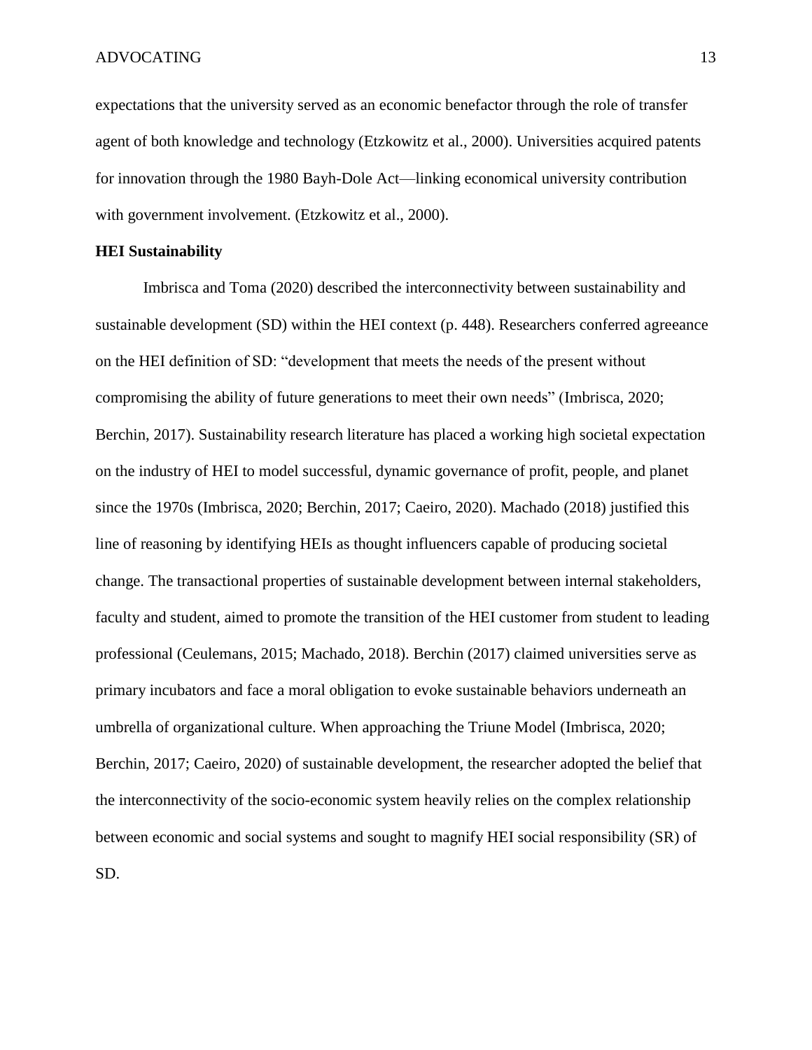expectations that the university served as an economic benefactor through the role of transfer agent of both knowledge and technology (Etzkowitz et al., 2000). Universities acquired patents for innovation through the 1980 Bayh-Dole Act—linking economical university contribution with government involvement. (Etzkowitz et al., 2000).

**HEI Sustainability**

Imbrisca and Toma (2020) described the interconnectivity between sustainability and sustainable development (SD) within the HEI context (p. 448). Researchers conferred agreeance on the HEI definition of SD: "development that meets the needs of the present without compromising the ability of future generations to meet their own needs" (Imbrisca, 2020; Berchin, 2017). Sustainability research literature has placed a working high societal expectation on the industry of HEI to model successful, dynamic governance of profit, people, and planet since the 1970s (Imbrisca, 2020; Berchin, 2017; Caeiro, 2020). Machado (2018) justified this line of reasoning by identifying HEIs as thought influencers capable of producing societal change. The transactional properties of sustainable development between internal stakeholders, faculty and student, aimed to promote the transition of the HEI customer from student to leading professional (Ceulemans, 2015; Machado, 2018). Berchin (2017) claimed universities serve as primary incubators and face a moral obligation to evoke sustainable behaviors underneath an umbrella of organizational culture. When approaching the Triune Model (Imbrisca, 2020; Berchin, 2017; Caeiro, 2020) of sustainable development, the researcher adopted the belief that the interconnectivity of the socio-economic system heavily relies on the complex relationship between economic and social systems and sought to magnify HEI social responsibility (SR) of SD.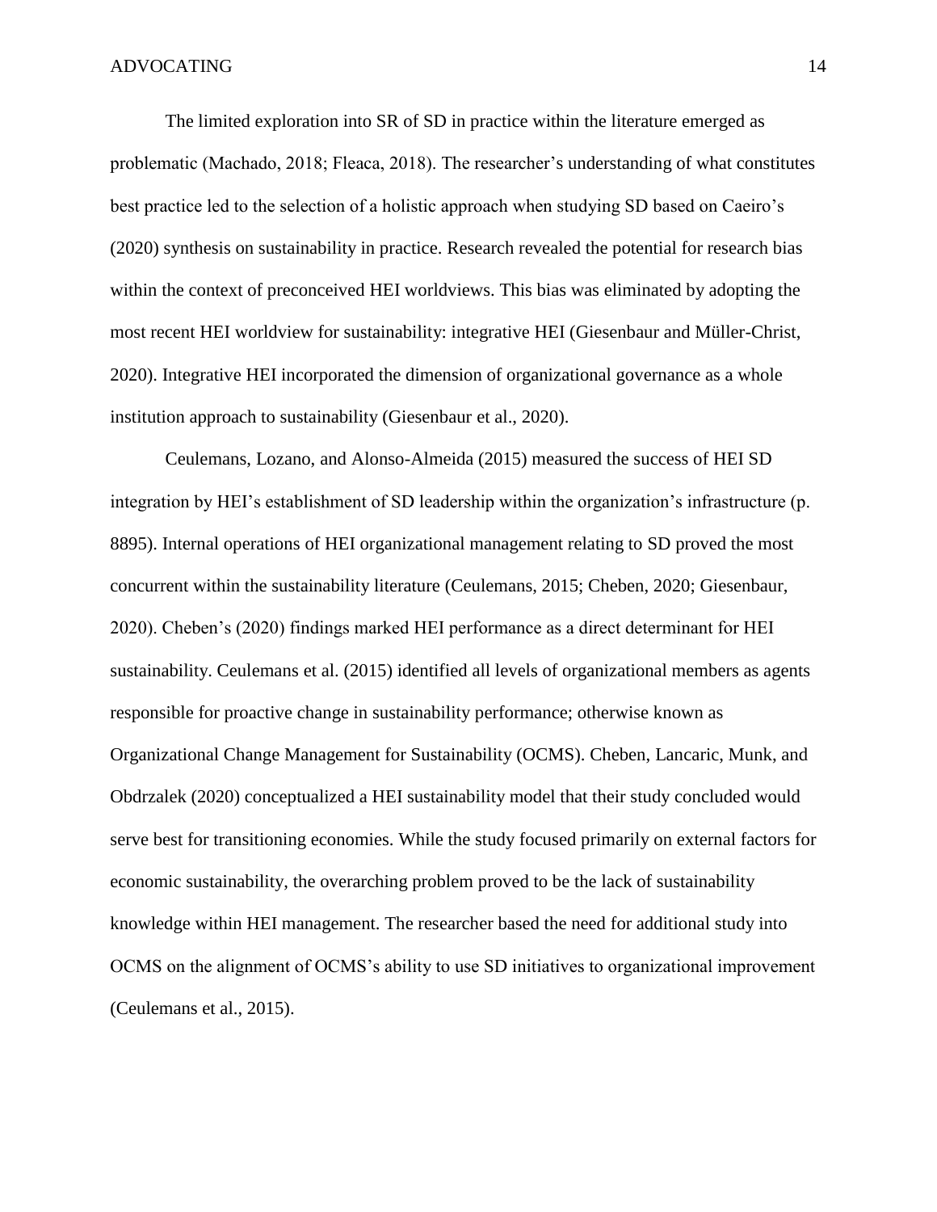The limited exploration into SR of SD in practice within the literature emerged as problematic (Machado, 2018; Fleaca, 2018). The researcher's understanding of what constitutes best practice led to the selection of a holistic approach when studying SD based on Caeiro's (2020) synthesis on sustainability in practice. Research revealed the potential for research bias within the context of preconceived HEI worldviews. This bias was eliminated by adopting the most recent HEI worldview for sustainability: integrative HEI (Giesenbaur and Müller-Christ, 2020). Integrative HEI incorporated the dimension of organizational governance as a whole institution approach to sustainability (Giesenbaur et al., 2020).

Ceulemans, Lozano, and Alonso-Almeida (2015) measured the success of HEI SD integration by HEI's establishment of SD leadership within the organization's infrastructure (p. 8895). Internal operations of HEI organizational management relating to SD proved the most concurrent within the sustainability literature (Ceulemans, 2015; Cheben, 2020; Giesenbaur, 2020). Cheben's (2020) findings marked HEI performance as a direct determinant for HEI sustainability. Ceulemans et al. (2015) identified all levels of organizational members as agents responsible for proactive change in sustainability performance; otherwise known as Organizational Change Management for Sustainability (OCMS). Cheben, Lancaric, Munk, and Obdrzalek (2020) conceptualized a HEI sustainability model that their study concluded would serve best for transitioning economies. While the study focused primarily on external factors for economic sustainability, the overarching problem proved to be the lack of sustainability knowledge within HEI management. The researcher based the need for additional study into OCMS on the alignment of OCMS's ability to use SD initiatives to organizational improvement (Ceulemans et al., 2015).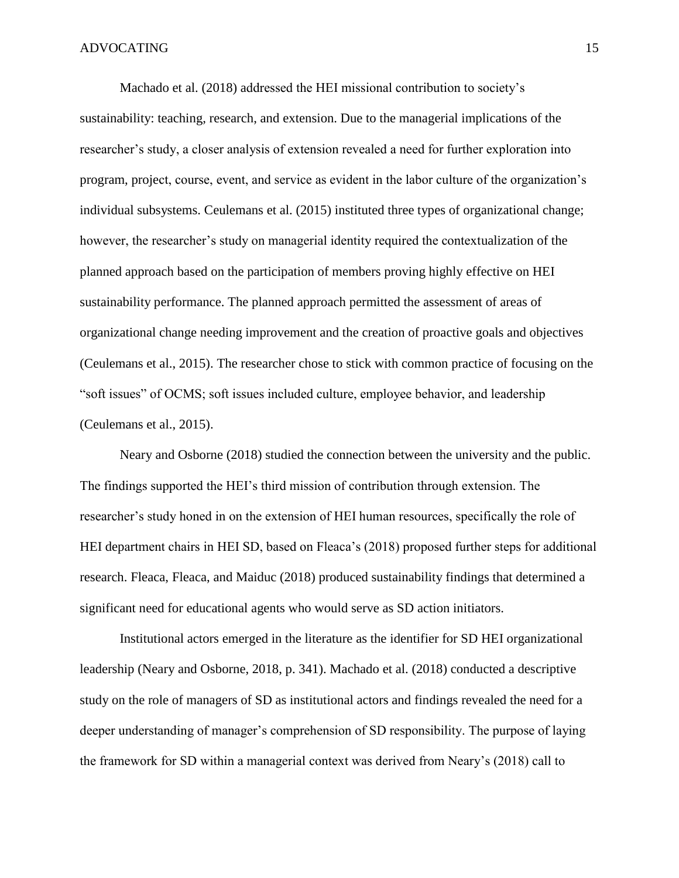Machado et al. (2018) addressed the HEI missional contribution to society's sustainability: teaching, research, and extension. Due to the managerial implications of the researcher's study, a closer analysis of extension revealed a need for further exploration into program, project, course, event, and service as evident in the labor culture of the organization's individual subsystems. Ceulemans et al. (2015) instituted three types of organizational change; however, the researcher's study on managerial identity required the contextualization of the planned approach based on the participation of members proving highly effective on HEI sustainability performance. The planned approach permitted the assessment of areas of organizational change needing improvement and the creation of proactive goals and objectives (Ceulemans et al., 2015). The researcher chose to stick with common practice of focusing on the "soft issues" of OCMS; soft issues included culture, employee behavior, and leadership (Ceulemans et al., 2015).

Neary and Osborne (2018) studied the connection between the university and the public. The findings supported the HEI's third mission of contribution through extension. The researcher's study honed in on the extension of HEI human resources, specifically the role of HEI department chairs in HEI SD, based on Fleaca's (2018) proposed further steps for additional research. Fleaca, Fleaca, and Maiduc (2018) produced sustainability findings that determined a significant need for educational agents who would serve as SD action initiators.

Institutional actors emerged in the literature as the identifier for SD HEI organizational leadership (Neary and Osborne, 2018, p. 341). Machado et al. (2018) conducted a descriptive study on the role of managers of SD as institutional actors and findings revealed the need for a deeper understanding of manager's comprehension of SD responsibility. The purpose of laying the framework for SD within a managerial context was derived from Neary's (2018) call to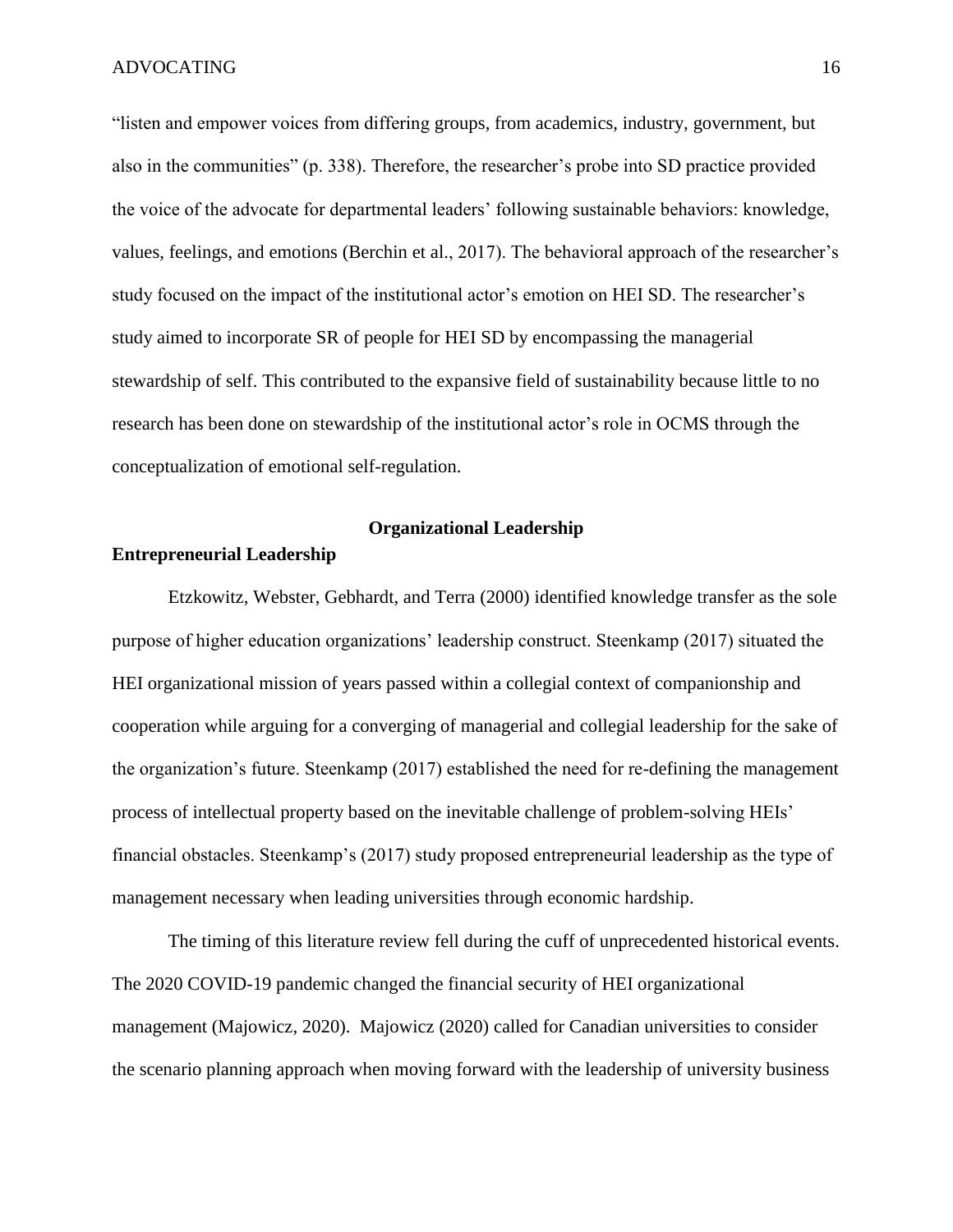"listen and empower voices from differing groups, from academics, industry, government, but also in the communities" (p. 338). Therefore, the researcher's probe into SD practice provided the voice of the advocate for departmental leaders' following sustainable behaviors: knowledge, values, feelings, and emotions (Berchin et al., 2017). The behavioral approach of the researcher's study focused on the impact of the institutional actor's emotion on HEI SD. The researcher's study aimed to incorporate SR of people for HEI SD by encompassing the managerial stewardship of self. This contributed to the expansive field of sustainability because little to no research has been done on stewardship of the institutional actor's role in OCMS through the conceptualization of emotional self-regulation.

## Organizational Leadership

### Entrepreneurial Leadership

Etzkowitz, Webster, Gebhardt, and Terra (2000) identified knowledge transfer as the sole purpose of higher education organizations' leadership construct. Steenkamp (2017) situated the HEI organizational mission of years passed within a collegial context of companionship and cooperation while arguing for a converging of managerial and collegial leadership for the sake of the organization's future. Steenkamp (2017) established the need for re-defining the management process of intellectual property based on the inevitable challenge of problem-solving HEIs' financial obstacles. Steenkamp's (2017) study proposed entrepreneurial leadership as the type of management necessary when leading universities through economic hardship.

The timing of this literature review fell during the cuff of unprecedented historical events. The 2020 COVID-19 pandemic changed the financial security of HEI organizational management (Majowicz, 2020). Majowicz (2020) called for Canadian universities to consider the scenario planning approach when moving forward with the leadership of university business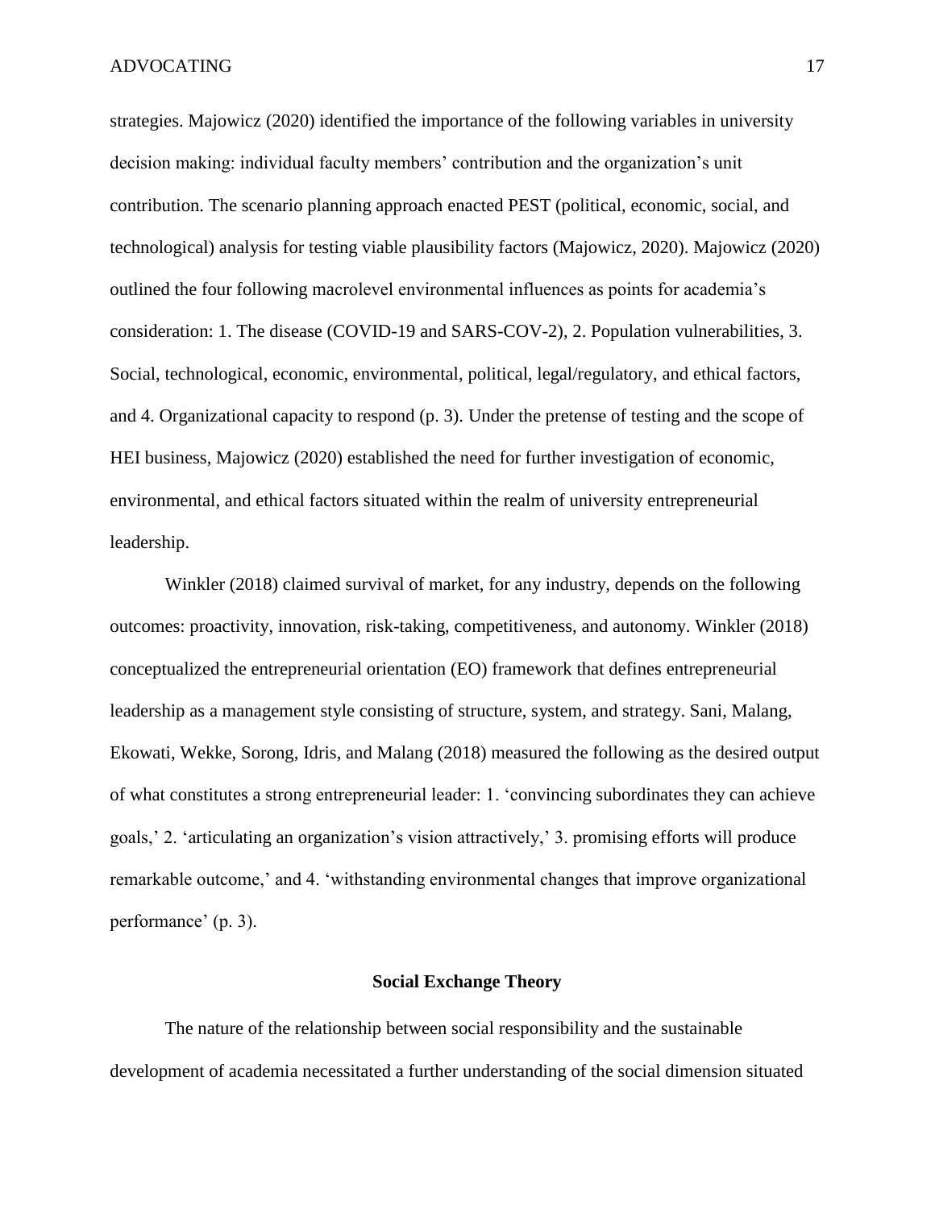strategies. Majowicz (2020) identified the importance of the following variables in university decision making: individual faculty members' contribution and the organization's unit contribution. The scenario planning approach enacted PEST (political, economic, social, and technological) analysis for testing viable plausibility factors (Majowicz, 2020). Majowicz (2020) outlined the four following macrolevel environmental influences as points for academia's consideration: 1. The disease (COVID-19 and SARS-COV-2), 2. Population vulnerabilities, 3. Social, technological, economic, environmental, political, legal/regulatory, and ethical factors, and 4. Organizational capacity to respond (p. 3). Under the pretense of testing and the scope of HEI business, Majowicz (2020) established the need for further investigation of economic, environmental, and ethical factors situated within the realm of university entrepreneurial leadership.

Winkler (2018) claimed survival of market, for any industry, depends on the following outcomes: proactivity, innovation, risk-taking, competitiveness, and autonomy. Winkler (2018) conceptualized the entrepreneurial orientation (EO) framework that defines entrepreneurial leadership as a management style consisting of structure, system, and strategy. Sani, Malang, Ekowati, Wekke, Sorong, Idris, and Malang (2018) measured the following as the desired output of what constitutes a strong entrepreneurial leader: 1. 'convincing subordinates they can achieve goals,' 2. 'articulating an organization's vision attractively,' 3. promising efforts will produce remarkable outcome,' and 4. 'withstanding environmental changes that improve organizational performance' (p. 3).

## Social Exchange Theory

The nature of the relationship between social responsibility and the sustainable development of academia necessitated a further understanding of the social dimension situated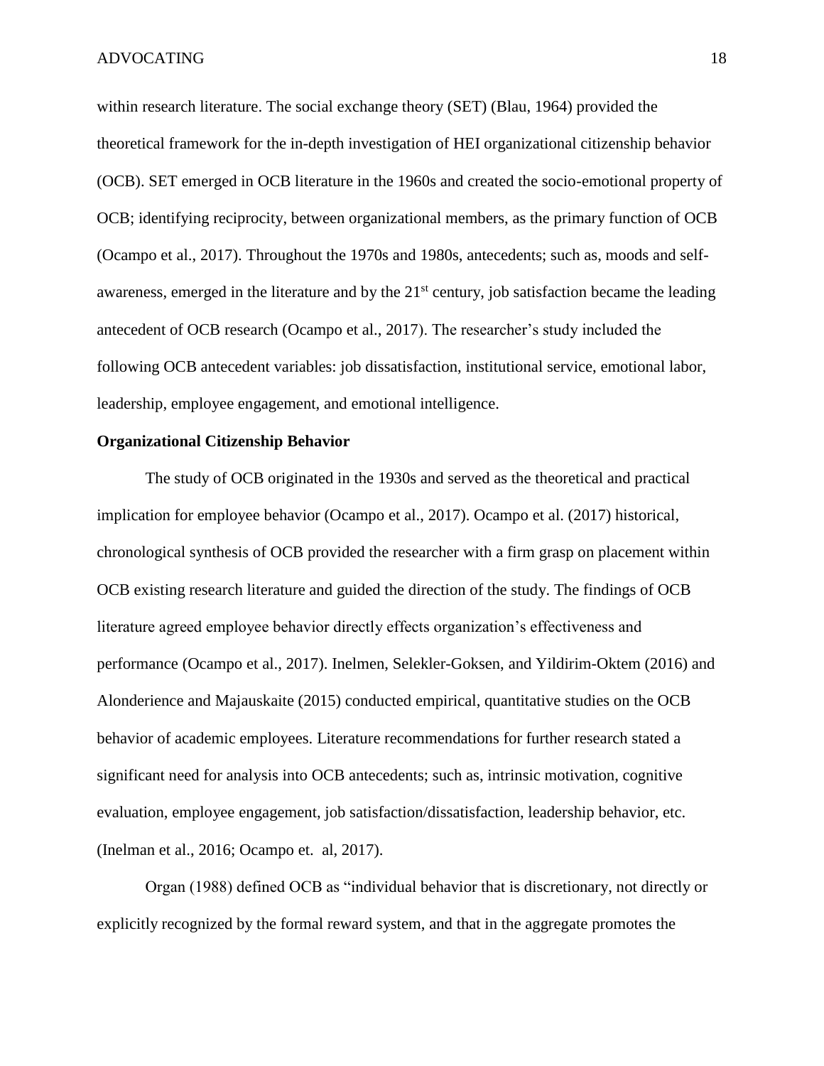within research literature. The social exchange theory (SET) (Blau, 1964) provided the theoretical framework for the in-depth investigation of HEI organizational citizenship behavior (OCB). SET emerged in OCB literature in the 1960s and created the socio-emotional property of OCB; identifying reciprocity, between organizational members, as the primary function of OCB (Ocampo et al., 2017). Throughout the 1970s and 1980s, antecedents; such as, moods and self-awareness, emerged in the literature and by the 21st century, job satisfaction became the leading antecedent of OCB research (Ocampo et al., 2017). The researcher's study included the following OCB antecedent variables: job dissatisfaction, institutional service, emotional labor, leadership, employee engagement, and emotional intelligence.

**Organizational Citizenship Behavior**

The study of OCB originated in the 1930s and served as the theoretical and practical implication for employee behavior (Ocampo et al., 2017). Ocampo et al. (2017) historical, chronological synthesis of OCB provided the researcher with a firm grasp on placement within OCB existing research literature and guided the direction of the study. The findings of OCB literature agreed employee behavior directly effects organization's effectiveness and performance (Ocampo et al., 2017). Inelmen, Selekler-Goksen, and Yildirim-Oktem (2016) and Alonderience and Majauskaite (2015) conducted empirical, quantitative studies on the OCB behavior of academic employees. Literature recommendations for further research stated a significant need for analysis into OCB antecedents; such as, intrinsic motivation, cognitive evaluation, employee engagement, job satisfaction/dissatisfaction, leadership behavior, etc. (Inelman et al., 2016; Ocampo et. al, 2017).

Organ (1988) defined OCB as "individual behavior that is discretionary, not directly or explicitly recognized by the formal reward system, and that in the aggregate promotes the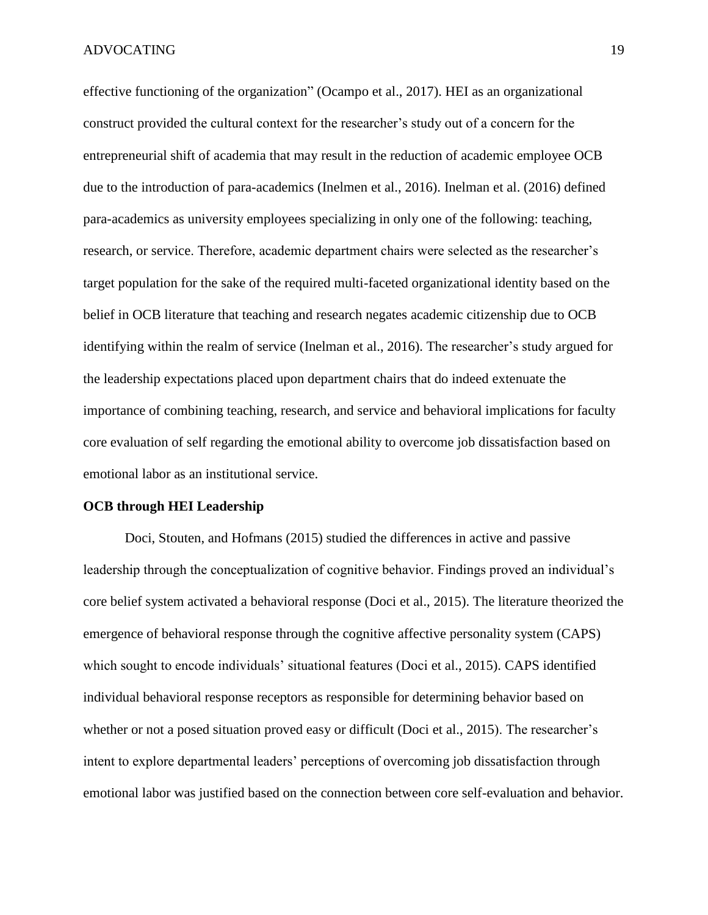effective functioning of the organization" (Ocampo et al., 2017). HEI as an organizational construct provided the cultural context for the researcher's study out of a concern for the entrepreneurial shift of academia that may result in the reduction of academic employee OCB due to the introduction of para-academics (Inelmen et al., 2016). Inelman et al. (2016) defined para-academics as university employees specializing in only one of the following: teaching, research, or service. Therefore, academic department chairs were selected as the researcher's target population for the sake of the required multi-faceted organizational identity based on the belief in OCB literature that teaching and research negates academic citizenship due to OCB identifying within the realm of service (Inelman et al., 2016). The researcher's study argued for the leadership expectations placed upon department chairs that do indeed extenuate the importance of combining teaching, research, and service and behavioral implications for faculty core evaluation of self regarding the emotional ability to overcome job dissatisfaction based on emotional labor as an institutional service.

**OCB through HEI Leadership**

Doci, Stouten, and Hofmans (2015) studied the differences in active and passive leadership through the conceptualization of cognitive behavior. Findings proved an individual's core belief system activated a behavioral response (Doci et al., 2015). The literature theorized the emergence of behavioral response through the cognitive affective personality system (CAPS) which sought to encode individuals' situational features (Doci et al., 2015). CAPS identified individual behavioral response receptors as responsible for determining behavior based on whether or not a posed situation proved easy or difficult (Doci et al., 2015). The researcher's intent to explore departmental leaders' perceptions of overcoming job dissatisfaction through emotional labor was justified based on the connection between core self-evaluation and behavior.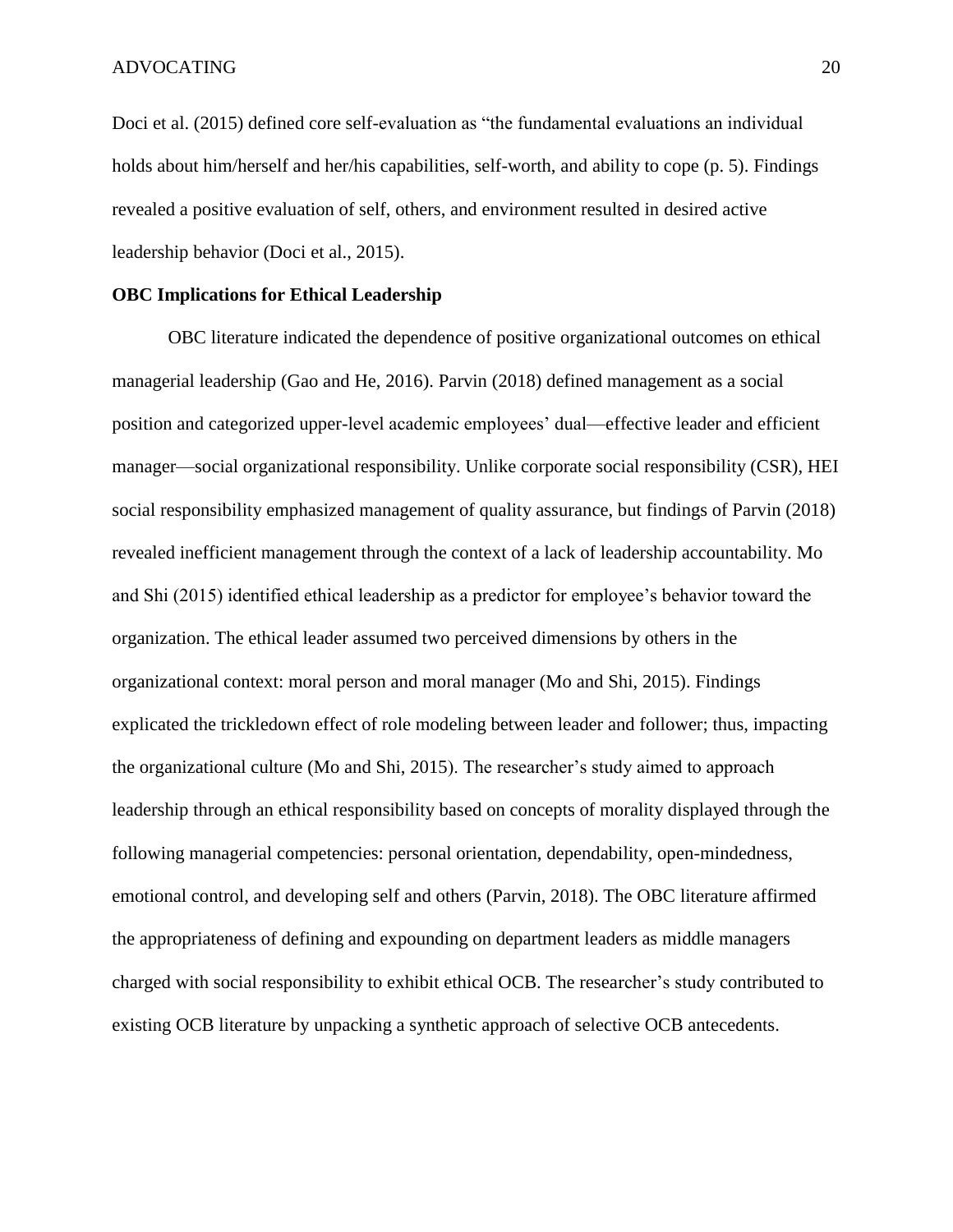Doci et al. (2015) defined core self-evaluation as "the fundamental evaluations an individual holds about him/herself and her/his capabilities, self-worth, and ability to cope (p. 5). Findings revealed a positive evaluation of self, others, and environment resulted in desired active leadership behavior (Doci et al., 2015).

**OBC Implications for Ethical Leadership**

OBC literature indicated the dependence of positive organizational outcomes on ethical managerial leadership (Gao and He, 2016). Parvin (2018) defined management as a social position and categorized upper-level academic employees' dual—effective leader and efficient manager—social organizational responsibility. Unlike corporate social responsibility (CSR), HEI social responsibility emphasized management of quality assurance, but findings of Parvin (2018) revealed inefficient management through the context of a lack of leadership accountability. Mo and Shi (2015) identified ethical leadership as a predictor for employee's behavior toward the organization. The ethical leader assumed two perceived dimensions by others in the organizational context: moral person and moral manager (Mo and Shi, 2015). Findings explicated the trickledown effect of role modeling between leader and follower; thus, impacting the organizational culture (Mo and Shi, 2015). The researcher's study aimed to approach leadership through an ethical responsibility based on concepts of morality displayed through the following managerial competencies: personal orientation, dependability, open-mindedness, emotional control, and developing self and others (Parvin, 2018). The OBC literature affirmed the appropriateness of defining and expounding on department leaders as middle managers charged with social responsibility to exhibit ethical OCB. The researcher's study contributed to existing OCB literature by unpacking a synthetic approach of selective OCB antecedents.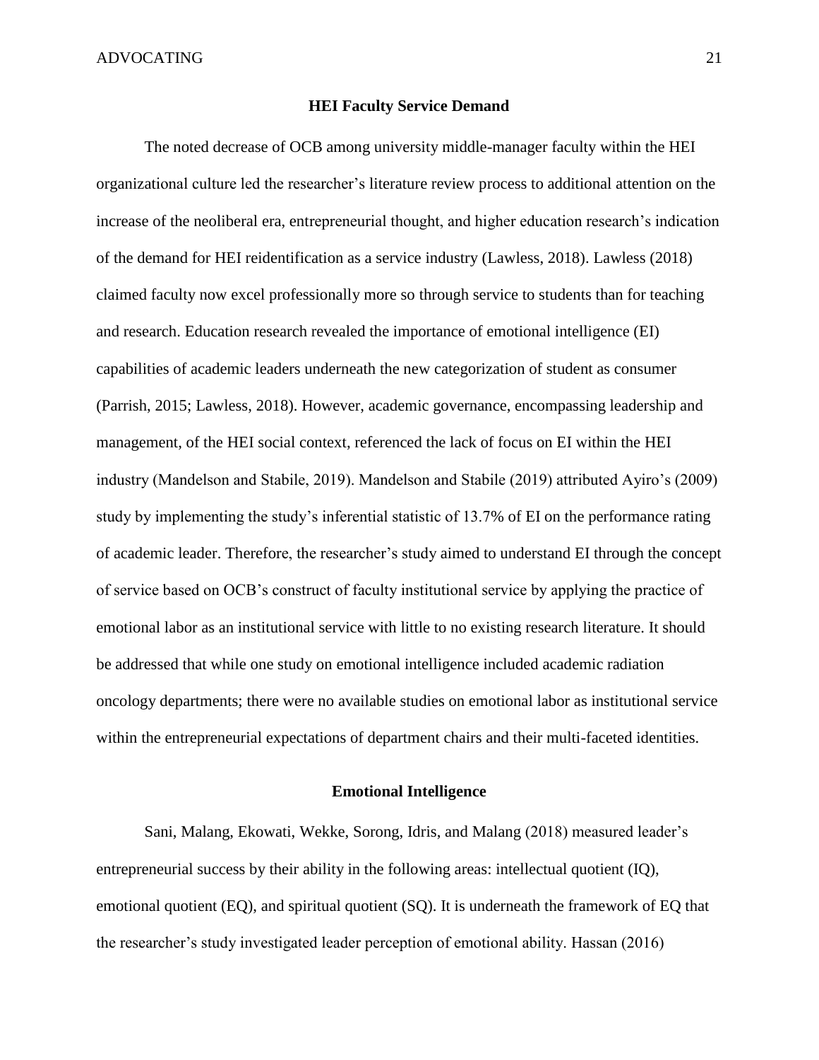## HEI Faculty Service Demand

The noted decrease of OCB among university middle-manager faculty within the HEI organizational culture led the researcher's literature review process to additional attention on the increase of the neoliberal era, entrepreneurial thought, and higher education research's indication of the demand for HEI reidentification as a service industry (Lawless, 2018). Lawless (2018) claimed faculty now excel professionally more so through service to students than for teaching and research. Education research revealed the importance of emotional intelligence (EI) capabilities of academic leaders underneath the new categorization of student as consumer (Parrish, 2015; Lawless, 2018). However, academic governance, encompassing leadership and management, of the HEI social context, referenced the lack of focus on EI within the HEI industry (Mandelson and Stabile, 2019). Mandelson and Stabile (2019) attributed Ayiro's (2009) study by implementing the study's inferential statistic of 13.7% of EI on the performance rating of academic leader. Therefore, the researcher's study aimed to understand EI through the concept of service based on OCB's construct of faculty institutional service by applying the practice of emotional labor as an institutional service with little to no existing research literature. It should be addressed that while one study on emotional intelligence included academic radiation oncology departments; there were no available studies on emotional labor as institutional service within the entrepreneurial expectations of department chairs and their multi-faceted identities.

## Emotional Intelligence

Sani, Malang, Ekowati, Wekke, Sorong, Idris, and Malang (2018) measured leader's entrepreneurial success by their ability in the following areas: intellectual quotient (IQ), emotional quotient (EQ), and spiritual quotient (SQ). It is underneath the framework of EQ that the researcher's study investigated leader perception of emotional ability. Hassan (2016)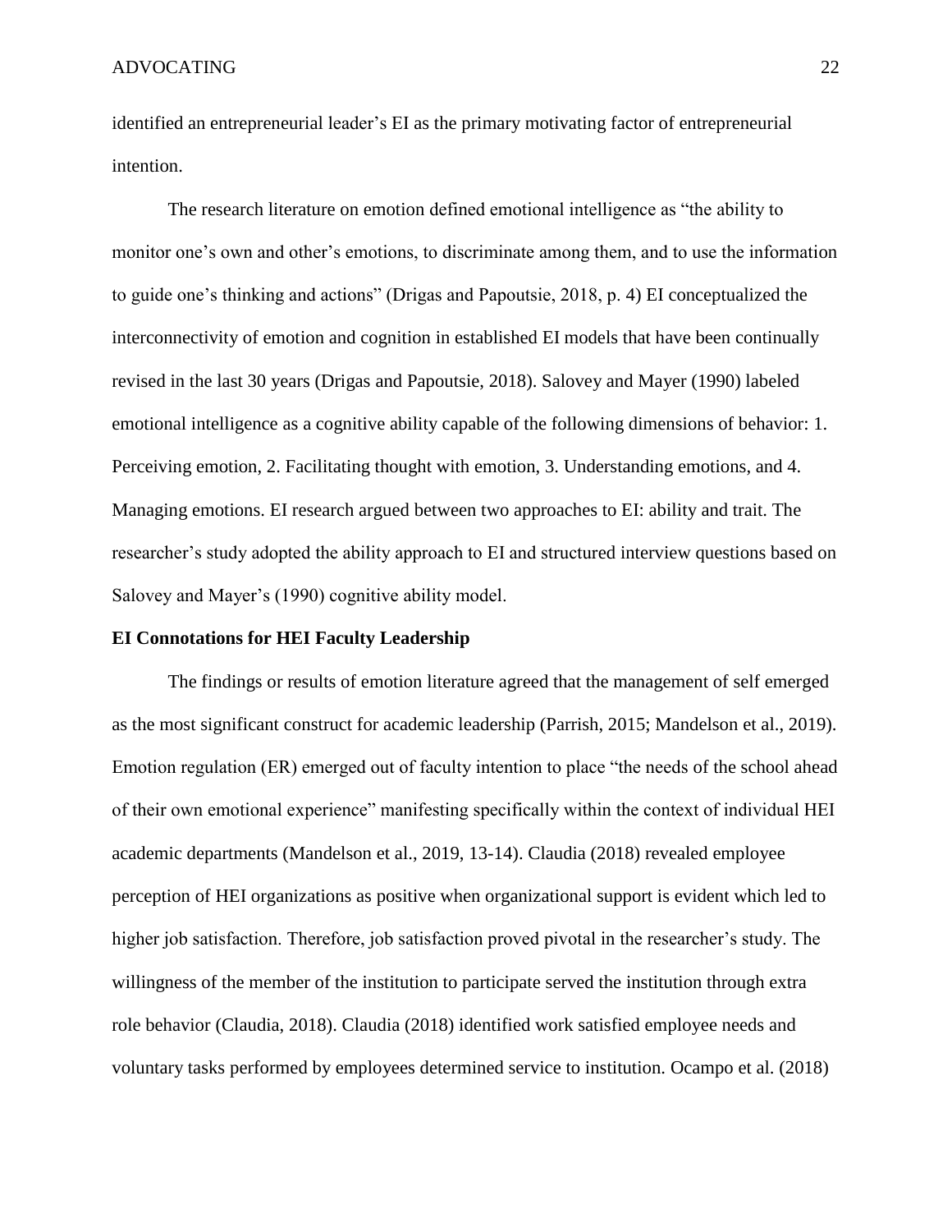identified an entrepreneurial leader's EI as the primary motivating factor of entrepreneurial intention.

The research literature on emotion defined emotional intelligence as "the ability to monitor one's own and other's emotions, to discriminate among them, and to use the information to guide one's thinking and actions" (Drigas and Papoutsie, 2018, p. 4) EI conceptualized the interconnectivity of emotion and cognition in established EI models that have been continually revised in the last 30 years (Drigas and Papoutsie, 2018). Salovey and Mayer (1990) labeled emotional intelligence as a cognitive ability capable of the following dimensions of behavior: 1. Perceiving emotion, 2. Facilitating thought with emotion, 3. Understanding emotions, and 4. Managing emotions. EI research argued between two approaches to EI: ability and trait. The researcher's study adopted the ability approach to EI and structured interview questions based on Salovey and Mayer's (1990) cognitive ability model.

**EI Connotations for HEI Faculty Leadership**

The findings or results of emotion literature agreed that the management of self emerged as the most significant construct for academic leadership (Parrish, 2015; Mandelson et al., 2019). Emotion regulation (ER) emerged out of faculty intention to place "the needs of the school ahead of their own emotional experience" manifesting specifically within the context of individual HEI academic departments (Mandelson et al., 2019, 13-14). Claudia (2018) revealed employee perception of HEI organizations as positive when organizational support is evident which led to higher job satisfaction. Therefore, job satisfaction proved pivotal in the researcher's study. The willingness of the member of the institution to participate served the institution through extra role behavior (Claudia, 2018). Claudia (2018) identified work satisfied employee needs and voluntary tasks performed by employees determined service to institution. Ocampo et al. (2018)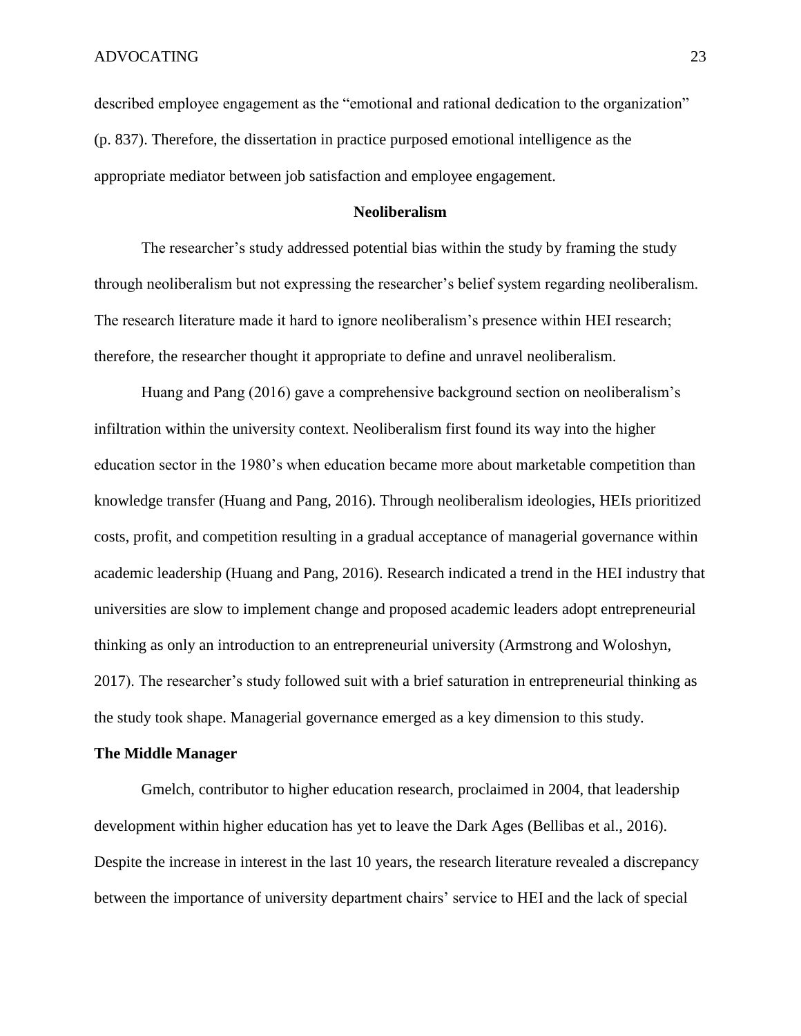described employee engagement as the “emotional and rational dedication to the organization” (p. 837). Therefore, the dissertation in practice purposed emotional intelligence as the appropriate mediator between job satisfaction and employee engagement.

## Neoliberalism

The researcher’s study addressed potential bias within the study by framing the study through neoliberalism but not expressing the researcher’s belief system regarding neoliberalism. The research literature made it hard to ignore neoliberalism’s presence within HEI research; therefore, the researcher thought it appropriate to define and unravel neoliberalism.

Huang and Pang (2016) gave a comprehensive background section on neoliberalism’s infiltration within the university context. Neoliberalism first found its way into the higher education sector in the 1980’s when education became more about marketable competition than knowledge transfer (Huang and Pang, 2016). Through neoliberalism ideologies, HEIs prioritized costs, profit, and competition resulting in a gradual acceptance of managerial governance within academic leadership (Huang and Pang, 2016). Research indicated a trend in the HEI industry that universities are slow to implement change and proposed academic leaders adopt entrepreneurial thinking as only an introduction to an entrepreneurial university (Armstrong and Woloshyn, 2017). The researcher’s study followed suit with a brief saturation in entrepreneurial thinking as the study took shape. Managerial governance emerged as a key dimension to this study.

### The Middle Manager

Gmelch, contributor to higher education research, proclaimed in 2004, that leadership development within higher education has yet to leave the Dark Ages (Bellibas et al., 2016). Despite the increase in interest in the last 10 years, the research literature revealed a discrepancy between the importance of university department chairs’ service to HEI and the lack of special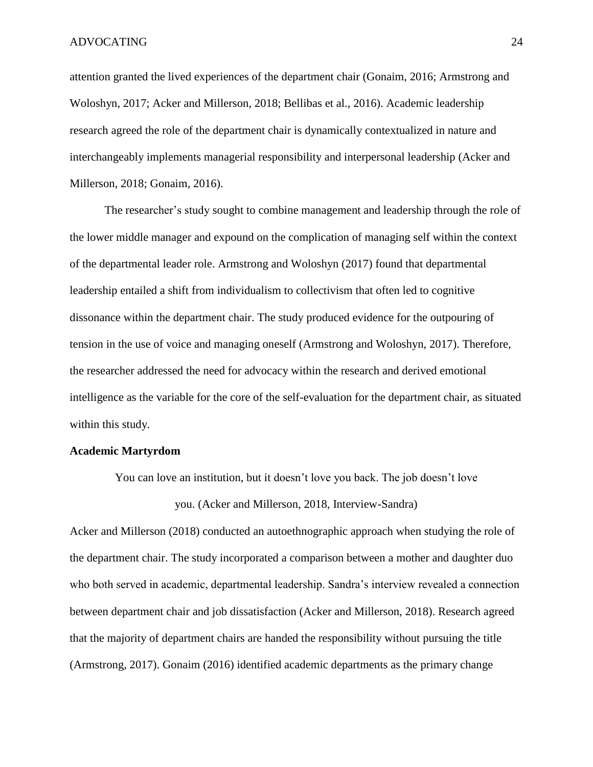attention granted the lived experiences of the department chair (Gonaim, 2016; Armstrong and Woloshyn, 2017; Acker and Millerson, 2018; Bellibas et al., 2016). Academic leadership research agreed the role of the department chair is dynamically contextualized in nature and interchangeably implements managerial responsibility and interpersonal leadership (Acker and Millerson, 2018; Gonaim, 2016).

The researcher's study sought to combine management and leadership through the role of the lower middle manager and expound on the complication of managing self within the context of the departmental leader role. Armstrong and Woloshyn (2017) found that departmental leadership entailed a shift from individualism to collectivism that often led to cognitive dissonance within the department chair. The study produced evidence for the outpouring of tension in the use of voice and managing oneself (Armstrong and Woloshyn, 2017). Therefore, the researcher addressed the need for advocacy within the research and derived emotional intelligence as the variable for the core of the self-evaluation for the department chair, as situated within this study.

**Academic Martyrdom**

> You can love an institution, but it doesn't love you back. The job doesn't love you. (Acker and Millerson, 2018, Interview-Sandra)

Acker and Millerson (2018) conducted an autoethnographic approach when studying the role of the department chair. The study incorporated a comparison between a mother and daughter duo who both served in academic, departmental leadership. Sandra's interview revealed a connection between department chair and job dissatisfaction (Acker and Millerson, 2018). Research agreed that the majority of department chairs are handed the responsibility without pursuing the title (Armstrong, 2017). Gonaim (2016) identified academic departments as the primary change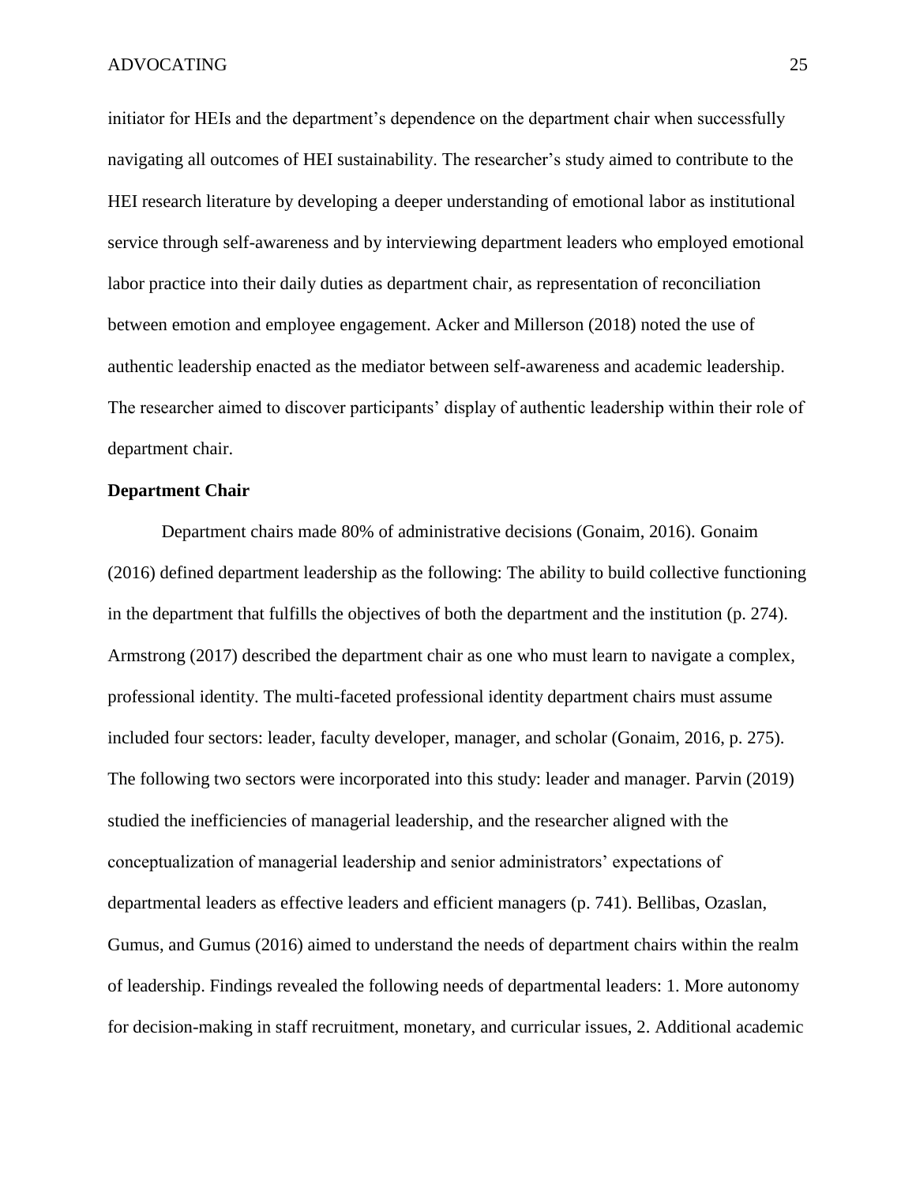initiator for HEIs and the department's dependence on the department chair when successfully navigating all outcomes of HEI sustainability. The researcher's study aimed to contribute to the HEI research literature by developing a deeper understanding of emotional labor as institutional service through self-awareness and by interviewing department leaders who employed emotional labor practice into their daily duties as department chair, as representation of reconciliation between emotion and employee engagement. Acker and Millerson (2018) noted the use of authentic leadership enacted as the mediator between self-awareness and academic leadership. The researcher aimed to discover participants' display of authentic leadership within their role of department chair.

**Department Chair**

Department chairs made 80% of administrative decisions (Gonaim, 2016). Gonaim (2016) defined department leadership as the following: The ability to build collective functioning in the department that fulfills the objectives of both the department and the institution (p. 274). Armstrong (2017) described the department chair as one who must learn to navigate a complex, professional identity. The multi-faceted professional identity department chairs must assume included four sectors: leader, faculty developer, manager, and scholar (Gonaim, 2016, p. 275). The following two sectors were incorporated into this study: leader and manager. Parvin (2019) studied the inefficiencies of managerial leadership, and the researcher aligned with the conceptualization of managerial leadership and senior administrators' expectations of departmental leaders as effective leaders and efficient managers (p. 741). Bellibas, Ozaslan, Gumus, and Gumus (2016) aimed to understand the needs of department chairs within the realm of leadership. Findings revealed the following needs of departmental leaders: 1. More autonomy for decision-making in staff recruitment, monetary, and curricular issues, 2. Additional academic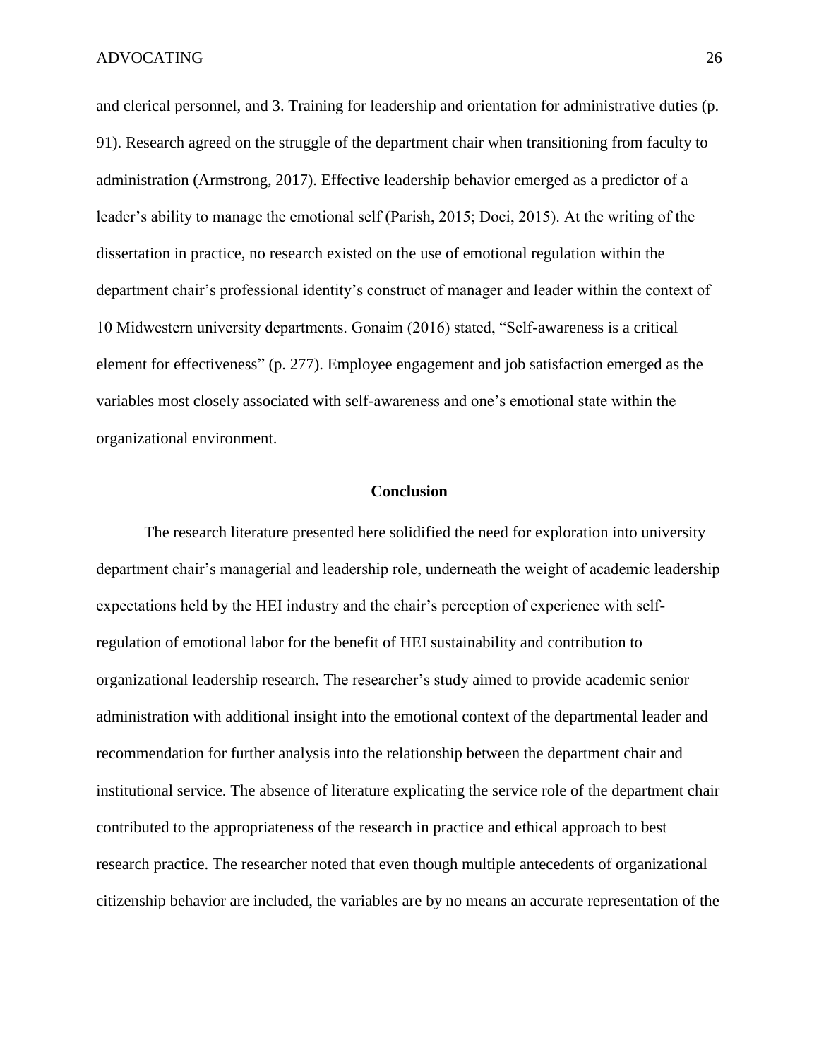and clerical personnel, and 3. Training for leadership and orientation for administrative duties (p. 91). Research agreed on the struggle of the department chair when transitioning from faculty to administration (Armstrong, 2017). Effective leadership behavior emerged as a predictor of a leader's ability to manage the emotional self (Parish, 2015; Doci, 2015). At the writing of the dissertation in practice, no research existed on the use of emotional regulation within the department chair's professional identity's construct of manager and leader within the context of 10 Midwestern university departments. Gonaim (2016) stated, "Self-awareness is a critical element for effectiveness" (p. 277). Employee engagement and job satisfaction emerged as the variables most closely associated with self-awareness and one's emotional state within the organizational environment.

## Conclusion

The research literature presented here solidified the need for exploration into university department chair's managerial and leadership role, underneath the weight of academic leadership expectations held by the HEI industry and the chair's perception of experience with self-regulation of emotional labor for the benefit of HEI sustainability and contribution to organizational leadership research. The researcher's study aimed to provide academic senior administration with additional insight into the emotional context of the departmental leader and recommendation for further analysis into the relationship between the department chair and institutional service. The absence of literature explicating the service role of the department chair contributed to the appropriateness of the research in practice and ethical approach to best research practice. The researcher noted that even though multiple antecedents of organizational citizenship behavior are included, the variables are by no means an accurate representation of the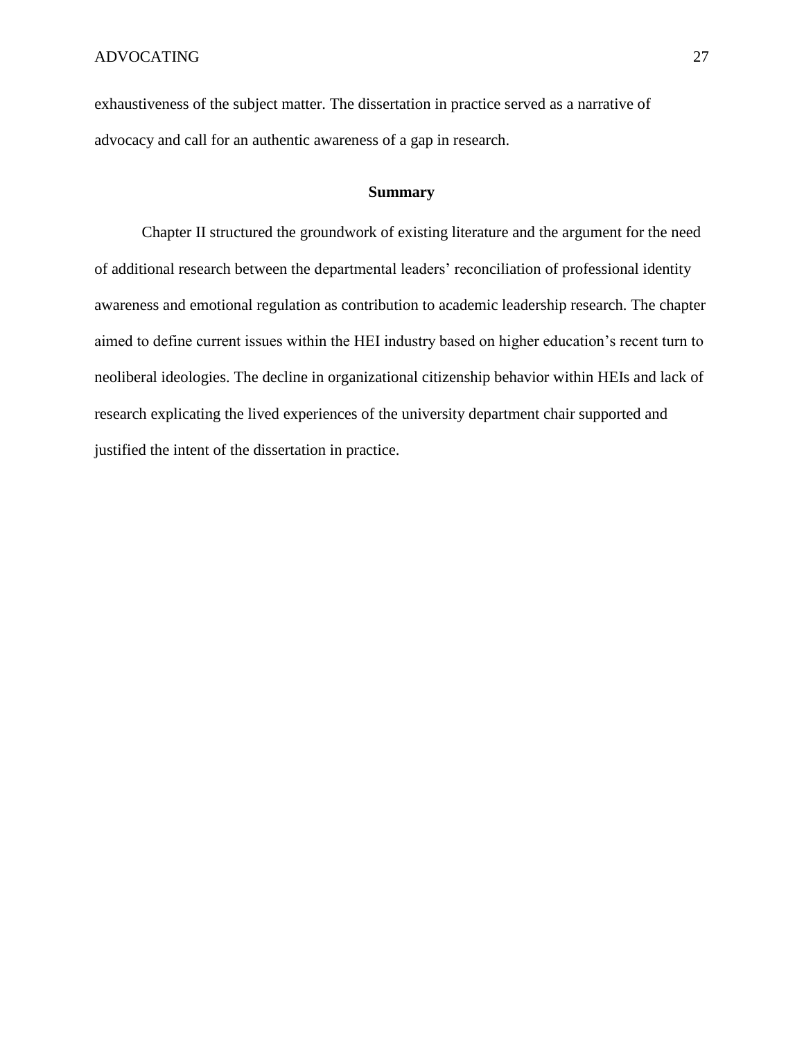exhaustiveness of the subject matter. The dissertation in practice served as a narrative of advocacy and call for an authentic awareness of a gap in research.

## Summary

Chapter II structured the groundwork of existing literature and the argument for the need of additional research between the departmental leaders' reconciliation of professional identity awareness and emotional regulation as contribution to academic leadership research. The chapter aimed to define current issues within the HEI industry based on higher education's recent turn to neoliberal ideologies. The decline in organizational citizenship behavior within HEIs and lack of research explicating the lived experiences of the university department chair supported and justified the intent of the dissertation in practice.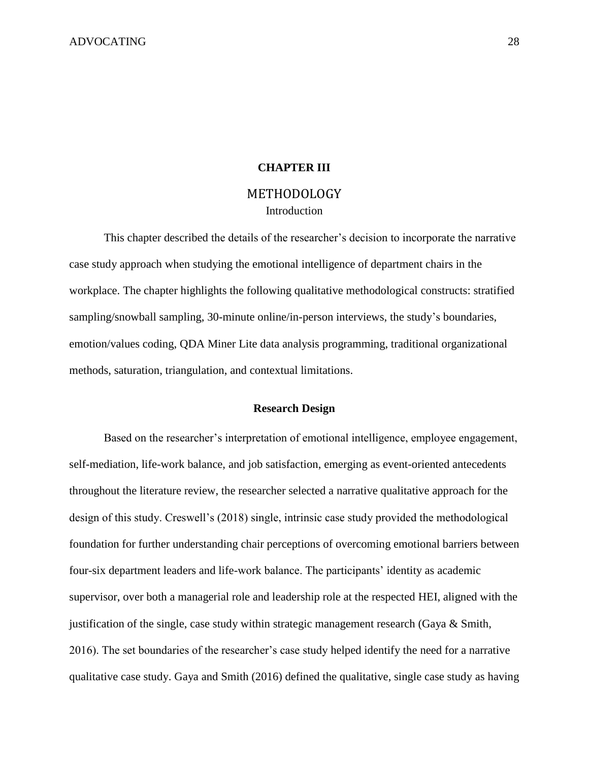# CHAPTER III

## METHODOLOGY

### Introduction

This chapter described the details of the researcher's decision to incorporate the narrative case study approach when studying the emotional intelligence of department chairs in the workplace. The chapter highlights the following qualitative methodological constructs: stratified sampling/snowball sampling, 30-minute online/in-person interviews, the study's boundaries, emotion/values coding, QDA Miner Lite data analysis programming, traditional organizational methods, saturation, triangulation, and contextual limitations.

### Research Design

Based on the researcher's interpretation of emotional intelligence, employee engagement, self-mediation, life-work balance, and job satisfaction, emerging as event-oriented antecedents throughout the literature review, the researcher selected a narrative qualitative approach for the design of this study. Creswell's (2018) single, intrinsic case study provided the methodological foundation for further understanding chair perceptions of overcoming emotional barriers between four-six department leaders and life-work balance. The participants' identity as academic supervisor, over both a managerial role and leadership role at the respected HEI, aligned with the justification of the single, case study within strategic management research (Gaya & Smith, 2016). The set boundaries of the researcher's case study helped identify the need for a narrative qualitative case study. Gaya and Smith (2016) defined the qualitative, single case study as having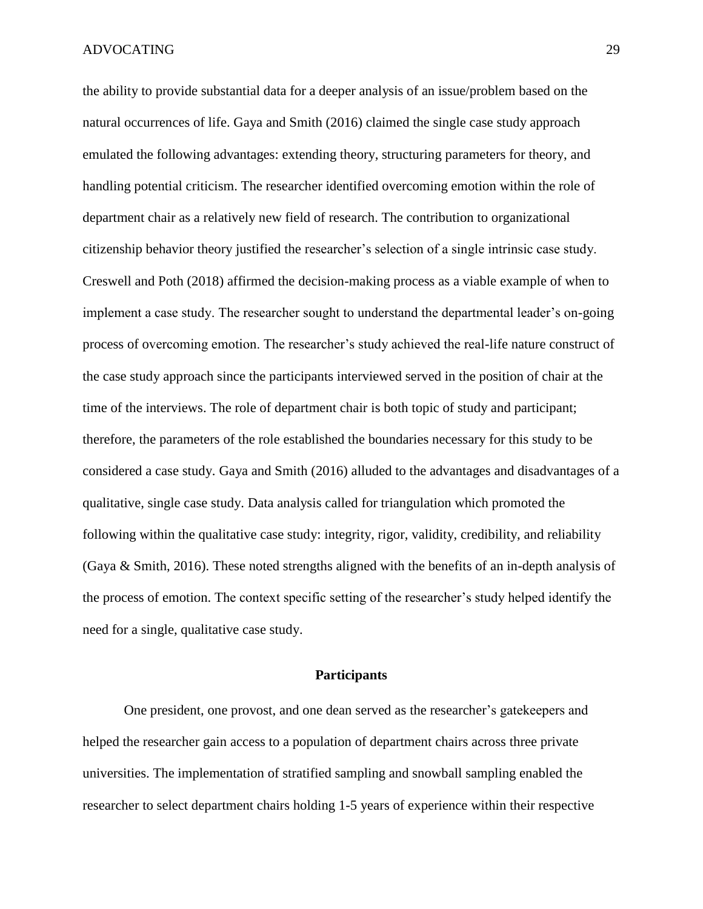the ability to provide substantial data for a deeper analysis of an issue/problem based on the natural occurrences of life. Gaya and Smith (2016) claimed the single case study approach emulated the following advantages: extending theory, structuring parameters for theory, and handling potential criticism. The researcher identified overcoming emotion within the role of department chair as a relatively new field of research. The contribution to organizational citizenship behavior theory justified the researcher's selection of a single intrinsic case study. Creswell and Poth (2018) affirmed the decision-making process as a viable example of when to implement a case study. The researcher sought to understand the departmental leader's on-going process of overcoming emotion. The researcher's study achieved the real-life nature construct of the case study approach since the participants interviewed served in the position of chair at the time of the interviews. The role of department chair is both topic of study and participant; therefore, the parameters of the role established the boundaries necessary for this study to be considered a case study. Gaya and Smith (2016) alluded to the advantages and disadvantages of a qualitative, single case study. Data analysis called for triangulation which promoted the following within the qualitative case study: integrity, rigor, validity, credibility, and reliability (Gaya & Smith, 2016). These noted strengths aligned with the benefits of an in-depth analysis of the process of emotion. The context specific setting of the researcher's study helped identify the need for a single, qualitative case study.

## Participants

One president, one provost, and one dean served as the researcher's gatekeepers and helped the researcher gain access to a population of department chairs across three private universities. The implementation of stratified sampling and snowball sampling enabled the researcher to select department chairs holding 1-5 years of experience within their respective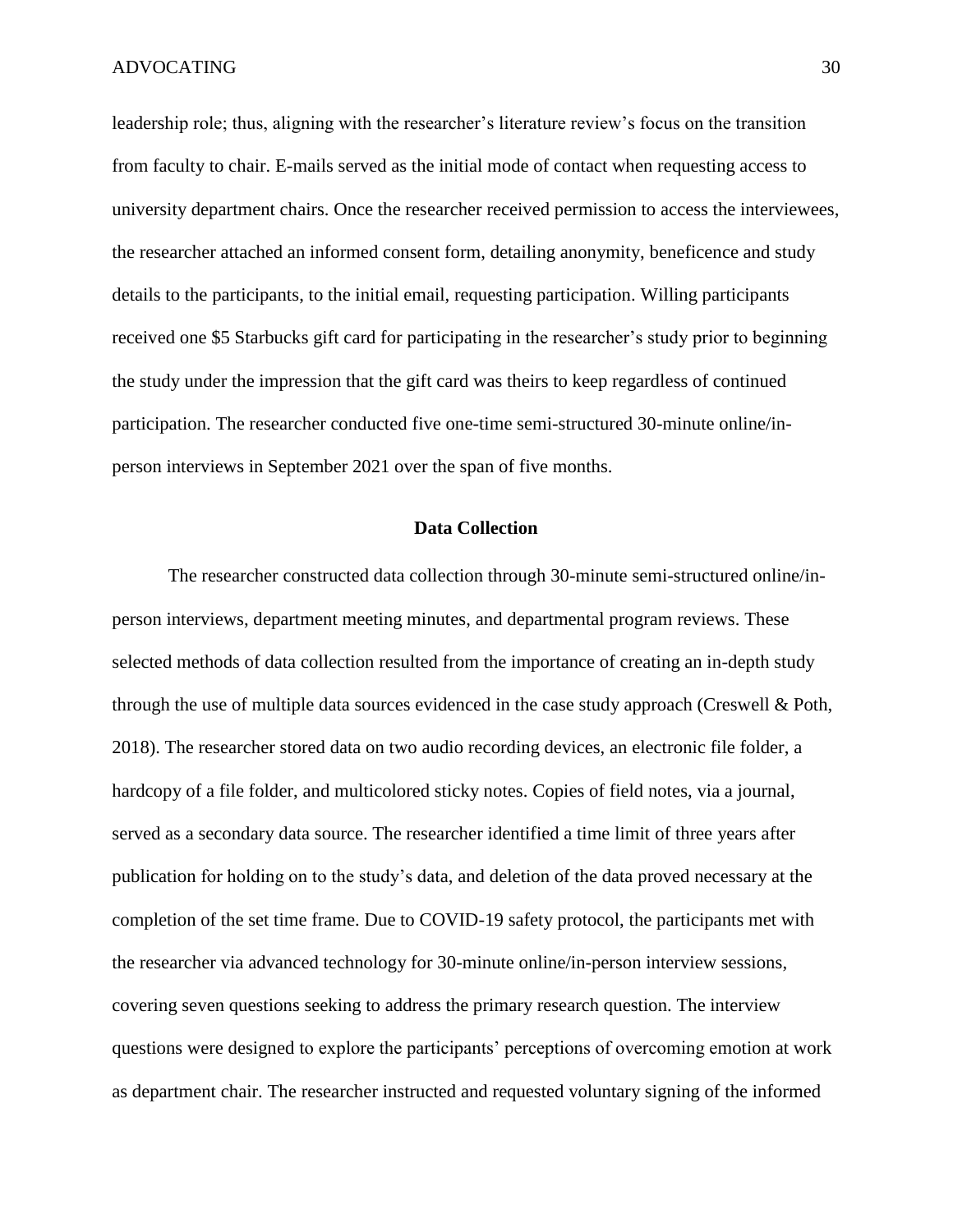leadership role; thus, aligning with the researcher's literature review's focus on the transition from faculty to chair. E-mails served as the initial mode of contact when requesting access to university department chairs. Once the researcher received permission to access the interviewees, the researcher attached an informed consent form, detailing anonymity, beneficence and study details to the participants, to the initial email, requesting participation. Willing participants received one $5 Starbucks gift card for participating in the researcher's study prior to beginning the study under the impression that the gift card was theirs to keep regardless of continued participation. The researcher conducted five one-time semi-structured 30-minute online/in-person interviews in September 2021 over the span of five months.

## Data Collection

The researcher constructed data collection through 30-minute semi-structured online/in-person interviews, department meeting minutes, and departmental program reviews. These selected methods of data collection resulted from the importance of creating an in-depth study through the use of multiple data sources evidenced in the case study approach (Creswell & Poth, 2018). The researcher stored data on two audio recording devices, an electronic file folder, a hardcopy of a file folder, and multicolored sticky notes. Copies of field notes, via a journal, served as a secondary data source. The researcher identified a time limit of three years after publication for holding on to the study's data, and deletion of the data proved necessary at the completion of the set time frame. Due to COVID-19 safety protocol, the participants met with the researcher via advanced technology for 30-minute online/in-person interview sessions, covering seven questions seeking to address the primary research question. The interview questions were designed to explore the participants' perceptions of overcoming emotion at work as department chair. The researcher instructed and requested voluntary signing of the informed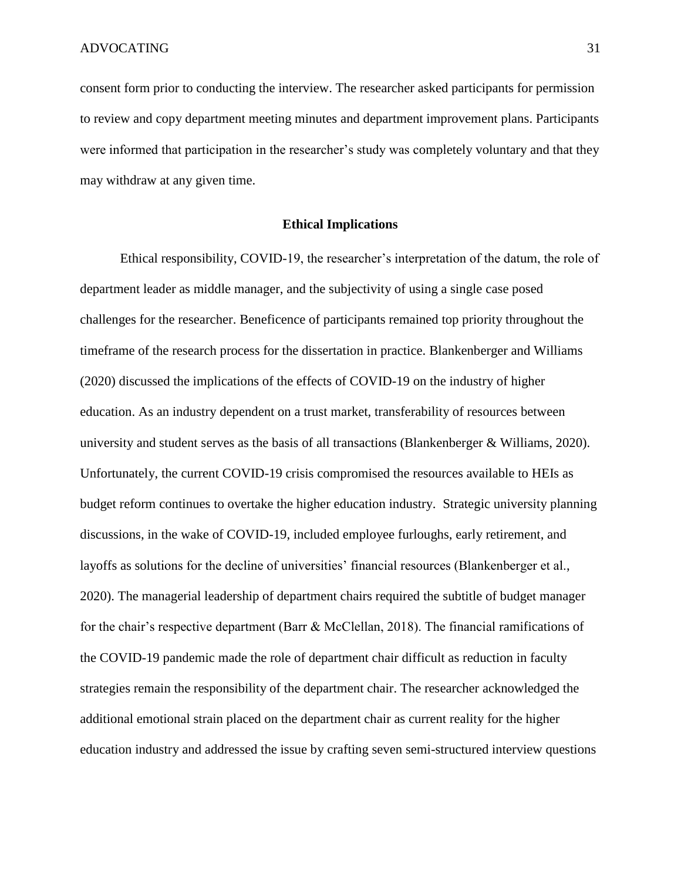consent form prior to conducting the interview. The researcher asked participants for permission to review and copy department meeting minutes and department improvement plans. Participants were informed that participation in the researcher's study was completely voluntary and that they may withdraw at any given time.

## Ethical Implications

Ethical responsibility, COVID-19, the researcher's interpretation of the datum, the role of department leader as middle manager, and the subjectivity of using a single case posed challenges for the researcher. Beneficence of participants remained top priority throughout the timeframe of the research process for the dissertation in practice. Blankenberger and Williams (2020) discussed the implications of the effects of COVID-19 on the industry of higher education. As an industry dependent on a trust market, transferability of resources between university and student serves as the basis of all transactions (Blankenberger & Williams, 2020). Unfortunately, the current COVID-19 crisis compromised the resources available to HEIs as budget reform continues to overtake the higher education industry. Strategic university planning discussions, in the wake of COVID-19, included employee furloughs, early retirement, and layoffs as solutions for the decline of universities' financial resources (Blankenberger et al., 2020). The managerial leadership of department chairs required the subtitle of budget manager for the chair's respective department (Barr & McClellan, 2018). The financial ramifications of the COVID-19 pandemic made the role of department chair difficult as reduction in faculty strategies remain the responsibility of the department chair. The researcher acknowledged the additional emotional strain placed on the department chair as current reality for the higher education industry and addressed the issue by crafting seven semi-structured interview questions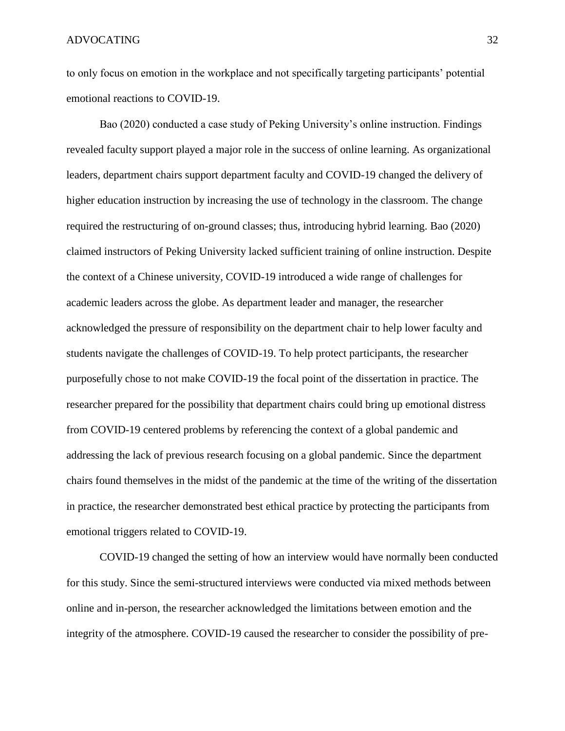to only focus on emotion in the workplace and not specifically targeting participants' potential emotional reactions to COVID-19.

Bao (2020) conducted a case study of Peking University's online instruction. Findings revealed faculty support played a major role in the success of online learning. As organizational leaders, department chairs support department faculty and COVID-19 changed the delivery of higher education instruction by increasing the use of technology in the classroom. The change required the restructuring of on-ground classes; thus, introducing hybrid learning. Bao (2020) claimed instructors of Peking University lacked sufficient training of online instruction. Despite the context of a Chinese university, COVID-19 introduced a wide range of challenges for academic leaders across the globe. As department leader and manager, the researcher acknowledged the pressure of responsibility on the department chair to help lower faculty and students navigate the challenges of COVID-19. To help protect participants, the researcher purposefully chose to not make COVID-19 the focal point of the dissertation in practice. The researcher prepared for the possibility that department chairs could bring up emotional distress from COVID-19 centered problems by referencing the context of a global pandemic and addressing the lack of previous research focusing on a global pandemic. Since the department chairs found themselves in the midst of the pandemic at the time of the writing of the dissertation in practice, the researcher demonstrated best ethical practice by protecting the participants from emotional triggers related to COVID-19.

COVID-19 changed the setting of how an interview would have normally been conducted for this study. Since the semi-structured interviews were conducted via mixed methods between online and in-person, the researcher acknowledged the limitations between emotion and the integrity of the atmosphere. COVID-19 caused the researcher to consider the possibility of pre-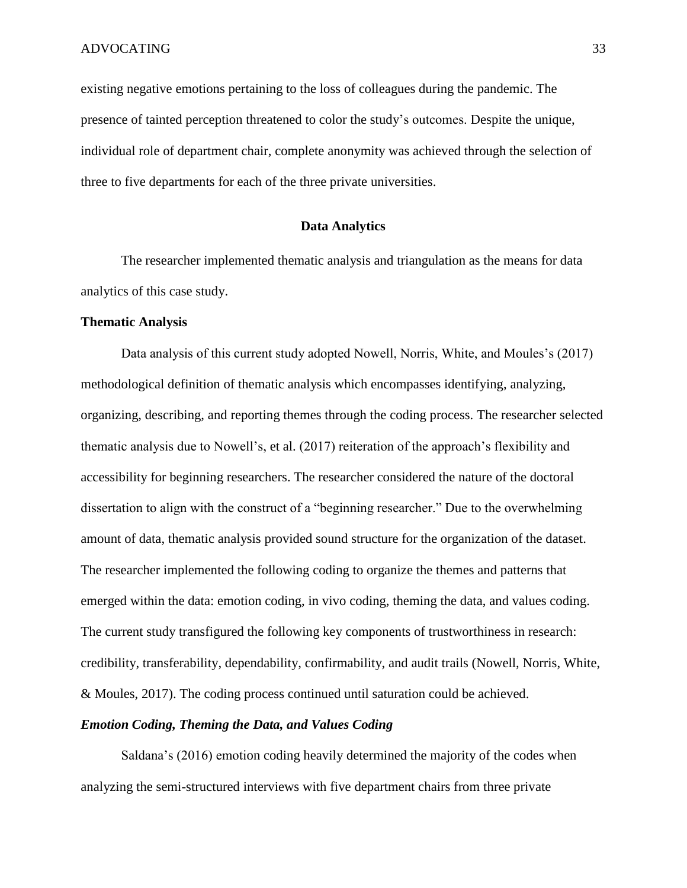existing negative emotions pertaining to the loss of colleagues during the pandemic. The presence of tainted perception threatened to color the study's outcomes. Despite the unique, individual role of department chair, complete anonymity was achieved through the selection of three to five departments for each of the three private universities.

## Data Analytics

The researcher implemented thematic analysis and triangulation as the means for data analytics of this case study.

### Thematic Analysis

Data analysis of this current study adopted Nowell, Norris, White, and Moules's (2017) methodological definition of thematic analysis which encompasses identifying, analyzing, organizing, describing, and reporting themes through the coding process. The researcher selected thematic analysis due to Nowell's, et al. (2017) reiteration of the approach's flexibility and accessibility for beginning researchers. The researcher considered the nature of the doctoral dissertation to align with the construct of a "beginning researcher." Due to the overwhelming amount of data, thematic analysis provided sound structure for the organization of the dataset. The researcher implemented the following coding to organize the themes and patterns that emerged within the data: emotion coding, in vivo coding, theming the data, and values coding. The current study transfigured the following key components of trustworthiness in research: credibility, transferability, dependability, confirmability, and audit trails (Nowell, Norris, White, & Moules, 2017). The coding process continued until saturation could be achieved.

#### *Emotion Coding, Theming the Data, and Values Coding*

Saldana's (2016) emotion coding heavily determined the majority of the codes when analyzing the semi-structured interviews with five department chairs from three private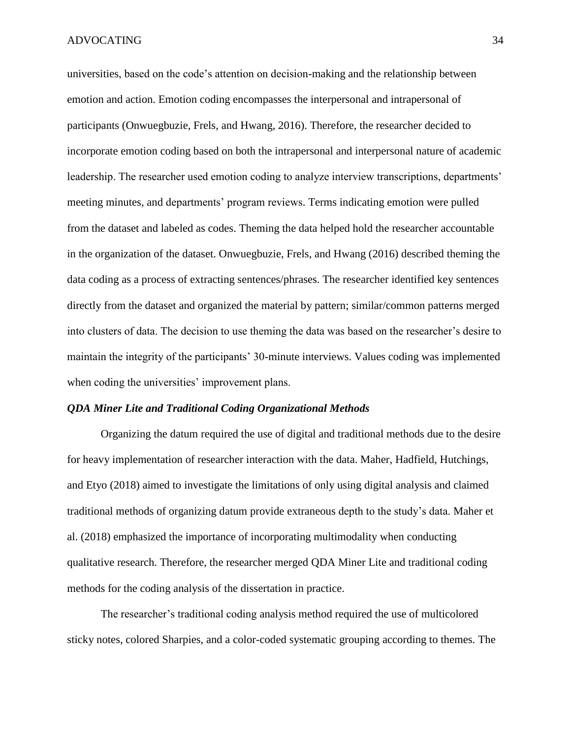universities, based on the code's attention on decision-making and the relationship between emotion and action. Emotion coding encompasses the interpersonal and intrapersonal of participants (Onwuegbuzie, Frels, and Hwang, 2016). Therefore, the researcher decided to incorporate emotion coding based on both the intrapersonal and interpersonal nature of academic leadership. The researcher used emotion coding to analyze interview transcriptions, departments' meeting minutes, and departments' program reviews. Terms indicating emotion were pulled from the dataset and labeled as codes. Theming the data helped hold the researcher accountable in the organization of the dataset. Onwuegbuzie, Frels, and Hwang (2016) described theming the data coding as a process of extracting sentences/phrases. The researcher identified key sentences directly from the dataset and organized the material by pattern; similar/common patterns merged into clusters of data. The decision to use theming the data was based on the researcher's desire to maintain the integrity of the participants' 30-minute interviews. Values coding was implemented when coding the universities' improvement plans.

### *QDA Miner Lite and Traditional Coding Organizational Methods*

Organizing the datum required the use of digital and traditional methods due to the desire for heavy implementation of researcher interaction with the data. Maher, Hadfield, Hutchings, and Etyo (2018) aimed to investigate the limitations of only using digital analysis and claimed traditional methods of organizing datum provide extraneous depth to the study's data. Maher et al. (2018) emphasized the importance of incorporating multimodality when conducting qualitative research. Therefore, the researcher merged QDA Miner Lite and traditional coding methods for the coding analysis of the dissertation in practice.

The researcher's traditional coding analysis method required the use of multicolored sticky notes, colored Sharpies, and a color-coded systematic grouping according to themes. The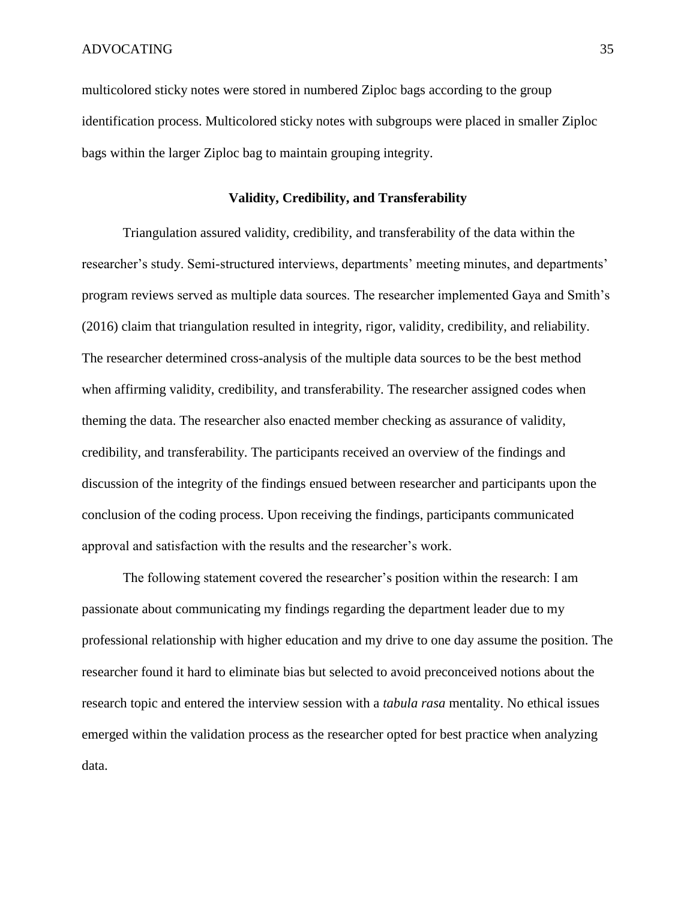multicolored sticky notes were stored in numbered Ziploc bags according to the group identification process. Multicolored sticky notes with subgroups were placed in smaller Ziploc bags within the larger Ziploc bag to maintain grouping integrity.

## Validity, Credibility, and Transferability

Triangulation assured validity, credibility, and transferability of the data within the researcher's study. Semi-structured interviews, departments' meeting minutes, and departments' program reviews served as multiple data sources. The researcher implemented Gaya and Smith's (2016) claim that triangulation resulted in integrity, rigor, validity, credibility, and reliability. The researcher determined cross-analysis of the multiple data sources to be the best method when affirming validity, credibility, and transferability. The researcher assigned codes when theming the data. The researcher also enacted member checking as assurance of validity, credibility, and transferability. The participants received an overview of the findings and discussion of the integrity of the findings ensued between researcher and participants upon the conclusion of the coding process. Upon receiving the findings, participants communicated approval and satisfaction with the results and the researcher's work.

The following statement covered the researcher's position within the research: I am passionate about communicating my findings regarding the department leader due to my professional relationship with higher education and my drive to one day assume the position. The researcher found it hard to eliminate bias but selected to avoid preconceived notions about the research topic and entered the interview session with a *tabula rasa* mentality. No ethical issues emerged within the validation process as the researcher opted for best practice when analyzing data.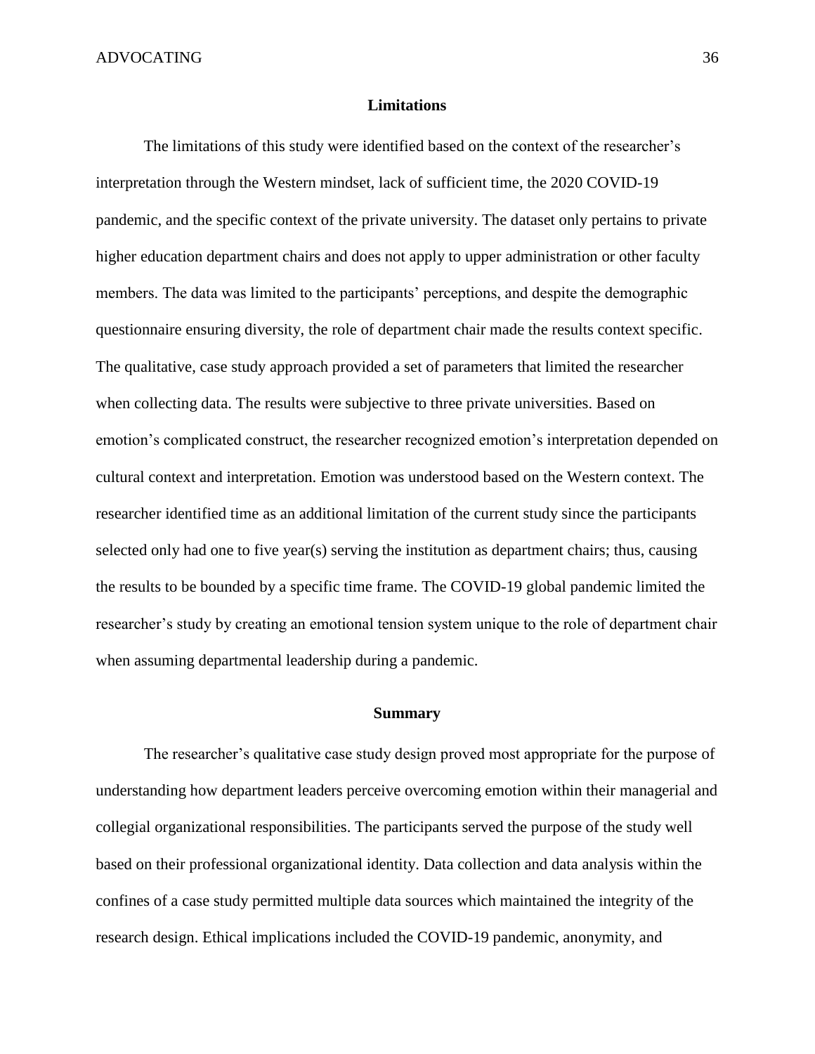## Limitations

The limitations of this study were identified based on the context of the researcher's interpretation through the Western mindset, lack of sufficient time, the 2020 COVID-19 pandemic, and the specific context of the private university. The dataset only pertains to private higher education department chairs and does not apply to upper administration or other faculty members. The data was limited to the participants' perceptions, and despite the demographic questionnaire ensuring diversity, the role of department chair made the results context specific. The qualitative, case study approach provided a set of parameters that limited the researcher when collecting data. The results were subjective to three private universities. Based on emotion's complicated construct, the researcher recognized emotion's interpretation depended on cultural context and interpretation. Emotion was understood based on the Western context. The researcher identified time as an additional limitation of the current study since the participants selected only had one to five year(s) serving the institution as department chairs; thus, causing the results to be bounded by a specific time frame. The COVID-19 global pandemic limited the researcher's study by creating an emotional tension system unique to the role of department chair when assuming departmental leadership during a pandemic.

## Summary

The researcher's qualitative case study design proved most appropriate for the purpose of understanding how department leaders perceive overcoming emotion within their managerial and collegial organizational responsibilities. The participants served the purpose of the study well based on their professional organizational identity. Data collection and data analysis within the confines of a case study permitted multiple data sources which maintained the integrity of the research design. Ethical implications included the COVID-19 pandemic, anonymity, and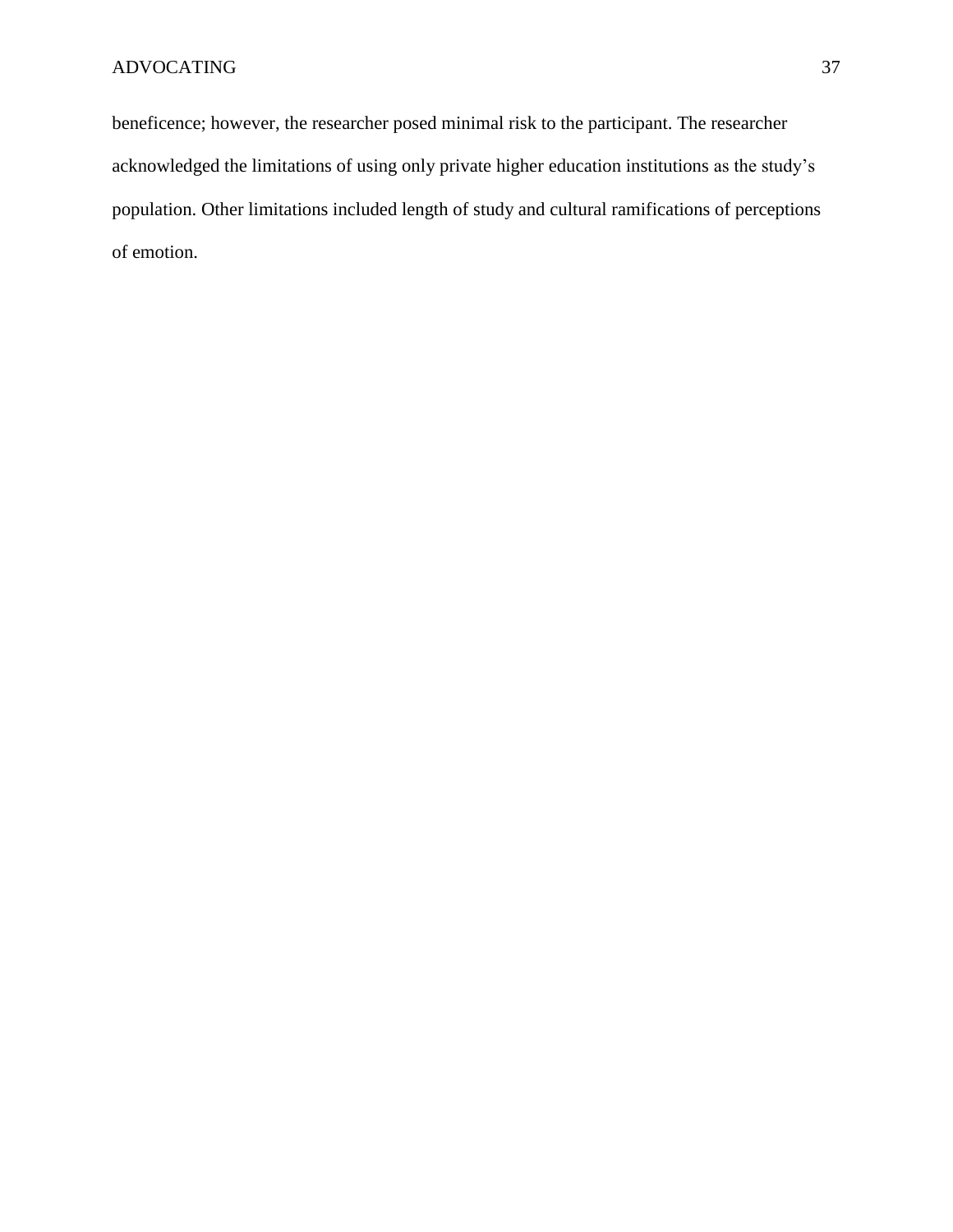beneficence; however, the researcher posed minimal risk to the participant. The researcher acknowledged the limitations of using only private higher education institutions as the study's population. Other limitations included length of study and cultural ramifications of perceptions of emotion.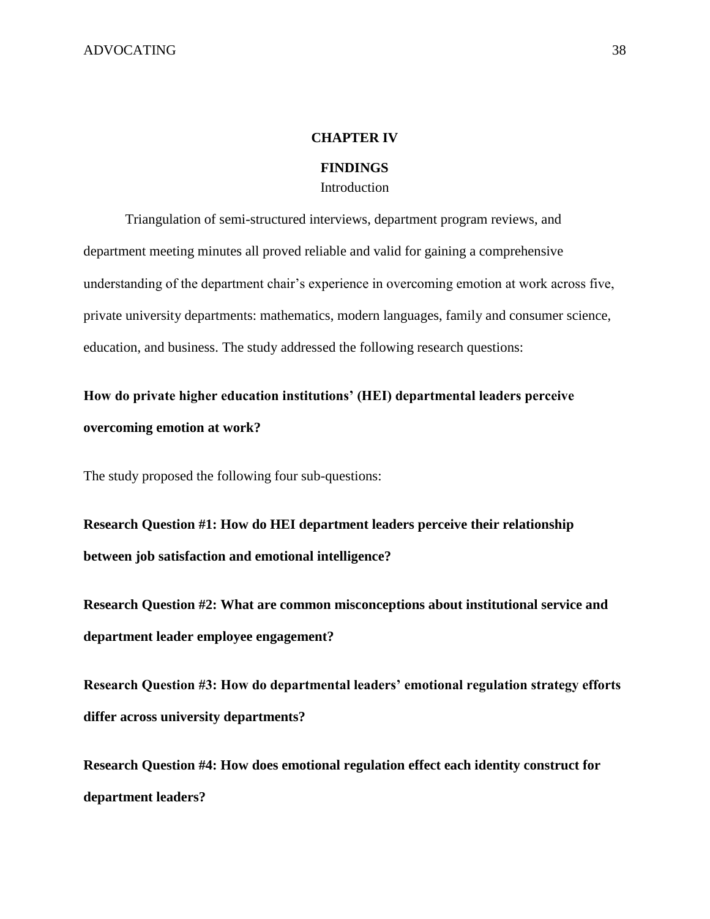# CHAPTER IV

# FINDINGS

## Introduction

Triangulation of semi-structured interviews, department program reviews, and department meeting minutes all proved reliable and valid for gaining a comprehensive understanding of the department chair's experience in overcoming emotion at work across five, private university departments: mathematics, modern languages, family and consumer science, education, and business. The study addressed the following research questions:

**How do private higher education institutions' (HEI) departmental leaders perceive overcoming emotion at work?**

The study proposed the following four sub-questions:

**Research Question #1: How do HEI department leaders perceive their relationship between job satisfaction and emotional intelligence?**

**Research Question #2: What are common misconceptions about institutional service and department leader employee engagement?**

**Research Question #3: How do departmental leaders' emotional regulation strategy efforts differ across university departments?**

**Research Question #4: How does emotional regulation effect each identity construct for department leaders?**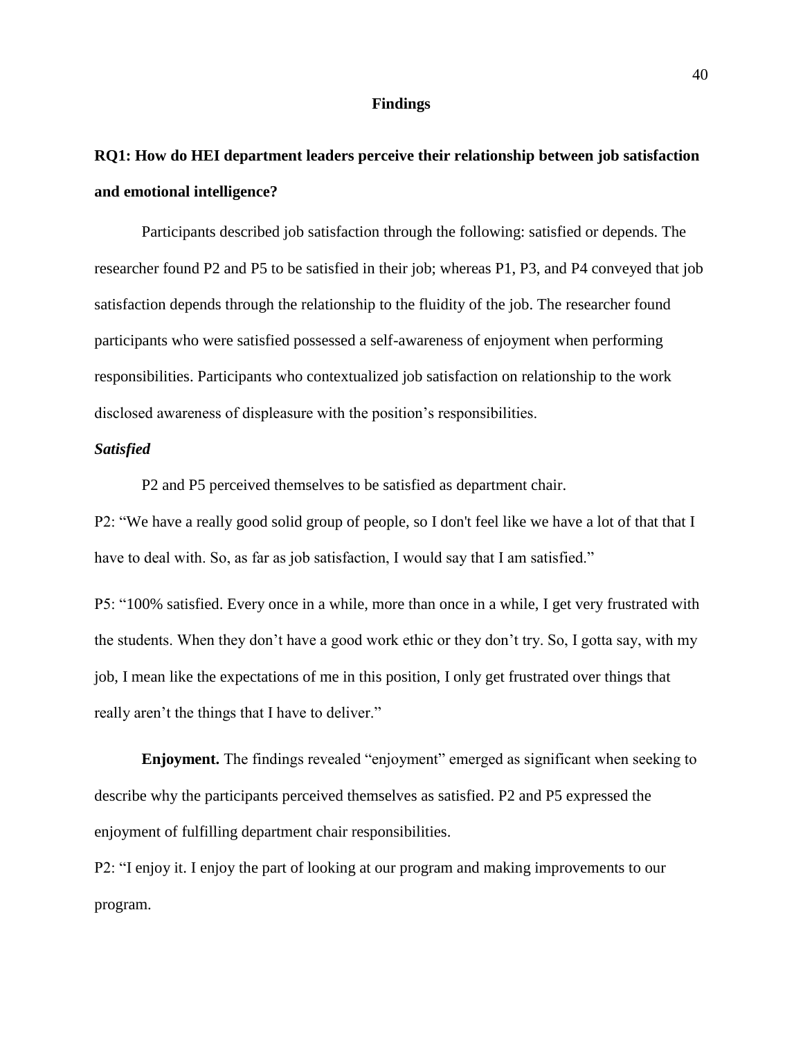## Findings

### RQ1: How do HEI department leaders perceive their relationship between job satisfaction and emotional intelligence?

Participants described job satisfaction through the following: satisfied or depends. The researcher found P2 and P5 to be satisfied in their job; whereas P1, P3, and P4 conveyed that job satisfaction depends through the relationship to the fluidity of the job. The researcher found participants who were satisfied possessed a self-awareness of enjoyment when performing responsibilities. Participants who contextualized job satisfaction on relationship to the work disclosed awareness of displeasure with the position's responsibilities.

#### *Satisfied*

P2 and P5 perceived themselves to be satisfied as department chair.

P2: "We have a really good solid group of people, so I don't feel like we have a lot of that that I have to deal with. So, as far as job satisfaction, I would say that I am satisfied."

P5: "100% satisfied. Every once in a while, more than once in a while, I get very frustrated with the students. When they don't have a good work ethic or they don't try. So, I gotta say, with my job, I mean like the expectations of me in this position, I only get frustrated over things that really aren't the things that I have to deliver."

**Enjoyment.** The findings revealed "enjoyment" emerged as significant when seeking to describe why the participants perceived themselves as satisfied. P2 and P5 expressed the enjoyment of fulfilling department chair responsibilities.

P2: "I enjoy it. I enjoy the part of looking at our program and making improvements to our program.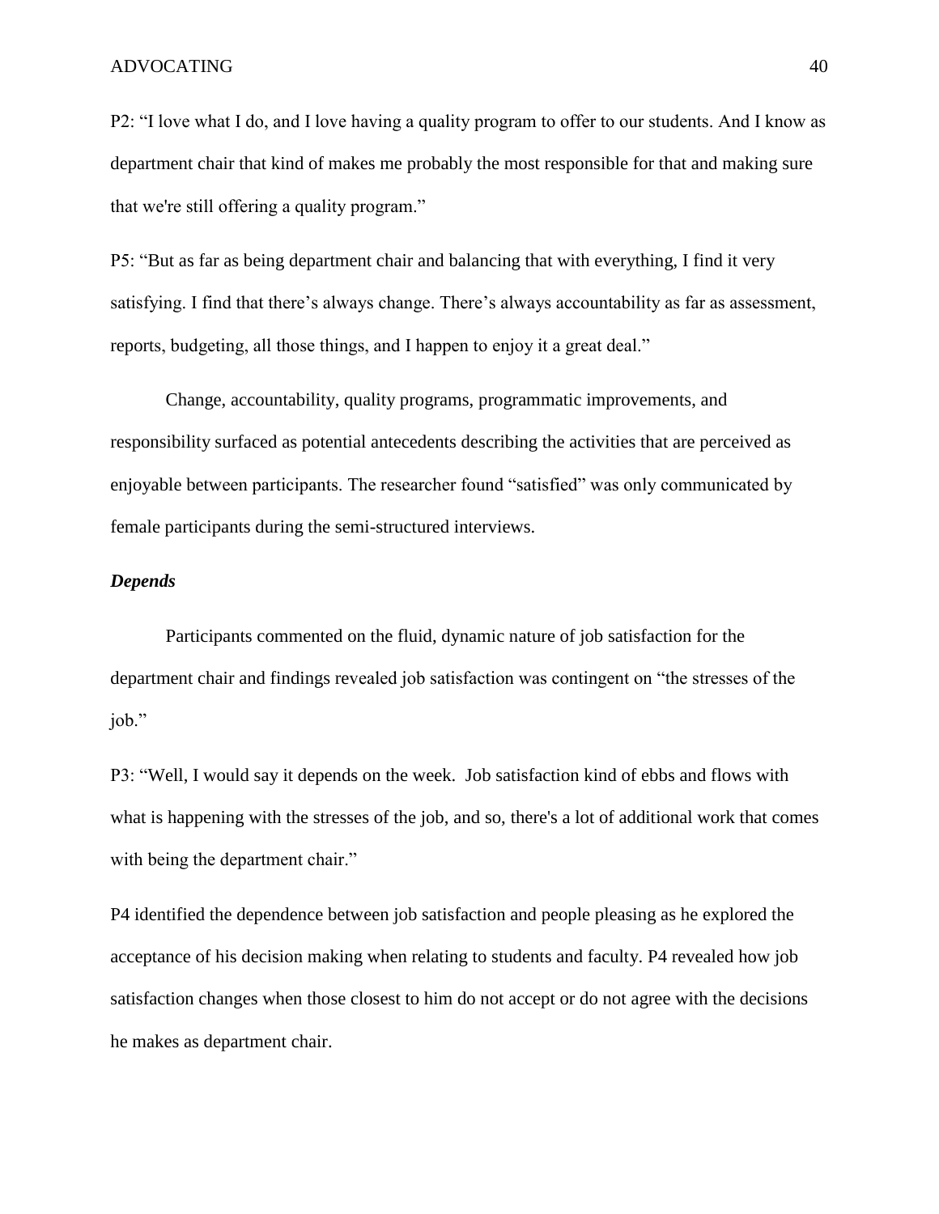P2: “I love what I do, and I love having a quality program to offer to our students. And I know as department chair that kind of makes me probably the most responsible for that and making sure that we're still offering a quality program.”

P5: “But as far as being department chair and balancing that with everything, I find it very satisfying. I find that there’s always change. There’s always accountability as far as assessment, reports, budgeting, all those things, and I happen to enjoy it a great deal.”

Change, accountability, quality programs, programmatic improvements, and responsibility surfaced as potential antecedents describing the activities that are perceived as enjoyable between participants. The researcher found “satisfied” was only communicated by female participants during the semi-structured interviews.

### *Depends*

Participants commented on the fluid, dynamic nature of job satisfaction for the department chair and findings revealed job satisfaction was contingent on “the stresses of the job.”

P3: “Well, I would say it depends on the week. Job satisfaction kind of ebbs and flows with what is happening with the stresses of the job, and so, there's a lot of additional work that comes with being the department chair.”

P4 identified the dependence between job satisfaction and people pleasing as he explored the acceptance of his decision making when relating to students and faculty. P4 revealed how job satisfaction changes when those closest to him do not accept or do not agree with the decisions he makes as department chair.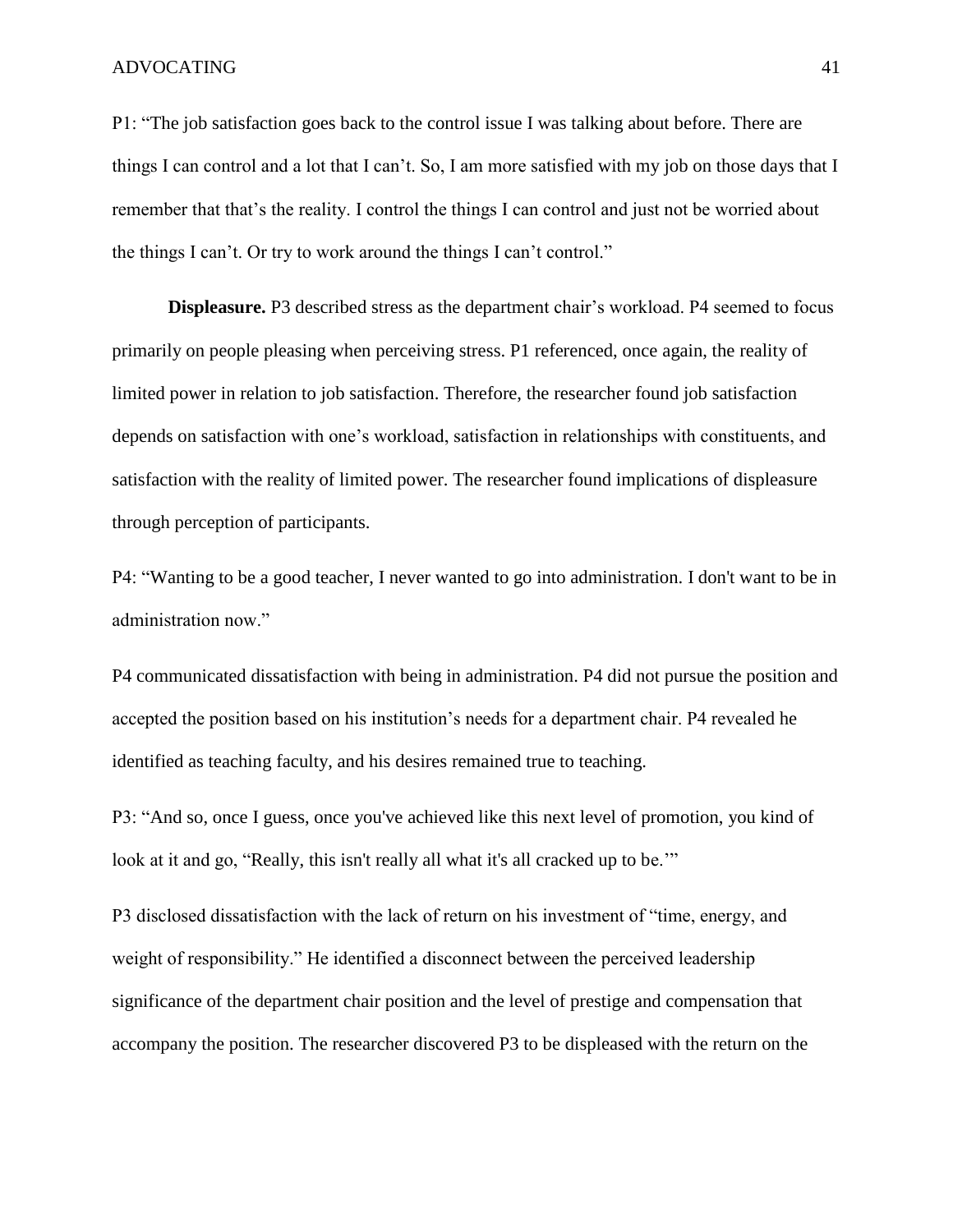P1: "The job satisfaction goes back to the control issue I was talking about before. There are things I can control and a lot that I can't. So, I am more satisfied with my job on those days that I remember that that's the reality. I control the things I can control and just not be worried about the things I can't. Or try to work around the things I can't control."

**Displeasure.** P3 described stress as the department chair's workload. P4 seemed to focus primarily on people pleasing when perceiving stress. P1 referenced, once again, the reality of limited power in relation to job satisfaction. Therefore, the researcher found job satisfaction depends on satisfaction with one's workload, satisfaction in relationships with constituents, and satisfaction with the reality of limited power. The researcher found implications of displeasure through perception of participants.

P4: "Wanting to be a good teacher, I never wanted to go into administration. I don't want to be in administration now."

P4 communicated dissatisfaction with being in administration. P4 did not pursue the position and accepted the position based on his institution's needs for a department chair. P4 revealed he identified as teaching faculty, and his desires remained true to teaching.

P3: "And so, once I guess, once you've achieved like this next level of promotion, you kind of look at it and go, "Really, this isn't really all what it's all cracked up to be.'"

P3 disclosed dissatisfaction with the lack of return on his investment of "time, energy, and weight of responsibility." He identified a disconnect between the perceived leadership significance of the department chair position and the level of prestige and compensation that accompany the position. The researcher discovered P3 to be displeased with the return on the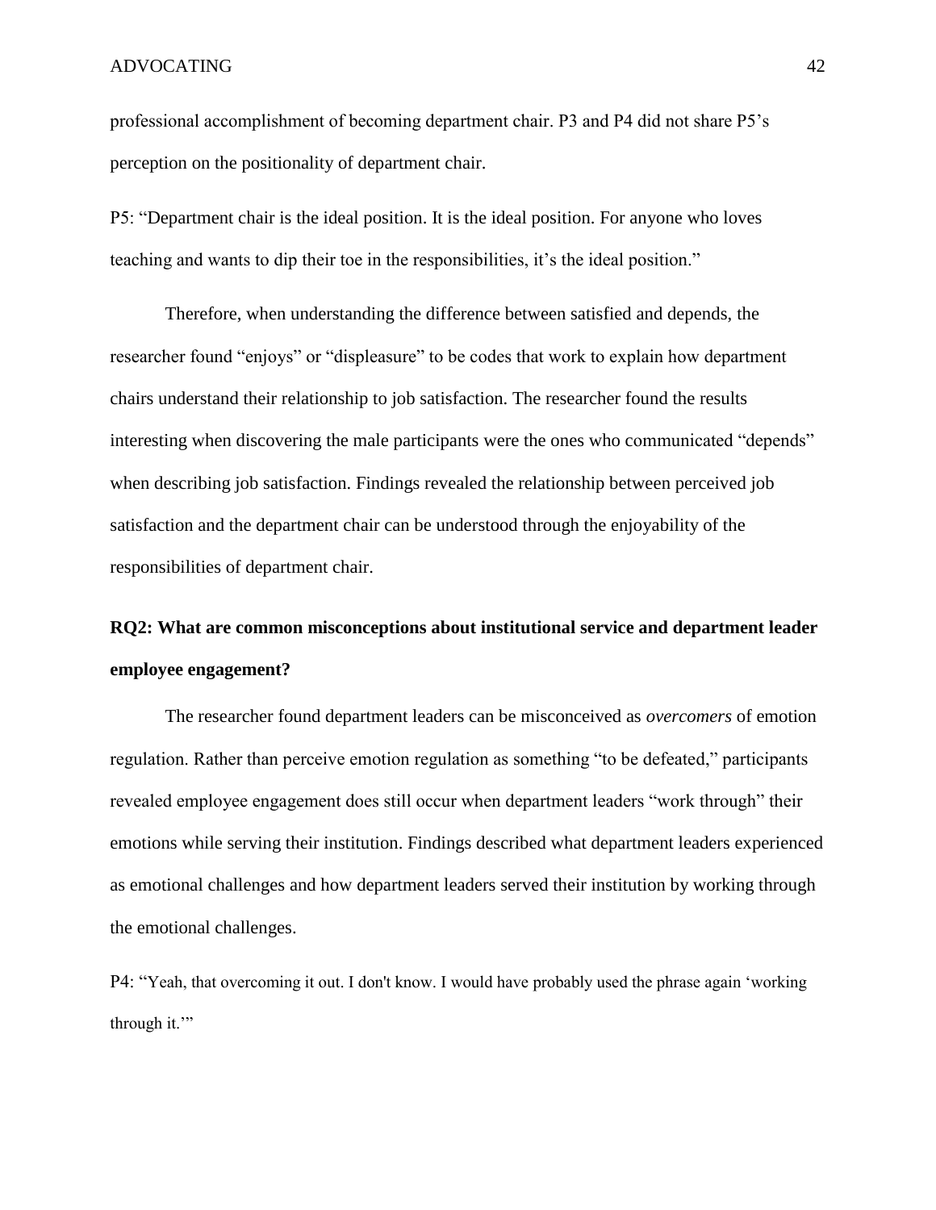professional accomplishment of becoming department chair. P3 and P4 did not share P5's perception on the positionality of department chair.

P5: "Department chair is the ideal position. It is the ideal position. For anyone who loves teaching and wants to dip their toe in the responsibilities, it's the ideal position."

Therefore, when understanding the difference between satisfied and depends, the researcher found "enjoys" or "displeasure" to be codes that work to explain how department chairs understand their relationship to job satisfaction. The researcher found the results interesting when discovering the male participants were the ones who communicated "depends" when describing job satisfaction. Findings revealed the relationship between perceived job satisfaction and the department chair can be understood through the enjoyability of the responsibilities of department chair.

### RQ2: What are common misconceptions about institutional service and department leader employee engagement?

The researcher found department leaders can be misconceived as *overcomers* of emotion regulation. Rather than perceive emotion regulation as something "to be defeated," participants revealed employee engagement does still occur when department leaders "work through" their emotions while serving their institution. Findings described what department leaders experienced as emotional challenges and how department leaders served their institution by working through the emotional challenges.

P4: "Yeah, that overcoming it out. I don't know. I would have probably used the phrase again 'working through it.'"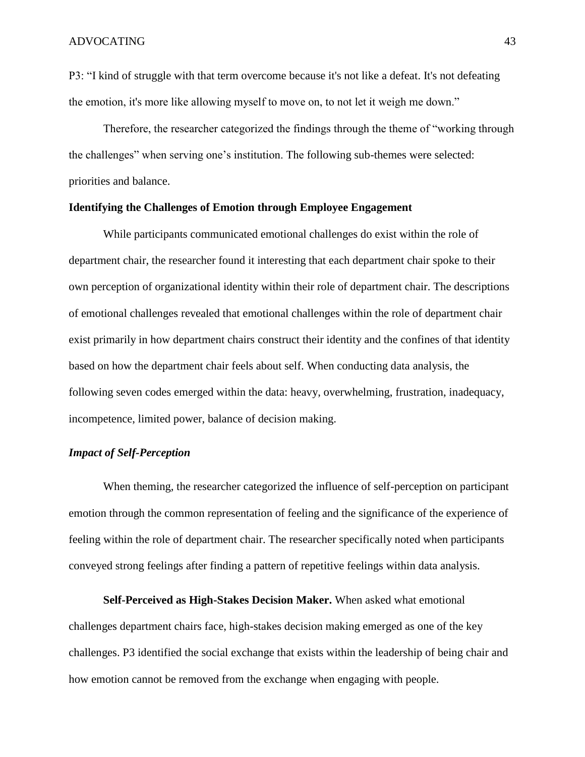P3: "I kind of struggle with that term overcome because it's not like a defeat. It's not defeating the emotion, it's more like allowing myself to move on, to not let it weigh me down."

Therefore, the researcher categorized the findings through the theme of "working through the challenges" when serving one's institution. The following sub-themes were selected: priorities and balance.

## Identifying the Challenges of Emotion through Employee Engagement

While participants communicated emotional challenges do exist within the role of department chair, the researcher found it interesting that each department chair spoke to their own perception of organizational identity within their role of department chair. The descriptions of emotional challenges revealed that emotional challenges within the role of department chair exist primarily in how department chairs construct their identity and the confines of that identity based on how the department chair feels about self. When conducting data analysis, the following seven codes emerged within the data: heavy, overwhelming, frustration, inadequacy, incompetence, limited power, balance of decision making.

### *Impact of Self-Perception*

When theming, the researcher categorized the influence of self-perception on participant emotion through the common representation of feeling and the significance of the experience of feeling within the role of department chair. The researcher specifically noted when participants conveyed strong feelings after finding a pattern of repetitive feelings within data analysis.

**Self-Perceived as High-Stakes Decision Maker.** When asked what emotional challenges department chairs face, high-stakes decision making emerged as one of the key challenges. P3 identified the social exchange that exists within the leadership of being chair and how emotion cannot be removed from the exchange when engaging with people.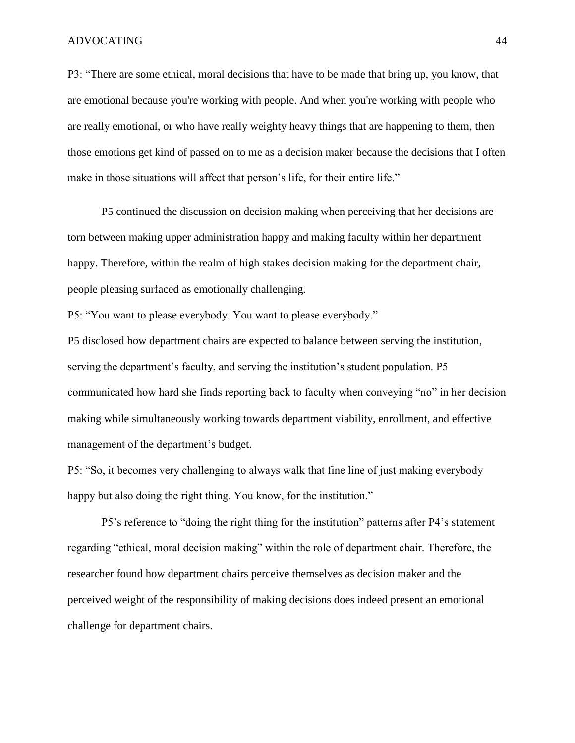P3: "There are some ethical, moral decisions that have to be made that bring up, you know, that are emotional because you're working with people. And when you're working with people who are really emotional, or who have really weighty heavy things that are happening to them, then those emotions get kind of passed on to me as a decision maker because the decisions that I often make in those situations will affect that person's life, for their entire life."

P5 continued the discussion on decision making when perceiving that her decisions are torn between making upper administration happy and making faculty within her department happy. Therefore, within the realm of high stakes decision making for the department chair, people pleasing surfaced as emotionally challenging.

P5: "You want to please everybody. You want to please everybody."

P5 disclosed how department chairs are expected to balance between serving the institution, serving the department's faculty, and serving the institution's student population. P5 communicated how hard she finds reporting back to faculty when conveying "no" in her decision making while simultaneously working towards department viability, enrollment, and effective management of the department's budget.

P5: "So, it becomes very challenging to always walk that fine line of just making everybody happy but also doing the right thing. You know, for the institution."

P5's reference to "doing the right thing for the institution" patterns after P4's statement regarding "ethical, moral decision making" within the role of department chair. Therefore, the researcher found how department chairs perceive themselves as decision maker and the perceived weight of the responsibility of making decisions does indeed present an emotional challenge for department chairs.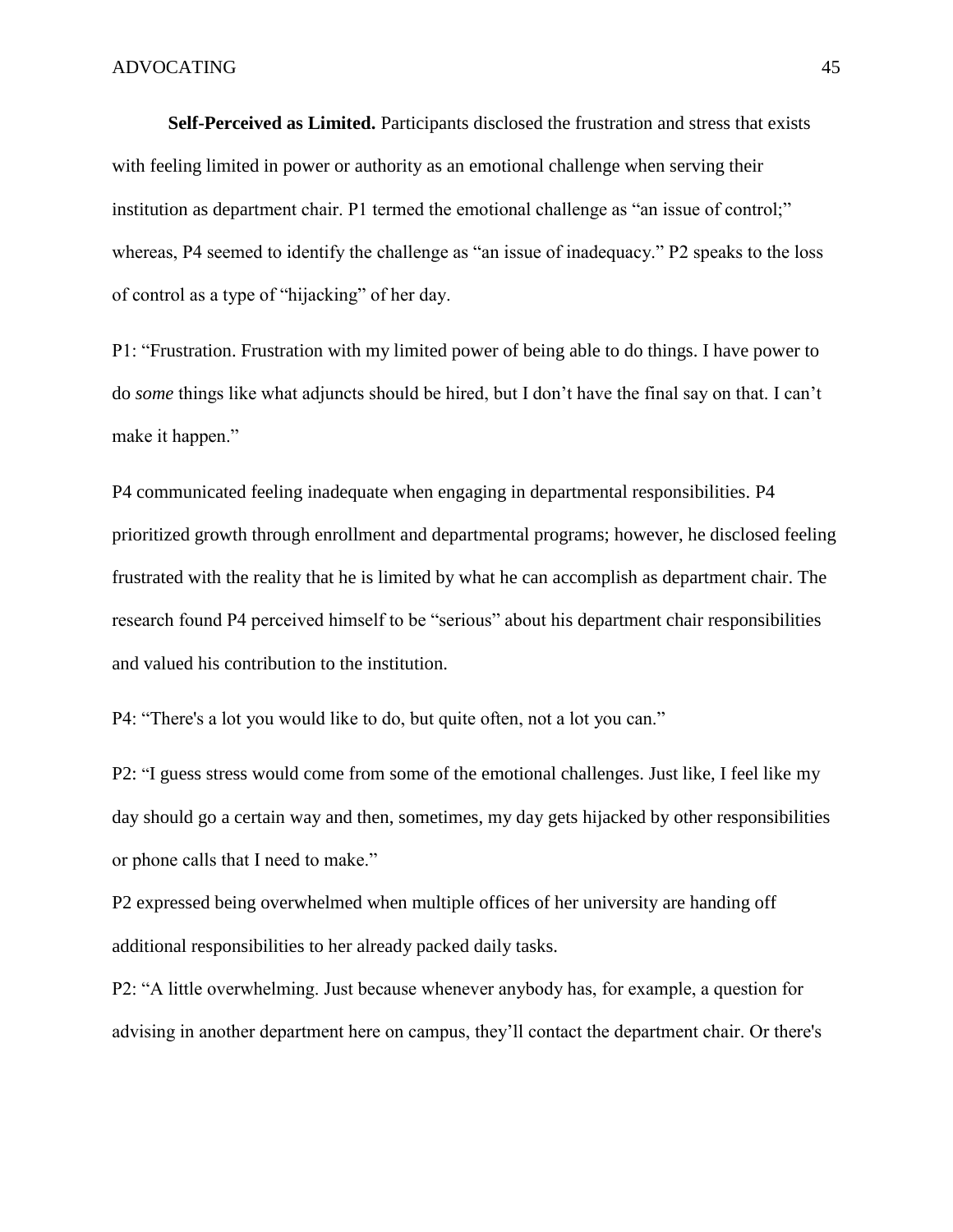**Self-Perceived as Limited.** Participants disclosed the frustration and stress that exists with feeling limited in power or authority as an emotional challenge when serving their institution as department chair. P1 termed the emotional challenge as "an issue of control;" whereas, P4 seemed to identify the challenge as "an issue of inadequacy." P2 speaks to the loss of control as a type of "hijacking" of her day.

P1: "Frustration. Frustration with my limited power of being able to do things. I have power to do *some* things like what adjuncts should be hired, but I don't have the final say on that. I can't make it happen."

P4 communicated feeling inadequate when engaging in departmental responsibilities. P4 prioritized growth through enrollment and departmental programs; however, he disclosed feeling frustrated with the reality that he is limited by what he can accomplish as department chair. The research found P4 perceived himself to be "serious" about his department chair responsibilities and valued his contribution to the institution.

P4: "There's a lot you would like to do, but quite often, not a lot you can."

P2: "I guess stress would come from some of the emotional challenges. Just like, I feel like my day should go a certain way and then, sometimes, my day gets hijacked by other responsibilities or phone calls that I need to make."

P2 expressed being overwhelmed when multiple offices of her university are handing off additional responsibilities to her already packed daily tasks.

P2: "A little overwhelming. Just because whenever anybody has, for example, a question for advising in another department here on campus, they'll contact the department chair. Or there's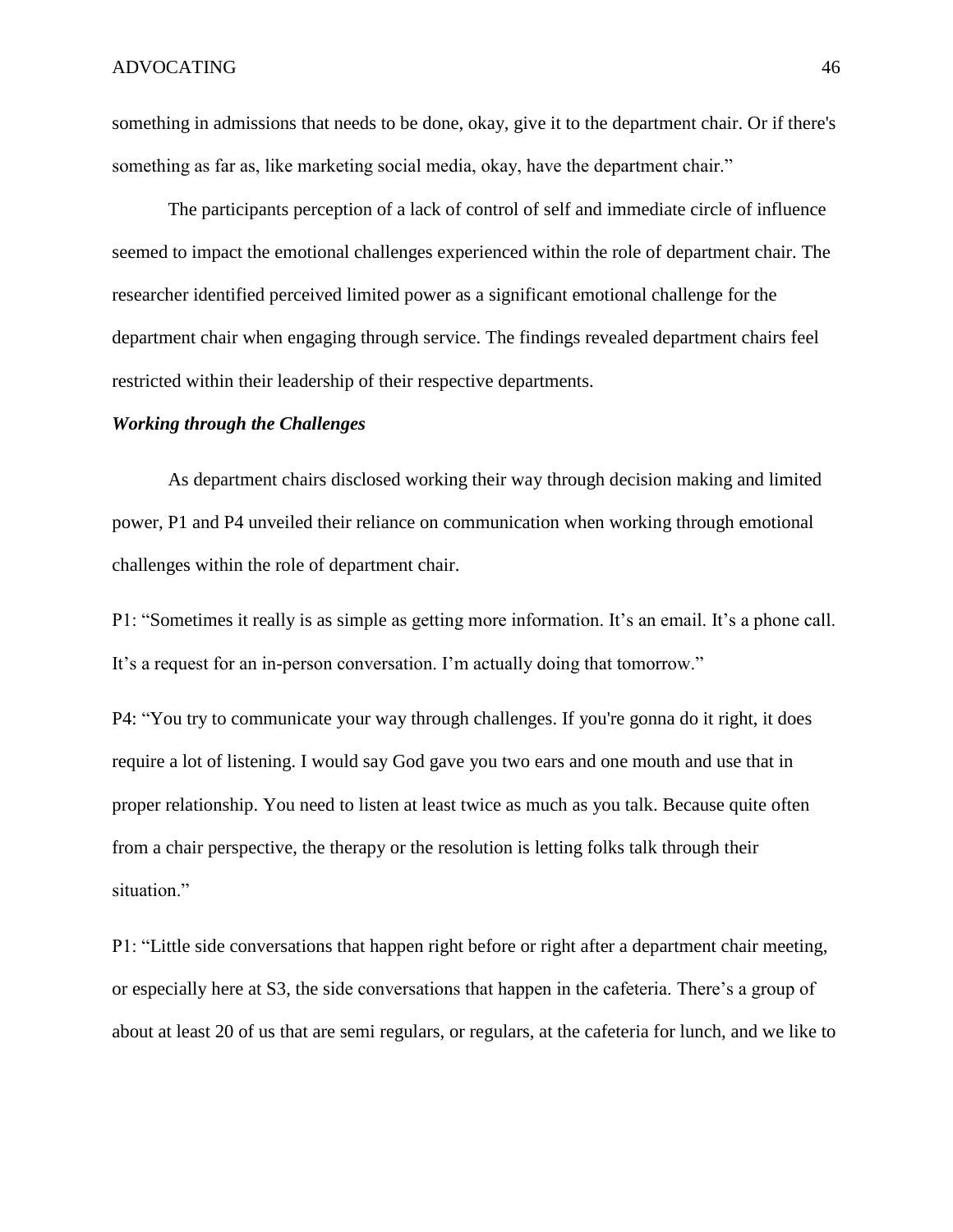something in admissions that needs to be done, okay, give it to the department chair. Or if there's something as far as, like marketing social media, okay, have the department chair."

The participants perception of a lack of control of self and immediate circle of influence seemed to impact the emotional challenges experienced within the role of department chair. The researcher identified perceived limited power as a significant emotional challenge for the department chair when engaging through service. The findings revealed department chairs feel restricted within their leadership of their respective departments.

### *Working through the Challenges*

As department chairs disclosed working their way through decision making and limited power, P1 and P4 unveiled their reliance on communication when working through emotional challenges within the role of department chair.

P1: "Sometimes it really is as simple as getting more information. It's an email. It's a phone call. It's a request for an in-person conversation. I'm actually doing that tomorrow."

P4: "You try to communicate your way through challenges. If you're gonna do it right, it does require a lot of listening. I would say God gave you two ears and one mouth and use that in proper relationship. You need to listen at least twice as much as you talk. Because quite often from a chair perspective, the therapy or the resolution is letting folks talk through their situation."

P1: "Little side conversations that happen right before or right after a department chair meeting, or especially here at S3, the side conversations that happen in the cafeteria. There's a group of about at least 20 of us that are semi regulars, or regulars, at the cafeteria for lunch, and we like to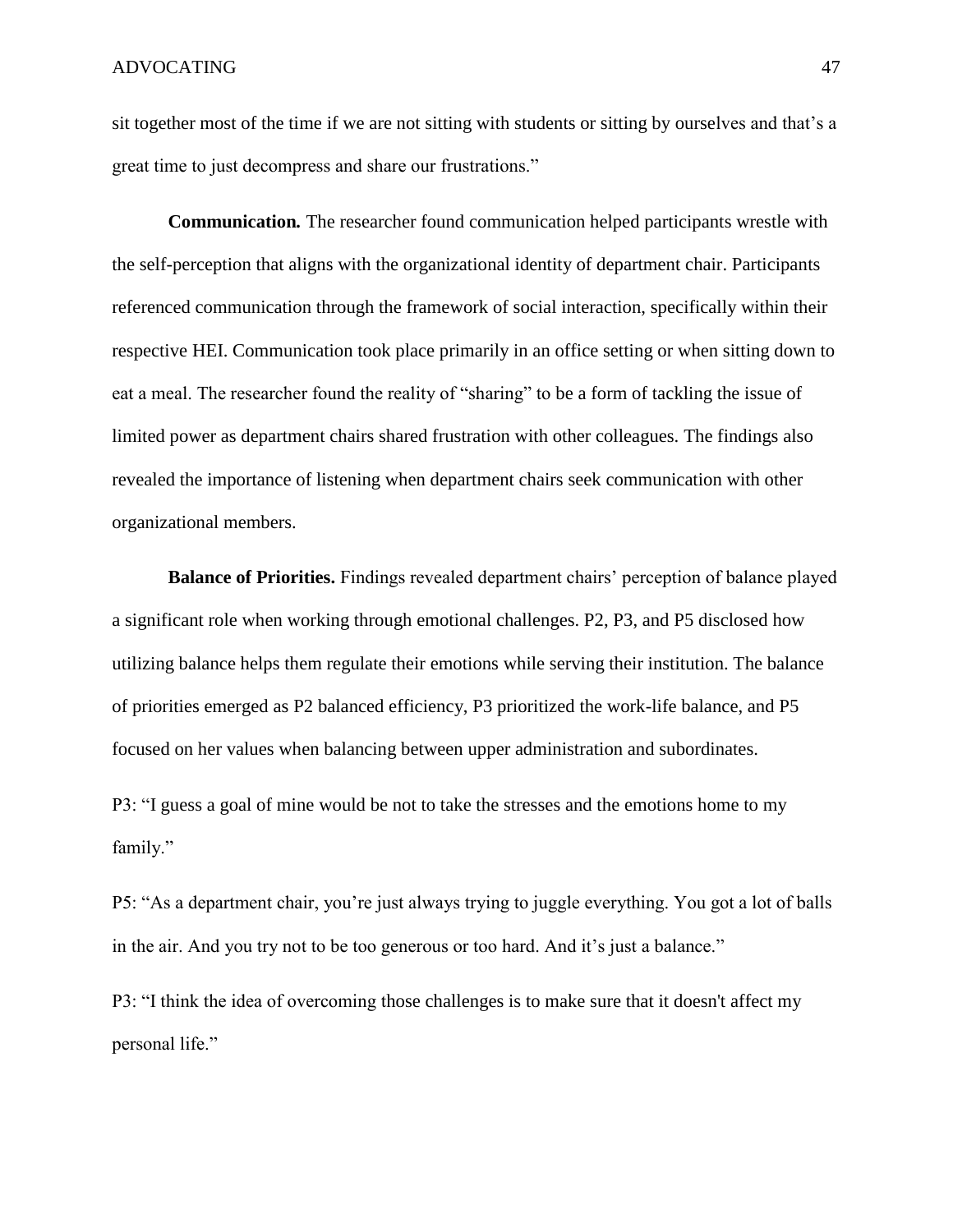sit together most of the time if we are not sitting with students or sitting by ourselves and that's a great time to just decompress and share our frustrations."

**Communication.** The researcher found communication helped participants wrestle with the self-perception that aligns with the organizational identity of department chair. Participants referenced communication through the framework of social interaction, specifically within their respective HEI. Communication took place primarily in an office setting or when sitting down to eat a meal. The researcher found the reality of "sharing" to be a form of tackling the issue of limited power as department chairs shared frustration with other colleagues. The findings also revealed the importance of listening when department chairs seek communication with other organizational members.

**Balance of Priorities.** Findings revealed department chairs' perception of balance played a significant role when working through emotional challenges. P2, P3, and P5 disclosed how utilizing balance helps them regulate their emotions while serving their institution. The balance of priorities emerged as P2 balanced efficiency, P3 prioritized the work-life balance, and P5 focused on her values when balancing between upper administration and subordinates.

P3: "I guess a goal of mine would be not to take the stresses and the emotions home to my family."

P5: "As a department chair, you're just always trying to juggle everything. You got a lot of balls in the air. And you try not to be too generous or too hard. And it's just a balance."

P3: "I think the idea of overcoming those challenges is to make sure that it doesn't affect my personal life."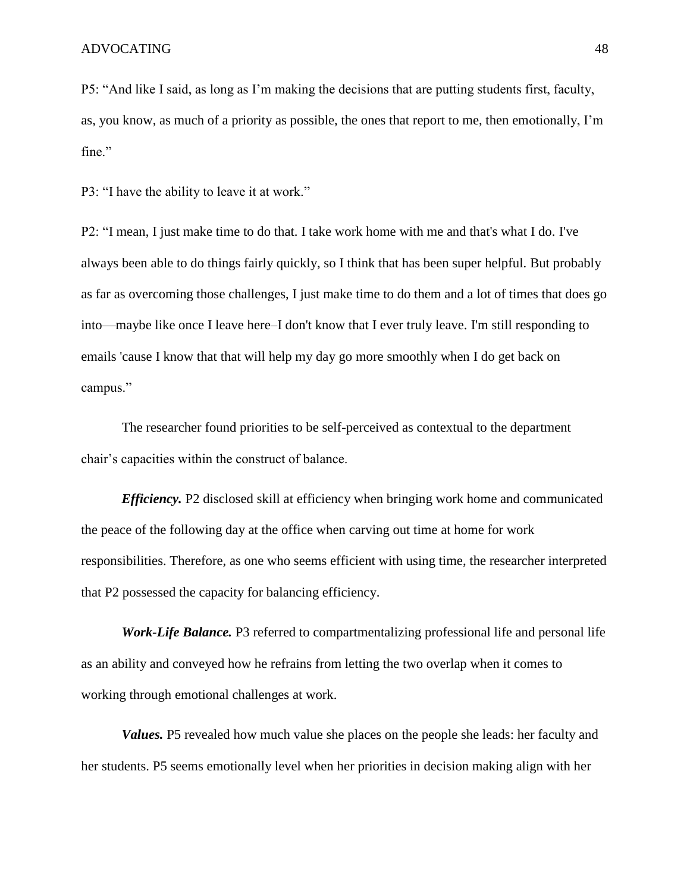P5: "And like I said, as long as I'm making the decisions that are putting students first, faculty, as, you know, as much of a priority as possible, the ones that report to me, then emotionally, I'm fine."

P3: "I have the ability to leave it at work."

P2: "I mean, I just make time to do that. I take work home with me and that's what I do. I've always been able to do things fairly quickly, so I think that has been super helpful. But probably as far as overcoming those challenges, I just make time to do them and a lot of times that does go into—maybe like once I leave here–I don't know that I ever truly leave. I'm still responding to emails 'cause I know that that will help my day go more smoothly when I do get back on campus."

The researcher found priorities to be self-perceived as contextual to the department chair's capacities within the construct of balance.

***Efficiency.*** P2 disclosed skill at efficiency when bringing work home and communicated the peace of the following day at the office when carving out time at home for work responsibilities. Therefore, as one who seems efficient with using time, the researcher interpreted that P2 possessed the capacity for balancing efficiency.

***Work-Life Balance.*** P3 referred to compartmentalizing professional life and personal life as an ability and conveyed how he refrains from letting the two overlap when it comes to working through emotional challenges at work.

***Values.*** P5 revealed how much value she places on the people she leads: her faculty and her students. P5 seems emotionally level when her priorities in decision making align with her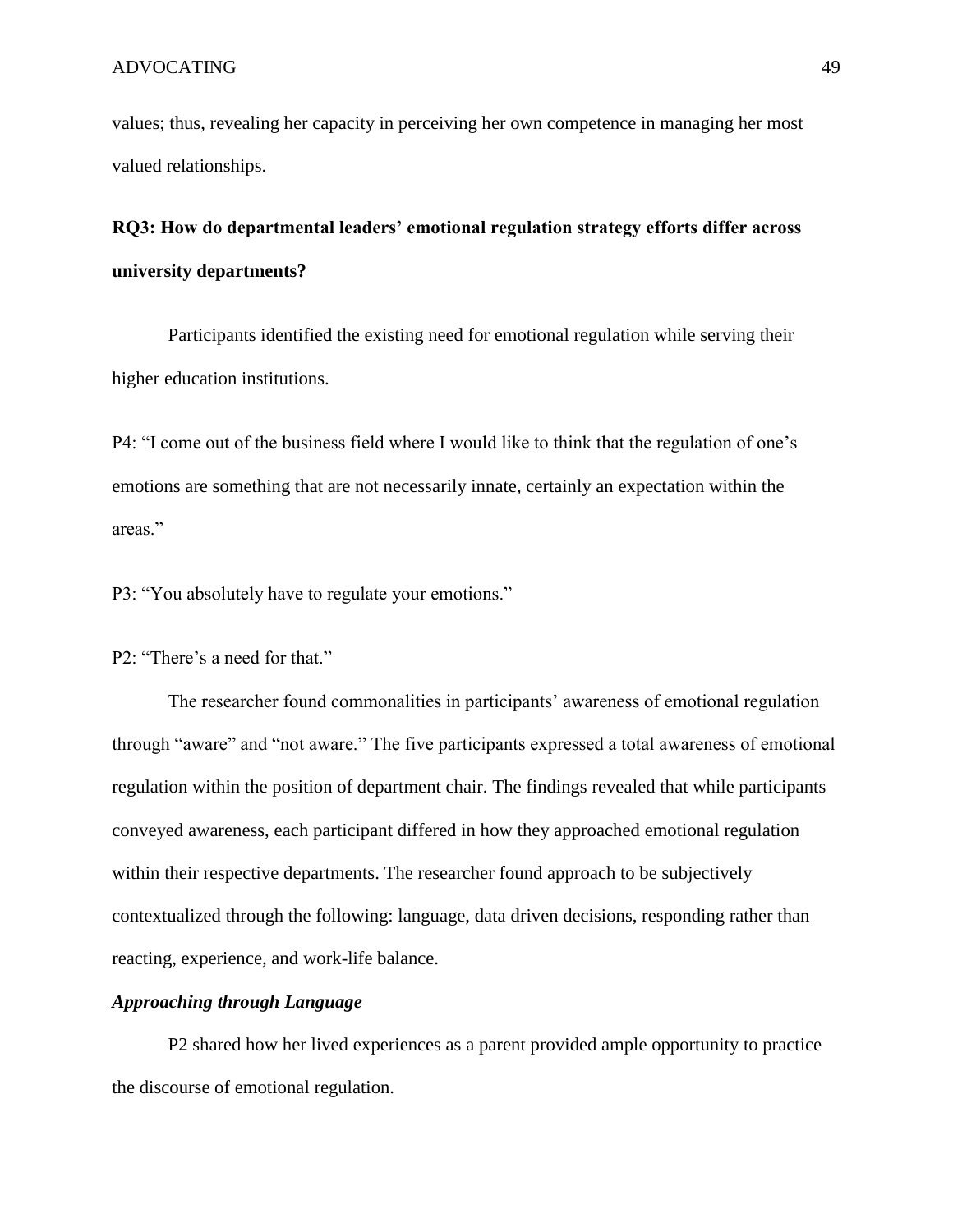values; thus, revealing her capacity in perceiving her own competence in managing her most valued relationships.

**RQ3: How do departmental leaders' emotional regulation strategy efforts differ across university departments?**

Participants identified the existing need for emotional regulation while serving their higher education institutions.

P4: "I come out of the business field where I would like to think that the regulation of one's emotions are something that are not necessarily innate, certainly an expectation within the areas."

P3: "You absolutely have to regulate your emotions."

P2: "There's a need for that."

The researcher found commonalities in participants' awareness of emotional regulation through "aware" and "not aware." The five participants expressed a total awareness of emotional regulation within the position of department chair. The findings revealed that while participants conveyed awareness, each participant differed in how they approached emotional regulation within their respective departments. The researcher found approach to be subjectively contextualized through the following: language, data driven decisions, responding rather than reacting, experience, and work-life balance.

***Approaching through Language***

P2 shared how her lived experiences as a parent provided ample opportunity to practice the discourse of emotional regulation.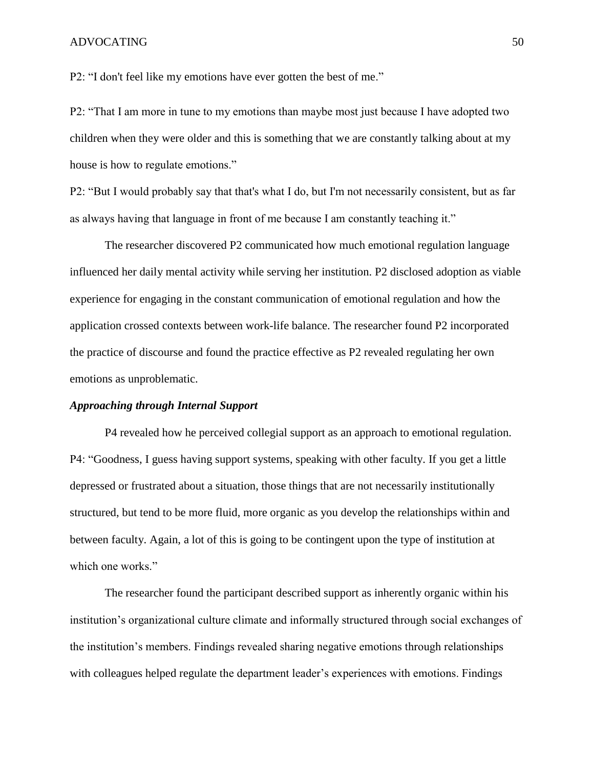P2: "I don't feel like my emotions have ever gotten the best of me."

P2: "That I am more in tune to my emotions than maybe most just because I have adopted two children when they were older and this is something that we are constantly talking about at my house is how to regulate emotions."

P2: "But I would probably say that that's what I do, but I'm not necessarily consistent, but as far as always having that language in front of me because I am constantly teaching it."

The researcher discovered P2 communicated how much emotional regulation language influenced her daily mental activity while serving her institution. P2 disclosed adoption as viable experience for engaging in the constant communication of emotional regulation and how the application crossed contexts between work-life balance. The researcher found P2 incorporated the practice of discourse and found the practice effective as P2 revealed regulating her own emotions as unproblematic.

### *Approaching through Internal Support*

P4 revealed how he perceived collegial support as an approach to emotional regulation. P4: "Goodness, I guess having support systems, speaking with other faculty. If you get a little depressed or frustrated about a situation, those things that are not necessarily institutionally structured, but tend to be more fluid, more organic as you develop the relationships within and between faculty. Again, a lot of this is going to be contingent upon the type of institution at which one works."

The researcher found the participant described support as inherently organic within his institution's organizational culture climate and informally structured through social exchanges of the institution's members. Findings revealed sharing negative emotions through relationships with colleagues helped regulate the department leader's experiences with emotions. Findings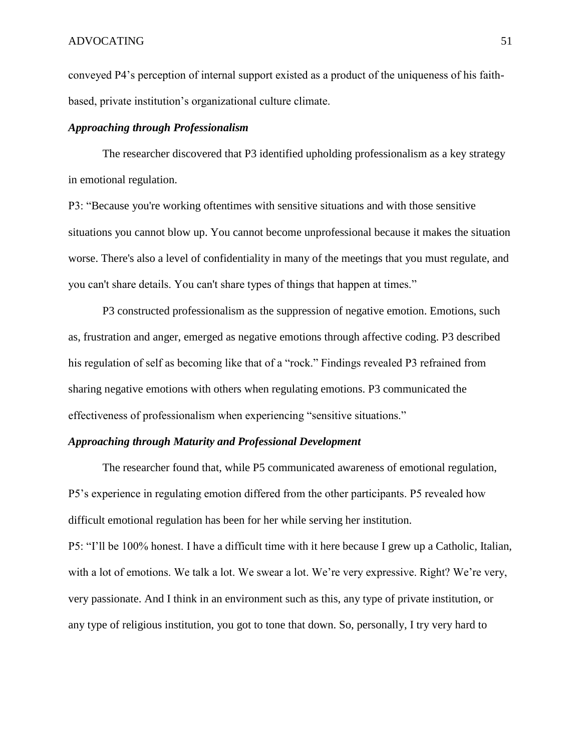conveyed P4's perception of internal support existed as a product of the uniqueness of his faith-based, private institution's organizational culture climate.

### *Approaching through Professionalism*

The researcher discovered that P3 identified upholding professionalism as a key strategy in emotional regulation.

P3: "Because you're working oftentimes with sensitive situations and with those sensitive situations you cannot blow up. You cannot become unprofessional because it makes the situation worse. There's also a level of confidentiality in many of the meetings that you must regulate, and you can't share details. You can't share types of things that happen at times."

P3 constructed professionalism as the suppression of negative emotion. Emotions, such as, frustration and anger, emerged as negative emotions through affective coding. P3 described his regulation of self as becoming like that of a "rock." Findings revealed P3 refrained from sharing negative emotions with others when regulating emotions. P3 communicated the effectiveness of professionalism when experiencing "sensitive situations."

### *Approaching through Maturity and Professional Development*

The researcher found that, while P5 communicated awareness of emotional regulation, P5's experience in regulating emotion differed from the other participants. P5 revealed how difficult emotional regulation has been for her while serving her institution.

P5: "I'll be 100% honest. I have a difficult time with it here because I grew up a Catholic, Italian, with a lot of emotions. We talk a lot. We swear a lot. We're very expressive. Right? We're very, very passionate. And I think in an environment such as this, any type of private institution, or any type of religious institution, you got to tone that down. So, personally, I try very hard to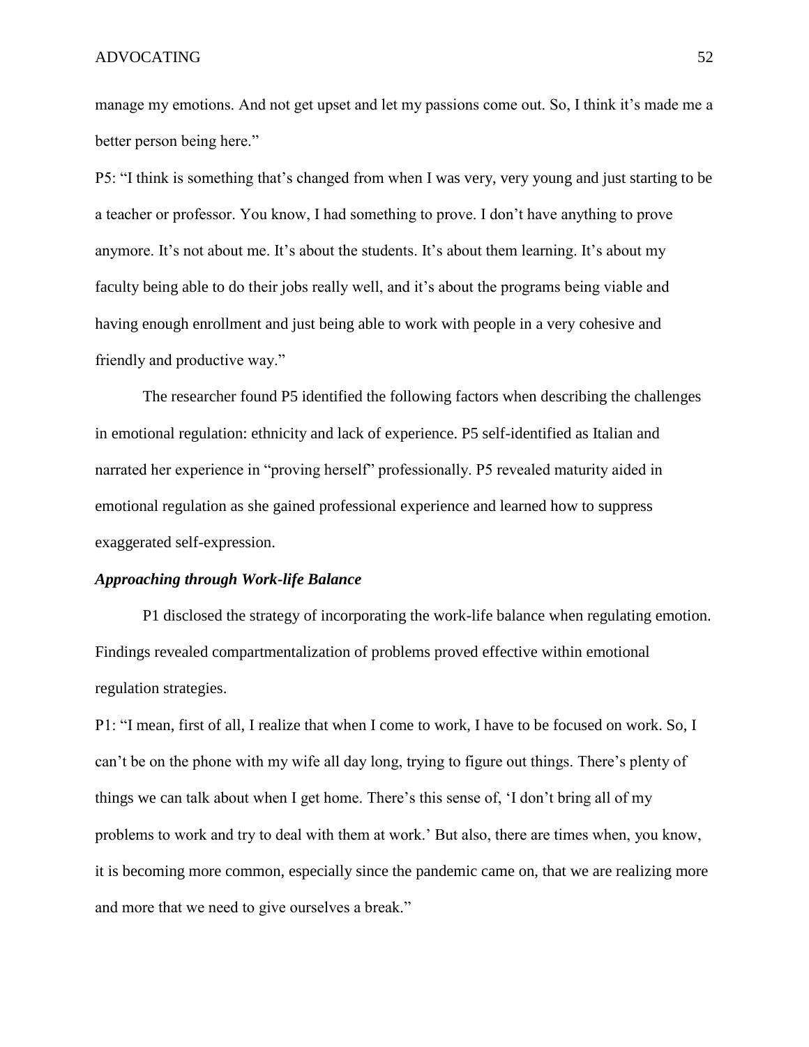manage my emotions. And not get upset and let my passions come out. So, I think it's made me a better person being here."

P5: "I think is something that's changed from when I was very, very young and just starting to be a teacher or professor. You know, I had something to prove. I don't have anything to prove anymore. It's not about me. It's about the students. It's about them learning. It's about my faculty being able to do their jobs really well, and it's about the programs being viable and having enough enrollment and just being able to work with people in a very cohesive and friendly and productive way."

The researcher found P5 identified the following factors when describing the challenges in emotional regulation: ethnicity and lack of experience. P5 self-identified as Italian and narrated her experience in "proving herself" professionally. P5 revealed maturity aided in emotional regulation as she gained professional experience and learned how to suppress exaggerated self-expression.

### *Approaching through Work-life Balance*

P1 disclosed the strategy of incorporating the work-life balance when regulating emotion. Findings revealed compartmentalization of problems proved effective within emotional regulation strategies.

P1: "I mean, first of all, I realize that when I come to work, I have to be focused on work. So, I can't be on the phone with my wife all day long, trying to figure out things. There's plenty of things we can talk about when I get home. There's this sense of, 'I don't bring all of my problems to work and try to deal with them at work.' But also, there are times when, you know, it is becoming more common, especially since the pandemic came on, that we are realizing more and more that we need to give ourselves a break."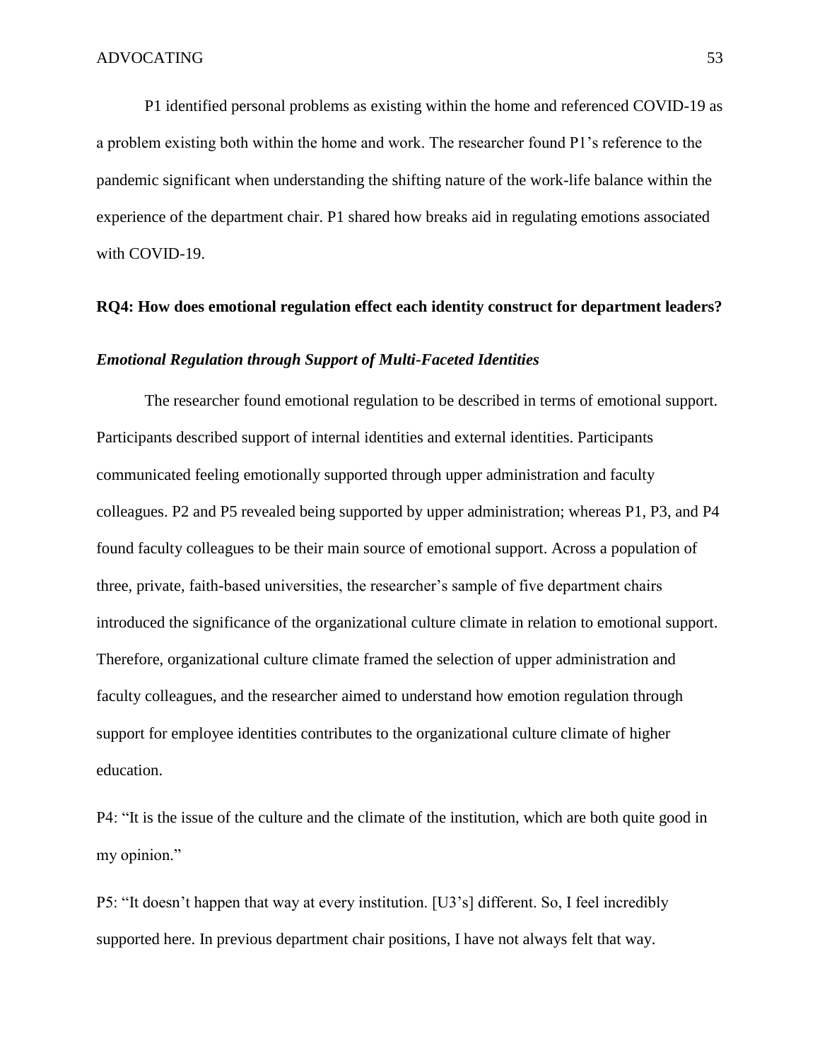P1 identified personal problems as existing within the home and referenced COVID-19 as a problem existing both within the home and work. The researcher found P1's reference to the pandemic significant when understanding the shifting nature of the work-life balance within the experience of the department chair. P1 shared how breaks aid in regulating emotions associated with COVID-19.

### RQ4: How does emotional regulation effect each identity construct for department leaders?

#### *Emotional Regulation through Support of Multi-Faceted Identities*

The researcher found emotional regulation to be described in terms of emotional support. Participants described support of internal identities and external identities. Participants communicated feeling emotionally supported through upper administration and faculty colleagues. P2 and P5 revealed being supported by upper administration; whereas P1, P3, and P4 found faculty colleagues to be their main source of emotional support. Across a population of three, private, faith-based universities, the researcher's sample of five department chairs introduced the significance of the organizational culture climate in relation to emotional support. Therefore, organizational culture climate framed the selection of upper administration and faculty colleagues, and the researcher aimed to understand how emotion regulation through support for employee identities contributes to the organizational culture climate of higher education.

P4: "It is the issue of the culture and the climate of the institution, which are both quite good in my opinion."

P5: "It doesn't happen that way at every institution. [U3's] different. So, I feel incredibly supported here. In previous department chair positions, I have not always felt that way.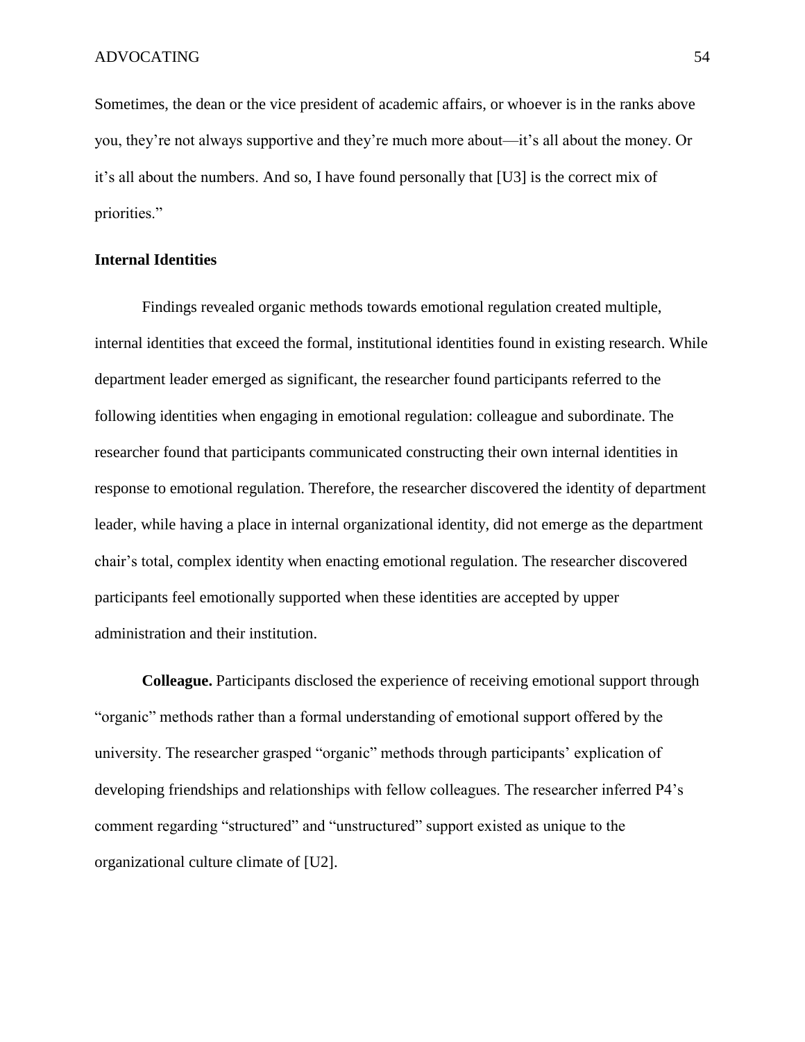Sometimes, the dean or the vice president of academic affairs, or whoever is in the ranks above you, they're not always supportive and they're much more about—it's all about the money. Or it's all about the numbers. And so, I have found personally that [U3] is the correct mix of priorities."

### Internal Identities

Findings revealed organic methods towards emotional regulation created multiple, internal identities that exceed the formal, institutional identities found in existing research. While department leader emerged as significant, the researcher found participants referred to the following identities when engaging in emotional regulation: colleague and subordinate. The researcher found that participants communicated constructing their own internal identities in response to emotional regulation. Therefore, the researcher discovered the identity of department leader, while having a place in internal organizational identity, did not emerge as the department chair's total, complex identity when enacting emotional regulation. The researcher discovered participants feel emotionally supported when these identities are accepted by upper administration and their institution.

**Colleague.** Participants disclosed the experience of receiving emotional support through "organic" methods rather than a formal understanding of emotional support offered by the university. The researcher grasped "organic" methods through participants' explication of developing friendships and relationships with fellow colleagues. The researcher inferred P4's comment regarding "structured" and "unstructured" support existed as unique to the organizational culture climate of [U2].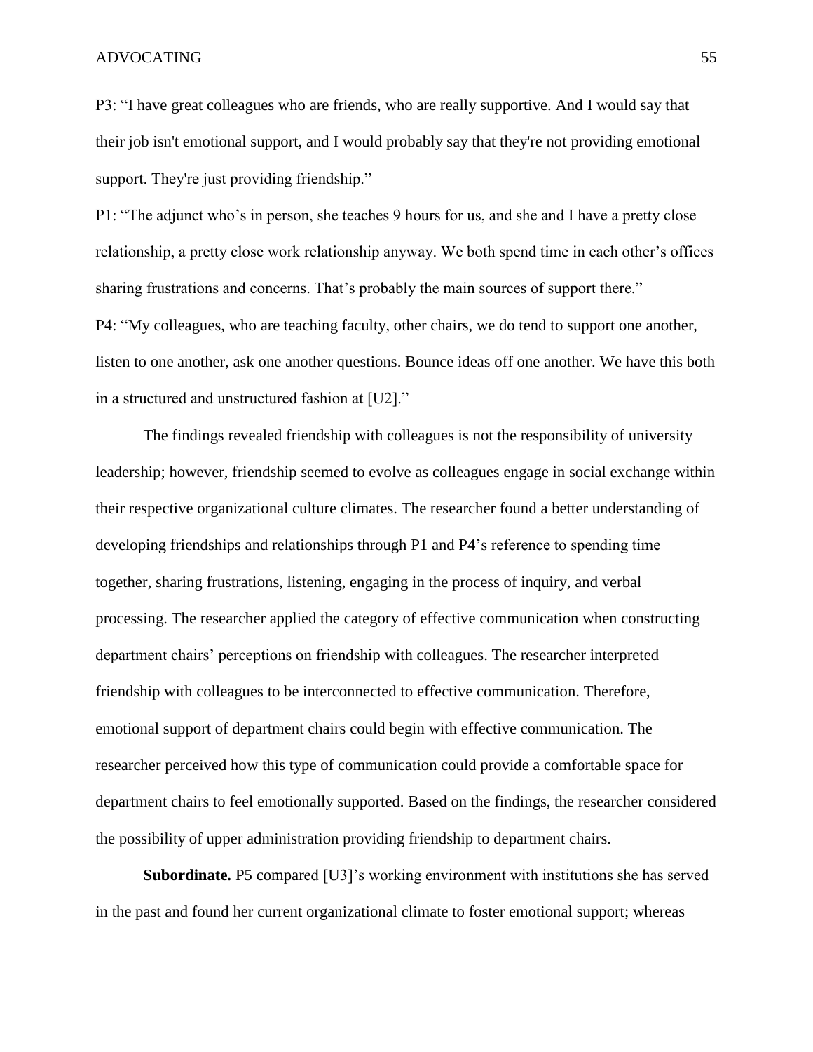P3: "I have great colleagues who are friends, who are really supportive. And I would say that their job isn't emotional support, and I would probably say that they're not providing emotional support. They're just providing friendship."

P1: "The adjunct who's in person, she teaches 9 hours for us, and she and I have a pretty close relationship, a pretty close work relationship anyway. We both spend time in each other's offices sharing frustrations and concerns. That's probably the main sources of support there."

P4: "My colleagues, who are teaching faculty, other chairs, we do tend to support one another, listen to one another, ask one another questions. Bounce ideas off one another. We have this both in a structured and unstructured fashion at [U2]."

The findings revealed friendship with colleagues is not the responsibility of university leadership; however, friendship seemed to evolve as colleagues engage in social exchange within their respective organizational culture climates. The researcher found a better understanding of developing friendships and relationships through P1 and P4's reference to spending time together, sharing frustrations, listening, engaging in the process of inquiry, and verbal processing. The researcher applied the category of effective communication when constructing department chairs' perceptions on friendship with colleagues. The researcher interpreted friendship with colleagues to be interconnected to effective communication. Therefore, emotional support of department chairs could begin with effective communication. The researcher perceived how this type of communication could provide a comfortable space for department chairs to feel emotionally supported. Based on the findings, the researcher considered the possibility of upper administration providing friendship to department chairs.

**Subordinate.** P5 compared [U3]'s working environment with institutions she has served in the past and found her current organizational climate to foster emotional support; whereas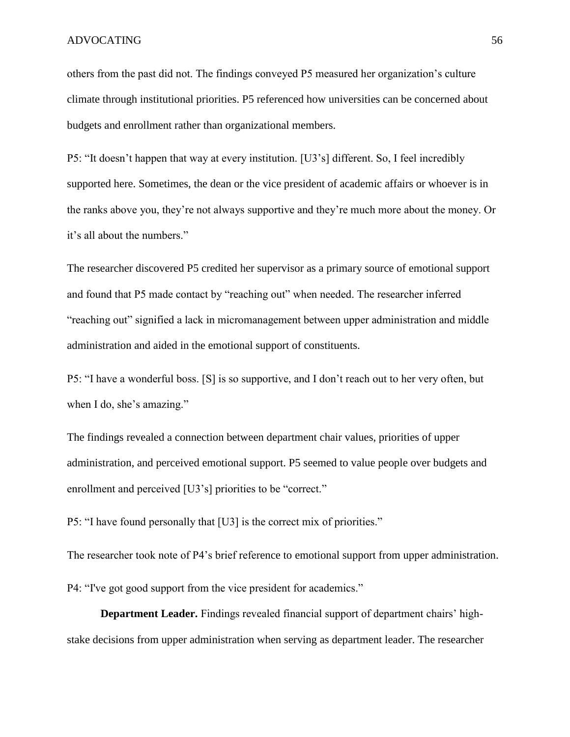others from the past did not. The findings conveyed P5 measured her organization's culture climate through institutional priorities. P5 referenced how universities can be concerned about budgets and enrollment rather than organizational members.

P5: "It doesn't happen that way at every institution. [U3's] different. So, I feel incredibly supported here. Sometimes, the dean or the vice president of academic affairs or whoever is in the ranks above you, they're not always supportive and they're much more about the money. Or it's all about the numbers."

The researcher discovered P5 credited her supervisor as a primary source of emotional support and found that P5 made contact by "reaching out" when needed. The researcher inferred "reaching out" signified a lack in micromanagement between upper administration and middle administration and aided in the emotional support of constituents.

P5: "I have a wonderful boss. [S] is so supportive, and I don't reach out to her very often, but when I do, she's amazing."

The findings revealed a connection between department chair values, priorities of upper administration, and perceived emotional support. P5 seemed to value people over budgets and enrollment and perceived [U3's] priorities to be "correct."

P5: "I have found personally that [U3] is the correct mix of priorities."

The researcher took note of P4's brief reference to emotional support from upper administration.

P4: "I've got good support from the vice president for academics."

**Department Leader.** Findings revealed financial support of department chairs' high-stake decisions from upper administration when serving as department leader. The researcher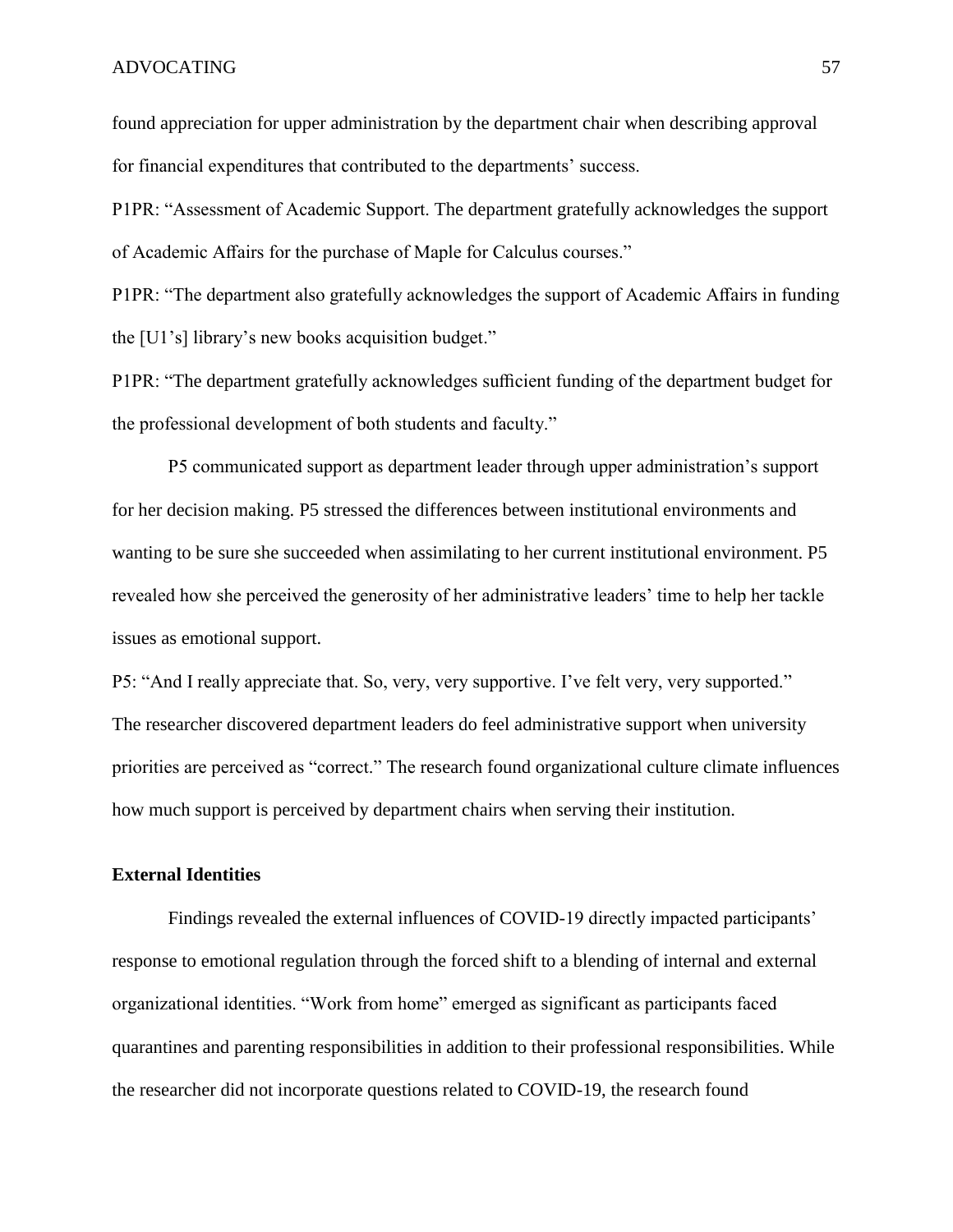found appreciation for upper administration by the department chair when describing approval for financial expenditures that contributed to the departments' success.

P1PR: "Assessment of Academic Support. The department gratefully acknowledges the support of Academic Affairs for the purchase of Maple for Calculus courses."

P1PR: "The department also gratefully acknowledges the support of Academic Affairs in funding the [U1's] library's new books acquisition budget."

P1PR: "The department gratefully acknowledges sufficient funding of the department budget for the professional development of both students and faculty."

P5 communicated support as department leader through upper administration's support for her decision making. P5 stressed the differences between institutional environments and wanting to be sure she succeeded when assimilating to her current institutional environment. P5 revealed how she perceived the generosity of her administrative leaders' time to help her tackle issues as emotional support.

P5: "And I really appreciate that. So, very, very supportive. I've felt very, very supported." The researcher discovered department leaders do feel administrative support when university priorities are perceived as "correct." The research found organizational culture climate influences how much support is perceived by department chairs when serving their institution.

### External Identities

Findings revealed the external influences of COVID-19 directly impacted participants' response to emotional regulation through the forced shift to a blending of internal and external organizational identities. "Work from home" emerged as significant as participants faced quarantines and parenting responsibilities in addition to their professional responsibilities. While the researcher did not incorporate questions related to COVID-19, the research found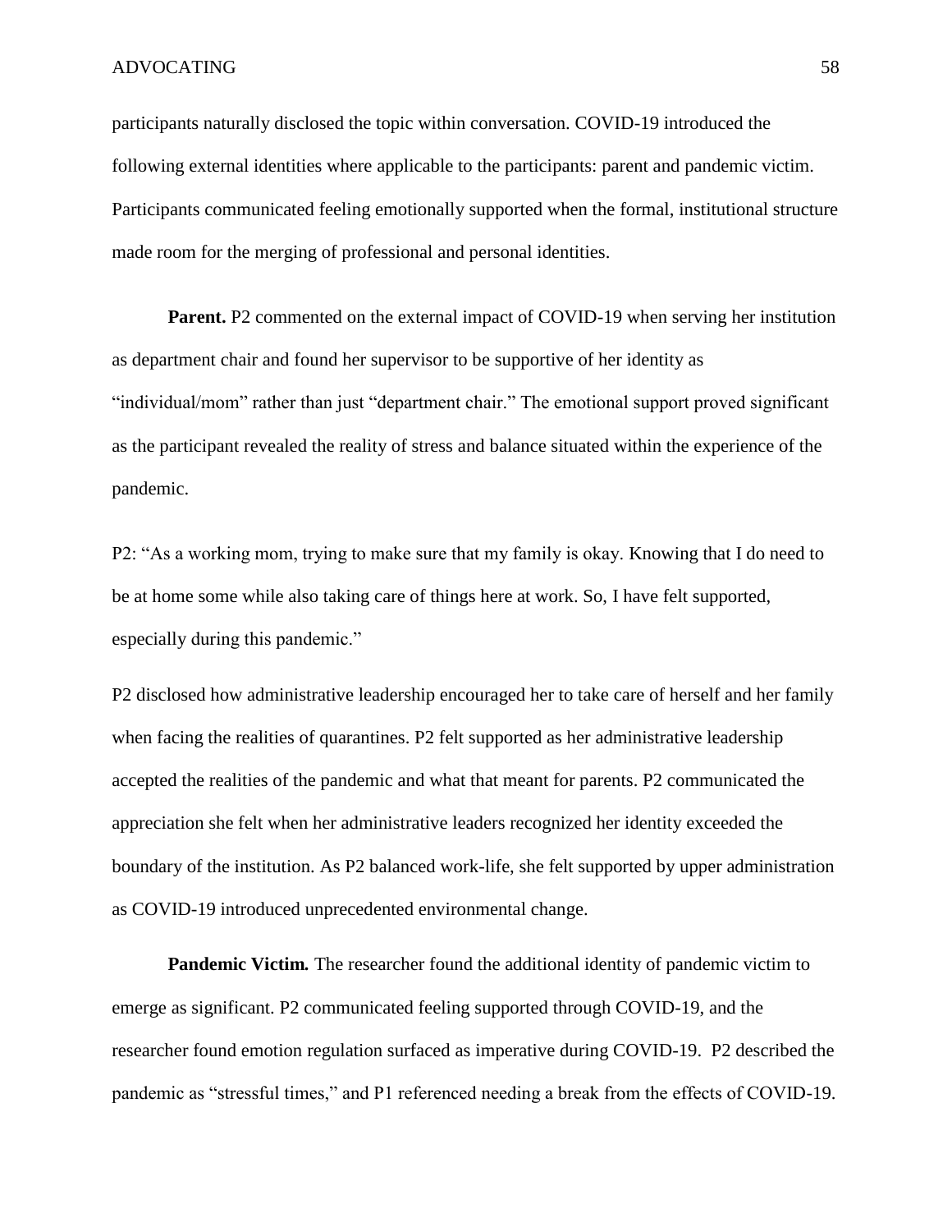participants naturally disclosed the topic within conversation. COVID-19 introduced the following external identities where applicable to the participants: parent and pandemic victim. Participants communicated feeling emotionally supported when the formal, institutional structure made room for the merging of professional and personal identities.

**Parent.** P2 commented on the external impact of COVID-19 when serving her institution as department chair and found her supervisor to be supportive of her identity as "individual/mom" rather than just "department chair." The emotional support proved significant as the participant revealed the reality of stress and balance situated within the experience of the pandemic.

P2: "As a working mom, trying to make sure that my family is okay. Knowing that I do need to be at home some while also taking care of things here at work. So, I have felt supported, especially during this pandemic."

P2 disclosed how administrative leadership encouraged her to take care of herself and her family when facing the realities of quarantines. P2 felt supported as her administrative leadership accepted the realities of the pandemic and what that meant for parents. P2 communicated the appreciation she felt when her administrative leaders recognized her identity exceeded the boundary of the institution. As P2 balanced work-life, she felt supported by upper administration as COVID-19 introduced unprecedented environmental change.

***Pandemic Victim.*** The researcher found the additional identity of pandemic victim to emerge as significant. P2 communicated feeling supported through COVID-19, and the researcher found emotion regulation surfaced as imperative during COVID-19. P2 described the pandemic as "stressful times," and P1 referenced needing a break from the effects of COVID-19.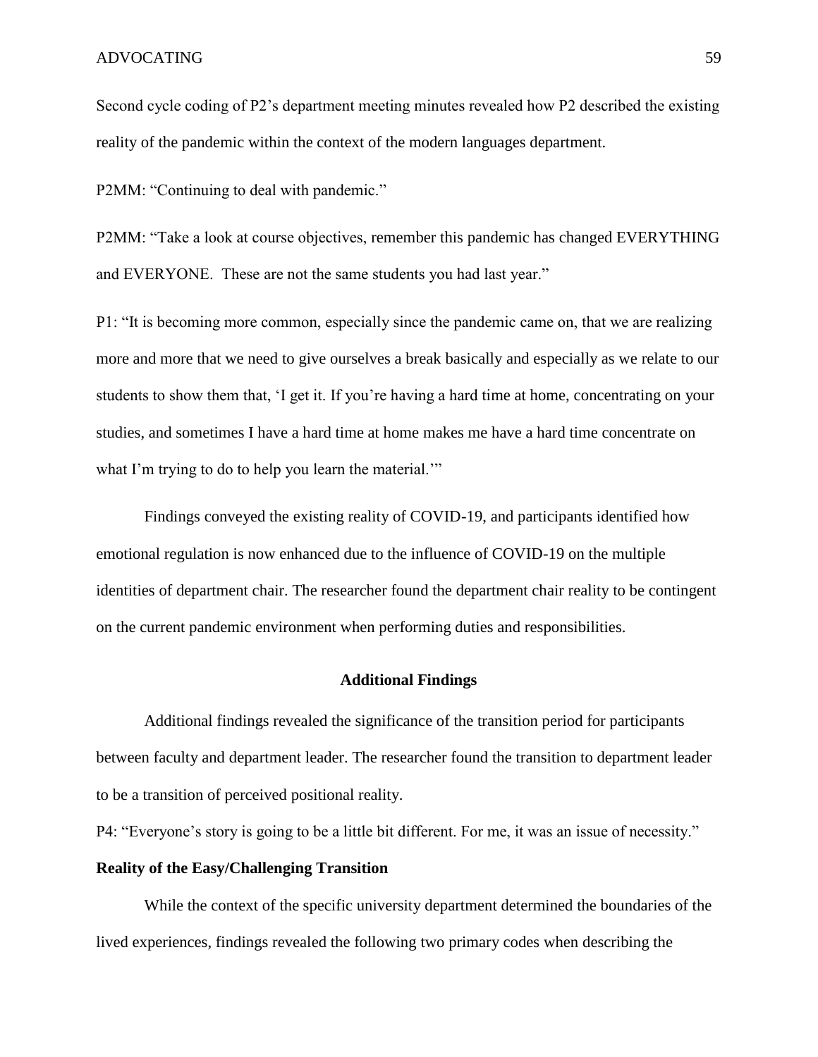Second cycle coding of P2's department meeting minutes revealed how P2 described the existing reality of the pandemic within the context of the modern languages department.

P2MM: "Continuing to deal with pandemic."

P2MM: "Take a look at course objectives, remember this pandemic has changed EVERYTHING and EVERYONE. These are not the same students you had last year."

P1: "It is becoming more common, especially since the pandemic came on, that we are realizing more and more that we need to give ourselves a break basically and especially as we relate to our students to show them that, 'I get it. If you're having a hard time at home, concentrating on your studies, and sometimes I have a hard time at home makes me have a hard time concentrate on what I'm trying to do to help you learn the material.'"

Findings conveyed the existing reality of COVID-19, and participants identified how emotional regulation is now enhanced due to the influence of COVID-19 on the multiple identities of department chair. The researcher found the department chair reality to be contingent on the current pandemic environment when performing duties and responsibilities.

## Additional Findings

Additional findings revealed the significance of the transition period for participants between faculty and department leader. The researcher found the transition to department leader to be a transition of perceived positional reality.

P4: "Everyone's story is going to be a little bit different. For me, it was an issue of necessity."

### Reality of the Easy/Challenging Transition

While the context of the specific university department determined the boundaries of the lived experiences, findings revealed the following two primary codes when describing the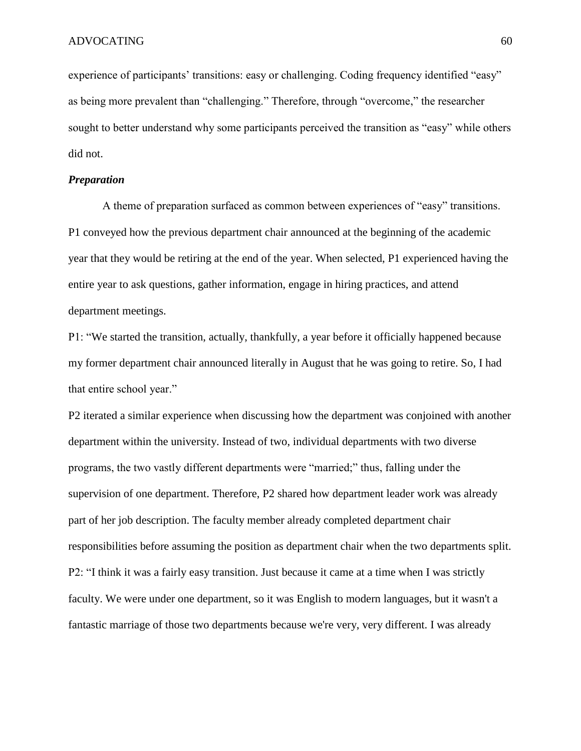experience of participants' transitions: easy or challenging. Coding frequency identified "easy" as being more prevalent than "challenging." Therefore, through "overcome," the researcher sought to better understand why some participants perceived the transition as "easy" while others did not.

### *Preparation*

A theme of preparation surfaced as common between experiences of "easy" transitions. P1 conveyed how the previous department chair announced at the beginning of the academic year that they would be retiring at the end of the year. When selected, P1 experienced having the entire year to ask questions, gather information, engage in hiring practices, and attend department meetings.

P1: "We started the transition, actually, thankfully, a year before it officially happened because my former department chair announced literally in August that he was going to retire. So, I had that entire school year."

P2 iterated a similar experience when discussing how the department was conjoined with another department within the university. Instead of two, individual departments with two diverse programs, the two vastly different departments were "married;" thus, falling under the supervision of one department. Therefore, P2 shared how department leader work was already part of her job description. The faculty member already completed department chair responsibilities before assuming the position as department chair when the two departments split.

P2: "I think it was a fairly easy transition. Just because it came at a time when I was strictly faculty. We were under one department, so it was English to modern languages, but it wasn't a fantastic marriage of those two departments because we're very, very different. I was already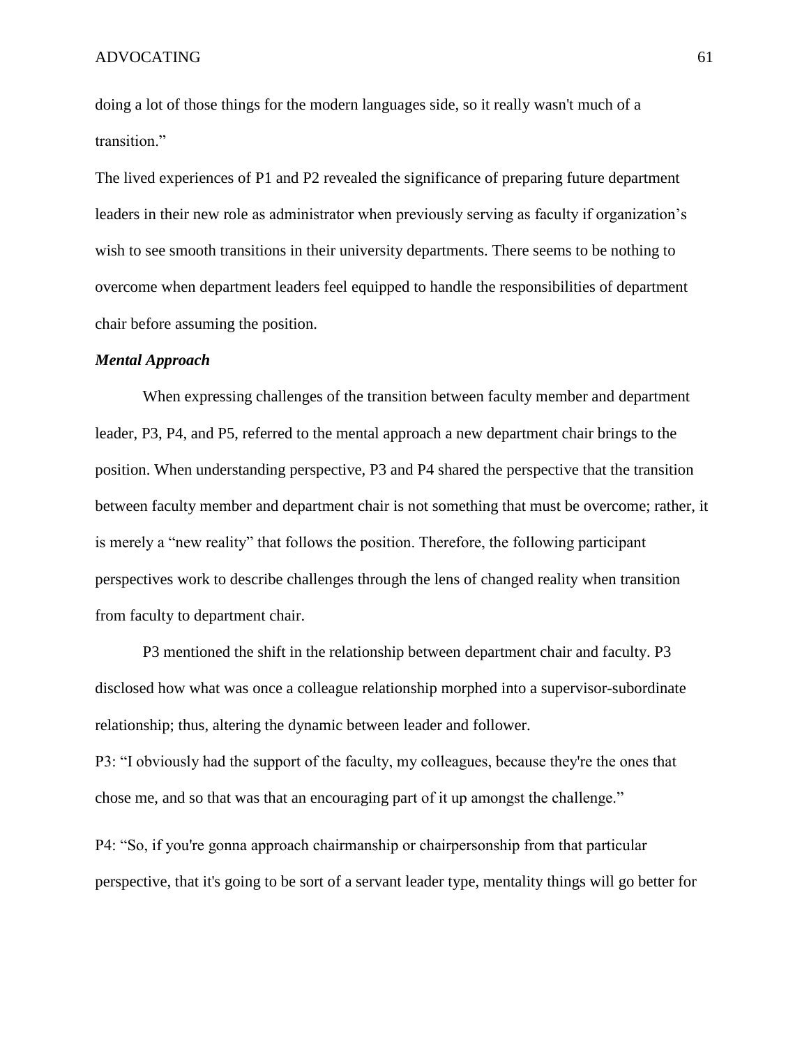doing a lot of those things for the modern languages side, so it really wasn't much of a transition."

The lived experiences of P1 and P2 revealed the significance of preparing future department leaders in their new role as administrator when previously serving as faculty if organization's wish to see smooth transitions in their university departments. There seems to be nothing to overcome when department leaders feel equipped to handle the responsibilities of department chair before assuming the position.

***Mental Approach***

When expressing challenges of the transition between faculty member and department leader, P3, P4, and P5, referred to the mental approach a new department chair brings to the position. When understanding perspective, P3 and P4 shared the perspective that the transition between faculty member and department chair is not something that must be overcome; rather, it is merely a "new reality" that follows the position. Therefore, the following participant perspectives work to describe challenges through the lens of changed reality when transition from faculty to department chair.

P3 mentioned the shift in the relationship between department chair and faculty. P3 disclosed how what was once a colleague relationship morphed into a supervisor-subordinate relationship; thus, altering the dynamic between leader and follower.

P3: "I obviously had the support of the faculty, my colleagues, because they're the ones that chose me, and so that was that an encouraging part of it up amongst the challenge."

P4: "So, if you're gonna approach chairmanship or chairpersonship from that particular perspective, that it's going to be sort of a servant leader type, mentality things will go better for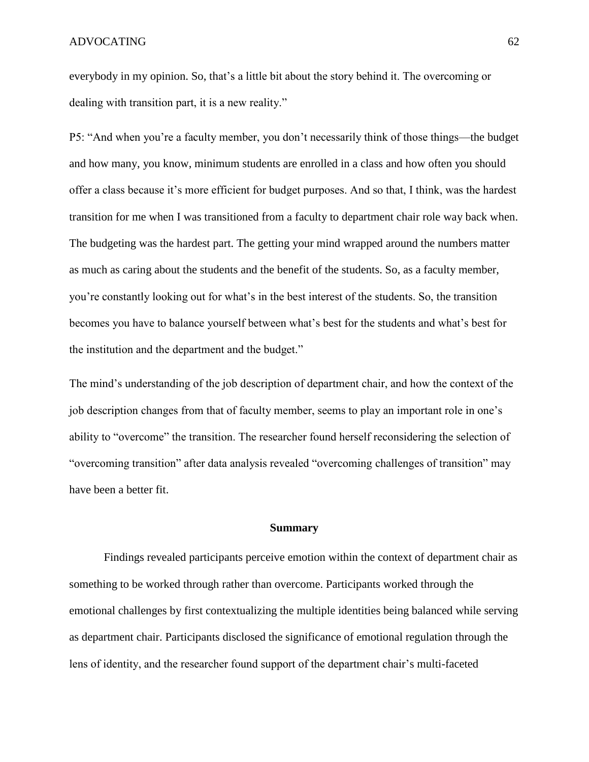everybody in my opinion. So, that's a little bit about the story behind it. The overcoming or dealing with transition part, it is a new reality."

P5: "And when you're a faculty member, you don't necessarily think of those things—the budget and how many, you know, minimum students are enrolled in a class and how often you should offer a class because it's more efficient for budget purposes. And so that, I think, was the hardest transition for me when I was transitioned from a faculty to department chair role way back when. The budgeting was the hardest part. The getting your mind wrapped around the numbers matter as much as caring about the students and the benefit of the students. So, as a faculty member, you're constantly looking out for what's in the best interest of the students. So, the transition becomes you have to balance yourself between what's best for the students and what's best for the institution and the department and the budget."

The mind's understanding of the job description of department chair, and how the context of the job description changes from that of faculty member, seems to play an important role in one's ability to "overcome" the transition. The researcher found herself reconsidering the selection of "overcoming transition" after data analysis revealed "overcoming challenges of transition" may have been a better fit.

## Summary

Findings revealed participants perceive emotion within the context of department chair as something to be worked through rather than overcome. Participants worked through the emotional challenges by first contextualizing the multiple identities being balanced while serving as department chair. Participants disclosed the significance of emotional regulation through the lens of identity, and the researcher found support of the department chair's multi-faceted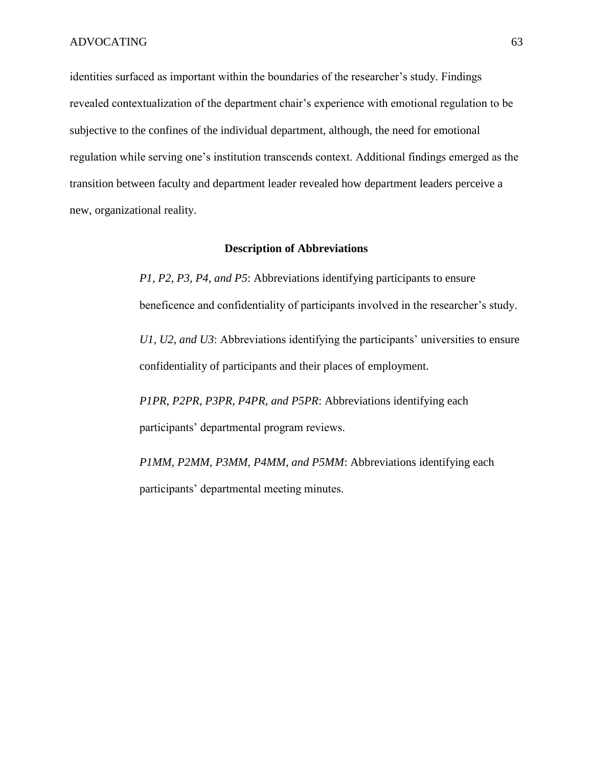identities surfaced as important within the boundaries of the researcher's study. Findings revealed contextualization of the department chair's experience with emotional regulation to be subjective to the confines of the individual department, although, the need for emotional regulation while serving one's institution transcends context. Additional findings emerged as the transition between faculty and department leader revealed how department leaders perceive a new, organizational reality.

## Description of Abbreviations

*P1, P2, P3, P4, and P5*: Abbreviations identifying participants to ensure beneficence and confidentiality of participants involved in the researcher's study.

*U1, U2, and U3*: Abbreviations identifying the participants' universities to ensure confidentiality of participants and their places of employment.

*P1PR, P2PR, P3PR, P4PR, and P5PR*: Abbreviations identifying each participants' departmental program reviews.

*P1MM, P2MM, P3MM, P4MM, and P5MM*: Abbreviations identifying each participants' departmental meeting minutes.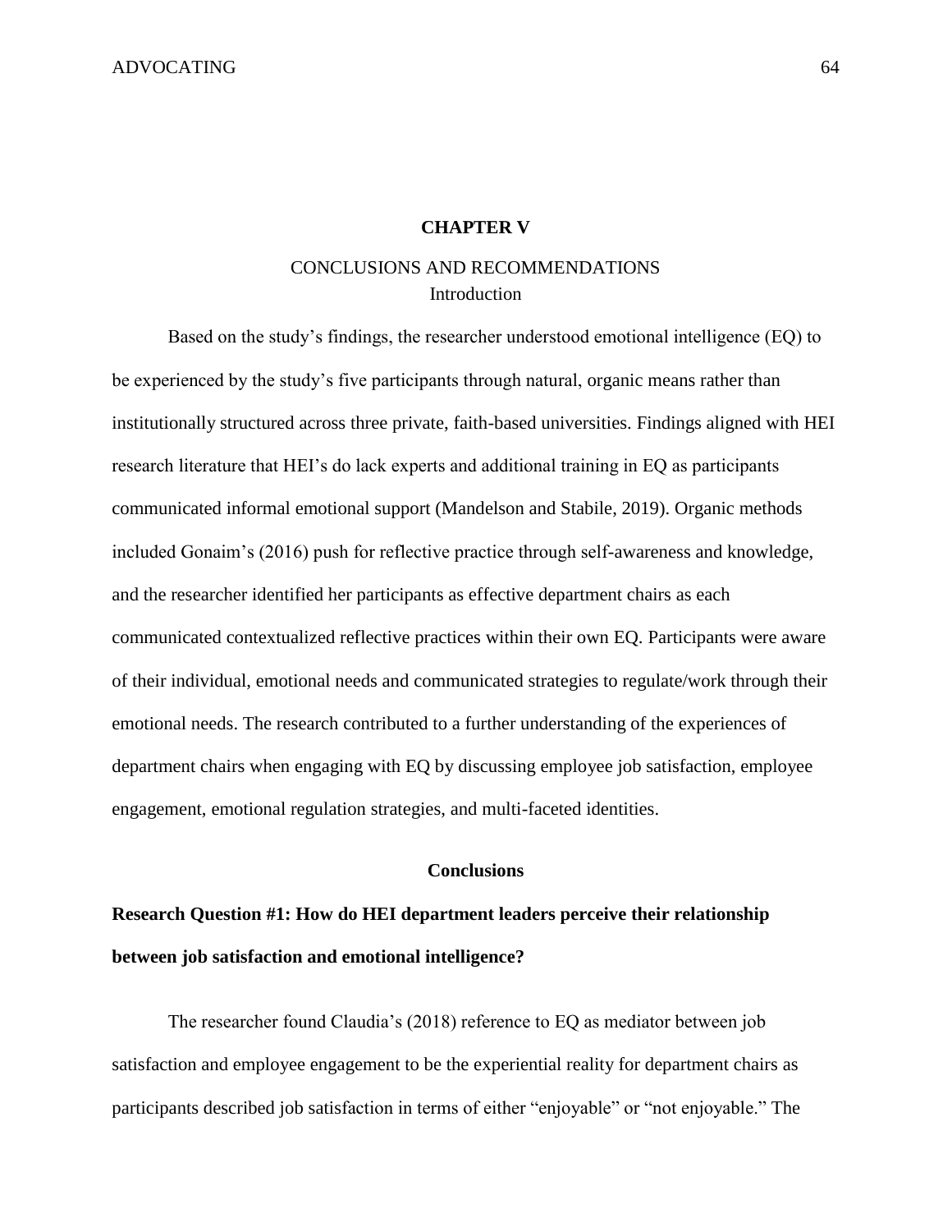# CHAPTER V

## CONCLUSIONS AND RECOMMENDATIONS

### Introduction

Based on the study's findings, the researcher understood emotional intelligence (EQ) to be experienced by the study's five participants through natural, organic means rather than institutionally structured across three private, faith-based universities. Findings aligned with HEI research literature that HEI's do lack experts and additional training in EQ as participants communicated informal emotional support (Mandelson and Stabile, 2019). Organic methods included Gonaim's (2016) push for reflective practice through self-awareness and knowledge, and the researcher identified her participants as effective department chairs as each communicated contextualized reflective practices within their own EQ. Participants were aware of their individual, emotional needs and communicated strategies to regulate/work through their emotional needs. The research contributed to a further understanding of the experiences of department chairs when engaging with EQ by discussing employee job satisfaction, employee engagement, emotional regulation strategies, and multi-faceted identities.

## Conclusions

### Research Question #1: How do HEI department leaders perceive their relationship between job satisfaction and emotional intelligence?

The researcher found Claudia's (2018) reference to EQ as mediator between job satisfaction and employee engagement to be the experiential reality for department chairs as participants described job satisfaction in terms of either "enjoyable" or "not enjoyable." The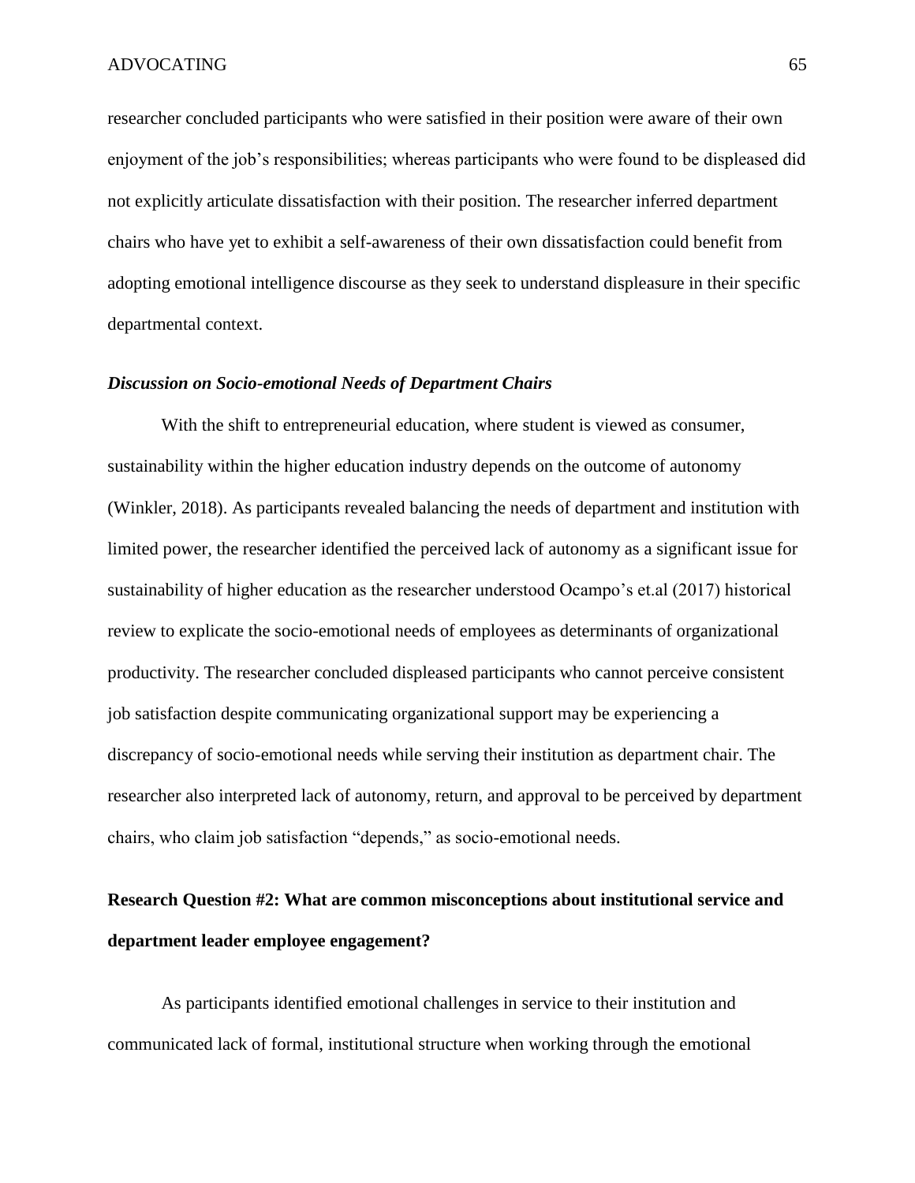researcher concluded participants who were satisfied in their position were aware of their own enjoyment of the job's responsibilities; whereas participants who were found to be displeased did not explicitly articulate dissatisfaction with their position. The researcher inferred department chairs who have yet to exhibit a self-awareness of their own dissatisfaction could benefit from adopting emotional intelligence discourse as they seek to understand displeasure in their specific departmental context.

### *Discussion on Socio-emotional Needs of Department Chairs*

With the shift to entrepreneurial education, where student is viewed as consumer, sustainability within the higher education industry depends on the outcome of autonomy (Winkler, 2018). As participants revealed balancing the needs of department and institution with limited power, the researcher identified the perceived lack of autonomy as a significant issue for sustainability of higher education as the researcher understood Ocampo's et.al (2017) historical review to explicate the socio-emotional needs of employees as determinants of organizational productivity. The researcher concluded displeased participants who cannot perceive consistent job satisfaction despite communicating organizational support may be experiencing a discrepancy of socio-emotional needs while serving their institution as department chair. The researcher also interpreted lack of autonomy, return, and approval to be perceived by department chairs, who claim job satisfaction "depends," as socio-emotional needs.

## Research Question #2: What are common misconceptions about institutional service and department leader employee engagement?

As participants identified emotional challenges in service to their institution and communicated lack of formal, institutional structure when working through the emotional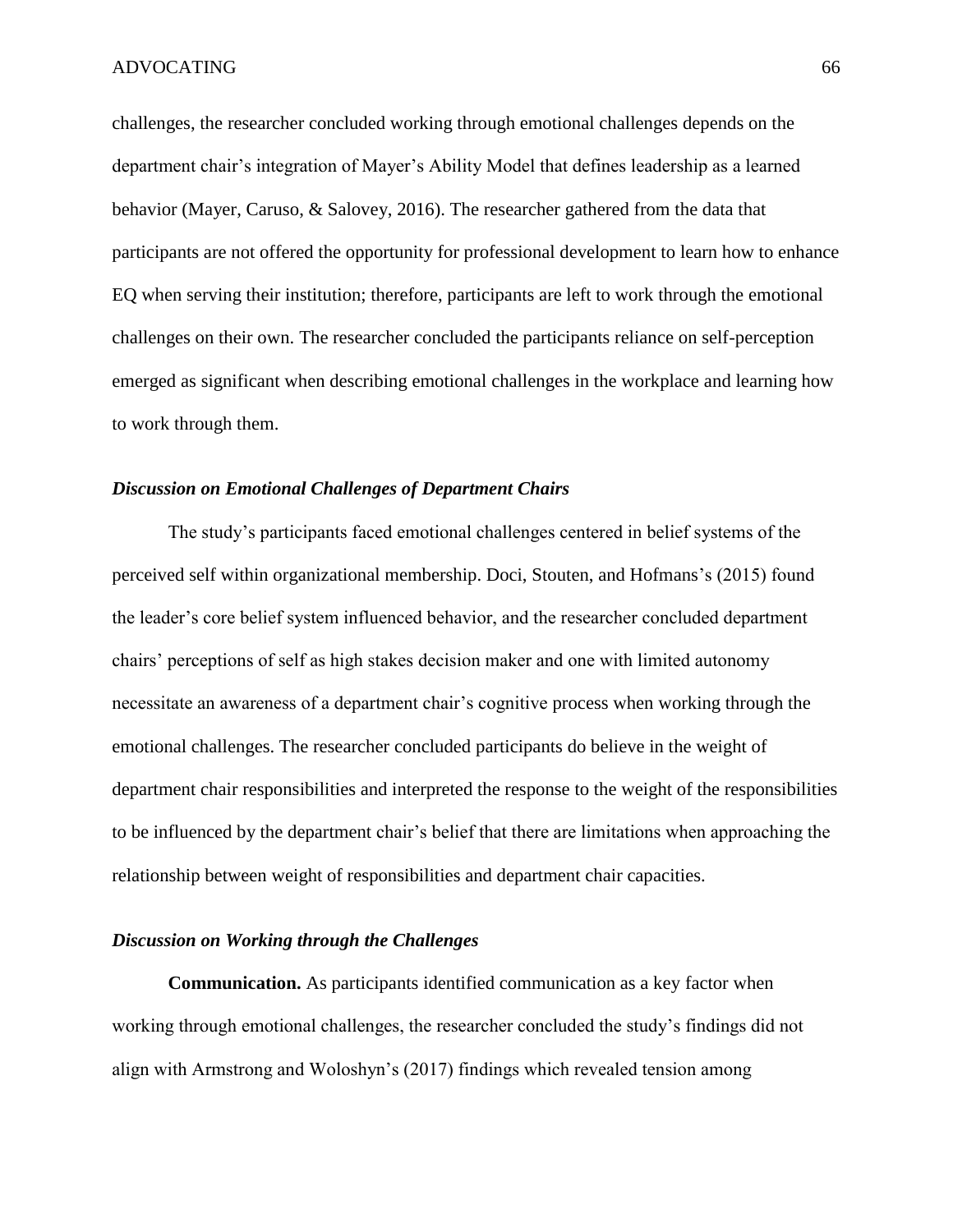challenges, the researcher concluded working through emotional challenges depends on the department chair's integration of Mayer's Ability Model that defines leadership as a learned behavior (Mayer, Caruso, & Salovey, 2016). The researcher gathered from the data that participants are not offered the opportunity for professional development to learn how to enhance EQ when serving their institution; therefore, participants are left to work through the emotional challenges on their own. The researcher concluded the participants reliance on self-perception emerged as significant when describing emotional challenges in the workplace and learning how to work through them.

### *Discussion on Emotional Challenges of Department Chairs*

The study's participants faced emotional challenges centered in belief systems of the perceived self within organizational membership. Doci, Stouten, and Hofmans's (2015) found the leader's core belief system influenced behavior, and the researcher concluded department chairs' perceptions of self as high stakes decision maker and one with limited autonomy necessitate an awareness of a department chair's cognitive process when working through the emotional challenges. The researcher concluded participants do believe in the weight of department chair responsibilities and interpreted the response to the weight of the responsibilities to be influenced by the department chair's belief that there are limitations when approaching the relationship between weight of responsibilities and department chair capacities.

### *Discussion on Working through the Challenges*

**Communication.** As participants identified communication as a key factor when working through emotional challenges, the researcher concluded the study's findings did not align with Armstrong and Woloshyn's (2017) findings which revealed tension among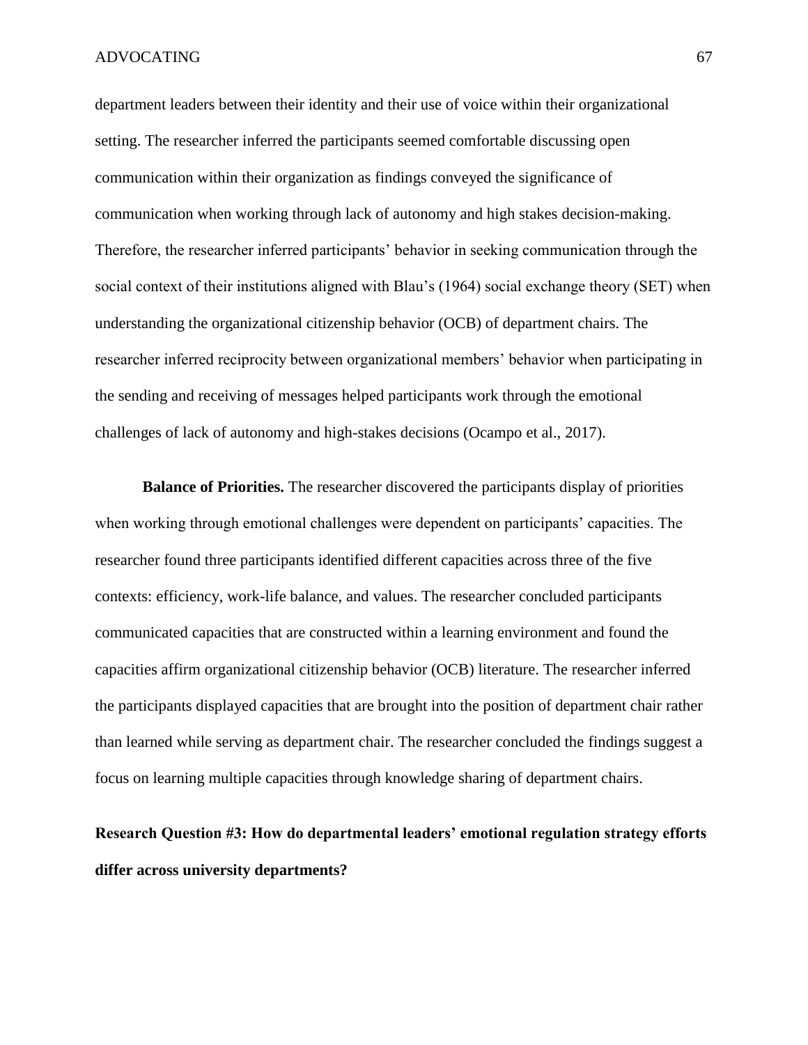department leaders between their identity and their use of voice within their organizational setting. The researcher inferred the participants seemed comfortable discussing open communication within their organization as findings conveyed the significance of communication when working through lack of autonomy and high stakes decision-making. Therefore, the researcher inferred participants' behavior in seeking communication through the social context of their institutions aligned with Blau's (1964) social exchange theory (SET) when understanding the organizational citizenship behavior (OCB) of department chairs. The researcher inferred reciprocity between organizational members' behavior when participating in the sending and receiving of messages helped participants work through the emotional challenges of lack of autonomy and high-stakes decisions (Ocampo et al., 2017).

**Balance of Priorities.** The researcher discovered the participants display of priorities when working through emotional challenges were dependent on participants' capacities. The researcher found three participants identified different capacities across three of the five contexts: efficiency, work-life balance, and values. The researcher concluded participants communicated capacities that are constructed within a learning environment and found the capacities affirm organizational citizenship behavior (OCB) literature. The researcher inferred the participants displayed capacities that are brought into the position of department chair rather than learned while serving as department chair. The researcher concluded the findings suggest a focus on learning multiple capacities through knowledge sharing of department chairs.

### Research Question #3: How do departmental leaders' emotional regulation strategy efforts differ across university departments?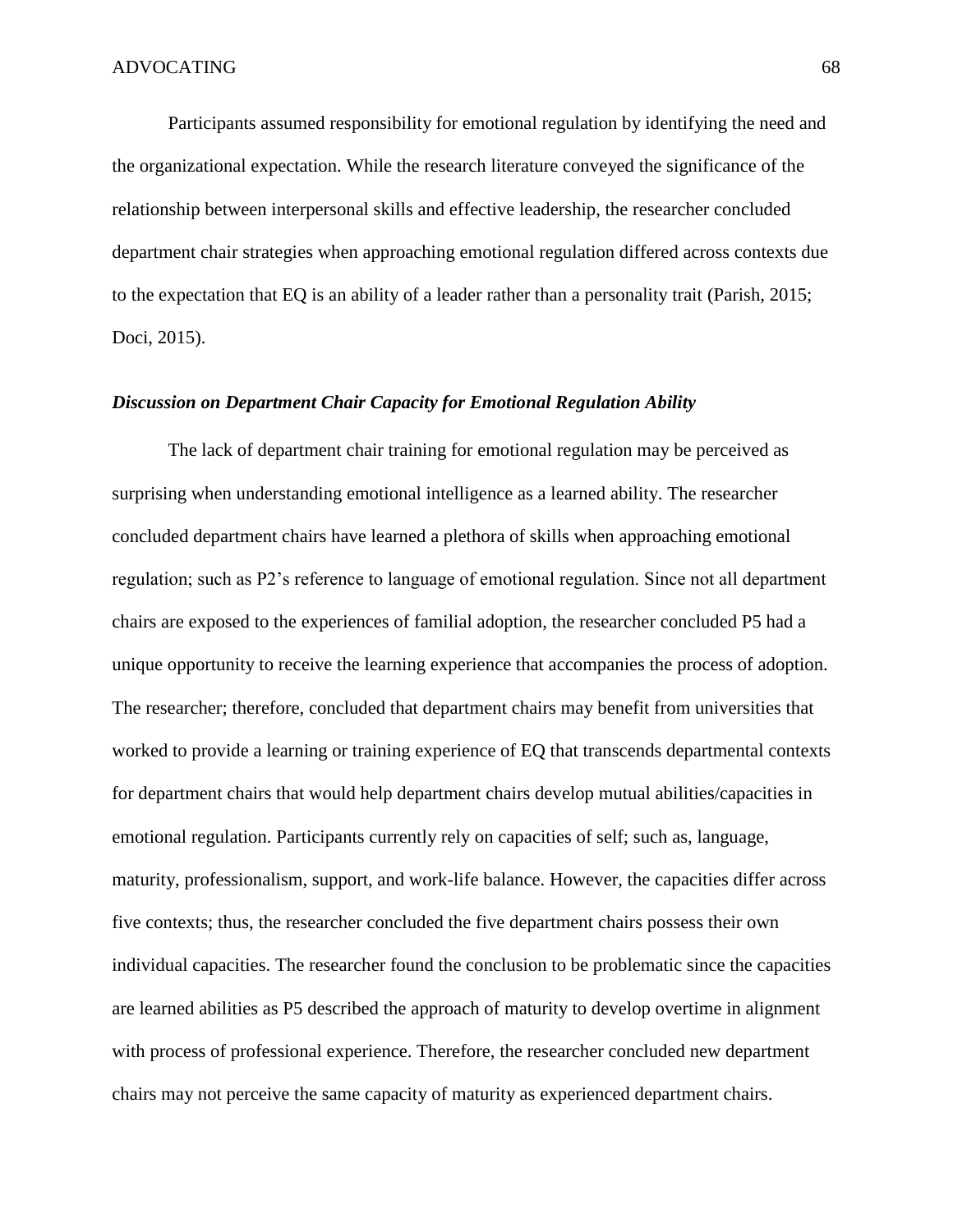Participants assumed responsibility for emotional regulation by identifying the need and the organizational expectation. While the research literature conveyed the significance of the relationship between interpersonal skills and effective leadership, the researcher concluded department chair strategies when approaching emotional regulation differed across contexts due to the expectation that EQ is an ability of a leader rather than a personality trait (Parish, 2015; Doci, 2015).

### *Discussion on Department Chair Capacity for Emotional Regulation Ability*

The lack of department chair training for emotional regulation may be perceived as surprising when understanding emotional intelligence as a learned ability. The researcher concluded department chairs have learned a plethora of skills when approaching emotional regulation; such as P2's reference to language of emotional regulation. Since not all department chairs are exposed to the experiences of familial adoption, the researcher concluded P5 had a unique opportunity to receive the learning experience that accompanies the process of adoption. The researcher; therefore, concluded that department chairs may benefit from universities that worked to provide a learning or training experience of EQ that transcends departmental contexts for department chairs that would help department chairs develop mutual abilities/capacities in emotional regulation. Participants currently rely on capacities of self; such as, language, maturity, professionalism, support, and work-life balance. However, the capacities differ across five contexts; thus, the researcher concluded the five department chairs possess their own individual capacities. The researcher found the conclusion to be problematic since the capacities are learned abilities as P5 described the approach of maturity to develop overtime in alignment with process of professional experience. Therefore, the researcher concluded new department chairs may not perceive the same capacity of maturity as experienced department chairs.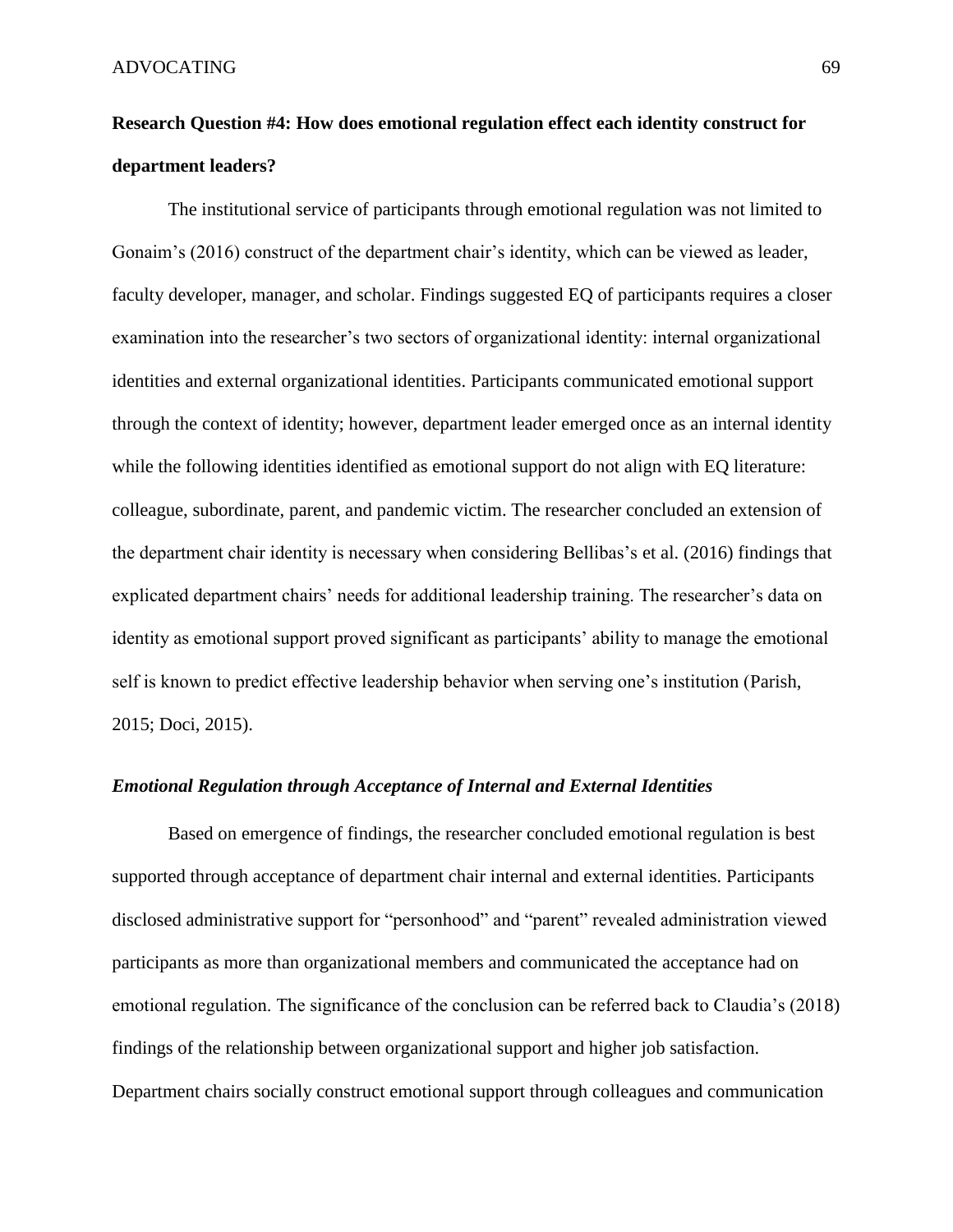**Research Question #4: How does emotional regulation effect each identity construct for department leaders?**

The institutional service of participants through emotional regulation was not limited to Gonaim's (2016) construct of the department chair's identity, which can be viewed as leader, faculty developer, manager, and scholar. Findings suggested EQ of participants requires a closer examination into the researcher's two sectors of organizational identity: internal organizational identities and external organizational identities. Participants communicated emotional support through the context of identity; however, department leader emerged once as an internal identity while the following identities identified as emotional support do not align with EQ literature: colleague, subordinate, parent, and pandemic victim. The researcher concluded an extension of the department chair identity is necessary when considering Bellibas's et al. (2016) findings that explicated department chairs' needs for additional leadership training. The researcher's data on identity as emotional support proved significant as participants' ability to manage the emotional self is known to predict effective leadership behavior when serving one's institution (Parish, 2015; Doci, 2015).

***Emotional Regulation through Acceptance of Internal and External Identities***

Based on emergence of findings, the researcher concluded emotional regulation is best supported through acceptance of department chair internal and external identities. Participants disclosed administrative support for "personhood" and "parent" revealed administration viewed participants as more than organizational members and communicated the acceptance had on emotional regulation. The significance of the conclusion can be referred back to Claudia's (2018) findings of the relationship between organizational support and higher job satisfaction. Department chairs socially construct emotional support through colleagues and communication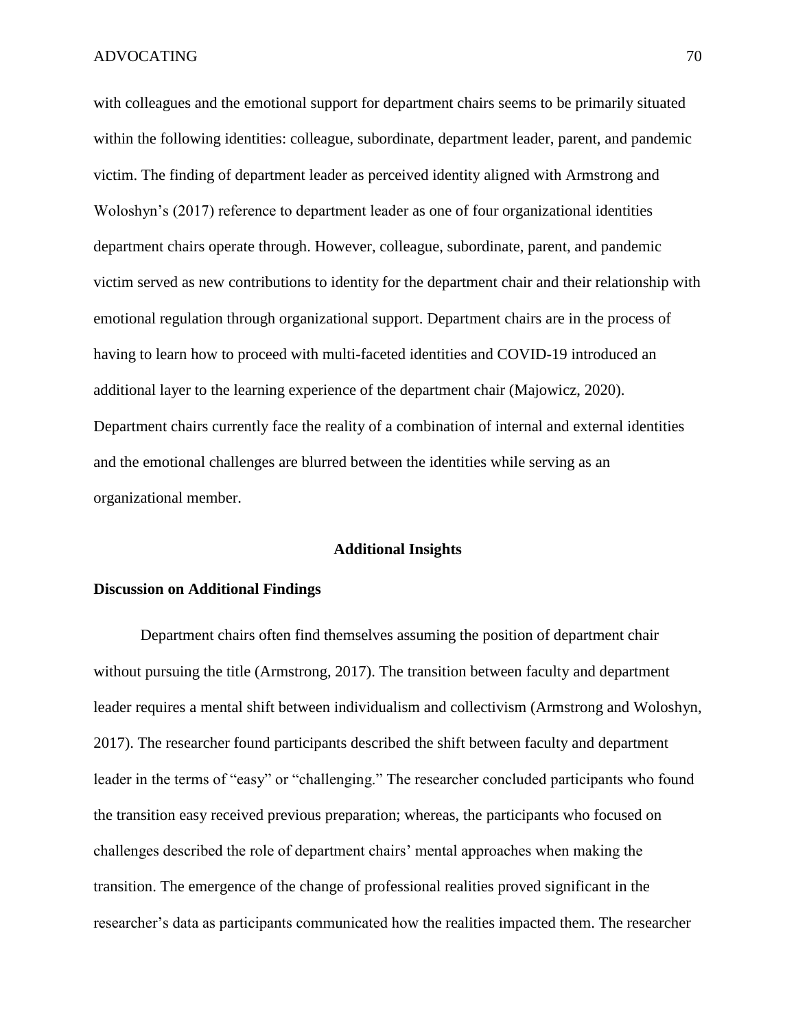with colleagues and the emotional support for department chairs seems to be primarily situated within the following identities: colleague, subordinate, department leader, parent, and pandemic victim. The finding of department leader as perceived identity aligned with Armstrong and Woloshyn's (2017) reference to department leader as one of four organizational identities department chairs operate through. However, colleague, subordinate, parent, and pandemic victim served as new contributions to identity for the department chair and their relationship with emotional regulation through organizational support. Department chairs are in the process of having to learn how to proceed with multi-faceted identities and COVID-19 introduced an additional layer to the learning experience of the department chair (Majowicz, 2020). Department chairs currently face the reality of a combination of internal and external identities and the emotional challenges are blurred between the identities while serving as an organizational member.

## Additional Insights

### Discussion on Additional Findings

Department chairs often find themselves assuming the position of department chair without pursuing the title (Armstrong, 2017). The transition between faculty and department leader requires a mental shift between individualism and collectivism (Armstrong and Woloshyn, 2017). The researcher found participants described the shift between faculty and department leader in the terms of "easy" or "challenging." The researcher concluded participants who found the transition easy received previous preparation; whereas, the participants who focused on challenges described the role of department chairs' mental approaches when making the transition. The emergence of the change of professional realities proved significant in the researcher's data as participants communicated how the realities impacted them. The researcher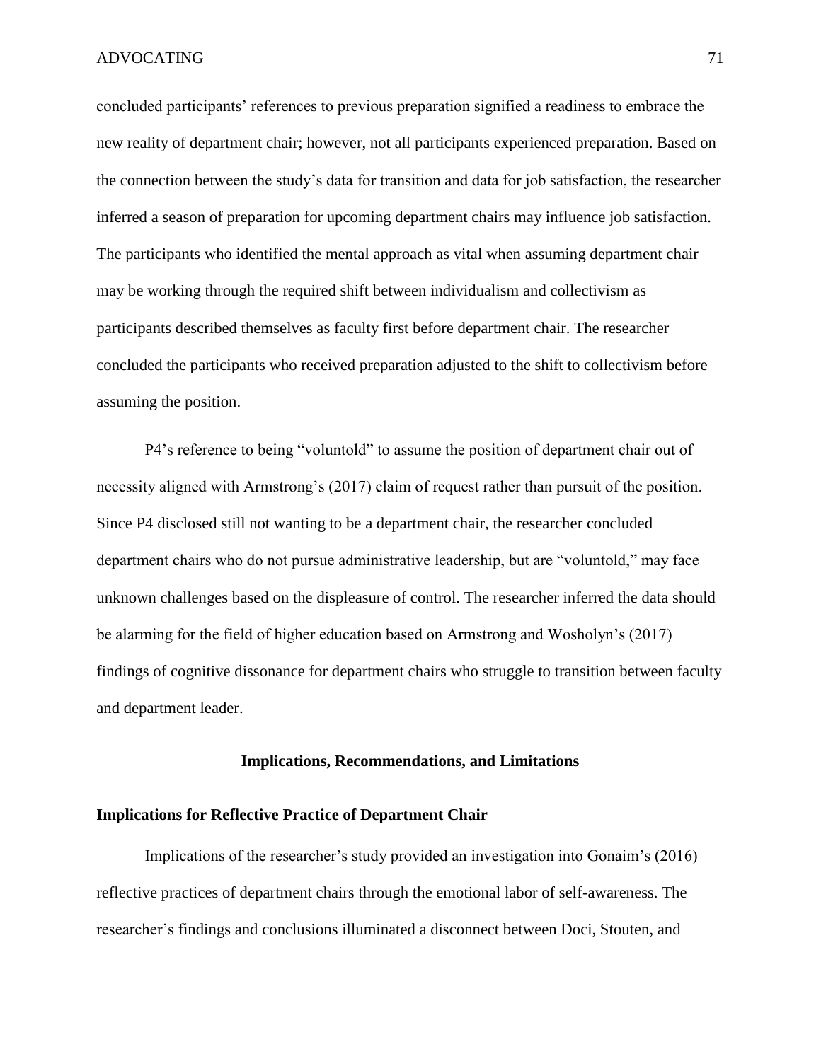concluded participants' references to previous preparation signified a readiness to embrace the new reality of department chair; however, not all participants experienced preparation. Based on the connection between the study's data for transition and data for job satisfaction, the researcher inferred a season of preparation for upcoming department chairs may influence job satisfaction. The participants who identified the mental approach as vital when assuming department chair may be working through the required shift between individualism and collectivism as participants described themselves as faculty first before department chair. The researcher concluded the participants who received preparation adjusted to the shift to collectivism before assuming the position.

P4's reference to being "voluntold" to assume the position of department chair out of necessity aligned with Armstrong's (2017) claim of request rather than pursuit of the position. Since P4 disclosed still not wanting to be a department chair, the researcher concluded department chairs who do not pursue administrative leadership, but are "voluntold," may face unknown challenges based on the displeasure of control. The researcher inferred the data should be alarming for the field of higher education based on Armstrong and Wosholyn's (2017) findings of cognitive dissonance for department chairs who struggle to transition between faculty and department leader.

## Implications, Recommendations, and Limitations

### Implications for Reflective Practice of Department Chair

Implications of the researcher's study provided an investigation into Gonaim's (2016) reflective practices of department chairs through the emotional labor of self-awareness. The researcher's findings and conclusions illuminated a disconnect between Doci, Stouten, and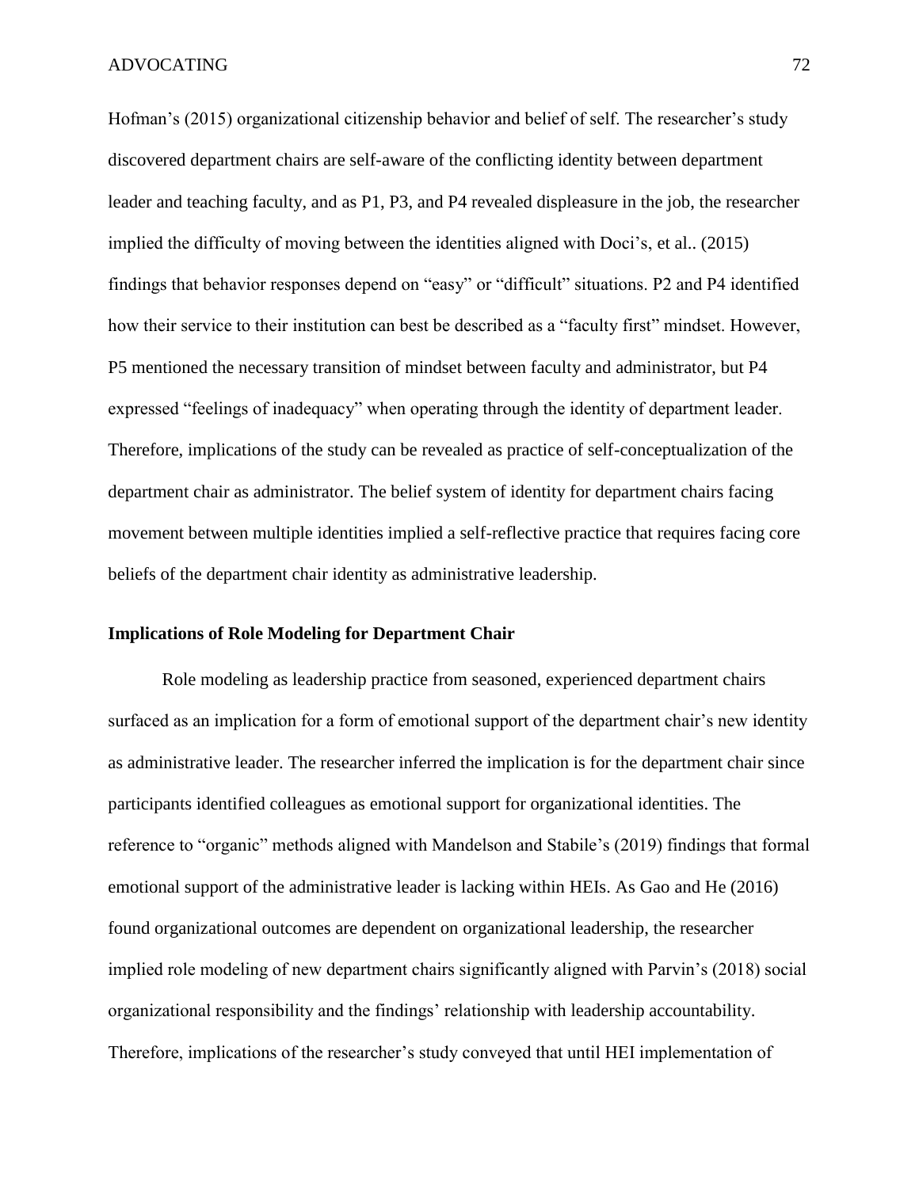Hofman's (2015) organizational citizenship behavior and belief of self. The researcher's study discovered department chairs are self-aware of the conflicting identity between department leader and teaching faculty, and as P1, P3, and P4 revealed displeasure in the job, the researcher implied the difficulty of moving between the identities aligned with Doci's, et al.. (2015) findings that behavior responses depend on "easy" or "difficult" situations. P2 and P4 identified how their service to their institution can best be described as a "faculty first" mindset. However, P5 mentioned the necessary transition of mindset between faculty and administrator, but P4 expressed "feelings of inadequacy" when operating through the identity of department leader. Therefore, implications of the study can be revealed as practice of self-conceptualization of the department chair as administrator. The belief system of identity for department chairs facing movement between multiple identities implied a self-reflective practice that requires facing core beliefs of the department chair identity as administrative leadership.

**Implications of Role Modeling for Department Chair**

Role modeling as leadership practice from seasoned, experienced department chairs surfaced as an implication for a form of emotional support of the department chair's new identity as administrative leader. The researcher inferred the implication is for the department chair since participants identified colleagues as emotional support for organizational identities. The reference to "organic" methods aligned with Mandelson and Stabile's (2019) findings that formal emotional support of the administrative leader is lacking within HEIs. As Gao and He (2016) found organizational outcomes are dependent on organizational leadership, the researcher implied role modeling of new department chairs significantly aligned with Parvin's (2018) social organizational responsibility and the findings' relationship with leadership accountability. Therefore, implications of the researcher's study conveyed that until HEI implementation of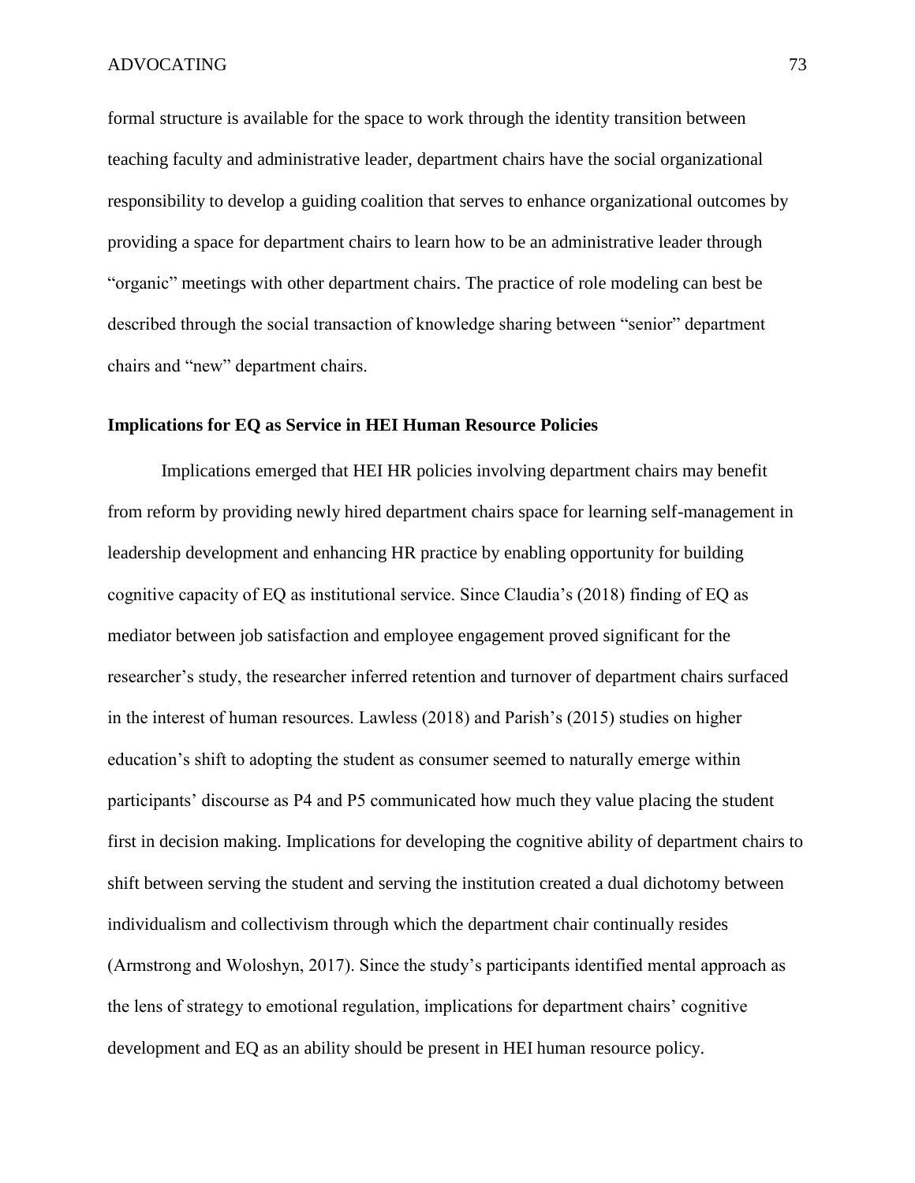formal structure is available for the space to work through the identity transition between teaching faculty and administrative leader, department chairs have the social organizational responsibility to develop a guiding coalition that serves to enhance organizational outcomes by providing a space for department chairs to learn how to be an administrative leader through "organic" meetings with other department chairs. The practice of role modeling can best be described through the social transaction of knowledge sharing between "senior" department chairs and "new" department chairs.

### Implications for EQ as Service in HEI Human Resource Policies

Implications emerged that HEI HR policies involving department chairs may benefit from reform by providing newly hired department chairs space for learning self-management in leadership development and enhancing HR practice by enabling opportunity for building cognitive capacity of EQ as institutional service. Since Claudia's (2018) finding of EQ as mediator between job satisfaction and employee engagement proved significant for the researcher's study, the researcher inferred retention and turnover of department chairs surfaced in the interest of human resources. Lawless (2018) and Parish's (2015) studies on higher education's shift to adopting the student as consumer seemed to naturally emerge within participants' discourse as P4 and P5 communicated how much they value placing the student first in decision making. Implications for developing the cognitive ability of department chairs to shift between serving the student and serving the institution created a dual dichotomy between individualism and collectivism through which the department chair continually resides (Armstrong and Woloshyn, 2017). Since the study's participants identified mental approach as the lens of strategy to emotional regulation, implications for department chairs' cognitive development and EQ as an ability should be present in HEI human resource policy.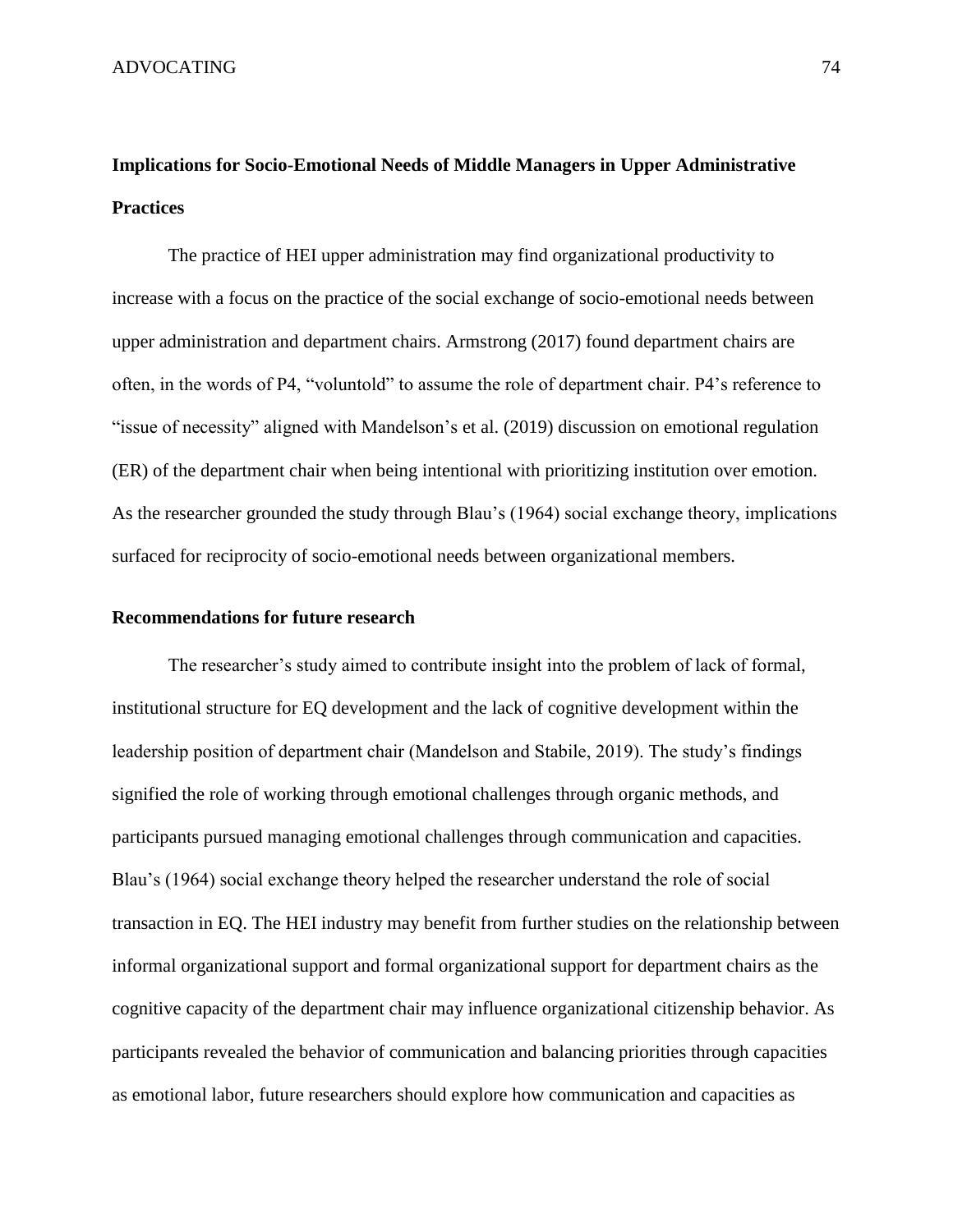## Implications for Socio-Emotional Needs of Middle Managers in Upper Administrative Practices

The practice of HEI upper administration may find organizational productivity to increase with a focus on the practice of the social exchange of socio-emotional needs between upper administration and department chairs. Armstrong (2017) found department chairs are often, in the words of P4, "voluntold" to assume the role of department chair. P4's reference to "issue of necessity" aligned with Mandelson's et al. (2019) discussion on emotional regulation (ER) of the department chair when being intentional with prioritizing institution over emotion. As the researcher grounded the study through Blau's (1964) social exchange theory, implications surfaced for reciprocity of socio-emotional needs between organizational members.

### Recommendations for future research

The researcher's study aimed to contribute insight into the problem of lack of formal, institutional structure for EQ development and the lack of cognitive development within the leadership position of department chair (Mandelson and Stabile, 2019). The study's findings signified the role of working through emotional challenges through organic methods, and participants pursued managing emotional challenges through communication and capacities. Blau's (1964) social exchange theory helped the researcher understand the role of social transaction in EQ. The HEI industry may benefit from further studies on the relationship between informal organizational support and formal organizational support for department chairs as the cognitive capacity of the department chair may influence organizational citizenship behavior. As participants revealed the behavior of communication and balancing priorities through capacities as emotional labor, future researchers should explore how communication and capacities as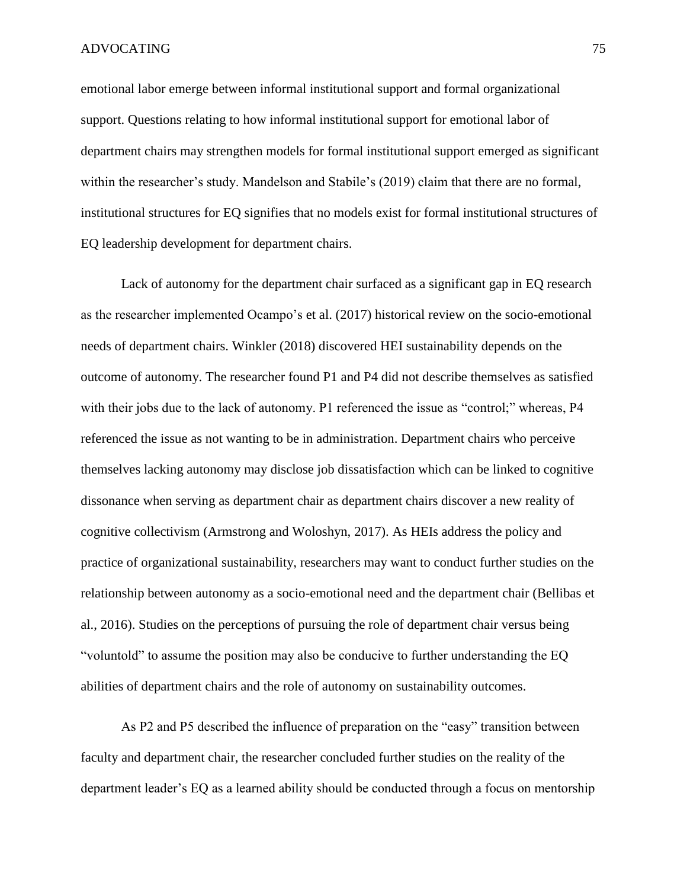emotional labor emerge between informal institutional support and formal organizational support. Questions relating to how informal institutional support for emotional labor of department chairs may strengthen models for formal institutional support emerged as significant within the researcher's study. Mandelson and Stabile's (2019) claim that there are no formal, institutional structures for EQ signifies that no models exist for formal institutional structures of EQ leadership development for department chairs.

Lack of autonomy for the department chair surfaced as a significant gap in EQ research as the researcher implemented Ocampo's et al. (2017) historical review on the socio-emotional needs of department chairs. Winkler (2018) discovered HEI sustainability depends on the outcome of autonomy. The researcher found P1 and P4 did not describe themselves as satisfied with their jobs due to the lack of autonomy. P1 referenced the issue as "control;" whereas, P4 referenced the issue as not wanting to be in administration. Department chairs who perceive themselves lacking autonomy may disclose job dissatisfaction which can be linked to cognitive dissonance when serving as department chair as department chairs discover a new reality of cognitive collectivism (Armstrong and Woloshyn, 2017). As HEIs address the policy and practice of organizational sustainability, researchers may want to conduct further studies on the relationship between autonomy as a socio-emotional need and the department chair (Bellibas et al., 2016). Studies on the perceptions of pursuing the role of department chair versus being "voluntold" to assume the position may also be conducive to further understanding the EQ abilities of department chairs and the role of autonomy on sustainability outcomes.

As P2 and P5 described the influence of preparation on the "easy" transition between faculty and department chair, the researcher concluded further studies on the reality of the department leader's EQ as a learned ability should be conducted through a focus on mentorship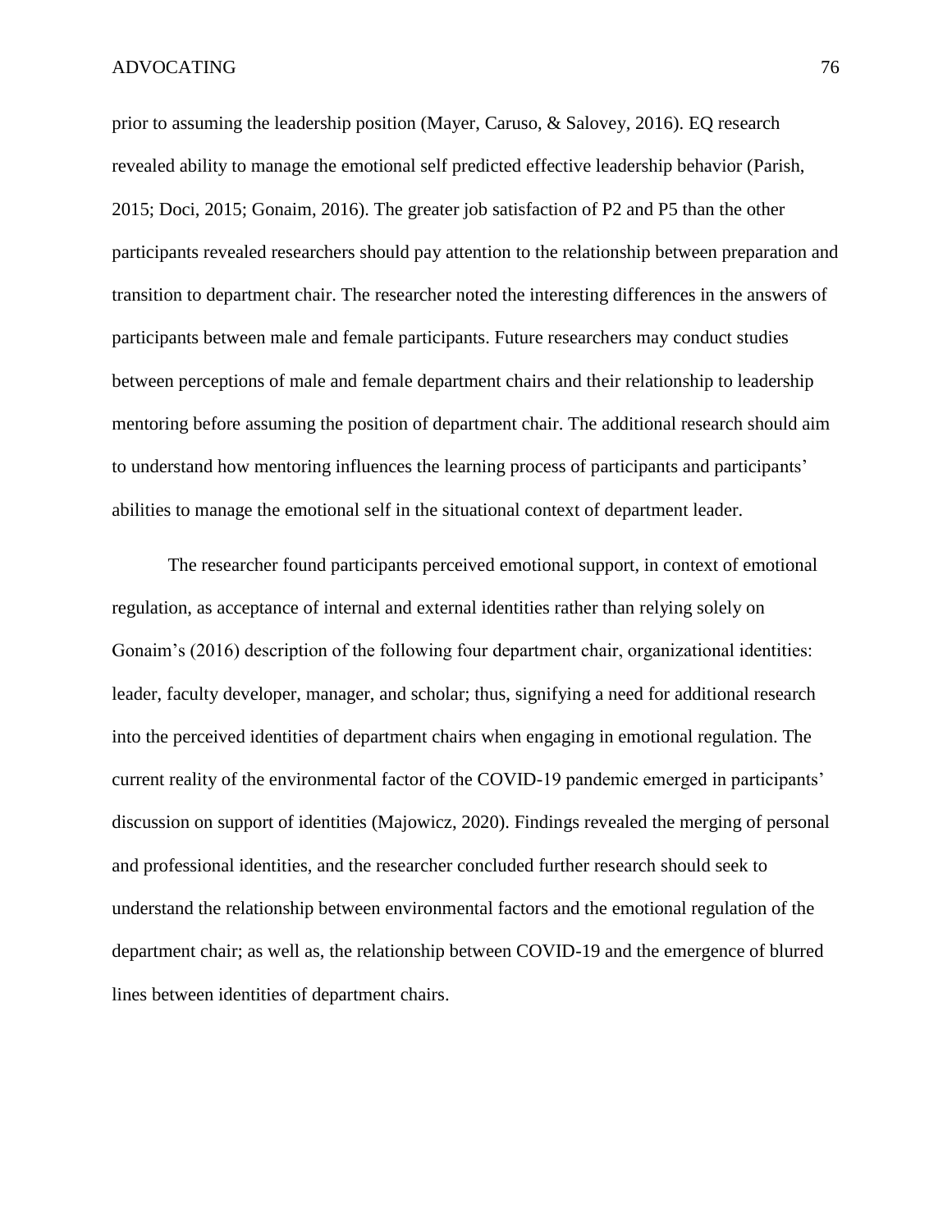prior to assuming the leadership position (Mayer, Caruso, & Salovey, 2016). EQ research revealed ability to manage the emotional self predicted effective leadership behavior (Parish, 2015; Doci, 2015; Gonaim, 2016). The greater job satisfaction of P2 and P5 than the other participants revealed researchers should pay attention to the relationship between preparation and transition to department chair. The researcher noted the interesting differences in the answers of participants between male and female participants. Future researchers may conduct studies between perceptions of male and female department chairs and their relationship to leadership mentoring before assuming the position of department chair. The additional research should aim to understand how mentoring influences the learning process of participants and participants' abilities to manage the emotional self in the situational context of department leader.

The researcher found participants perceived emotional support, in context of emotional regulation, as acceptance of internal and external identities rather than relying solely on Gonaim's (2016) description of the following four department chair, organizational identities: leader, faculty developer, manager, and scholar; thus, signifying a need for additional research into the perceived identities of department chairs when engaging in emotional regulation. The current reality of the environmental factor of the COVID-19 pandemic emerged in participants' discussion on support of identities (Majowicz, 2020). Findings revealed the merging of personal and professional identities, and the researcher concluded further research should seek to understand the relationship between environmental factors and the emotional regulation of the department chair; as well as, the relationship between COVID-19 and the emergence of blurred lines between identities of department chairs.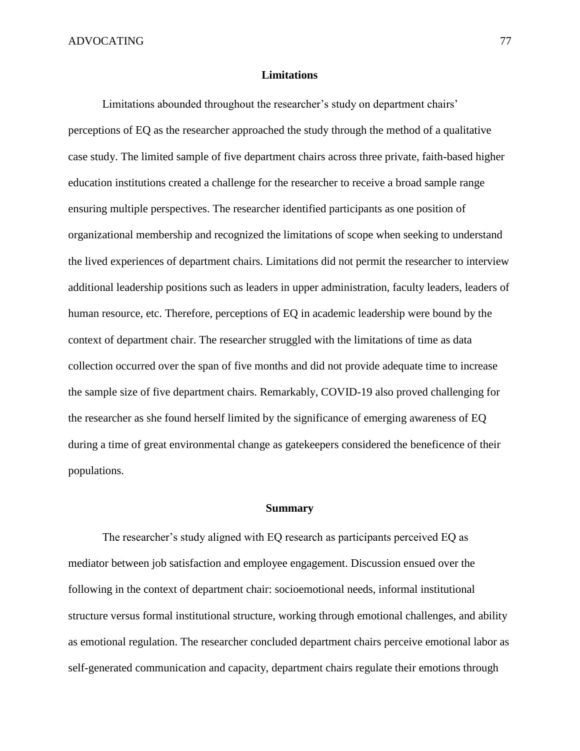## Limitations

Limitations abounded throughout the researcher's study on department chairs' perceptions of EQ as the researcher approached the study through the method of a qualitative case study. The limited sample of five department chairs across three private, faith-based higher education institutions created a challenge for the researcher to receive a broad sample range ensuring multiple perspectives. The researcher identified participants as one position of organizational membership and recognized the limitations of scope when seeking to understand the lived experiences of department chairs. Limitations did not permit the researcher to interview additional leadership positions such as leaders in upper administration, faculty leaders, leaders of human resource, etc. Therefore, perceptions of EQ in academic leadership were bound by the context of department chair. The researcher struggled with the limitations of time as data collection occurred over the span of five months and did not provide adequate time to increase the sample size of five department chairs. Remarkably, COVID-19 also proved challenging for the researcher as she found herself limited by the significance of emerging awareness of EQ during a time of great environmental change as gatekeepers considered the beneficence of their populations.

## Summary

The researcher's study aligned with EQ research as participants perceived EQ as mediator between job satisfaction and employee engagement. Discussion ensued over the following in the context of department chair: socioemotional needs, informal institutional structure versus formal institutional structure, working through emotional challenges, and ability as emotional regulation. The researcher concluded department chairs perceive emotional labor as self-generated communication and capacity, department chairs regulate their emotions through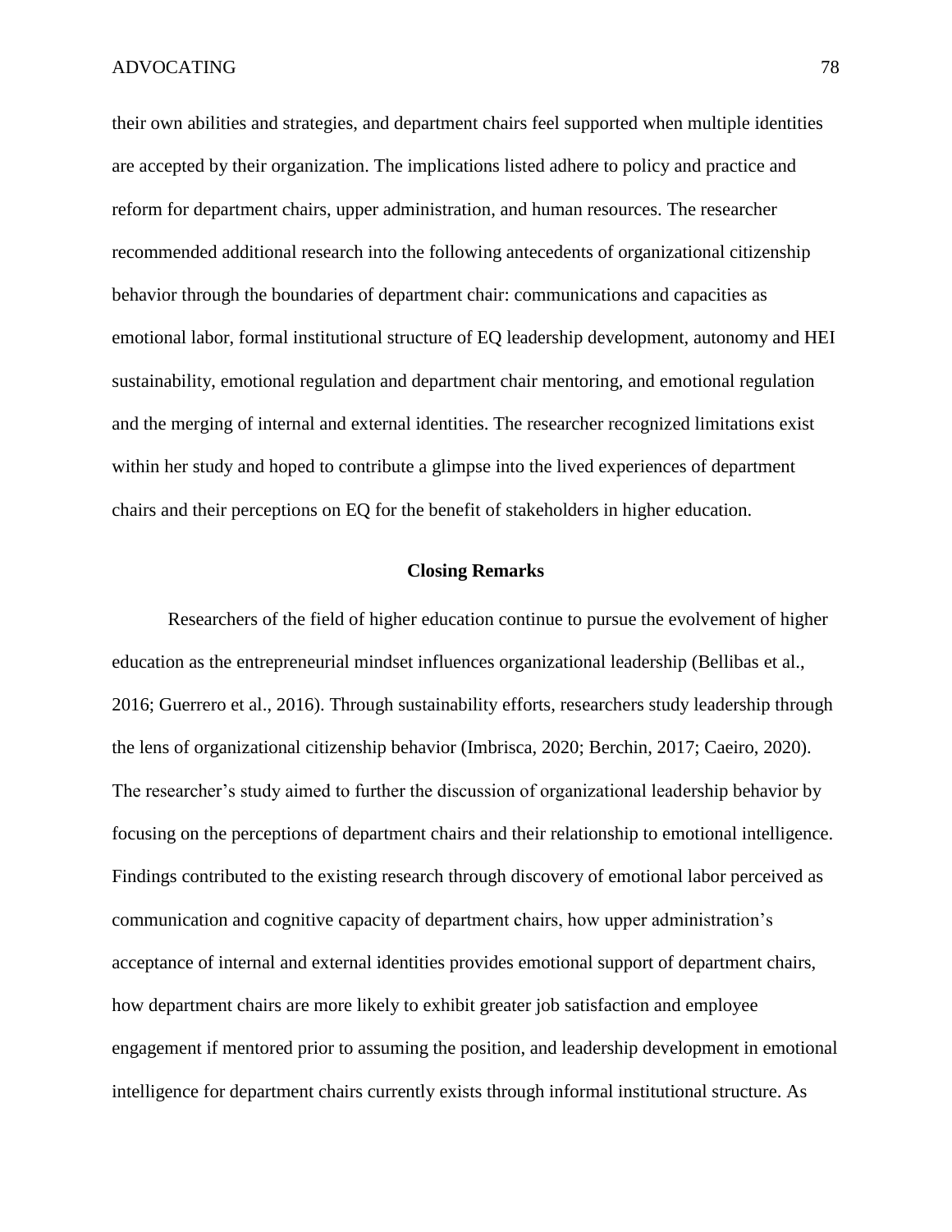their own abilities and strategies, and department chairs feel supported when multiple identities are accepted by their organization. The implications listed adhere to policy and practice and reform for department chairs, upper administration, and human resources. The researcher recommended additional research into the following antecedents of organizational citizenship behavior through the boundaries of department chair: communications and capacities as emotional labor, formal institutional structure of EQ leadership development, autonomy and HEI sustainability, emotional regulation and department chair mentoring, and emotional regulation and the merging of internal and external identities. The researcher recognized limitations exist within her study and hoped to contribute a glimpse into the lived experiences of department chairs and their perceptions on EQ for the benefit of stakeholders in higher education.

## Closing Remarks

Researchers of the field of higher education continue to pursue the evolvement of higher education as the entrepreneurial mindset influences organizational leadership (Bellibas et al., 2016; Guerrero et al., 2016). Through sustainability efforts, researchers study leadership through the lens of organizational citizenship behavior (Imbrisca, 2020; Berchin, 2017; Caeiro, 2020). The researcher's study aimed to further the discussion of organizational leadership behavior by focusing on the perceptions of department chairs and their relationship to emotional intelligence. Findings contributed to the existing research through discovery of emotional labor perceived as communication and cognitive capacity of department chairs, how upper administration's acceptance of internal and external identities provides emotional support of department chairs, how department chairs are more likely to exhibit greater job satisfaction and employee engagement if mentored prior to assuming the position, and leadership development in emotional intelligence for department chairs currently exists through informal institutional structure. As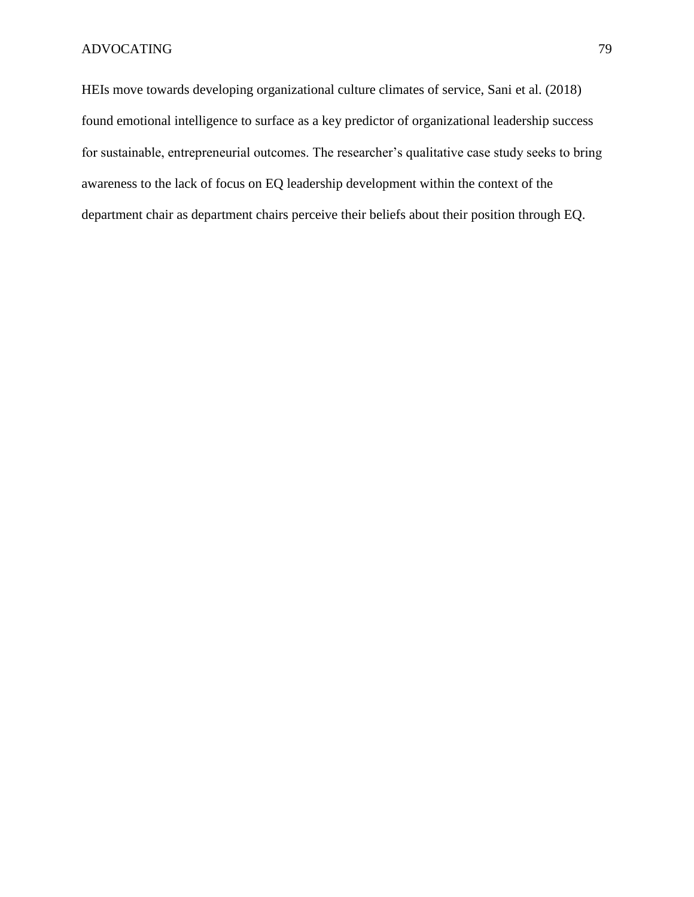HEIs move towards developing organizational culture climates of service, Sani et al. (2018) found emotional intelligence to surface as a key predictor of organizational leadership success for sustainable, entrepreneurial outcomes. The researcher's qualitative case study seeks to bring awareness to the lack of focus on EQ leadership development within the context of the department chair as department chairs perceive their beliefs about their position through EQ.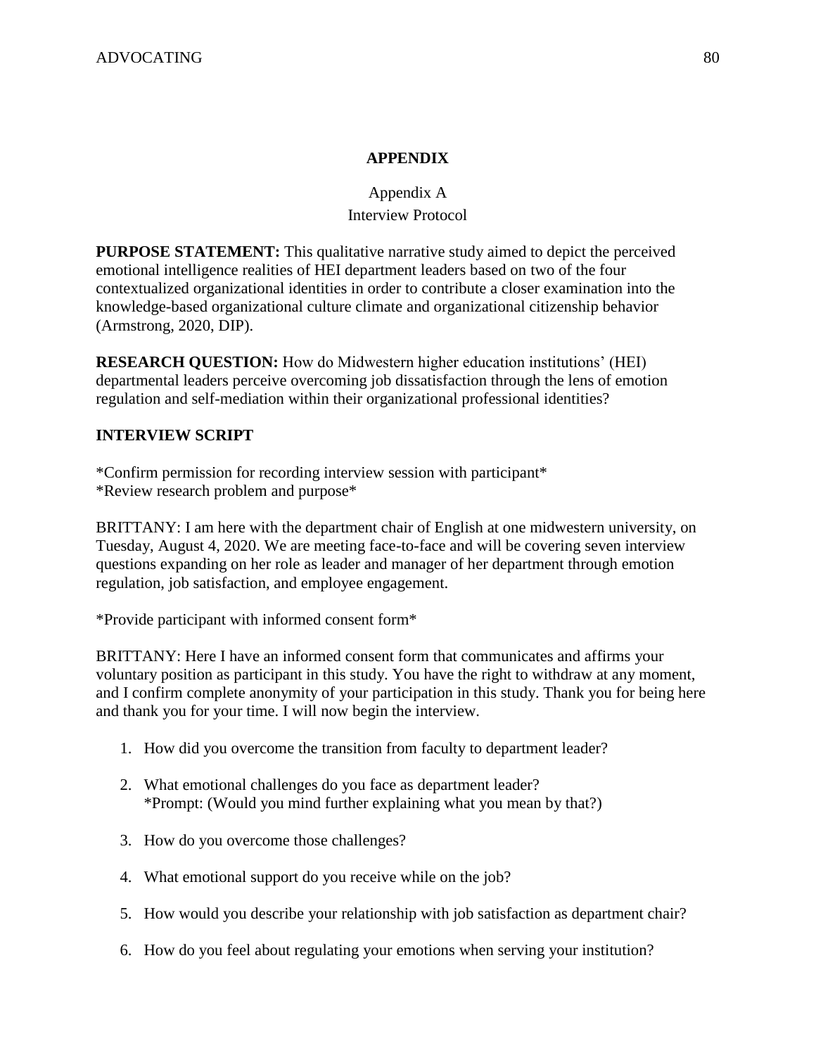# APPENDIX

## Appendix A
## Interview Protocol

**PURPOSE STATEMENT:** This qualitative narrative study aimed to depict the perceived emotional intelligence realities of HEI department leaders based on two of the four contextualized organizational identities in order to contribute a closer examination into the knowledge-based organizational culture climate and organizational citizenship behavior (Armstrong, 2020, DIP).

**RESEARCH QUESTION:** How do Midwestern higher education institutions' (HEI) departmental leaders perceive overcoming job dissatisfaction through the lens of emotion regulation and self-mediation within their organizational professional identities?

**INTERVIEW SCRIPT**

*Confirm permission for recording interview session with participant*
*Review research problem and purpose*

BRITTANY: I am here with the department chair of English at one midwestern university, on Tuesday, August 4, 2020. We are meeting face-to-face and will be covering seven interview questions expanding on her role as leader and manager of her department through emotion regulation, job satisfaction, and employee engagement.

*Provide participant with informed consent form*

BRITTANY: Here I have an informed consent form that communicates and affirms your voluntary position as participant in this study. You have the right to withdraw at any moment, and I confirm complete anonymity of your participation in this study. Thank you for being here and thank you for your time. I will now begin the interview.

1. How did you overcome the transition from faculty to department leader?
2. What emotional challenges do you face as department leader?
   *Prompt: (Would you mind further explaining what you mean by that?)
3. How do you overcome those challenges?
4. What emotional support do you receive while on the job?
5. How would you describe your relationship with job satisfaction as department chair?
6. How do you feel about regulating your emotions when serving your institution?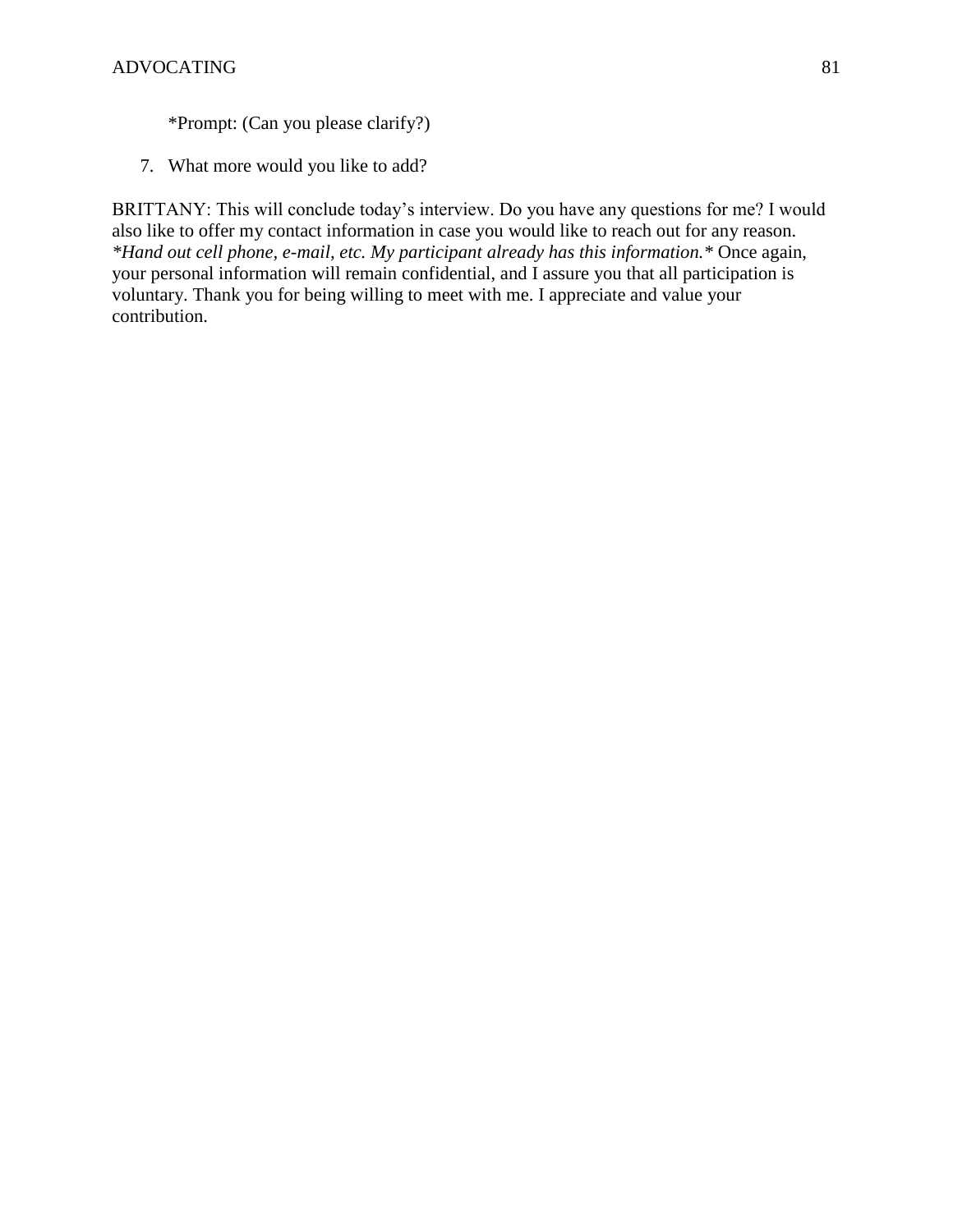*Prompt: (Can you please clarify?)

7. What more would you like to add?

BRITTANY: This will conclude today's interview. Do you have any questions for me? I would also like to offer my contact information in case you would like to reach out for any reason. *\*Hand out cell phone, e-mail, etc. My participant already has this information.\** Once again, your personal information will remain confidential, and I assure you that all participation is voluntary. Thank you for being willing to meet with me. I appreciate and value your contribution.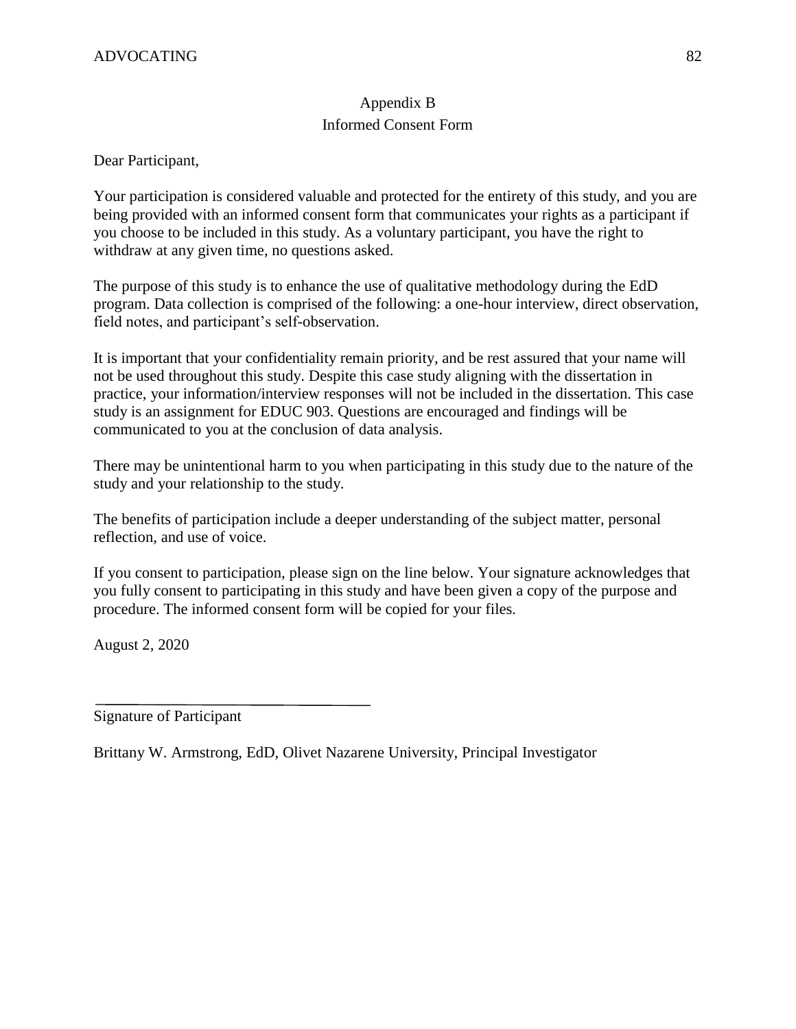# Appendix B

## Informed Consent Form

Dear Participant,

Your participation is considered valuable and protected for the entirety of this study, and you are being provided with an informed consent form that communicates your rights as a participant if you choose to be included in this study. As a voluntary participant, you have the right to withdraw at any given time, no questions asked.

The purpose of this study is to enhance the use of qualitative methodology during the EdD program. Data collection is comprised of the following: a one-hour interview, direct observation, field notes, and participant's self-observation.

It is important that your confidentiality remain priority, and be rest assured that your name will not be used throughout this study. Despite this case study aligning with the dissertation in practice, your information/interview responses will not be included in the dissertation. This case study is an assignment for EDUC 903. Questions are encouraged and findings will be communicated to you at the conclusion of data analysis.

There may be unintentional harm to you when participating in this study due to the nature of the study and your relationship to the study.

The benefits of participation include a deeper understanding of the subject matter, personal reflection, and use of voice.

If you consent to participation, please sign on the line below. Your signature acknowledges that you fully consent to participating in this study and have been given a copy of the purpose and procedure. The informed consent form will be copied for your files.

August 2, 2020

\_\_\_\_\_\_\_\_\_\_\_\_\_\_\_\_\_\_\_\_\_\_\_\_\_\_\_\_\_\_\_\_\_\_\_\_

Signature of Participant

Brittany W. Armstrong, EdD, Olivet Nazarene University, Principal Investigator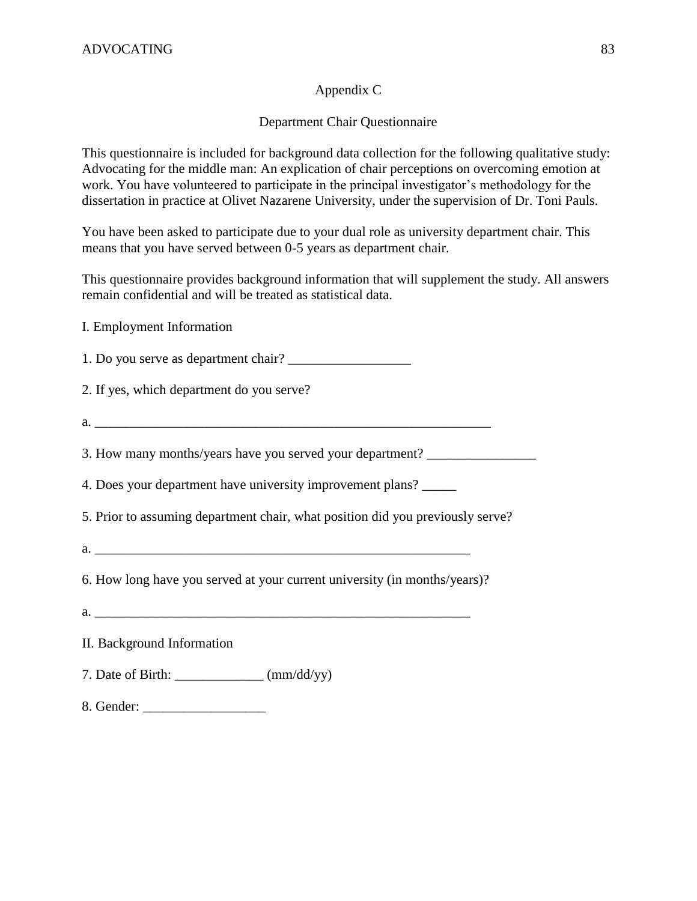## Appendix C

### Department Chair Questionnaire

This questionnaire is included for background data collection for the following qualitative study: Advocating for the middle man: An explication of chair perceptions on overcoming emotion at work. You have volunteered to participate in the principal investigator's methodology for the dissertation in practice at Olivet Nazarene University, under the supervision of Dr. Toni Pauls.

You have been asked to participate due to your dual role as university department chair. This means that you have served between 0-5 years as department chair.

This questionnaire provides background information that will supplement the study. All answers remain confidential and will be treated as statistical data.

I. Employment Information

1. Do you serve as department chair? __________________

2. If yes, which department do you serve?

a. ___________________________________________________________

3. How many months/years have you served your department? ________________

4. Does your department have university improvement plans? _____

5. Prior to assuming department chair, what position did you previously serve?

a. ________________________________________________________

6. How long have you served at your current university (in months/years)?

a. ________________________________________________________

II. Background Information

7. Date of Birth: _____________ (mm/dd/yy)

8. Gender: _________________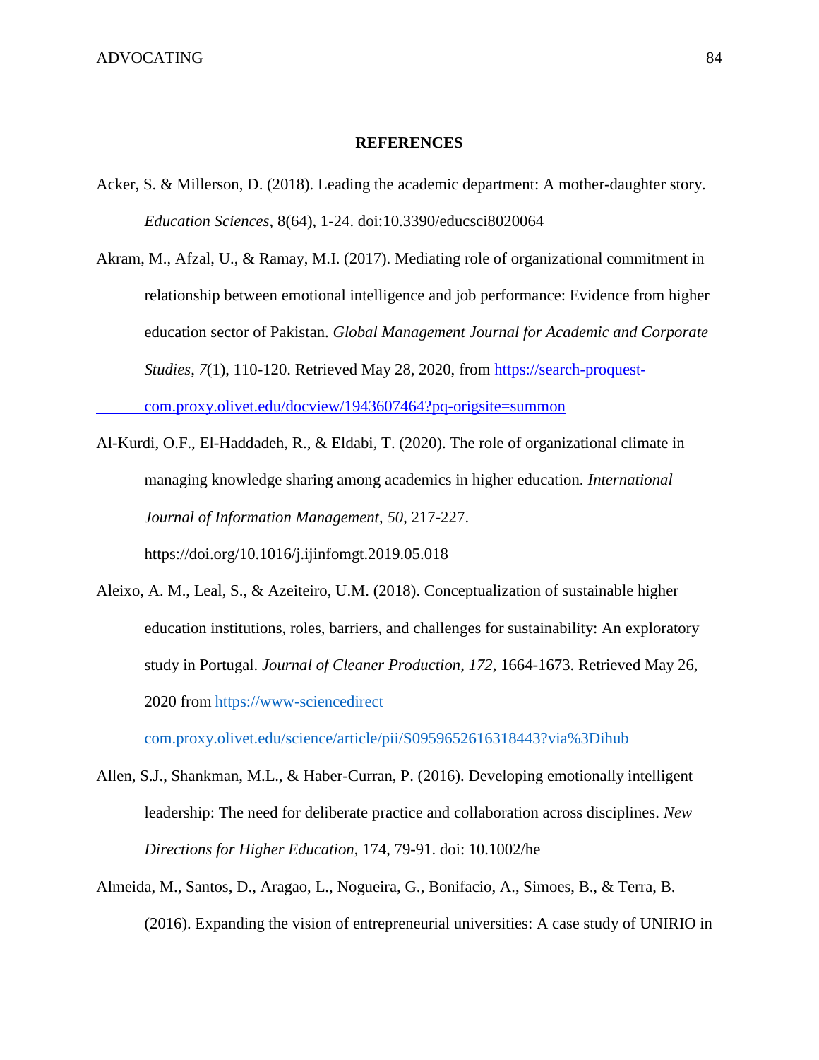**REFERENCES**

Acker, S. & Millerson, D. (2018). Leading the academic department: A mother-daughter story. *Education Sciences*, 8(64), 1-24. doi:10.3390/educsci8020064

Akram, M., Afzal, U., & Ramay, M.I. (2017). Mediating role of organizational commitment in relationship between emotional intelligence and job performance: Evidence from higher education sector of Pakistan. *Global Management Journal for Academic and Corporate Studies*, *7*(1), 110-120. Retrieved May 28, 2020, from [https://search-proquest-com.proxy.olivet.edu/docview/1943607464?pq-origsite=summon](https://search-proquest-com.proxy.olivet.edu/docview/1943607464?pq-origsite=summon)

Al-Kurdi, O.F., El-Haddadeh, R., & Eldabi, T. (2020). The role of organizational climate in managing knowledge sharing among academics in higher education. *International Journal of Information Management*, *50*, 217-227. https://doi.org/10.1016/j.ijinfomgt.2019.05.018

Aleixo, A. M., Leal, S., & Azeiteiro, U.M. (2018). Conceptualization of sustainable higher education institutions, roles, barriers, and challenges for sustainability: An exploratory study in Portugal. *Journal of Cleaner Production*, *172*, 1664-1673. Retrieved May 26, 2020 from [https://www-sciencedirect com.proxy.olivet.edu/science/article/pii/S0959652616318443?via%3Dihub](https://www-sciencedirect.com.proxy.olivet.edu/science/article/pii/S0959652616318443?via%3Dihub)

Allen, S.J., Shankman, M.L., & Haber-Curran, P. (2016). Developing emotionally intelligent leadership: The need for deliberate practice and collaboration across disciplines. *New Directions for Higher Education*, 174, 79-91. doi: 10.1002/he

Almeida, M., Santos, D., Aragao, L., Nogueira, G., Bonifacio, A., Simoes, B., & Terra, B. (2016). Expanding the vision of entrepreneurial universities: A case study of UNIRIO in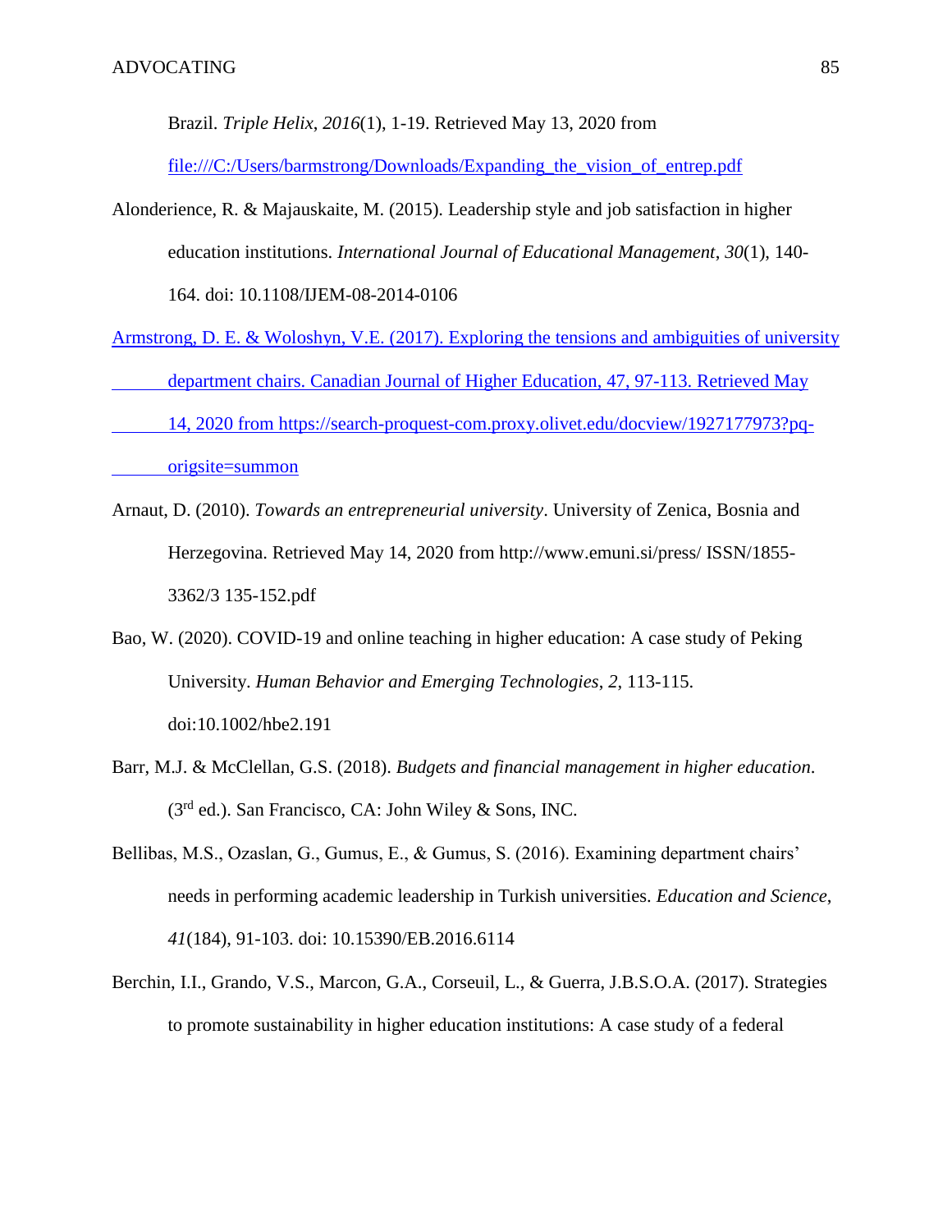Brazil. *Triple Helix*, *2016*(1), 1-19. Retrieved May 13, 2020 from file:///C:/Users/barmstrong/Downloads/Expanding_the_vision_of_entrep.pdf

Alonderience, R. & Majauskaite, M. (2015). Leadership style and job satisfaction in higher education institutions. *International Journal of Educational Management*, *30*(1), 140-164. doi: 10.1108/IJEM-08-2014-0106

Armstrong, D. E. & Woloshyn, V.E. (2017). Exploring the tensions and ambiguities of university department chairs. Canadian Journal of Higher Education, 47, 97-113. Retrieved May 14, 2020 from https://search-proquest-com.proxy.olivet.edu/docview/1927177973?pq-origsite=summon

Arnaut, D. (2010). *Towards an entrepreneurial university*. University of Zenica, Bosnia and Herzegovina. Retrieved May 14, 2020 from http://www.emuni.si/press/ ISSN/1855-3362/3 135-152.pdf

Bao, W. (2020). COVID-19 and online teaching in higher education: A case study of Peking University. *Human Behavior and Emerging Technologies*, *2*, 113-115. doi:10.1002/hbe2.191

Barr, M.J. & McClellan, G.S. (2018). *Budgets and financial management in higher education*. (3rd ed.). San Francisco, CA: John Wiley & Sons, INC.

Bellibas, M.S., Ozaslan, G., Gumus, E., & Gumus, S. (2016). Examining department chairs' needs in performing academic leadership in Turkish universities. *Education and Science*, *41*(184), 91-103. doi: 10.15390/EB.2016.6114

Berchin, I.I., Grando, V.S., Marcon, G.A., Corseuil, L., & Guerra, J.B.S.O.A. (2017). Strategies to promote sustainability in higher education institutions: A case study of a federal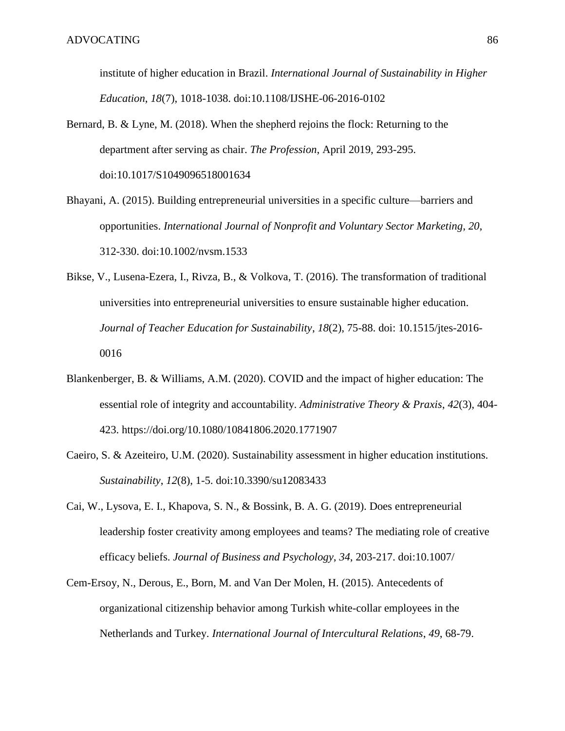institute of higher education in Brazil. *International Journal of Sustainability in Higher Education*, *18*(7), 1018-1038. doi:10.1108/IJSHE-06-2016-0102

Bernard, B. & Lyne, M. (2018). When the shepherd rejoins the flock: Returning to the department after serving as chair. *The Profession*, April 2019, 293-295. doi:10.1017/S1049096518001634

Bhayani, A. (2015). Building entrepreneurial universities in a specific culture—barriers and opportunities. *International Journal of Nonprofit and Voluntary Sector Marketing*, *20*, 312-330. doi:10.1002/nvsm.1533

Bikse, V., Lusena-Ezera, I., Rivza, B., & Volkova, T. (2016). The transformation of traditional universities into entrepreneurial universities to ensure sustainable higher education. *Journal of Teacher Education for Sustainability*, *18*(2), 75-88. doi: 10.1515/jtes-2016-0016

Blankenberger, B. & Williams, A.M. (2020). COVID and the impact of higher education: The essential role of integrity and accountability. *Administrative Theory & Praxis*, *42*(3), 404-423. https://doi.org/10.1080/10841806.2020.1771907

Caeiro, S. & Azeiteiro, U.M. (2020). Sustainability assessment in higher education institutions. *Sustainability*, *12*(8), 1-5. doi:10.3390/su12083433

Cai, W., Lysova, E. I., Khapova, S. N., & Bossink, B. A. G. (2019). Does entrepreneurial leadership foster creativity among employees and teams? The mediating role of creative efficacy beliefs. *Journal of Business and Psychology*, *34*, 203-217. doi:10.1007/

Cem-Ersoy, N., Derous, E., Born, M. and Van Der Molen, H. (2015). Antecedents of organizational citizenship behavior among Turkish white-collar employees in the Netherlands and Turkey. *International Journal of Intercultural Relations*, *49*, 68-79.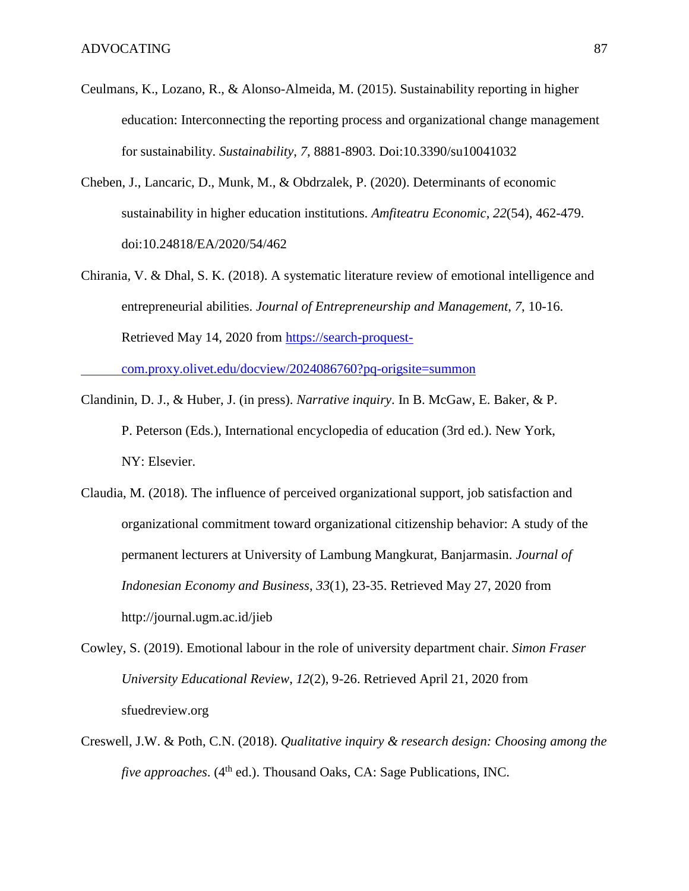Ceulmans, K., Lozano, R., & Alonso-Almeida, M. (2015). Sustainability reporting in higher education: Interconnecting the reporting process and organizational change management for sustainability. *Sustainability*, *7*, 8881-8903. Doi:10.3390/su10041032

Cheben, J., Lancaric, D., Munk, M., & Obdrzalek, P. (2020). Determinants of economic sustainability in higher education institutions. *Amfiteatru Economic*, *22*(54), 462-479. doi:10.24818/EA/2020/54/462

Chirania, V. & Dhal, S. K. (2018). A systematic literature review of emotional intelligence and entrepreneurial abilities. *Journal of Entrepreneurship and Management*, *7*, 10-16. Retrieved May 14, 2020 from https://search-proquest-com.proxy.olivet.edu/docview/2024086760?pq-origsite=summon

Clandinin, D. J., & Huber, J. (in press). *Narrative inquiry*. In B. McGaw, E. Baker, & P. P. Peterson (Eds.), International encyclopedia of education (3rd ed.). New York, NY: Elsevier.

Claudia, M. (2018). The influence of perceived organizational support, job satisfaction and organizational commitment toward organizational citizenship behavior: A study of the permanent lecturers at University of Lambung Mangkurat, Banjarmasin. *Journal of Indonesian Economy and Business*, *33*(1), 23-35. Retrieved May 27, 2020 from http://journal.ugm.ac.id/jieb

Cowley, S. (2019). Emotional labour in the role of university department chair. *Simon Fraser University Educational Review*, *12*(2), 9-26. Retrieved April 21, 2020 from sfuedreview.org

Creswell, J.W. & Poth, C.N. (2018). *Qualitative inquiry & research design: Choosing among the five approaches*. (4th ed.). Thousand Oaks, CA: Sage Publications, INC.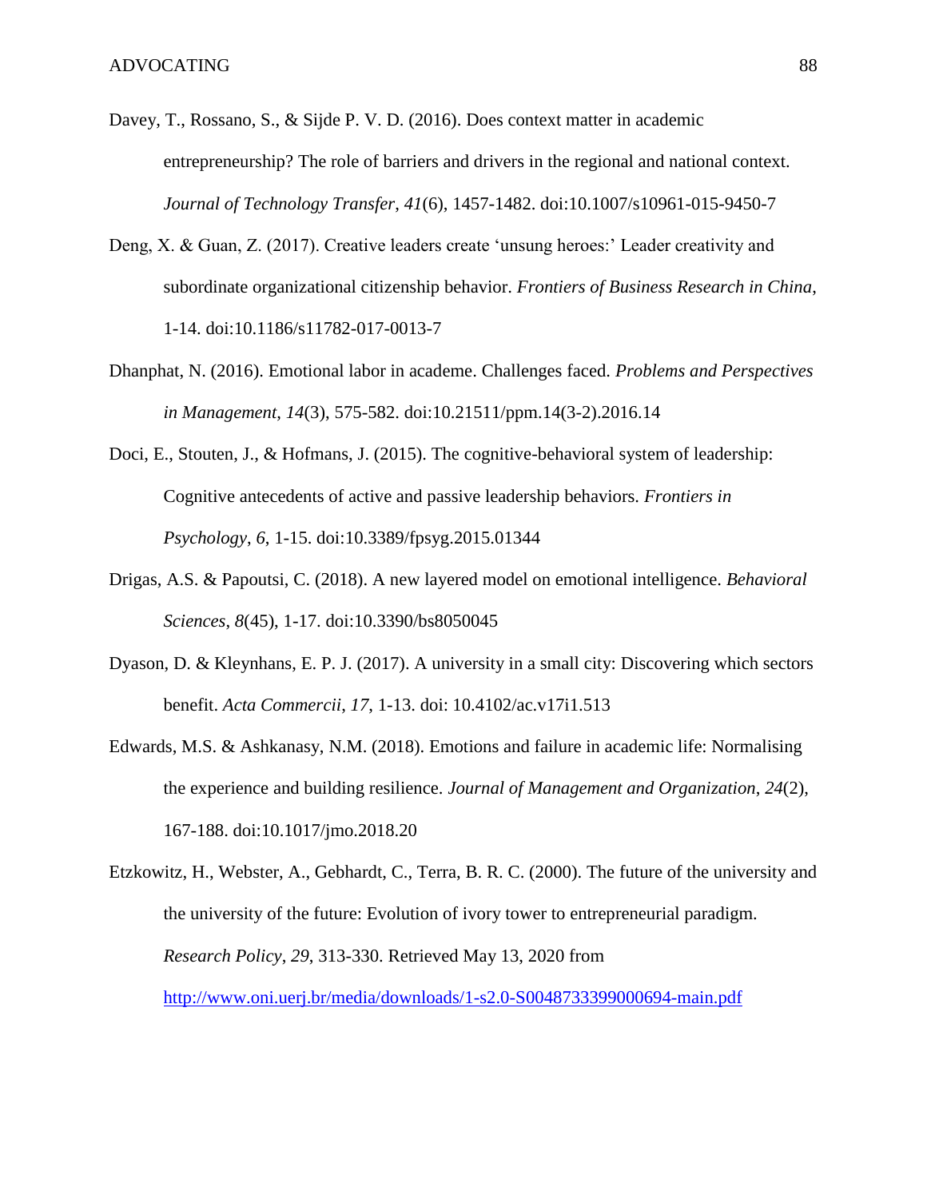Davey, T., Rossano, S., & Sijde P. V. D. (2016). Does context matter in academic entrepreneurship? The role of barriers and drivers in the regional and national context. *Journal of Technology Transfer*, *41*(6), 1457-1482. doi:10.1007/s10961-015-9450-7

Deng, X. & Guan, Z. (2017). Creative leaders create 'unsung heroes:' Leader creativity and subordinate organizational citizenship behavior. *Frontiers of Business Research in China*, 1-14. doi:10.1186/s11782-017-0013-7

Dhanphat, N. (2016). Emotional labor in academe. Challenges faced. *Problems and Perspectives in Management*, *14*(3), 575-582. doi:10.21511/ppm.14(3-2).2016.14

Doci, E., Stouten, J., & Hofmans, J. (2015). The cognitive-behavioral system of leadership: Cognitive antecedents of active and passive leadership behaviors. *Frontiers in Psychology*, *6*, 1-15. doi:10.3389/fpsyg.2015.01344

Drigas, A.S. & Papoutsi, C. (2018). A new layered model on emotional intelligence. *Behavioral Sciences*, *8*(45), 1-17. doi:10.3390/bs8050045

Dyason, D. & Kleynhans, E. P. J. (2017). A university in a small city: Discovering which sectors benefit. *Acta Commercii*, *17*, 1-13. doi: 10.4102/ac.v17i1.513

Edwards, M.S. & Ashkanasy, N.M. (2018). Emotions and failure in academic life: Normalising the experience and building resilience. *Journal of Management and Organization*, *24*(2), 167-188. doi:10.1017/jmo.2018.20

Etzkowitz, H., Webster, A., Gebhardt, C., Terra, B. R. C. (2000). The future of the university and the university of the future: Evolution of ivory tower to entrepreneurial paradigm. *Research Policy*, *29*, 313-330. Retrieved May 13, 2020 from http://www.oni.uerj.br/media/downloads/1-s2.0-S0048733399000694-main.pdf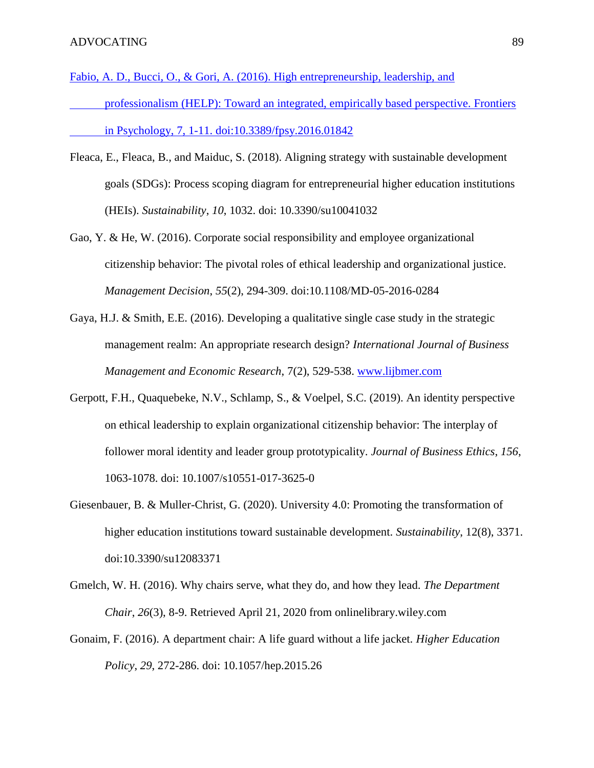Fabio, A. D., Bucci, O., & Gori, A. (2016). High entrepreneurship, leadership, and professionalism (HELP): Toward an integrated, empirically based perspective. Frontiers in Psychology, 7, 1-11. doi:10.3389/fpsy.2016.01842

Fleaca, E., Fleaca, B., and Maiduc, S. (2018). Aligning strategy with sustainable development goals (SDGs): Process scoping diagram for entrepreneurial higher education institutions (HEIs). *Sustainability*, *10*, 1032. doi: 10.3390/su10041032

Gao, Y. & He, W. (2016). Corporate social responsibility and employee organizational citizenship behavior: The pivotal roles of ethical leadership and organizational justice. *Management Decision*, *55*(2), 294-309. doi:10.1108/MD-05-2016-0284

Gaya, H.J. & Smith, E.E. (2016). Developing a qualitative single case study in the strategic management realm: An appropriate research design? *International Journal of Business Management and Economic Research*, 7(2), 529-538. www.lijbmer.com

Gerpott, F.H., Quaquebeke, N.V., Schlamp, S., & Voelpel, S.C. (2019). An identity perspective on ethical leadership to explain organizational citizenship behavior: The interplay of follower moral identity and leader group prototypicality. *Journal of Business Ethics*, *156*, 1063-1078. doi: 10.1007/s10551-017-3625-0

Giesenbauer, B. & Muller-Christ, G. (2020). University 4.0: Promoting the transformation of higher education institutions toward sustainable development. *Sustainability*, 12(8), 3371. doi:10.3390/su12083371

Gmelch, W. H. (2016). Why chairs serve, what they do, and how they lead. *The Department Chair*, *26*(3), 8-9. Retrieved April 21, 2020 from onlinelibrary.wiley.com

Gonaim, F. (2016). A department chair: A life guard without a life jacket. *Higher Education Policy*, *29*, 272-286. doi: 10.1057/hep.2015.26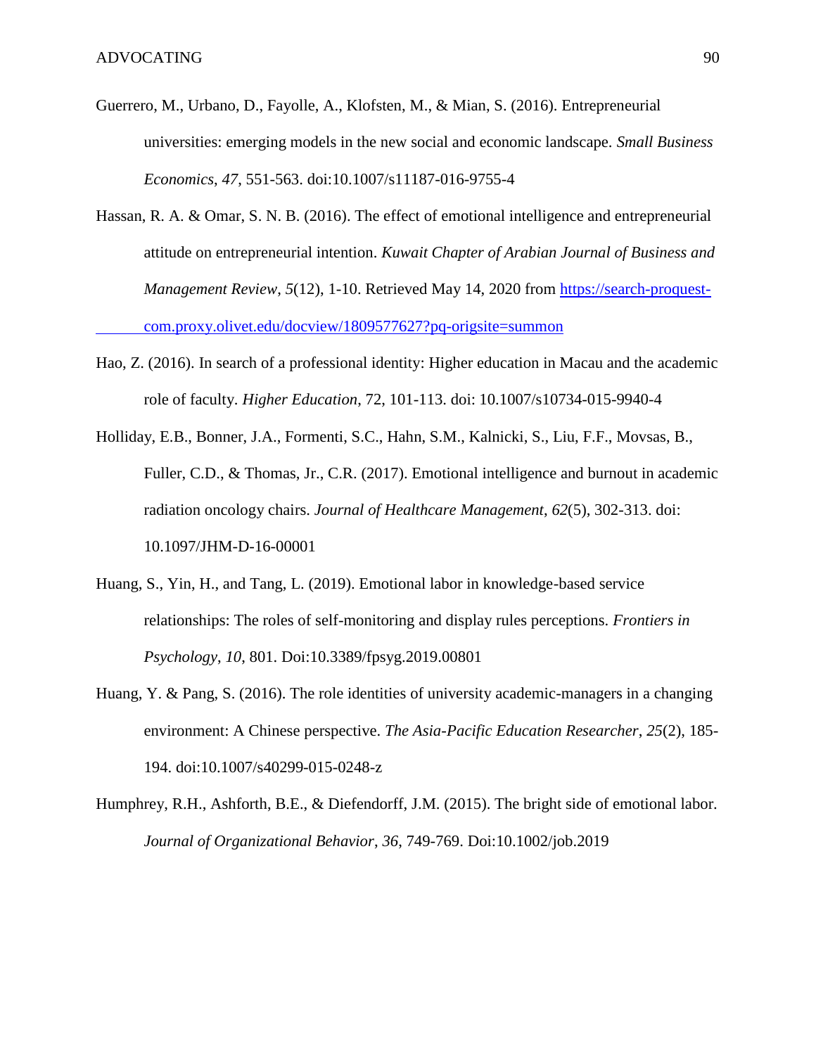Guerrero, M., Urbano, D., Fayolle, A., Klofsten, M., & Mian, S. (2016). Entrepreneurial universities: emerging models in the new social and economic landscape. *Small Business Economics*, *47*, 551-563. doi:10.1007/s11187-016-9755-4

Hassan, R. A. & Omar, S. N. B. (2016). The effect of emotional intelligence and entrepreneurial attitude on entrepreneurial intention. *Kuwait Chapter of Arabian Journal of Business and Management Review*, *5*(12), 1-10. Retrieved May 14, 2020 from https://search-proquest-com.proxy.olivet.edu/docview/1809577627?pq-origsite=summon

Hao, Z. (2016). In search of a professional identity: Higher education in Macau and the academic role of faculty. *Higher Education*, 72, 101-113. doi: 10.1007/s10734-015-9940-4

Holliday, E.B., Bonner, J.A., Formenti, S.C., Hahn, S.M., Kalnicki, S., Liu, F.F., Movsas, B., Fuller, C.D., & Thomas, Jr., C.R. (2017). Emotional intelligence and burnout in academic radiation oncology chairs. *Journal of Healthcare Management*, *62*(5), 302-313. doi: 10.1097/JHM-D-16-00001

Huang, S., Yin, H., and Tang, L. (2019). Emotional labor in knowledge-based service relationships: The roles of self-monitoring and display rules perceptions. *Frontiers in Psychology*, *10*, 801. Doi:10.3389/fpsyg.2019.00801

Huang, Y. & Pang, S. (2016). The role identities of university academic-managers in a changing environment: A Chinese perspective. *The Asia-Pacific Education Researcher*, *25*(2), 185-194. doi:10.1007/s40299-015-0248-z

Humphrey, R.H., Ashforth, B.E., & Diefendorff, J.M. (2015). The bright side of emotional labor. *Journal of Organizational Behavior*, *36*, 749-769. Doi:10.1002/job.2019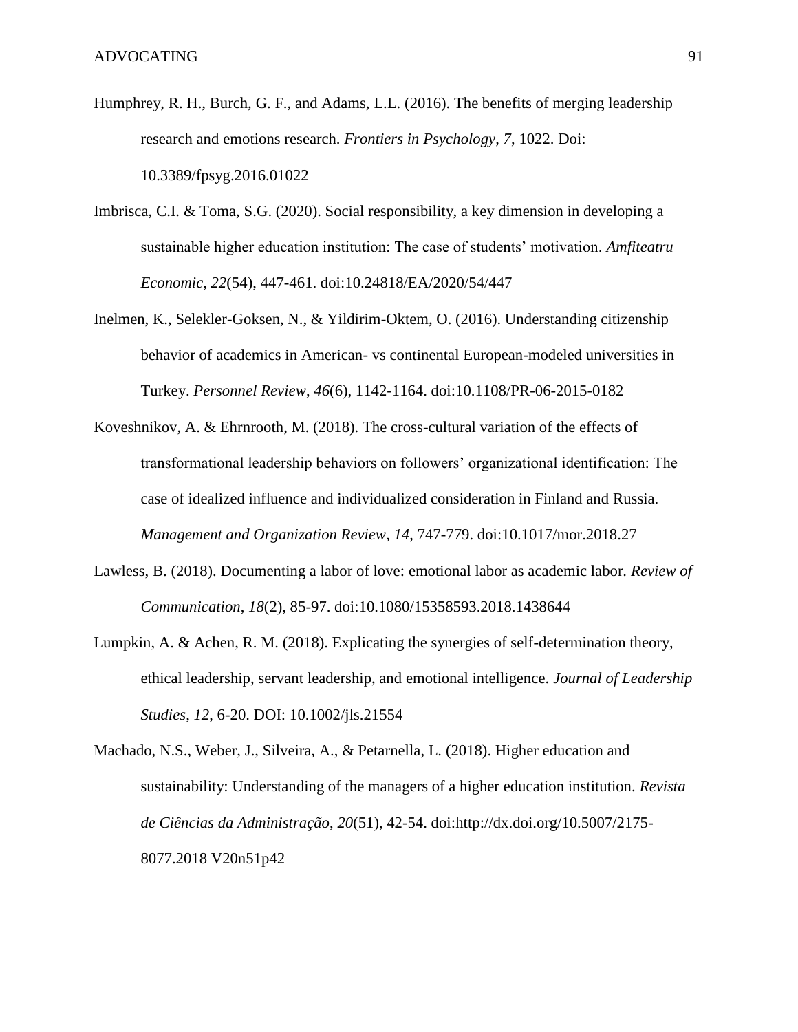Humphrey, R. H., Burch, G. F., and Adams, L.L. (2016). The benefits of merging leadership research and emotions research. *Frontiers in Psychology*, *7*, 1022. Doi: 10.3389/fpsyg.2016.01022

Imbrisca, C.I. & Toma, S.G. (2020). Social responsibility, a key dimension in developing a sustainable higher education institution: The case of students' motivation. *Amfiteatru Economic*, *22*(54), 447-461. doi:10.24818/EA/2020/54/447

Inelmen, K., Selekler-Goksen, N., & Yildirim-Oktem, O. (2016). Understanding citizenship behavior of academics in American- vs continental European-modeled universities in Turkey. *Personnel Review*, *46*(6), 1142-1164. doi:10.1108/PR-06-2015-0182

Koveshnikov, A. & Ehrnrooth, M. (2018). The cross-cultural variation of the effects of transformational leadership behaviors on followers' organizational identification: The case of idealized influence and individualized consideration in Finland and Russia. *Management and Organization Review*, *14,* 747-779. doi:10.1017/mor.2018.27

Lawless, B. (2018). Documenting a labor of love: emotional labor as academic labor. *Review of Communication*, *18*(2), 85-97. doi:10.1080/15358593.2018.1438644

Lumpkin, A. & Achen, R. M. (2018). Explicating the synergies of self-determination theory, ethical leadership, servant leadership, and emotional intelligence. *Journal of Leadership Studies*, *12*, 6-20. DOI: 10.1002/jls.21554

Machado, N.S., Weber, J., Silveira, A., & Petarnella, L. (2018). Higher education and sustainability: Understanding of the managers of a higher education institution. *Revista de Ciências da Administração*, *20*(51), 42-54. doi:http://dx.doi.org/10.5007/2175-8077.2018 V20n51p42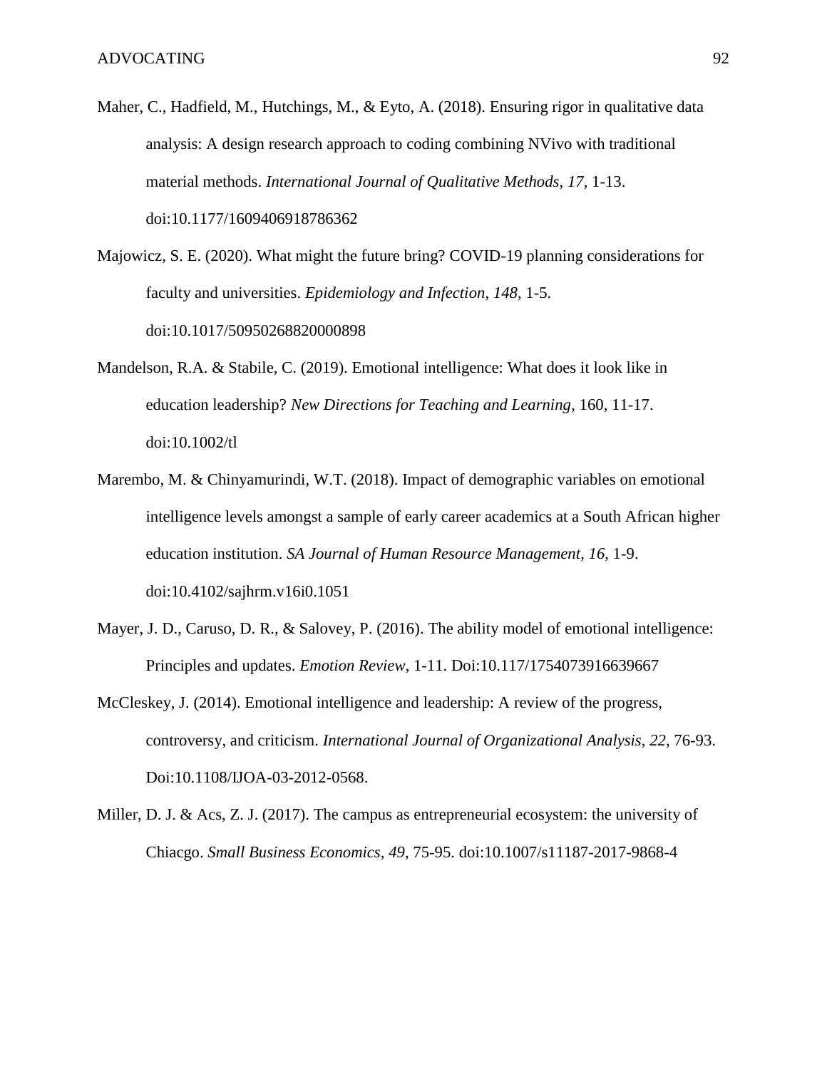Maher, C., Hadfield, M., Hutchings, M., & Eyto, A. (2018). Ensuring rigor in qualitative data analysis: A design research approach to coding combining NVivo with traditional material methods. *International Journal of Qualitative Methods*, *17*, 1-13. doi:10.1177/1609406918786362

Majowicz, S. E. (2020). What might the future bring? COVID-19 planning considerations for faculty and universities. *Epidemiology and Infection*, *148*, 1-5. doi:10.1017/50950268820000898

Mandelson, R.A. & Stabile, C. (2019). Emotional intelligence: What does it look like in education leadership? *New Directions for Teaching and Learning*, 160, 11-17. doi:10.1002/tl

Marembo, M. & Chinyamurindi, W.T. (2018). Impact of demographic variables on emotional intelligence levels amongst a sample of early career academics at a South African higher education institution. *SA Journal of Human Resource Management*, *16*, 1-9. doi:10.4102/sajhrm.v16i0.1051

Mayer, J. D., Caruso, D. R., & Salovey, P. (2016). The ability model of emotional intelligence: Principles and updates. *Emotion Review*, 1-11. Doi:10.117/1754073916639667

McCleskey, J. (2014). Emotional intelligence and leadership: A review of the progress, controversy, and criticism. *International Journal of Organizational Analysis*, *22*, 76-93. Doi:10.1108/IJOA-03-2012-0568.

Miller, D. J. & Acs, Z. J. (2017). The campus as entrepreneurial ecosystem: the university of Chiacgo. *Small Business Economics*, *49*, 75-95. doi:10.1007/s11187-2017-9868-4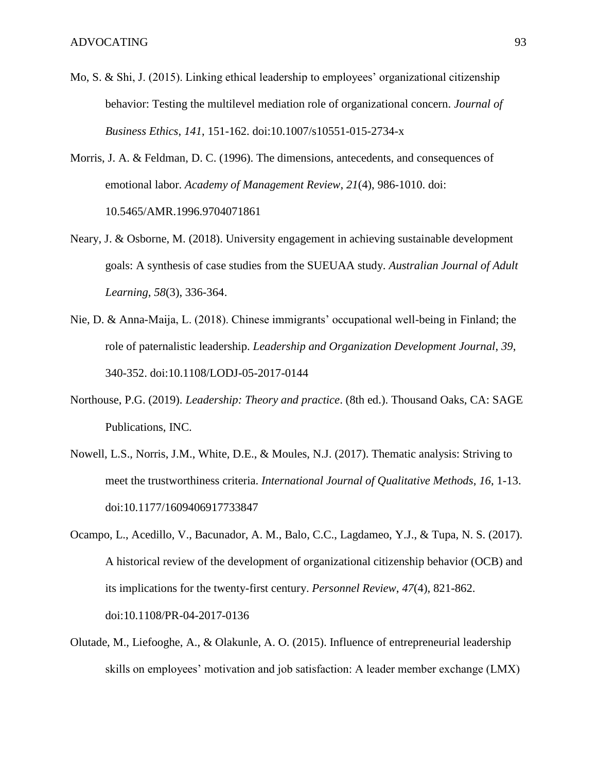Mo, S. & Shi, J. (2015). Linking ethical leadership to employees' organizational citizenship behavior: Testing the multilevel mediation role of organizational concern. *Journal of Business Ethics*, *141*, 151-162. doi:10.1007/s10551-015-2734-x

Morris, J. A. & Feldman, D. C. (1996). The dimensions, antecedents, and consequences of emotional labor. *Academy of Management Review*, *21*(4), 986-1010. doi: 10.5465/AMR.1996.9704071861

Neary, J. & Osborne, M. (2018). University engagement in achieving sustainable development goals: A synthesis of case studies from the SUEUAA study. *Australian Journal of Adult Learning*, *58*(3), 336-364.

Nie, D. & Anna-Maija, L. (2018). Chinese immigrants' occupational well-being in Finland; the role of paternalistic leadership. *Leadership and Organization Development Journal*, *39*, 340-352. doi:10.1108/LODJ-05-2017-0144

Northouse, P.G. (2019). *Leadership: Theory and practice*. (8th ed.). Thousand Oaks, CA: SAGE Publications, INC.

Nowell, L.S., Norris, J.M., White, D.E., & Moules, N.J. (2017). Thematic analysis: Striving to meet the trustworthiness criteria. *International Journal of Qualitative Methods*, *16*, 1-13. doi:10.1177/1609406917733847

Ocampo, L., Acedillo, V., Bacunador, A. M., Balo, C.C., Lagdameo, Y.J., & Tupa, N. S. (2017). A historical review of the development of organizational citizenship behavior (OCB) and its implications for the twenty-first century. *Personnel Review*, *47*(4), 821-862. doi:10.1108/PR-04-2017-0136

Olutade, M., Liefooghe, A., & Olakunle, A. O. (2015). Influence of entrepreneurial leadership skills on employees' motivation and job satisfaction: A leader member exchange (LMX)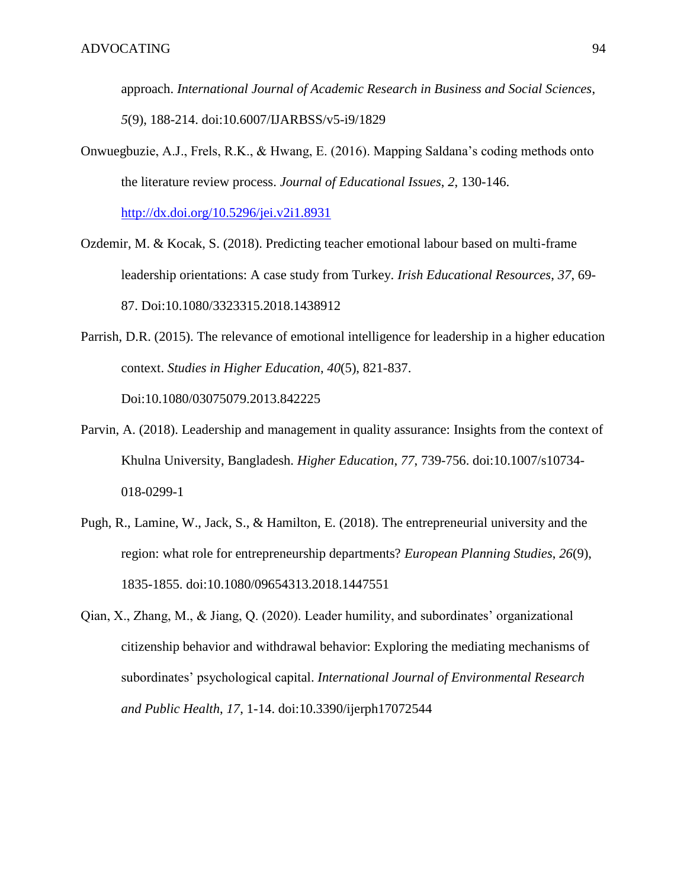approach. *International Journal of Academic Research in Business and Social Sciences*, *5*(9), 188-214. doi:10.6007/IJARBSS/v5-i9/1829

Onwuegbuzie, A.J., Frels, R.K., & Hwang, E. (2016). Mapping Saldana's coding methods onto the literature review process. *Journal of Educational Issues*, *2,* 130-146. http://dx.doi.org/10.5296/jei.v2i1.8931

Ozdemir, M. & Kocak, S. (2018). Predicting teacher emotional labour based on multi-frame leadership orientations: A case study from Turkey. *Irish Educational Resources*, *37*, 69-87. Doi:10.1080/3323315.2018.1438912

Parrish, D.R. (2015). The relevance of emotional intelligence for leadership in a higher education context. *Studies in Higher Education*, *40*(5), 821-837. Doi:10.1080/03075079.2013.842225

Parvin, A. (2018). Leadership and management in quality assurance: Insights from the context of Khulna University, Bangladesh. *Higher Education*, *77*, 739-756. doi:10.1007/s10734-018-0299-1

Pugh, R., Lamine, W., Jack, S., & Hamilton, E. (2018). The entrepreneurial university and the region: what role for entrepreneurship departments? *European Planning Studies*, *26*(9), 1835-1855. doi:10.1080/09654313.2018.1447551

Qian, X., Zhang, M., & Jiang, Q. (2020). Leader humility, and subordinates' organizational citizenship behavior and withdrawal behavior: Exploring the mediating mechanisms of subordinates' psychological capital. *International Journal of Environmental Research and Public Health*, *17*, 1-14. doi:10.3390/ijerph17072544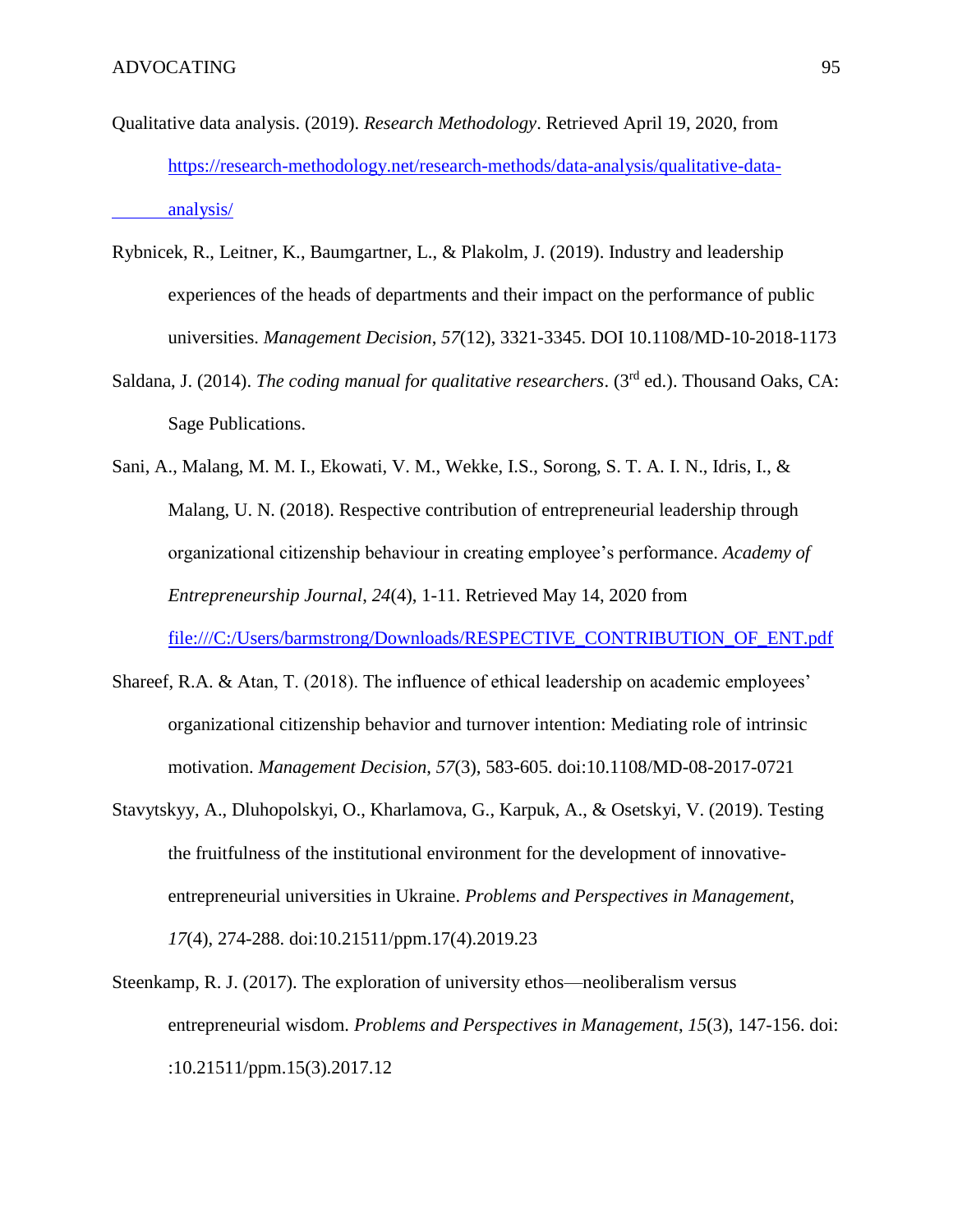Qualitative data analysis. (2019). *Research Methodology*. Retrieved April 19, 2020, from https://research-methodology.net/research-methods/data-analysis/qualitative-data-analysis/

Rybnicek, R., Leitner, K., Baumgartner, L., & Plakolm, J. (2019). Industry and leadership experiences of the heads of departments and their impact on the performance of public universities. *Management Decision*, *57*(12), 3321-3345. DOI 10.1108/MD-10-2018-1173

Saldana, J. (2014). *The coding manual for qualitative researchers*. (3rd ed.). Thousand Oaks, CA: Sage Publications.

Sani, A., Malang, M. M. I., Ekowati, V. M., Wekke, I.S., Sorong, S. T. A. I. N., Idris, I., & Malang, U. N. (2018). Respective contribution of entrepreneurial leadership through organizational citizenship behaviour in creating employee's performance. *Academy of Entrepreneurship Journal*, *24*(4), 1-11. Retrieved May 14, 2020 from file:///C:/Users/barmstrong/Downloads/RESPECTIVE_CONTRIBUTION_OF_ENT.pdf

Shareef, R.A. & Atan, T. (2018). The influence of ethical leadership on academic employees' organizational citizenship behavior and turnover intention: Mediating role of intrinsic motivation. *Management Decision*, *57*(3), 583-605. doi:10.1108/MD-08-2017-0721

Stavytskyy, A., Dluhopolskyi, O., Kharlamova, G., Karpuk, A., & Osetskyi, V. (2019). Testing the fruitfulness of the institutional environment for the development of innovative-entrepreneurial universities in Ukraine. *Problems and Perspectives in Management*, *17*(4), 274-288. doi:10.21511/ppm.17(4).2019.23

Steenkamp, R. J. (2017). The exploration of university ethos—neoliberalism versus entrepreneurial wisdom. *Problems and Perspectives in Management*, *15*(3), 147-156. doi: :10.21511/ppm.15(3).2017.12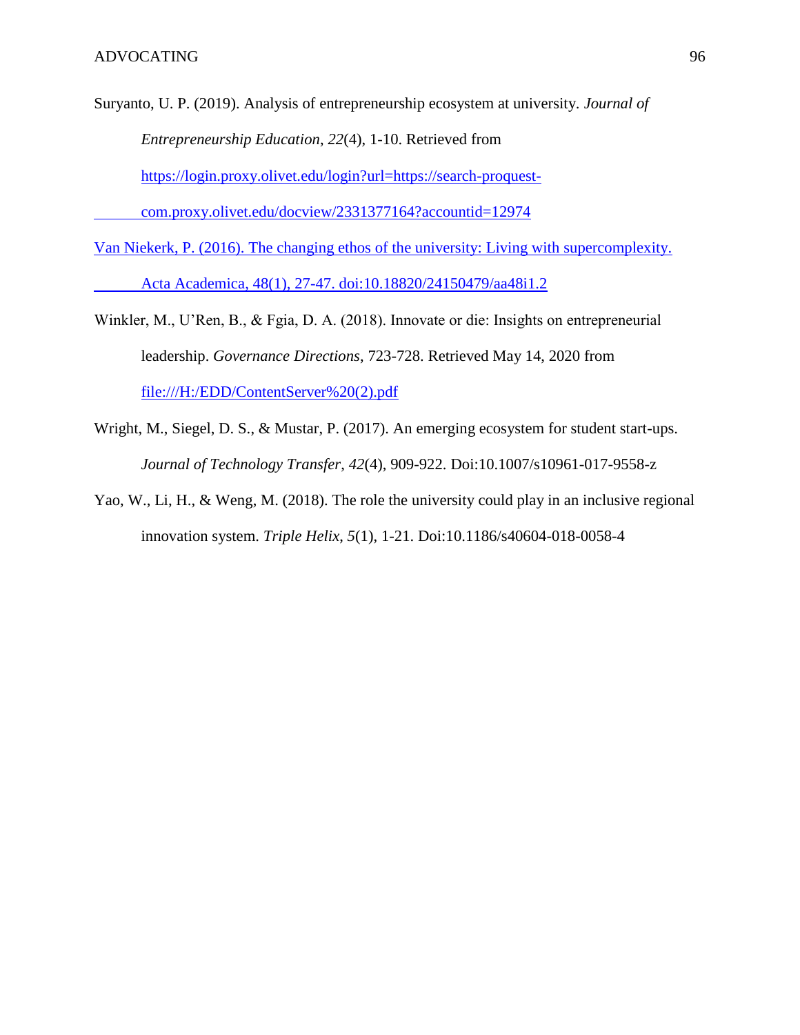Suryanto, U. P. (2019). Analysis of entrepreneurship ecosystem at university. *Journal of Entrepreneurship Education*, *22*(4), 1-10. Retrieved from https://login.proxy.olivet.edu/login?url=https://search-proquest-com.proxy.olivet.edu/docview/2331377164?accountid=12974

Van Niekerk, P. (2016). The changing ethos of the university: Living with supercomplexity. Acta Academica, 48(1), 27-47. doi:10.18820/24150479/aa48i1.2

Winkler, M., U'Ren, B., & Fgia, D. A. (2018). Innovate or die: Insights on entrepreneurial leadership. *Governance Directions*, 723-728. Retrieved May 14, 2020 from file:///H:/EDD/ContentServer%20(2).pdf

Wright, M., Siegel, D. S., & Mustar, P. (2017). An emerging ecosystem for student start-ups. *Journal of Technology Transfer*, *42*(4), 909-922. Doi:10.1007/s10961-017-9558-z

Yao, W., Li, H., & Weng, M. (2018). The role the university could play in an inclusive regional innovation system. *Triple Helix*, *5*(1), 1-21. Doi:10.1186/s40604-018-0058-4